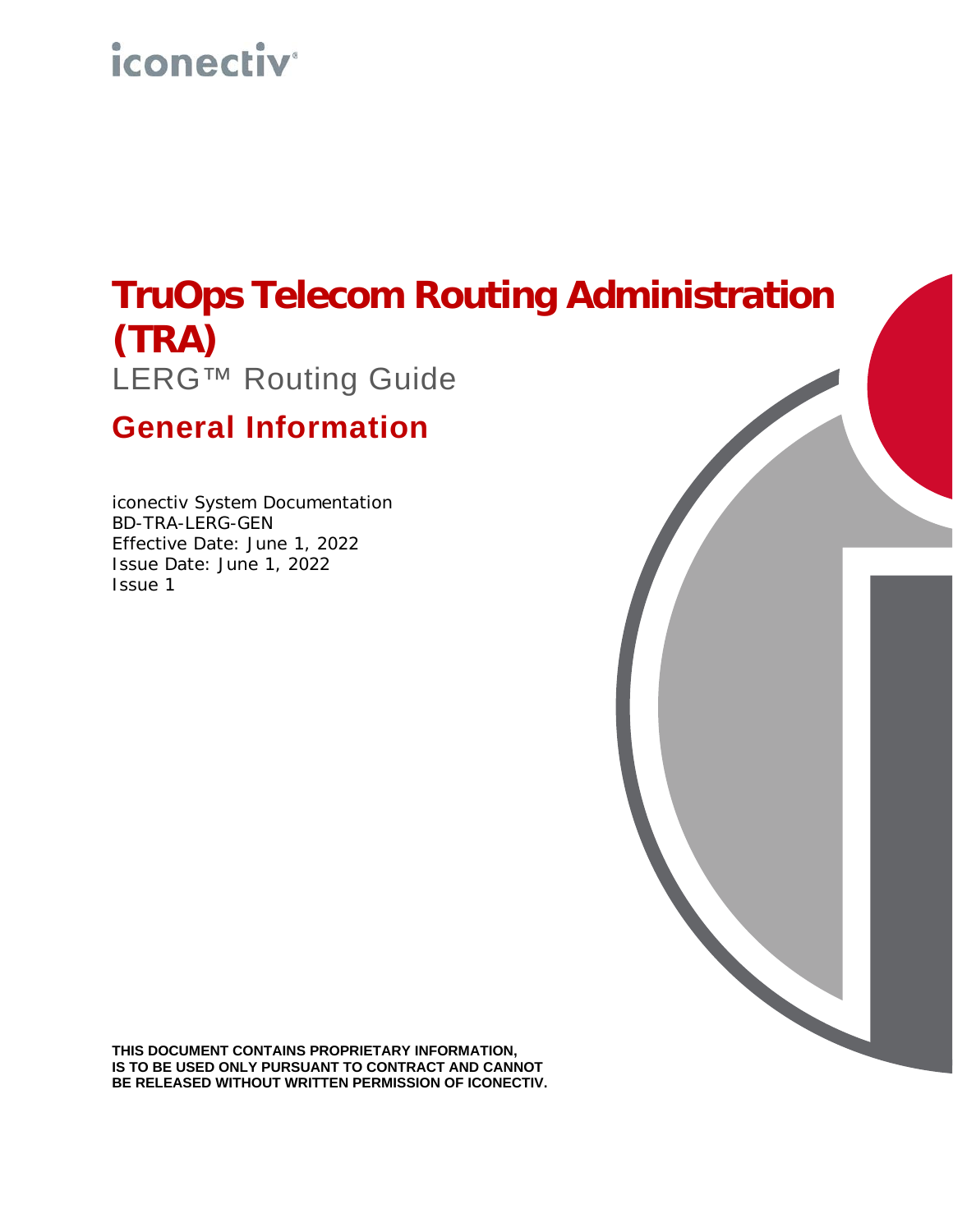iconectiv®

# TruOps Telecom Routing Administration (TRA)

LERG™ Routing Guide

## General Information

iconectiv System Documentation
BD-TRA-LERG-GEN
Effective Date: June 1, 2022
Issue Date: June 1, 2022
Issue 1

**THIS DOCUMENT CONTAINS PROPRIETARY INFORMATION, IS TO BE USED ONLY PURSUANT TO CONTRACT AND CANNOT BE RELEASED WITHOUT WRITTEN PERMISSION OF ICONECTIV.**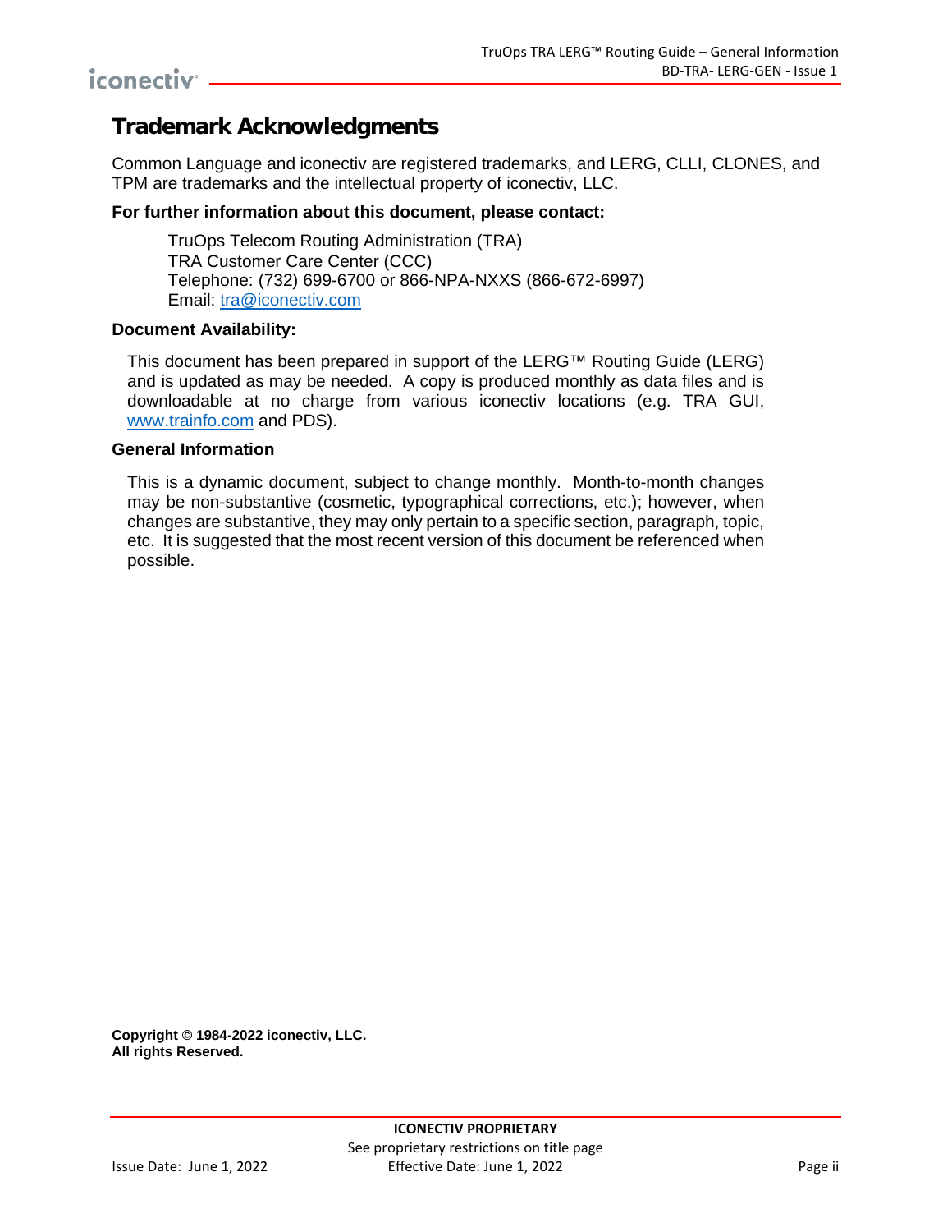# Trademark Acknowledgments

Common Language and iconectiv are registered trademarks, and LERG, CLLI, CLONES, and TPM are trademarks and the intellectual property of iconectiv, LLC.

**For further information about this document, please contact:**

TruOps Telecom Routing Administration (TRA)
TRA Customer Care Center (CCC)
Telephone: (732) 699-6700 or 866-NPA-NXXS (866-672-6997)
Email: tra@iconectiv.com

**Document Availability:**

This document has been prepared in support of the LERG™ Routing Guide (LERG) and is updated as may be needed. A copy is produced monthly as data files and is downloadable at no charge from various iconectiv locations (e.g. TRA GUI, www.trainfo.com and PDS).

**General Information**

This is a dynamic document, subject to change monthly. Month-to-month changes may be non-substantive (cosmetic, typographical corrections, etc.); however, when changes are substantive, they may only pertain to a specific section, paragraph, topic, etc. It is suggested that the most recent version of this document be referenced when possible.

**Copyright © 1984-2022 iconectiv, LLC.**
**All rights Reserved.**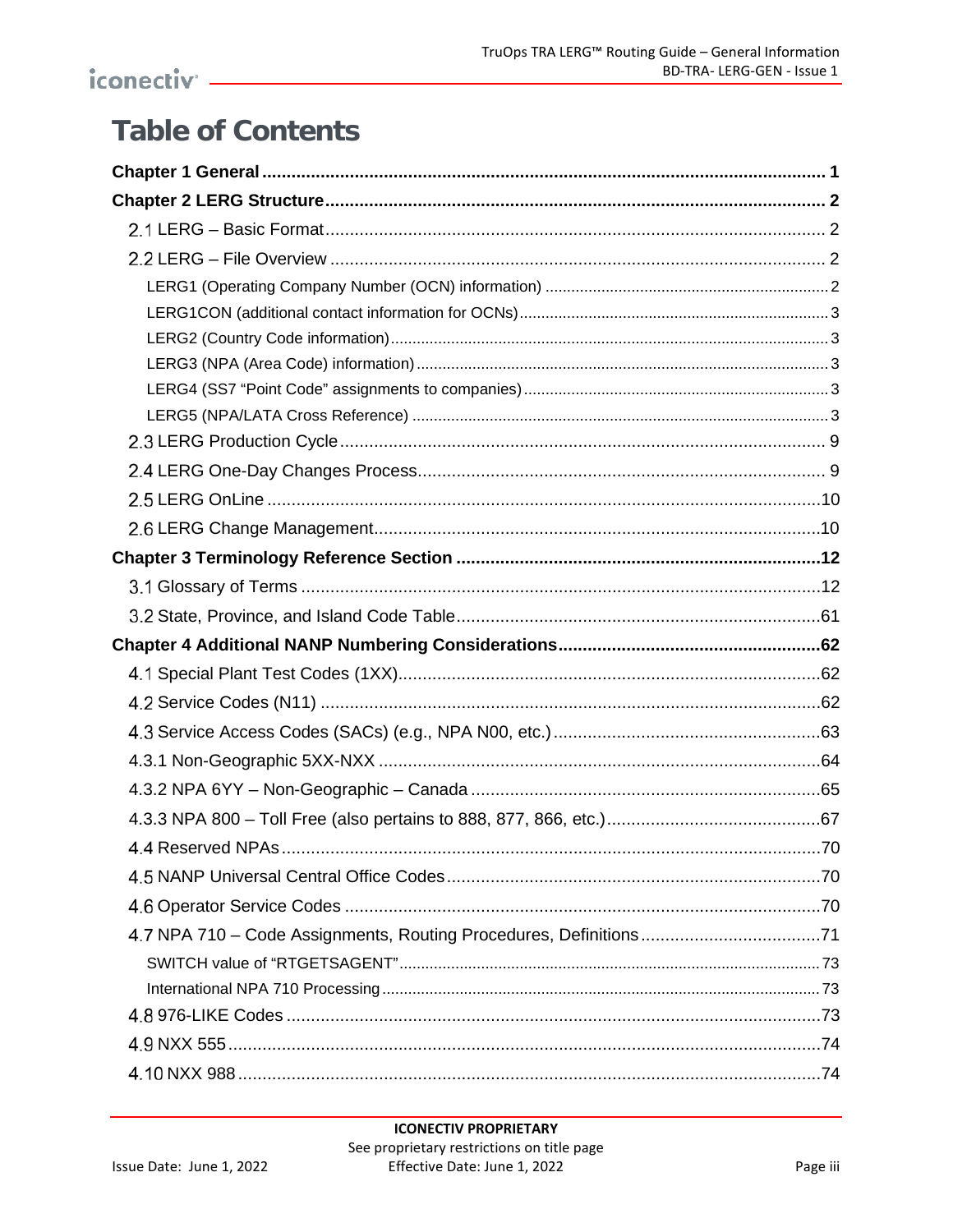# Table of Contents

**Chapter 1 General** ........................................................................................................ 1

**Chapter 2 LERG Structure** ........................................................................................... 2

2.1 LERG – Basic Format ......................................................................................... 2

2.2 LERG – File Overview ......................................................................................... 2

LERG1 (Operating Company Number (OCN) information) ........................................ 2

LERG1CON (additional contact information for OCNs) ............................................ 3

LERG2 (Country Code information) .......................................................................... 3

LERG3 (NPA (Area Code) information) ..................................................................... 3

LERG4 (SS7 "Point Code" assignments to companies) ............................................ 3

LERG5 (NPA/LATA Cross Reference) ...................................................................... 3

2.3 LERG Production Cycle ....................................................................................... 9

2.4 LERG One-Day Changes Process ....................................................................... 9

2.5 LERG OnLine ..................................................................................................... 10

2.6 LERG Change Management ............................................................................... 10

**Chapter 3 Terminology Reference Section** ................................................................ 12

3.1 Glossary of Terms ............................................................................................... 12

3.2 State, Province, and Island Code Table .............................................................. 61

**Chapter 4 Additional NANP Numbering Considerations** ........................................... 62

4.1 Special Plant Test Codes (1XX) .......................................................................... 62

4.2 Service Codes (N11) ........................................................................................... 62

4.3 Service Access Codes (SACs) (e.g., NPA N00, etc.) .......................................... 63

4.3.1 Non-Geographic 5XX-NXX .............................................................................. 64

4.3.2 NPA 6YY – Non-Geographic – Canada ........................................................... 65

4.3.3 NPA 800 – Toll Free (also pertains to 888, 877, 866, etc.) ............................... 67

4.4 Reserved NPAs ................................................................................................... 70

4.5 NANP Universal Central Office Codes ................................................................ 70

4.6 Operator Service Codes ...................................................................................... 70

4.7 NPA 710 – Code Assignments, Routing Procedures, Definitions ......................... 71

SWITCH value of "RTGETSAGENT" ........................................................................ 73

International NPA 710 Processing ............................................................................ 73

4.8 976-LIKE Codes .................................................................................................. 73

4.9 NXX 555 .............................................................................................................. 74

4.10 NXX 988 ............................................................................................................ 74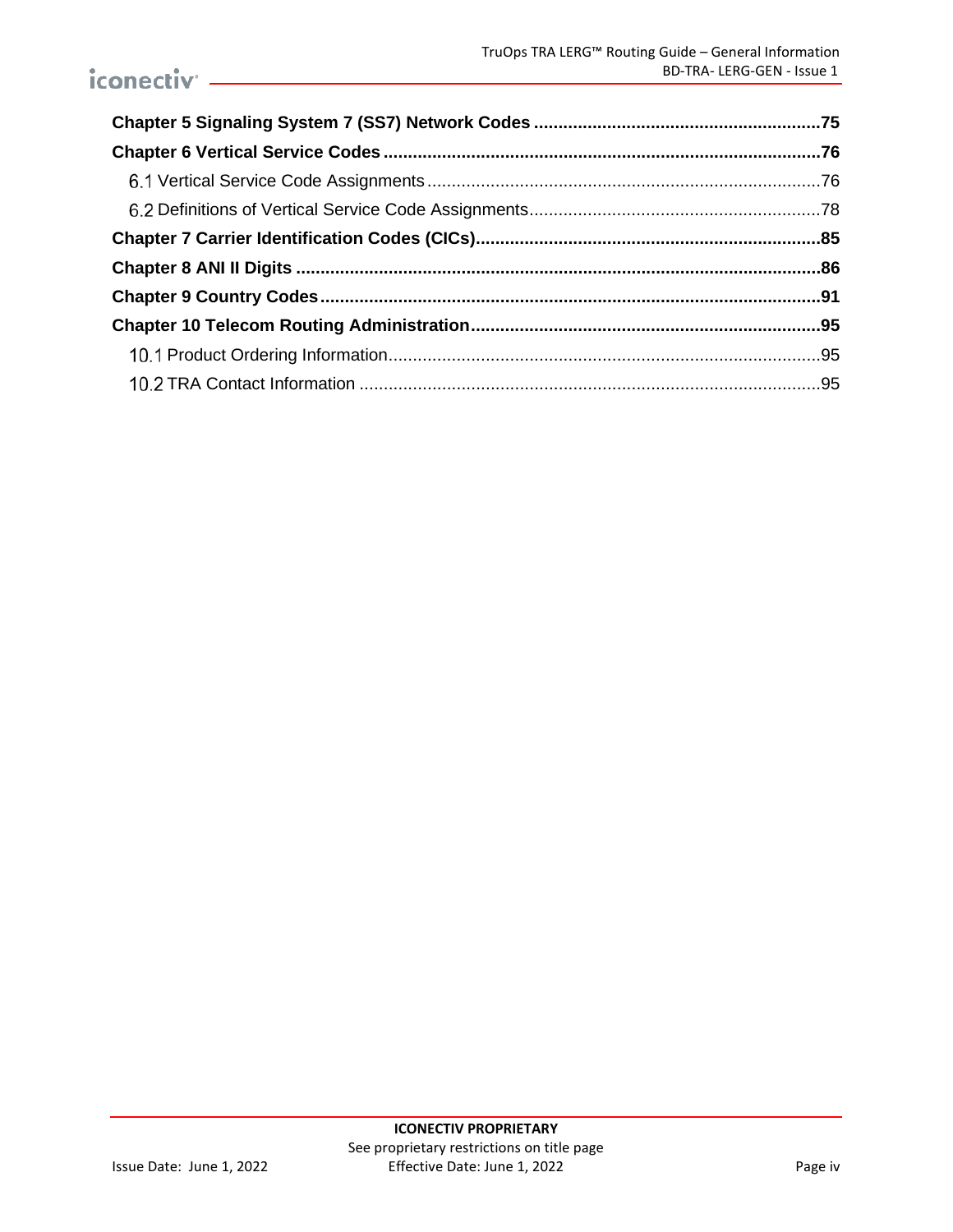**Chapter 5 Signaling System 7 (SS7) Network Codes ... 75**

**Chapter 6 Vertical Service Codes ... 76**

6.1 Vertical Service Code Assignments ... 76

6.2 Definitions of Vertical Service Code Assignments ... 78

**Chapter 7 Carrier Identification Codes (CICs) ... 85**

**Chapter 8 ANI II Digits ... 86**

**Chapter 9 Country Codes ... 91**

**Chapter 10 Telecom Routing Administration ... 95**

10.1 Product Ordering Information ... 95

10.2 TRA Contact Information ... 95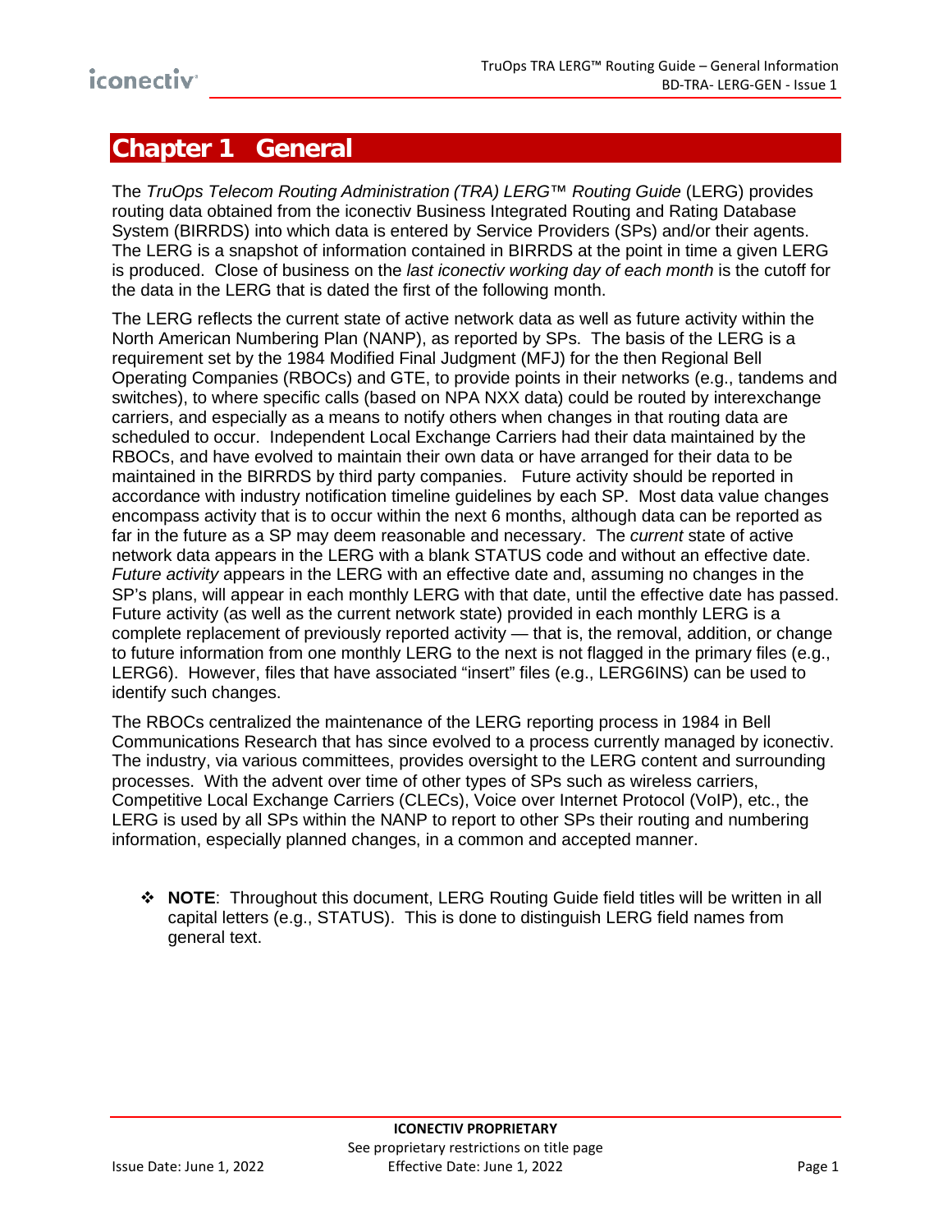# Chapter 1 General

The *TruOps Telecom Routing Administration (TRA) LERG™ Routing Guide* (LERG) provides routing data obtained from the iconectiv Business Integrated Routing and Rating Database System (BIRRDS) into which data is entered by Service Providers (SPs) and/or their agents. The LERG is a snapshot of information contained in BIRRDS at the point in time a given LERG is produced. Close of business on the *last iconectiv working day of each month* is the cutoff for the data in the LERG that is dated the first of the following month.

The LERG reflects the current state of active network data as well as future activity within the North American Numbering Plan (NANP), as reported by SPs. The basis of the LERG is a requirement set by the 1984 Modified Final Judgment (MFJ) for the then Regional Bell Operating Companies (RBOCs) and GTE, to provide points in their networks (e.g., tandems and switches), to where specific calls (based on NPA NXX data) could be routed by interexchange carriers, and especially as a means to notify others when changes in that routing data are scheduled to occur. Independent Local Exchange Carriers had their data maintained by the RBOCs, and have evolved to maintain their own data or have arranged for their data to be maintained in the BIRRDS by third party companies. Future activity should be reported in accordance with industry notification timeline guidelines by each SP. Most data value changes encompass activity that is to occur within the next 6 months, although data can be reported as far in the future as a SP may deem reasonable and necessary. The *current* state of active network data appears in the LERG with a blank STATUS code and without an effective date. *Future activity* appears in the LERG with an effective date and, assuming no changes in the SP's plans, will appear in each monthly LERG with that date, until the effective date has passed. Future activity (as well as the current network state) provided in each monthly LERG is a complete replacement of previously reported activity — that is, the removal, addition, or change to future information from one monthly LERG to the next is not flagged in the primary files (e.g., LERG6). However, files that have associated "insert" files (e.g., LERG6INS) can be used to identify such changes.

The RBOCs centralized the maintenance of the LERG reporting process in 1984 in Bell Communications Research that has since evolved to a process currently managed by iconectiv. The industry, via various committees, provides oversight to the LERG content and surrounding processes. With the advent over time of other types of SPs such as wireless carriers, Competitive Local Exchange Carriers (CLECs), Voice over Internet Protocol (VoIP), etc., the LERG is used by all SPs within the NANP to report to other SPs their routing and numbering information, especially planned changes, in a common and accepted manner.

- **NOTE**: Throughout this document, LERG Routing Guide field titles will be written in all capital letters (e.g., STATUS). This is done to distinguish LERG field names from general text.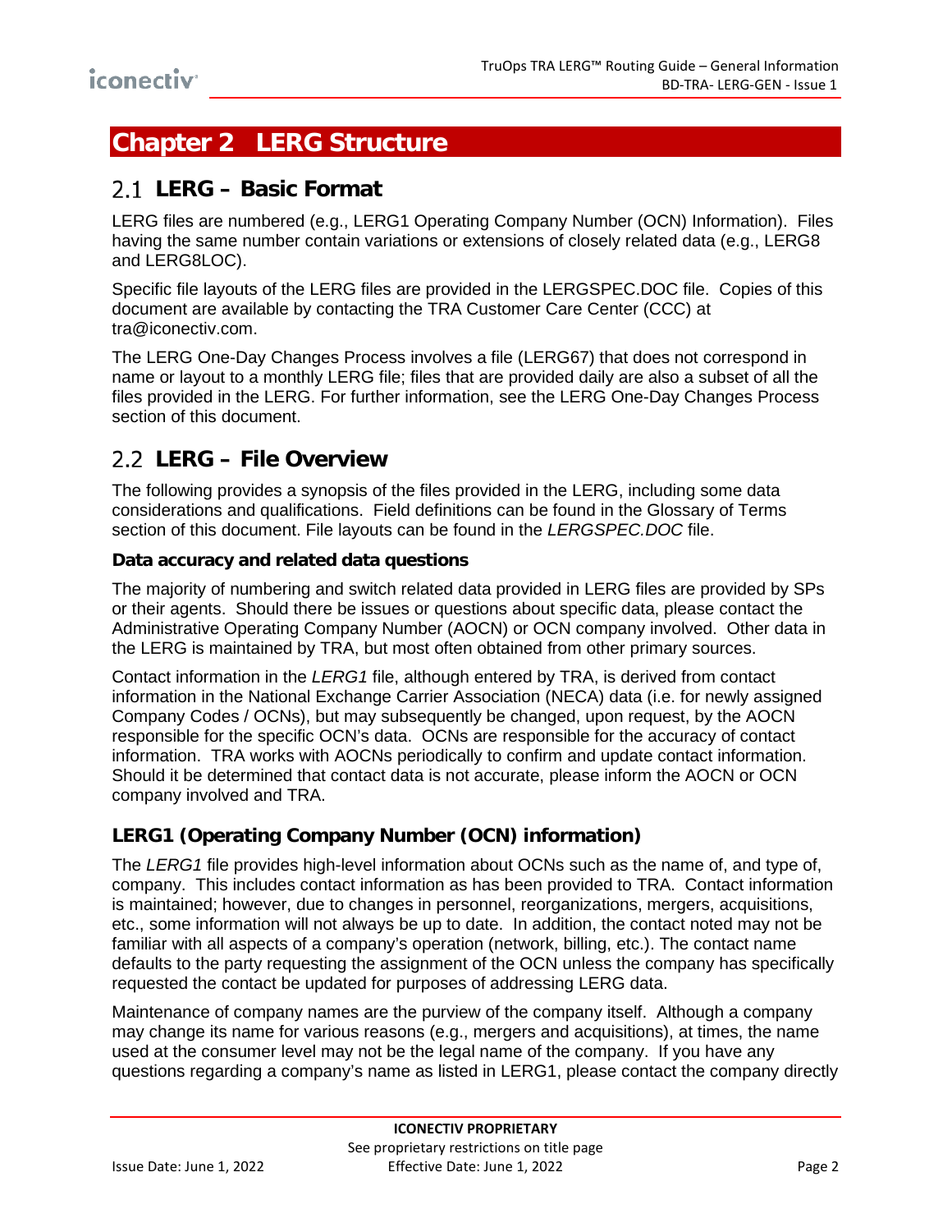# Chapter 2 LERG Structure

## 2.1 LERG – Basic Format

LERG files are numbered (e.g., LERG1 Operating Company Number (OCN) Information). Files having the same number contain variations or extensions of closely related data (e.g., LERG8 and LERG8LOC).

Specific file layouts of the LERG files are provided in the LERGSPEC.DOC file. Copies of this document are available by contacting the TRA Customer Care Center (CCC) at tra@iconectiv.com.

The LERG One-Day Changes Process involves a file (LERG67) that does not correspond in name or layout to a monthly LERG file; files that are provided daily are also a subset of all the files provided in the LERG. For further information, see the LERG One-Day Changes Process section of this document.

## 2.2 LERG – File Overview

The following provides a synopsis of the files provided in the LERG, including some data considerations and qualifications. Field definitions can be found in the Glossary of Terms section of this document. File layouts can be found in the *LERGSPEC.DOC* file.

#### Data accuracy and related data questions

The majority of numbering and switch related data provided in LERG files are provided by SPs or their agents. Should there be issues or questions about specific data, please contact the Administrative Operating Company Number (AOCN) or OCN company involved. Other data in the LERG is maintained by TRA, but most often obtained from other primary sources.

Contact information in the *LERG1* file, although entered by TRA, is derived from contact information in the National Exchange Carrier Association (NECA) data (i.e. for newly assigned Company Codes / OCNs), but may subsequently be changed, upon request, by the AOCN responsible for the specific OCN's data. OCNs are responsible for the accuracy of contact information. TRA works with AOCNs periodically to confirm and update contact information. Should it be determined that contact data is not accurate, please inform the AOCN or OCN company involved and TRA.

### LERG1 (Operating Company Number (OCN) information)

The *LERG1* file provides high-level information about OCNs such as the name of, and type of, company. This includes contact information as has been provided to TRA. Contact information is maintained; however, due to changes in personnel, reorganizations, mergers, acquisitions, etc., some information will not always be up to date. In addition, the contact noted may not be familiar with all aspects of a company's operation (network, billing, etc.). The contact name defaults to the party requesting the assignment of the OCN unless the company has specifically requested the contact be updated for purposes of addressing LERG data.

Maintenance of company names are the purview of the company itself. Although a company may change its name for various reasons (e.g., mergers and acquisitions), at times, the name used at the consumer level may not be the legal name of the company. If you have any questions regarding a company's name as listed in LERG1, please contact the company directly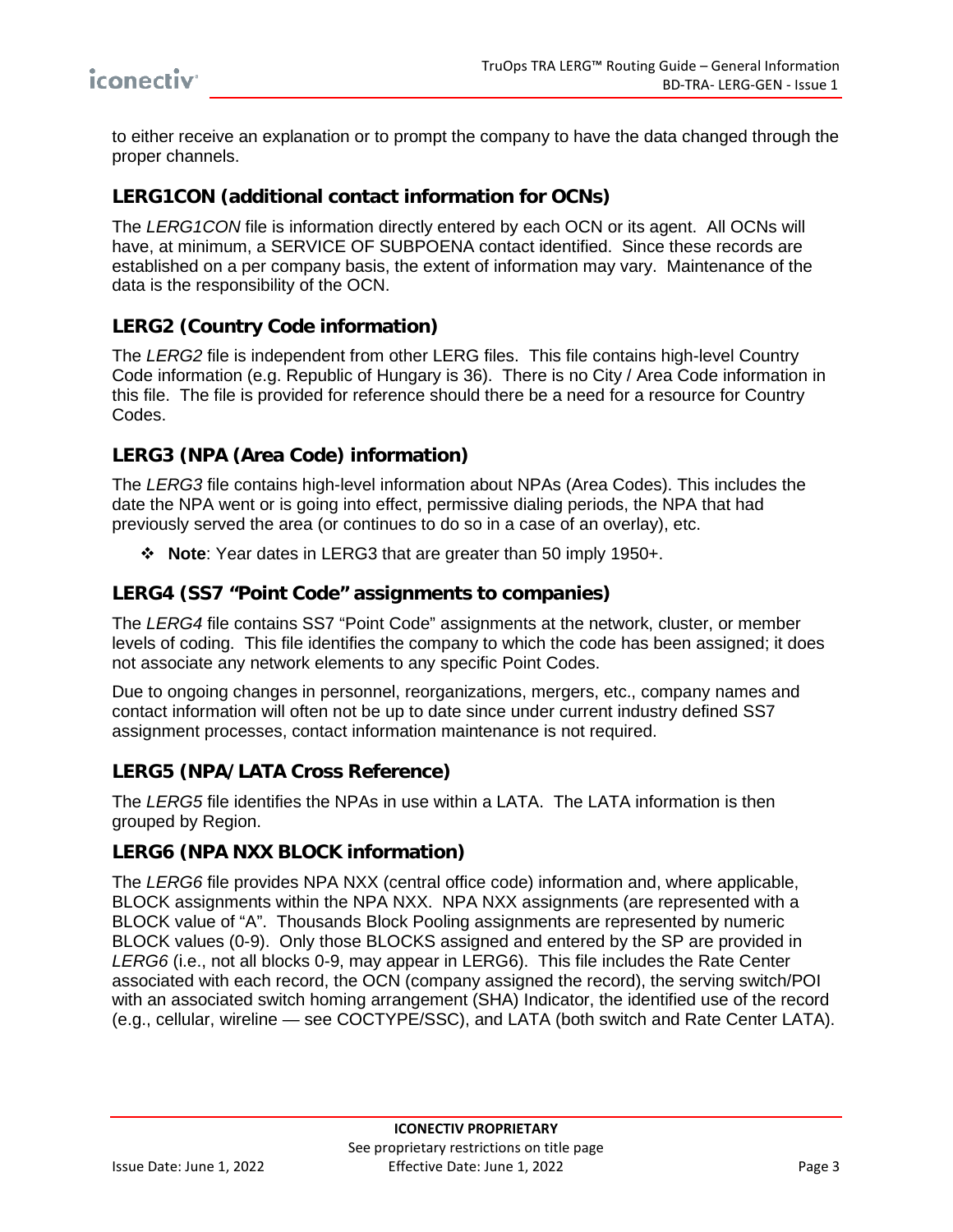to either receive an explanation or to prompt the company to have the data changed through the proper channels.

### LERG1CON (additional contact information for OCNs)

The *LERG1CON* file is information directly entered by each OCN or its agent. All OCNs will have, at minimum, a SERVICE OF SUBPOENA contact identified. Since these records are established on a per company basis, the extent of information may vary. Maintenance of the data is the responsibility of the OCN.

### LERG2 (Country Code information)

The *LERG2* file is independent from other LERG files. This file contains high-level Country Code information (e.g. Republic of Hungary is 36). There is no City / Area Code information in this file. The file is provided for reference should there be a need for a resource for Country Codes.

### LERG3 (NPA (Area Code) information)

The *LERG3* file contains high-level information about NPAs (Area Codes). This includes the date the NPA went or is going into effect, permissive dialing periods, the NPA that had previously served the area (or continues to do so in a case of an overlay), etc.

- **Note**: Year dates in LERG3 that are greater than 50 imply 1950+.

### LERG4 (SS7 "Point Code" assignments to companies)

The *LERG4* file contains SS7 "Point Code" assignments at the network, cluster, or member levels of coding. This file identifies the company to which the code has been assigned; it does not associate any network elements to any specific Point Codes.

Due to ongoing changes in personnel, reorganizations, mergers, etc., company names and contact information will often not be up to date since under current industry defined SS7 assignment processes, contact information maintenance is not required.

### LERG5 (NPA/LATA Cross Reference)

The *LERG5* file identifies the NPAs in use within a LATA. The LATA information is then grouped by Region.

### LERG6 (NPA NXX BLOCK information)

The *LERG6* file provides NPA NXX (central office code) information and, where applicable, BLOCK assignments within the NPA NXX. NPA NXX assignments (are represented with a BLOCK value of "A". Thousands Block Pooling assignments are represented by numeric BLOCK values (0-9). Only those BLOCKS assigned and entered by the SP are provided in *LERG6* (i.e., not all blocks 0-9, may appear in LERG6). This file includes the Rate Center associated with each record, the OCN (company assigned the record), the serving switch/POI with an associated switch homing arrangement (SHA) Indicator, the identified use of the record (e.g., cellular, wireline — see COCTYPE/SSC), and LATA (both switch and Rate Center LATA).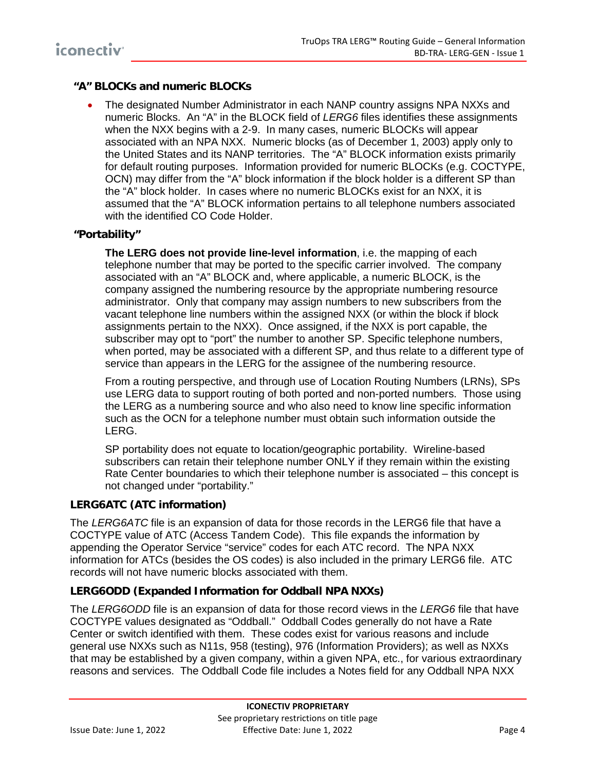### "A" BLOCKs and numeric BLOCKs

- The designated Number Administrator in each NANP country assigns NPA NXXs and numeric Blocks. An "A" in the BLOCK field of *LERG6* files identifies these assignments when the NXX begins with a 2-9. In many cases, numeric BLOCKs will appear associated with an NPA NXX. Numeric blocks (as of December 1, 2003) apply only to the United States and its NANP territories. The "A" BLOCK information exists primarily for default routing purposes. Information provided for numeric BLOCKs (e.g. COCTYPE, OCN) may differ from the "A" block information if the block holder is a different SP than the "A" block holder. In cases where no numeric BLOCKs exist for an NXX, it is assumed that the "A" BLOCK information pertains to all telephone numbers associated with the identified CO Code Holder.

### "Portability"

**The LERG does not provide line-level information**, i.e. the mapping of each telephone number that may be ported to the specific carrier involved. The company associated with an "A" BLOCK and, where applicable, a numeric BLOCK, is the company assigned the numbering resource by the appropriate numbering resource administrator. Only that company may assign numbers to new subscribers from the vacant telephone line numbers within the assigned NXX (or within the block if block assignments pertain to the NXX). Once assigned, if the NXX is port capable, the subscriber may opt to "port" the number to another SP. Specific telephone numbers, when ported, may be associated with a different SP, and thus relate to a different type of service than appears in the LERG for the assignee of the numbering resource.

From a routing perspective, and through use of Location Routing Numbers (LRNs), SPs use LERG data to support routing of both ported and non-ported numbers. Those using the LERG as a numbering source and who also need to know line specific information such as the OCN for a telephone number must obtain such information outside the LERG.

SP portability does not equate to location/geographic portability. Wireline-based subscribers can retain their telephone number ONLY if they remain within the existing Rate Center boundaries to which their telephone number is associated – this concept is not changed under "portability."

### LERG6ATC (ATC information)

The *LERG6ATC* file is an expansion of data for those records in the LERG6 file that have a COCTYPE value of ATC (Access Tandem Code). This file expands the information by appending the Operator Service "service" codes for each ATC record. The NPA NXX information for ATCs (besides the OS codes) is also included in the primary LERG6 file. ATC records will not have numeric blocks associated with them.

### LERG6ODD (Expanded Information for Oddball NPA NXXs)

The *LERG6ODD* file is an expansion of data for those record views in the *LERG6* file that have COCTYPE values designated as "Oddball." Oddball Codes generally do not have a Rate Center or switch identified with them. These codes exist for various reasons and include general use NXXs such as N11s, 958 (testing), 976 (Information Providers); as well as NXXs that may be established by a given company, within a given NPA, etc., for various extraordinary reasons and services. The Oddball Code file includes a Notes field for any Oddball NPA NXX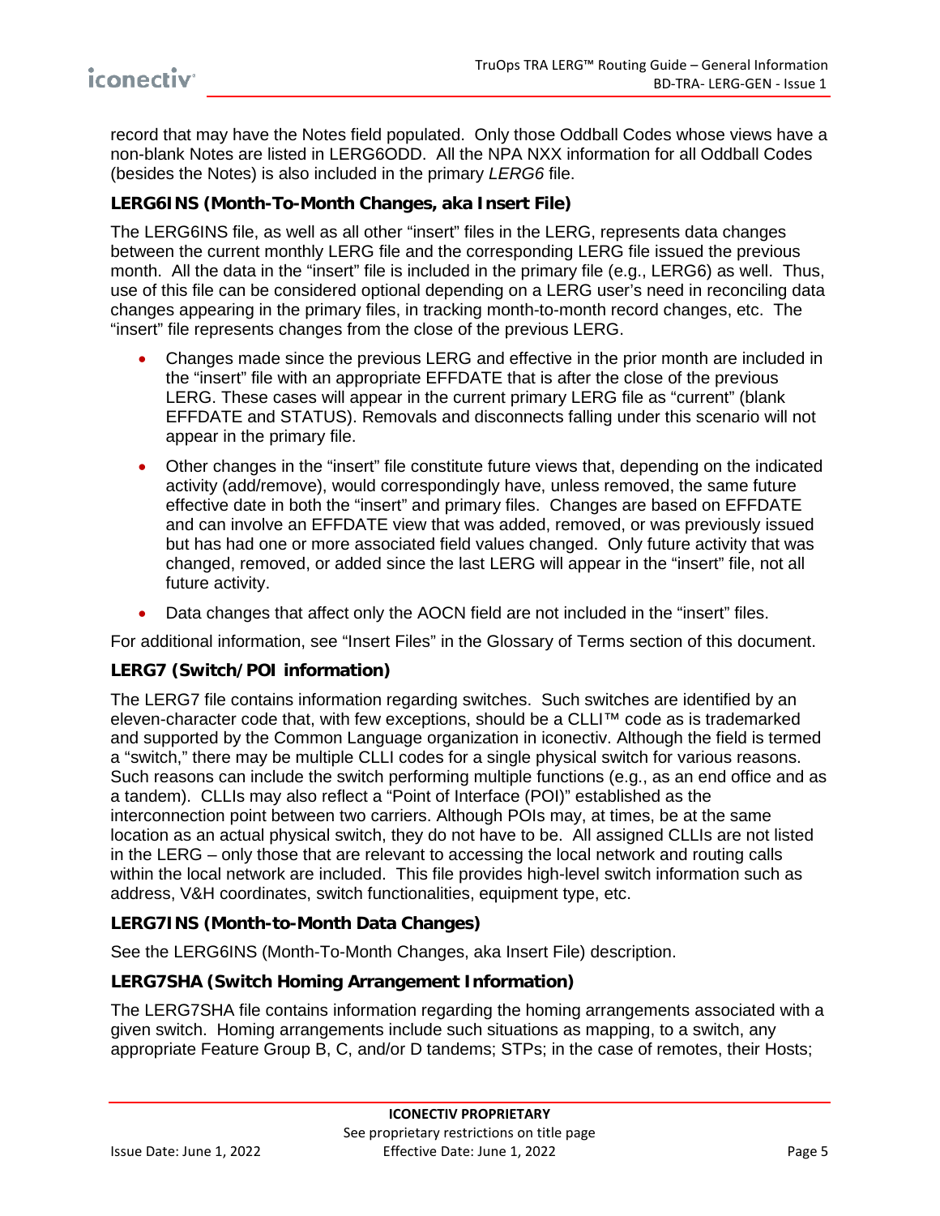record that may have the Notes field populated.  Only those Oddball Codes whose views have a non-blank Notes are listed in LERG6ODD.  All the NPA NXX information for all Oddball Codes (besides the Notes) is also included in the primary *LERG6* file.

### LERG6INS (Month-To-Month Changes, aka Insert File)

The LERG6INS file, as well as all other "insert" files in the LERG, represents data changes between the current monthly LERG file and the corresponding LERG file issued the previous month.  All the data in the "insert" file is included in the primary file (e.g., LERG6) as well.  Thus, use of this file can be considered optional depending on a LERG user's need in reconciling data changes appearing in the primary files, in tracking month-to-month record changes, etc.  The "insert" file represents changes from the close of the previous LERG.

- Changes made since the previous LERG and effective in the prior month are included in the "insert" file with an appropriate EFFDATE that is after the close of the previous LERG. These cases will appear in the current primary LERG file as "current" (blank EFFDATE and STATUS). Removals and disconnects falling under this scenario will not appear in the primary file.
- Other changes in the "insert" file constitute future views that, depending on the indicated activity (add/remove), would correspondingly have, unless removed, the same future effective date in both the "insert" and primary files.  Changes are based on EFFDATE and can involve an EFFDATE view that was added, removed, or was previously issued but has had one or more associated field values changed.  Only future activity that was changed, removed, or added since the last LERG will appear in the "insert" file, not all future activity.
- Data changes that affect only the AOCN field are not included in the "insert" files.

For additional information, see "Insert Files" in the Glossary of Terms section of this document.

### LERG7 (Switch/POI information)

The LERG7 file contains information regarding switches.  Such switches are identified by an eleven-character code that, with few exceptions, should be a CLLI™ code as is trademarked and supported by the Common Language organization in iconectiv. Although the field is termed a "switch," there may be multiple CLLI codes for a single physical switch for various reasons. Such reasons can include the switch performing multiple functions (e.g., as an end office and as a tandem).  CLLIs may also reflect a "Point of Interface (POI)" established as the interconnection point between two carriers. Although POIs may, at times, be at the same location as an actual physical switch, they do not have to be.  All assigned CLLIs are not listed in the LERG – only those that are relevant to accessing the local network and routing calls within the local network are included.  This file provides high-level switch information such as address, V&H coordinates, switch functionalities, equipment type, etc.

### LERG7INS (Month-to-Month Data Changes)

See the LERG6INS (Month-To-Month Changes, aka Insert File) description.

### LERG7SHA (Switch Homing Arrangement Information)

The LERG7SHA file contains information regarding the homing arrangements associated with a given switch.  Homing arrangements include such situations as mapping, to a switch, any appropriate Feature Group B, C, and/or D tandems; STPs; in the case of remotes, their Hosts;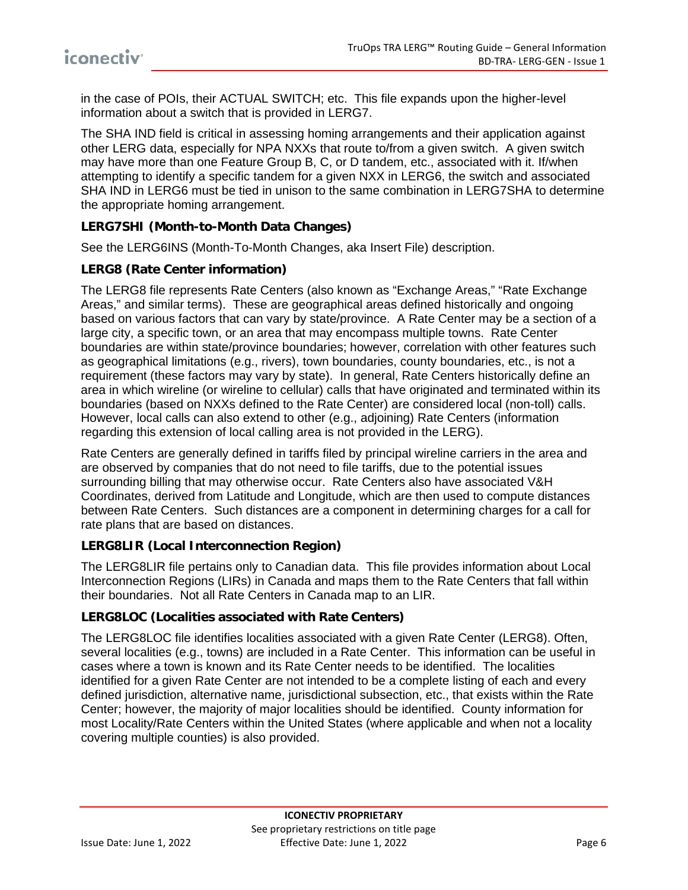in the case of POIs, their ACTUAL SWITCH; etc. This file expands upon the higher-level information about a switch that is provided in LERG7.

The SHA IND field is critical in assessing homing arrangements and their application against other LERG data, especially for NPA NXXs that route to/from a given switch. A given switch may have more than one Feature Group B, C, or D tandem, etc., associated with it. If/when attempting to identify a specific tandem for a given NXX in LERG6, the switch and associated SHA IND in LERG6 must be tied in unison to the same combination in LERG7SHA to determine the appropriate homing arrangement.

### LERG7SHI (Month-to-Month Data Changes)

See the LERG6INS (Month-To-Month Changes, aka Insert File) description.

### LERG8 (Rate Center information)

The LERG8 file represents Rate Centers (also known as "Exchange Areas," "Rate Exchange Areas," and similar terms). These are geographical areas defined historically and ongoing based on various factors that can vary by state/province. A Rate Center may be a section of a large city, a specific town, or an area that may encompass multiple towns. Rate Center boundaries are within state/province boundaries; however, correlation with other features such as geographical limitations (e.g., rivers), town boundaries, county boundaries, etc., is not a requirement (these factors may vary by state). In general, Rate Centers historically define an area in which wireline (or wireline to cellular) calls that have originated and terminated within its boundaries (based on NXXs defined to the Rate Center) are considered local (non-toll) calls. However, local calls can also extend to other (e.g., adjoining) Rate Centers (information regarding this extension of local calling area is not provided in the LERG).

Rate Centers are generally defined in tariffs filed by principal wireline carriers in the area and are observed by companies that do not need to file tariffs, due to the potential issues surrounding billing that may otherwise occur. Rate Centers also have associated V&H Coordinates, derived from Latitude and Longitude, which are then used to compute distances between Rate Centers. Such distances are a component in determining charges for a call for rate plans that are based on distances.

### LERG8LIR (Local Interconnection Region)

The LERG8LIR file pertains only to Canadian data. This file provides information about Local Interconnection Regions (LIRs) in Canada and maps them to the Rate Centers that fall within their boundaries. Not all Rate Centers in Canada map to an LIR.

### LERG8LOC (Localities associated with Rate Centers)

The LERG8LOC file identifies localities associated with a given Rate Center (LERG8). Often, several localities (e.g., towns) are included in a Rate Center. This information can be useful in cases where a town is known and its Rate Center needs to be identified. The localities identified for a given Rate Center are not intended to be a complete listing of each and every defined jurisdiction, alternative name, jurisdictional subsection, etc., that exists within the Rate Center; however, the majority of major localities should be identified. County information for most Locality/Rate Centers within the United States (where applicable and when not a locality covering multiple counties) is also provided.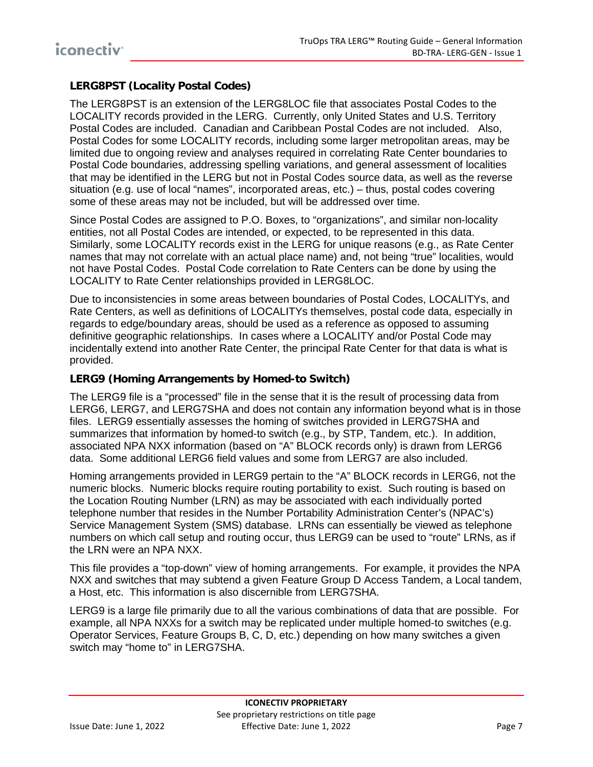### LERG8PST (Locality Postal Codes)

The LERG8PST is an extension of the LERG8LOC file that associates Postal Codes to the LOCALITY records provided in the LERG. Currently, only United States and U.S. Territory Postal Codes are included. Canadian and Caribbean Postal Codes are not included. Also, Postal Codes for some LOCALITY records, including some larger metropolitan areas, may be limited due to ongoing review and analyses required in correlating Rate Center boundaries to Postal Code boundaries, addressing spelling variations, and general assessment of localities that may be identified in the LERG but not in Postal Codes source data, as well as the reverse situation (e.g. use of local "names", incorporated areas, etc.) – thus, postal codes covering some of these areas may not be included, but will be addressed over time.

Since Postal Codes are assigned to P.O. Boxes, to "organizations", and similar non-locality entities, not all Postal Codes are intended, or expected, to be represented in this data. Similarly, some LOCALITY records exist in the LERG for unique reasons (e.g., as Rate Center names that may not correlate with an actual place name) and, not being "true" localities, would not have Postal Codes. Postal Code correlation to Rate Centers can be done by using the LOCALITY to Rate Center relationships provided in LERG8LOC.

Due to inconsistencies in some areas between boundaries of Postal Codes, LOCALITYs, and Rate Centers, as well as definitions of LOCALITYs themselves, postal code data, especially in regards to edge/boundary areas, should be used as a reference as opposed to assuming definitive geographic relationships. In cases where a LOCALITY and/or Postal Code may incidentally extend into another Rate Center, the principal Rate Center for that data is what is provided.

### LERG9 (Homing Arrangements by Homed-to Switch)

The LERG9 file is a "processed" file in the sense that it is the result of processing data from LERG6, LERG7, and LERG7SHA and does not contain any information beyond what is in those files. LERG9 essentially assesses the homing of switches provided in LERG7SHA and summarizes that information by homed-to switch (e.g., by STP, Tandem, etc.). In addition, associated NPA NXX information (based on "A" BLOCK records only) is drawn from LERG6 data. Some additional LERG6 field values and some from LERG7 are also included.

Homing arrangements provided in LERG9 pertain to the "A" BLOCK records in LERG6, not the numeric blocks. Numeric blocks require routing portability to exist. Such routing is based on the Location Routing Number (LRN) as may be associated with each individually ported telephone number that resides in the Number Portability Administration Center's (NPAC's) Service Management System (SMS) database. LRNs can essentially be viewed as telephone numbers on which call setup and routing occur, thus LERG9 can be used to "route" LRNs, as if the LRN were an NPA NXX.

This file provides a "top-down" view of homing arrangements. For example, it provides the NPA NXX and switches that may subtend a given Feature Group D Access Tandem, a Local tandem, a Host, etc. This information is also discernible from LERG7SHA.

LERG9 is a large file primarily due to all the various combinations of data that are possible. For example, all NPA NXXs for a switch may be replicated under multiple homed-to switches (e.g. Operator Services, Feature Groups B, C, D, etc.) depending on how many switches a given switch may "home to" in LERG7SHA.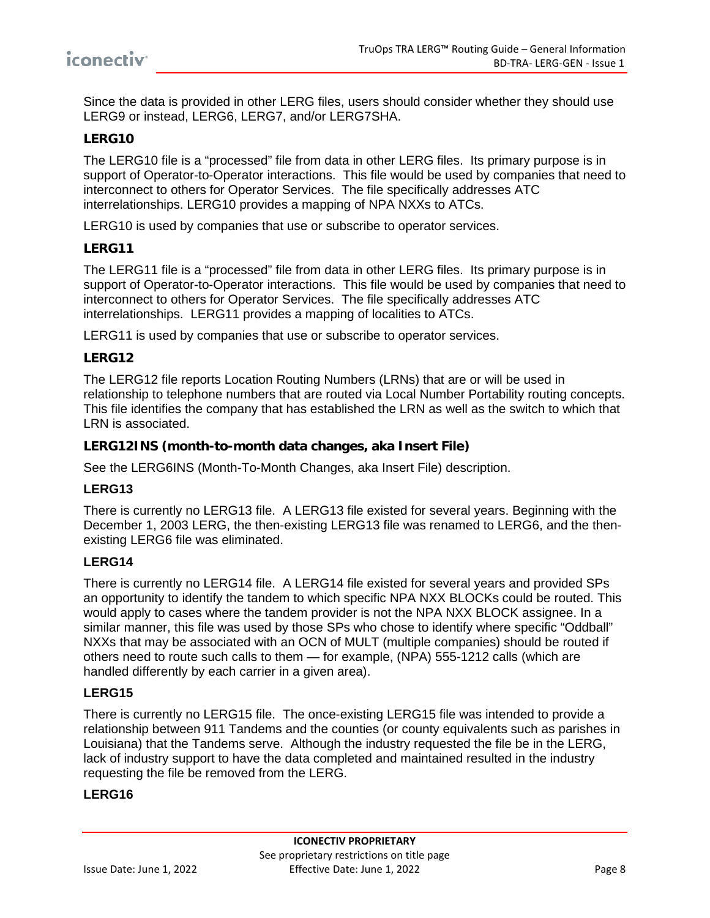Since the data is provided in other LERG files, users should consider whether they should use LERG9 or instead, LERG6, LERG7, and/or LERG7SHA.

### LERG10

The LERG10 file is a "processed" file from data in other LERG files. Its primary purpose is in support of Operator-to-Operator interactions. This file would be used by companies that need to interconnect to others for Operator Services. The file specifically addresses ATC interrelationships. LERG10 provides a mapping of NPA NXXs to ATCs.

LERG10 is used by companies that use or subscribe to operator services.

### LERG11

The LERG11 file is a "processed" file from data in other LERG files. Its primary purpose is in support of Operator-to-Operator interactions. This file would be used by companies that need to interconnect to others for Operator Services. The file specifically addresses ATC interrelationships. LERG11 provides a mapping of localities to ATCs.

LERG11 is used by companies that use or subscribe to operator services.

### LERG12

The LERG12 file reports Location Routing Numbers (LRNs) that are or will be used in relationship to telephone numbers that are routed via Local Number Portability routing concepts. This file identifies the company that has established the LRN as well as the switch to which that LRN is associated.

### LERG12INS (month-to-month data changes, aka Insert File)

See the LERG6INS (Month-To-Month Changes, aka Insert File) description.

### LERG13

There is currently no LERG13 file. A LERG13 file existed for several years. Beginning with the December 1, 2003 LERG, the then-existing LERG13 file was renamed to LERG6, and the then-existing LERG6 file was eliminated.

### LERG14

There is currently no LERG14 file. A LERG14 file existed for several years and provided SPs an opportunity to identify the tandem to which specific NPA NXX BLOCKs could be routed. This would apply to cases where the tandem provider is not the NPA NXX BLOCK assignee. In a similar manner, this file was used by those SPs who chose to identify where specific "Oddball" NXXs that may be associated with an OCN of MULT (multiple companies) should be routed if others need to route such calls to them — for example, (NPA) 555-1212 calls (which are handled differently by each carrier in a given area).

### LERG15

There is currently no LERG15 file. The once-existing LERG15 file was intended to provide a relationship between 911 Tandems and the counties (or county equivalents such as parishes in Louisiana) that the Tandems serve. Although the industry requested the file be in the LERG, lack of industry support to have the data completed and maintained resulted in the industry requesting the file be removed from the LERG.

### LERG16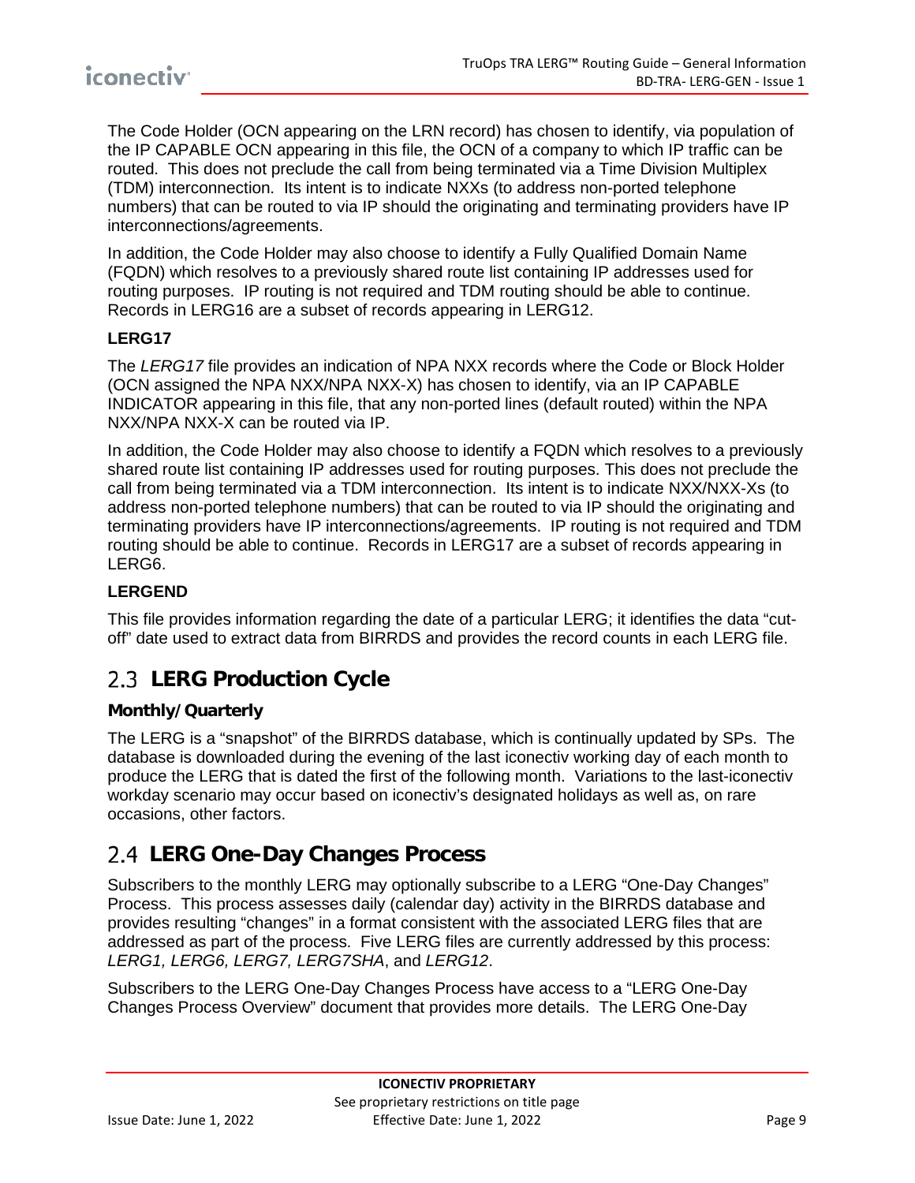The Code Holder (OCN appearing on the LRN record) has chosen to identify, via population of the IP CAPABLE OCN appearing in this file, the OCN of a company to which IP traffic can be routed. This does not preclude the call from being terminated via a Time Division Multiplex (TDM) interconnection. Its intent is to indicate NXXs (to address non-ported telephone numbers) that can be routed to via IP should the originating and terminating providers have IP interconnections/agreements.

In addition, the Code Holder may also choose to identify a Fully Qualified Domain Name (FQDN) which resolves to a previously shared route list containing IP addresses used for routing purposes. IP routing is not required and TDM routing should be able to continue. Records in LERG16 are a subset of records appearing in LERG12.

**LERG17**

The *LERG17* file provides an indication of NPA NXX records where the Code or Block Holder (OCN assigned the NPA NXX/NPA NXX-X) has chosen to identify, via an IP CAPABLE INDICATOR appearing in this file, that any non-ported lines (default routed) within the NPA NXX/NPA NXX-X can be routed via IP.

In addition, the Code Holder may also choose to identify a FQDN which resolves to a previously shared route list containing IP addresses used for routing purposes. This does not preclude the call from being terminated via a TDM interconnection. Its intent is to indicate NXX/NXX-Xs (to address non-ported telephone numbers) that can be routed to via IP should the originating and terminating providers have IP interconnections/agreements. IP routing is not required and TDM routing should be able to continue. Records in LERG17 are a subset of records appearing in LERG6.

**LERGEND**

This file provides information regarding the date of a particular LERG; it identifies the data "cut-off" date used to extract data from BIRRDS and provides the record counts in each LERG file.

## 2.3 LERG Production Cycle

**Monthly/Quarterly**

The LERG is a "snapshot" of the BIRRDS database, which is continually updated by SPs. The database is downloaded during the evening of the last iconectiv working day of each month to produce the LERG that is dated the first of the following month. Variations to the last-iconectiv workday scenario may occur based on iconectiv's designated holidays as well as, on rare occasions, other factors.

## 2.4 LERG One-Day Changes Process

Subscribers to the monthly LERG may optionally subscribe to a LERG "One-Day Changes" Process. This process assesses daily (calendar day) activity in the BIRRDS database and provides resulting "changes" in a format consistent with the associated LERG files that are addressed as part of the process. Five LERG files are currently addressed by this process: *LERG1, LERG6, LERG7, LERG7SHA*, and *LERG12*.

Subscribers to the LERG One-Day Changes Process have access to a "LERG One-Day Changes Process Overview" document that provides more details. The LERG One-Day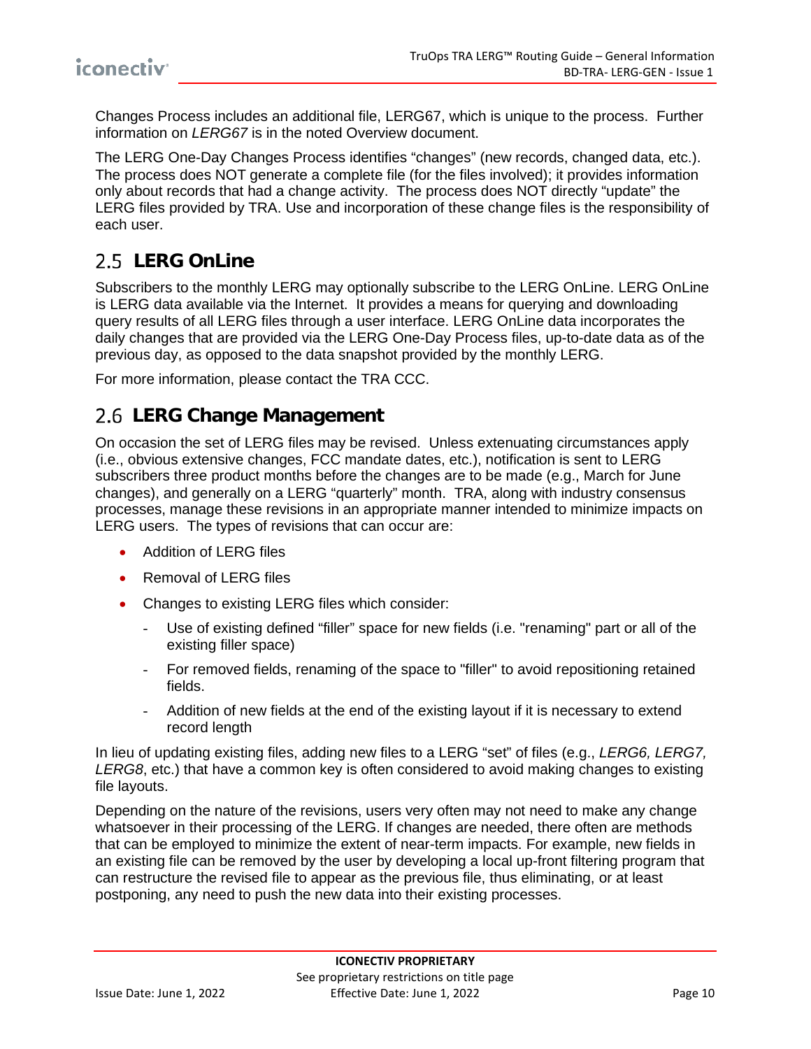Changes Process includes an additional file, LERG67, which is unique to the process. Further information on *LERG67* is in the noted Overview document.

The LERG One-Day Changes Process identifies "changes" (new records, changed data, etc.). The process does NOT generate a complete file (for the files involved); it provides information only about records that had a change activity. The process does NOT directly "update" the LERG files provided by TRA. Use and incorporation of these change files is the responsibility of each user.

## 2.5 LERG OnLine

Subscribers to the monthly LERG may optionally subscribe to the LERG OnLine. LERG OnLine is LERG data available via the Internet. It provides a means for querying and downloading query results of all LERG files through a user interface. LERG OnLine data incorporates the daily changes that are provided via the LERG One-Day Process files, up-to-date data as of the previous day, as opposed to the data snapshot provided by the monthly LERG.

For more information, please contact the TRA CCC.

## 2.6 LERG Change Management

On occasion the set of LERG files may be revised. Unless extenuating circumstances apply (i.e., obvious extensive changes, FCC mandate dates, etc.), notification is sent to LERG subscribers three product months before the changes are to be made (e.g., March for June changes), and generally on a LERG "quarterly" month. TRA, along with industry consensus processes, manage these revisions in an appropriate manner intended to minimize impacts on LERG users. The types of revisions that can occur are:

- Addition of LERG files
- Removal of LERG files
- Changes to existing LERG files which consider:
  - Use of existing defined "filler" space for new fields (i.e. "renaming" part or all of the existing filler space)
  - For removed fields, renaming of the space to "filler" to avoid repositioning retained fields.
  - Addition of new fields at the end of the existing layout if it is necessary to extend record length

In lieu of updating existing files, adding new files to a LERG "set" of files (e.g., *LERG6, LERG7, LERG8*, etc.) that have a common key is often considered to avoid making changes to existing file layouts.

Depending on the nature of the revisions, users very often may not need to make any change whatsoever in their processing of the LERG. If changes are needed, there often are methods that can be employed to minimize the extent of near-term impacts. For example, new fields in an existing file can be removed by the user by developing a local up-front filtering program that can restructure the revised file to appear as the previous file, thus eliminating, or at least postponing, any need to push the new data into their existing processes.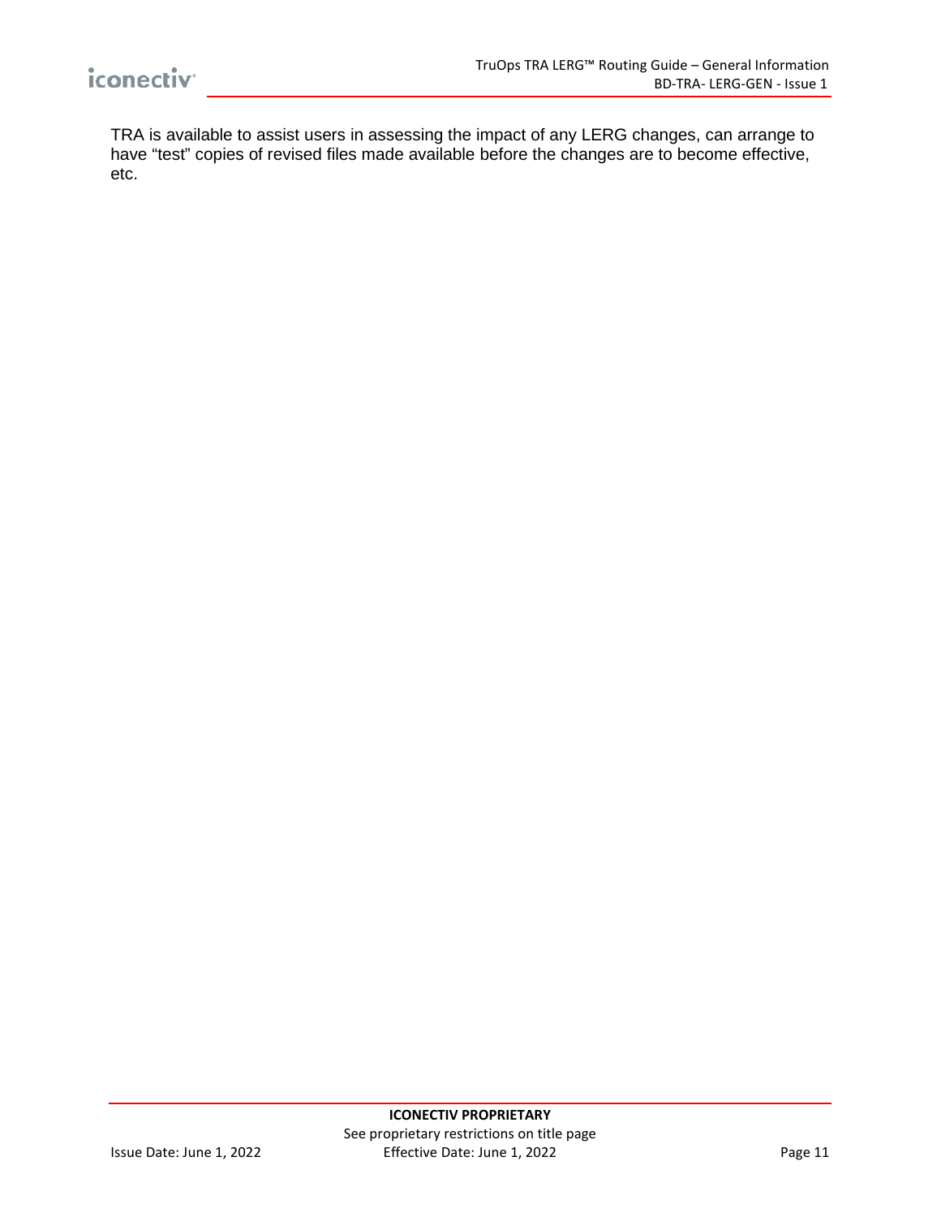TRA is available to assist users in assessing the impact of any LERG changes, can arrange to have “test” copies of revised files made available before the changes are to become effective, etc.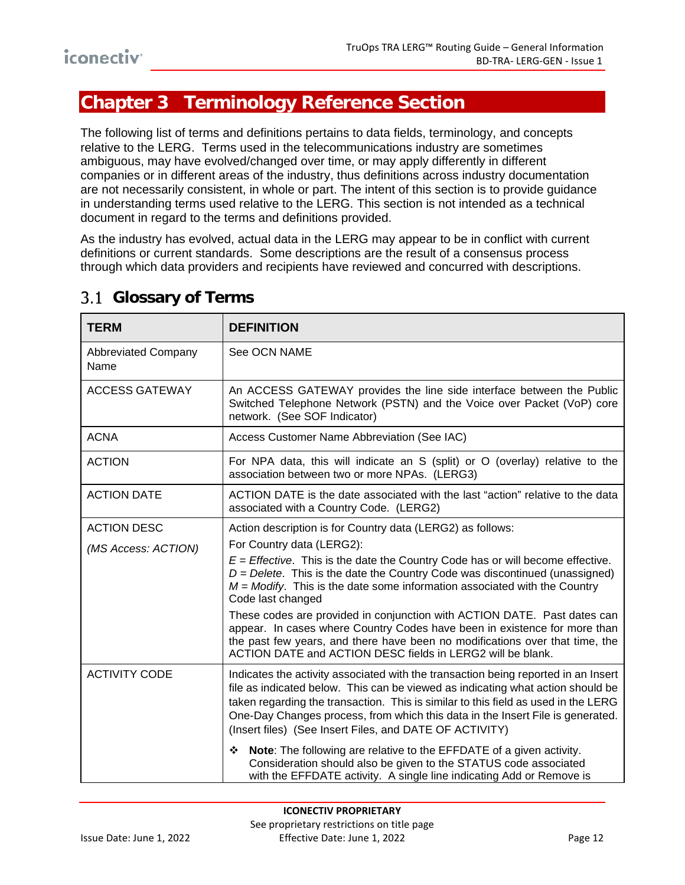# Chapter 3 Terminology Reference Section

The following list of terms and definitions pertains to data fields, terminology, and concepts relative to the LERG. Terms used in the telecommunications industry are sometimes ambiguous, may have evolved/changed over time, or may apply differently in different companies or in different areas of the industry, thus definitions across industry documentation are not necessarily consistent, in whole or part. The intent of this section is to provide guidance in understanding terms used relative to the LERG. This section is not intended as a technical document in regard to the terms and definitions provided.

As the industry has evolved, actual data in the LERG may appear to be in conflict with current definitions or current standards. Some descriptions are the result of a consensus process through which data providers and recipients have reviewed and concurred with descriptions.

## 3.1 Glossary of Terms

| TERM | DEFINITION |
|---|---|
| Abbreviated Company Name | See OCN NAME |
| ACCESS GATEWAY | An ACCESS GATEWAY provides the line side interface between the Public Switched Telephone Network (PSTN) and the Voice over Packet (VoP) core network. (See SOF Indicator) |
| ACNA | Access Customer Name Abbreviation (See IAC) |
| ACTION | For NPA data, this will indicate an S (split) or O (overlay) relative to the association between two or more NPAs. (LERG3) |
| ACTION DATE | ACTION DATE is the date associated with the last "action" relative to the data associated with a Country Code. (LERG2) |
| ACTION DESC<br>*(MS Access: ACTION)* | Action description is for Country data (LERG2) as follows:<br>For Country data (LERG2):<br>*E = Effective*. This is the date the Country Code has or will become effective.<br>*D = Delete*. This is the date the Country Code was discontinued (unassigned)<br>*M = Modify*. This is the date some information associated with the Country Code last changed<br>These codes are provided in conjunction with ACTION DATE. Past dates can appear. In cases where Country Codes have been in existence for more than the past few years, and there have been no modifications over that time, the ACTION DATE and ACTION DESC fields in LERG2 will be blank. |
| ACTIVITY CODE | Indicates the activity associated with the transaction being reported in an Insert file as indicated below. This can be viewed as indicating what action should be taken regarding the transaction. This is similar to this field as used in the LERG One-Day Changes process, from which this data in the Insert File is generated. (Insert files) (See Insert Files, and DATE OF ACTIVITY)<br>❖ **Note**: The following are relative to the EFFDATE of a given activity. Consideration should also be given to the STATUS code associated with the EFFDATE activity. A single line indicating Add or Remove is |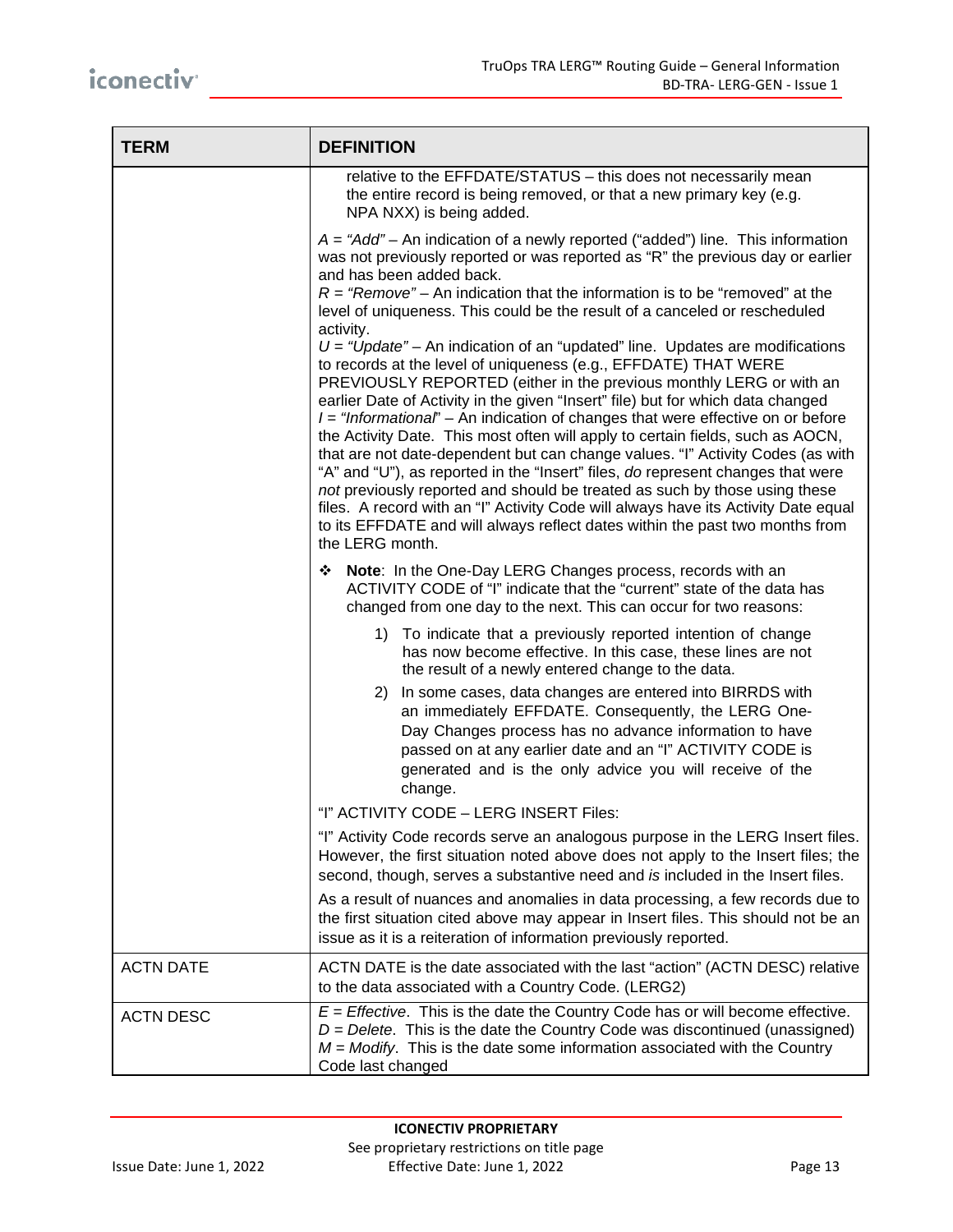| TERM | DEFINITION |
|---|---|
| | relative to the EFFDATE/STATUS – this does not necessarily mean the entire record is being removed, or that a new primary key (e.g. NPA NXX) is being added.<br><br>*A = "Add"* – An indication of a newly reported ("added") line. This information was not previously reported or was reported as "R" the previous day or earlier and has been added back.<br>*R = "Remove"* – An indication that the information is to be "removed" at the level of uniqueness. This could be the result of a canceled or rescheduled activity.<br>*U = "Update"* – An indication of an "updated" line. Updates are modifications to records at the level of uniqueness (e.g., EFFDATE) THAT WERE PREVIOUSLY REPORTED (either in the previous monthly LERG or with an earlier Date of Activity in the given "Insert" file) but for which data changed<br>*I = "Informational*" – An indication of changes that were effective on or before the Activity Date. This most often will apply to certain fields, such as AOCN, that are not date-dependent but can change values. "I" Activity Codes (as with "A" and "U"), as reported in the "Insert" files, *do* represent changes that were *not* previously reported and should be treated as such by those using these files. A record with an "I" Activity Code will always have its Activity Date equal to its EFFDATE and will always reflect dates within the past two months from the LERG month.<br><br>❖ **Note**: In the One-Day LERG Changes process, records with an ACTIVITY CODE of "I" indicate that the "current" state of the data has changed from one day to the next. This can occur for two reasons:<br><br>1) To indicate that a previously reported intention of change has now become effective. In this case, these lines are not the result of a newly entered change to the data.<br>2) In some cases, data changes are entered into BIRRDS with an immediately EFFDATE. Consequently, the LERG One-Day Changes process has no advance information to have passed on at any earlier date and an "I" ACTIVITY CODE is generated and is the only advice you will receive of the change.<br><br>"I" ACTIVITY CODE – LERG INSERT Files:<br><br>"I" Activity Code records serve an analogous purpose in the LERG Insert files. However, the first situation noted above does not apply to the Insert files; the second, though, serves a substantive need and *is* included in the Insert files.<br><br>As a result of nuances and anomalies in data processing, a few records due to the first situation cited above may appear in Insert files. This should not be an issue as it is a reiteration of information previously reported. |
| ACTN DATE | ACTN DATE is the date associated with the last "action" (ACTN DESC) relative to the data associated with a Country Code. (LERG2) |
| ACTN DESC | *E = Effective*. This is the date the Country Code has or will become effective.<br>*D = Delete*. This is the date the Country Code was discontinued (unassigned)<br>*M = Modify*. This is the date some information associated with the Country Code last changed |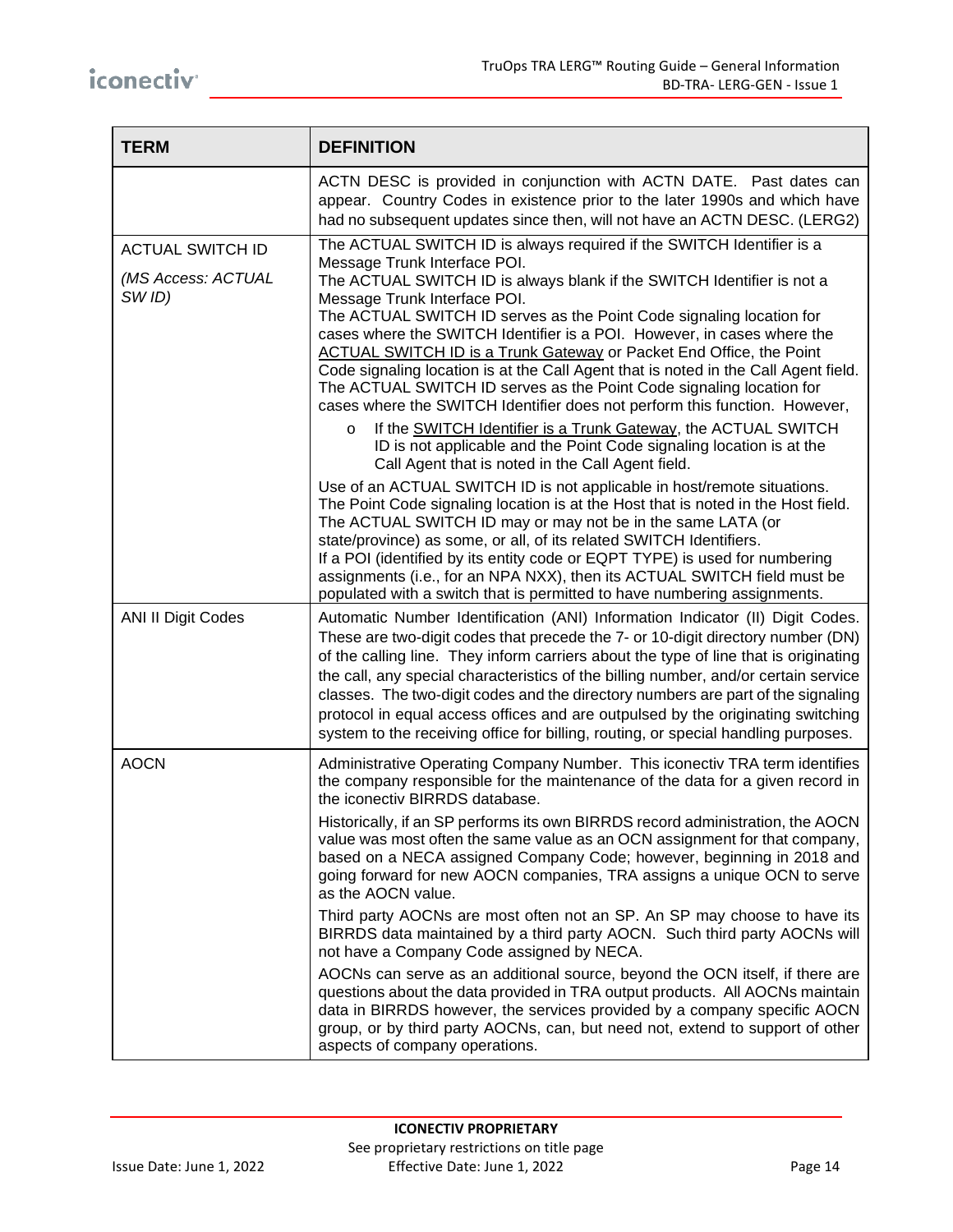| TERM | DEFINITION |
|---|---|
| | ACTN DESC is provided in conjunction with ACTN DATE. Past dates can appear. Country Codes in existence prior to the later 1990s and which have had no subsequent updates since then, will not have an ACTN DESC. (LERG2) |
| ACTUAL SWITCH ID<br><br>*(MS Access: ACTUAL SW ID)* | The ACTUAL SWITCH ID is always required if the SWITCH Identifier is a Message Trunk Interface POI.<br>The ACTUAL SWITCH ID is always blank if the SWITCH Identifier is not a Message Trunk Interface POI.<br>The ACTUAL SWITCH ID serves as the Point Code signaling location for cases where the SWITCH Identifier is a POI. However, in cases where the ACTUAL SWITCH ID is a Trunk Gateway or Packet End Office, the Point Code signaling location is at the Call Agent that is noted in the Call Agent field.<br>The ACTUAL SWITCH ID serves as the Point Code signaling location for cases where the SWITCH Identifier does not perform this function. However,<br>o If the SWITCH Identifier is a Trunk Gateway, the ACTUAL SWITCH ID is not applicable and the Point Code signaling location is at the Call Agent that is noted in the Call Agent field.<br><br>Use of an ACTUAL SWITCH ID is not applicable in host/remote situations. The Point Code signaling location is at the Host that is noted in the Host field.<br>The ACTUAL SWITCH ID may or may not be in the same LATA (or state/province) as some, or all, of its related SWITCH Identifiers.<br>If a POI (identified by its entity code or EQPT TYPE) is used for numbering assignments (i.e., for an NPA NXX), then its ACTUAL SWITCH field must be populated with a switch that is permitted to have numbering assignments. |
| ANI II Digit Codes | Automatic Number Identification (ANI) Information Indicator (II) Digit Codes. These are two-digit codes that precede the 7- or 10-digit directory number (DN) of the calling line. They inform carriers about the type of line that is originating the call, any special characteristics of the billing number, and/or certain service classes. The two-digit codes and the directory numbers are part of the signaling protocol in equal access offices and are outpulsed by the originating switching system to the receiving office for billing, routing, or special handling purposes. |
| AOCN | Administrative Operating Company Number. This iconectiv TRA term identifies the company responsible for the maintenance of the data for a given record in the iconectiv BIRRDS database.<br><br>Historically, if an SP performs its own BIRRDS record administration, the AOCN value was most often the same value as an OCN assignment for that company, based on a NECA assigned Company Code; however, beginning in 2018 and going forward for new AOCN companies, TRA assigns a unique OCN to serve as the AOCN value.<br><br>Third party AOCNs are most often not an SP. An SP may choose to have its BIRRDS data maintained by a third party AOCN. Such third party AOCNs will not have a Company Code assigned by NECA.<br><br>AOCNs can serve as an additional source, beyond the OCN itself, if there are questions about the data provided in TRA output products. All AOCNs maintain data in BIRRDS however, the services provided by a company specific AOCN group, or by third party AOCNs, can, but need not, extend to support of other aspects of company operations. |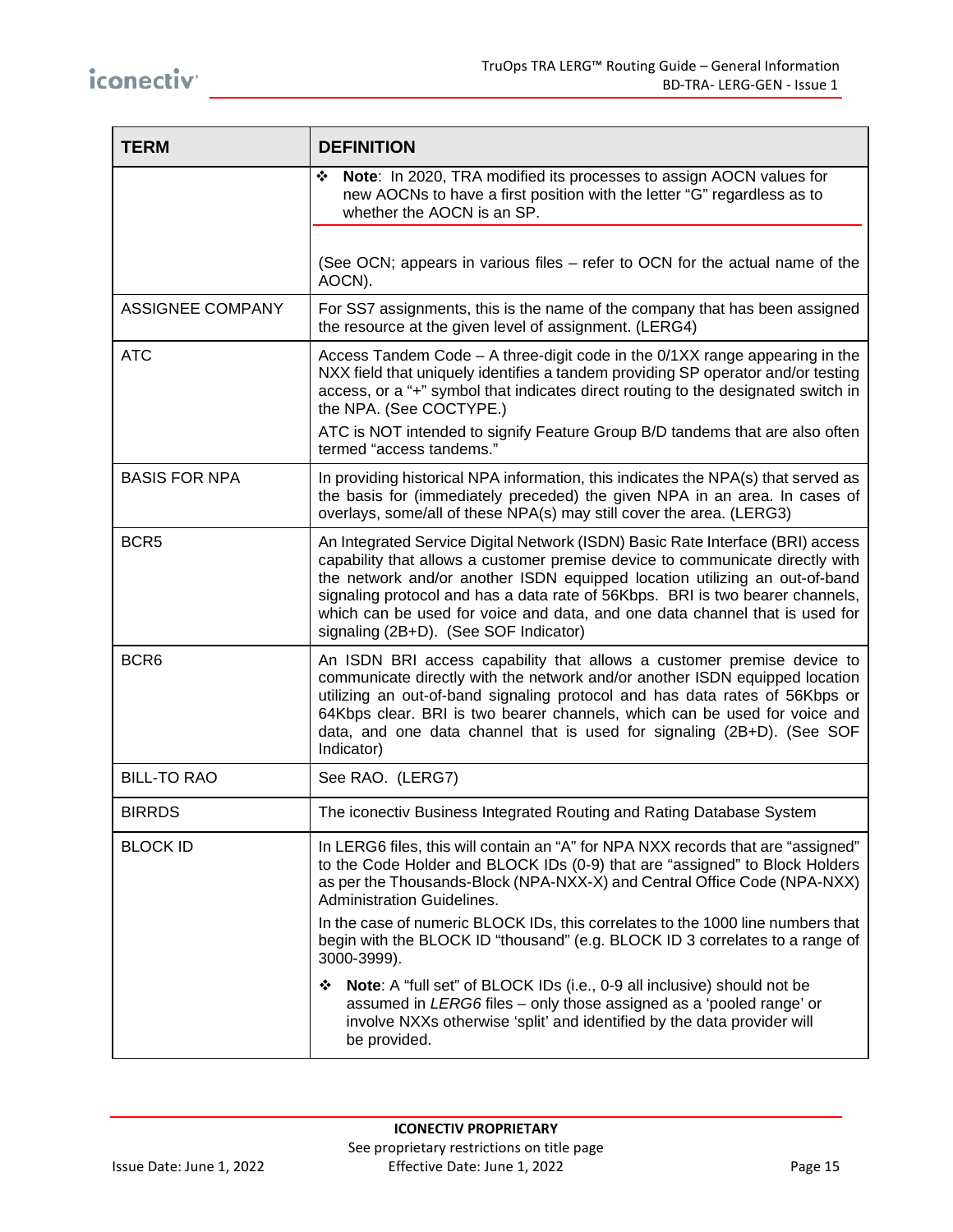| TERM | DEFINITION |
| --- | --- |
| | ❖ **Note**: In 2020, TRA modified its processes to assign AOCN values for new AOCNs to have a first position with the letter "G" regardless as to whether the AOCN is an SP.<br><br>(See OCN; appears in various files – refer to OCN for the actual name of the AOCN). |
| ASSIGNEE COMPANY | For SS7 assignments, this is the name of the company that has been assigned the resource at the given level of assignment. (LERG4) |
| ATC | Access Tandem Code – A three-digit code in the 0/1XX range appearing in the NXX field that uniquely identifies a tandem providing SP operator and/or testing access, or a "+" symbol that indicates direct routing to the designated switch in the NPA. (See COCTYPE.)<br><br>ATC is NOT intended to signify Feature Group B/D tandems that are also often termed "access tandems." |
| BASIS FOR NPA | In providing historical NPA information, this indicates the NPA(s) that served as the basis for (immediately preceded) the given NPA in an area. In cases of overlays, some/all of these NPA(s) may still cover the area. (LERG3) |
| BCR5 | An Integrated Service Digital Network (ISDN) Basic Rate Interface (BRI) access capability that allows a customer premise device to communicate directly with the network and/or another ISDN equipped location utilizing an out-of-band signaling protocol and has a data rate of 56Kbps. BRI is two bearer channels, which can be used for voice and data, and one data channel that is used for signaling (2B+D). (See SOF Indicator) |
| BCR6 | An ISDN BRI access capability that allows a customer premise device to communicate directly with the network and/or another ISDN equipped location utilizing an out-of-band signaling protocol and has data rates of 56Kbps or 64Kbps clear. BRI is two bearer channels, which can be used for voice and data, and one data channel that is used for signaling (2B+D). (See SOF Indicator) |
| BILL-TO RAO | See RAO. (LERG7) |
| BIRRDS | The iconectiv Business Integrated Routing and Rating Database System |
| BLOCK ID | In LERG6 files, this will contain an "A" for NPA NXX records that are "assigned" to the Code Holder and BLOCK IDs (0-9) that are "assigned" to Block Holders as per the Thousands-Block (NPA-NXX-X) and Central Office Code (NPA-NXX) Administration Guidelines.<br><br>In the case of numeric BLOCK IDs, this correlates to the 1000 line numbers that begin with the BLOCK ID "thousand" (e.g. BLOCK ID 3 correlates to a range of 3000-3999).<br><br>❖ **Note**: A "full set" of BLOCK IDs (i.e., 0-9 all inclusive) should not be assumed in *LERG6* files – only those assigned as a 'pooled range' or involve NXXs otherwise 'split' and identified by the data provider will be provided. |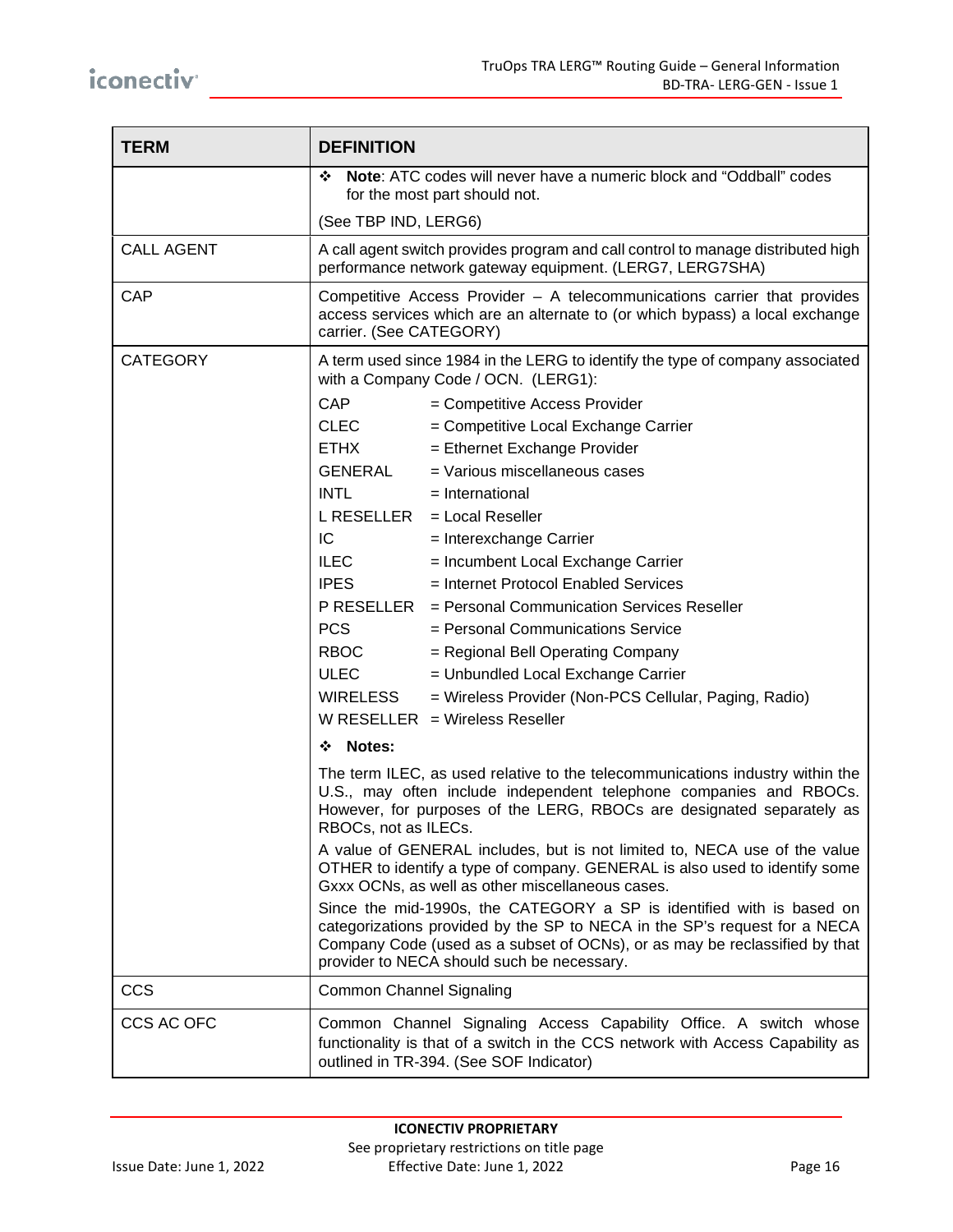| TERM | DEFINITION |
| --- | --- |
| | ❖ **Note**: ATC codes will never have a numeric block and "Oddball" codes for the most part should not.<br><br>(See TBP IND, LERG6) |
| CALL AGENT | A call agent switch provides program and call control to manage distributed high performance network gateway equipment. (LERG7, LERG7SHA) |
| CAP | Competitive Access Provider – A telecommunications carrier that provides access services which are an alternate to (or which bypass) a local exchange carrier. (See CATEGORY) |
| CATEGORY | A term used since 1984 in the LERG to identify the type of company associated with a Company Code / OCN. (LERG1):<br><br>CAP = Competitive Access Provider<br>CLEC = Competitive Local Exchange Carrier<br>ETHX = Ethernet Exchange Provider<br>GENERAL = Various miscellaneous cases<br>INTL = International<br>L RESELLER = Local Reseller<br>IC = Interexchange Carrier<br>ILEC = Incumbent Local Exchange Carrier<br>IPES = Internet Protocol Enabled Services<br>P RESELLER = Personal Communication Services Reseller<br>PCS = Personal Communications Service<br>RBOC = Regional Bell Operating Company<br>ULEC = Unbundled Local Exchange Carrier<br>WIRELESS = Wireless Provider (Non-PCS Cellular, Paging, Radio)<br>W RESELLER = Wireless Reseller<br><br>❖ **Notes:**<br><br>The term ILEC, as used relative to the telecommunications industry within the U.S., may often include independent telephone companies and RBOCs. However, for purposes of the LERG, RBOCs are designated separately as RBOCs, not as ILECs.<br><br>A value of GENERAL includes, but is not limited to, NECA use of the value OTHER to identify a type of company. GENERAL is also used to identify some Gxxx OCNs, as well as other miscellaneous cases.<br><br>Since the mid-1990s, the CATEGORY a SP is identified with is based on categorizations provided by the SP to NECA in the SP's request for a NECA Company Code (used as a subset of OCNs), or as may be reclassified by that provider to NECA should such be necessary. |
| CCS | Common Channel Signaling |
| CCS AC OFC | Common Channel Signaling Access Capability Office. A switch whose functionality is that of a switch in the CCS network with Access Capability as outlined in TR-394. (See SOF Indicator) |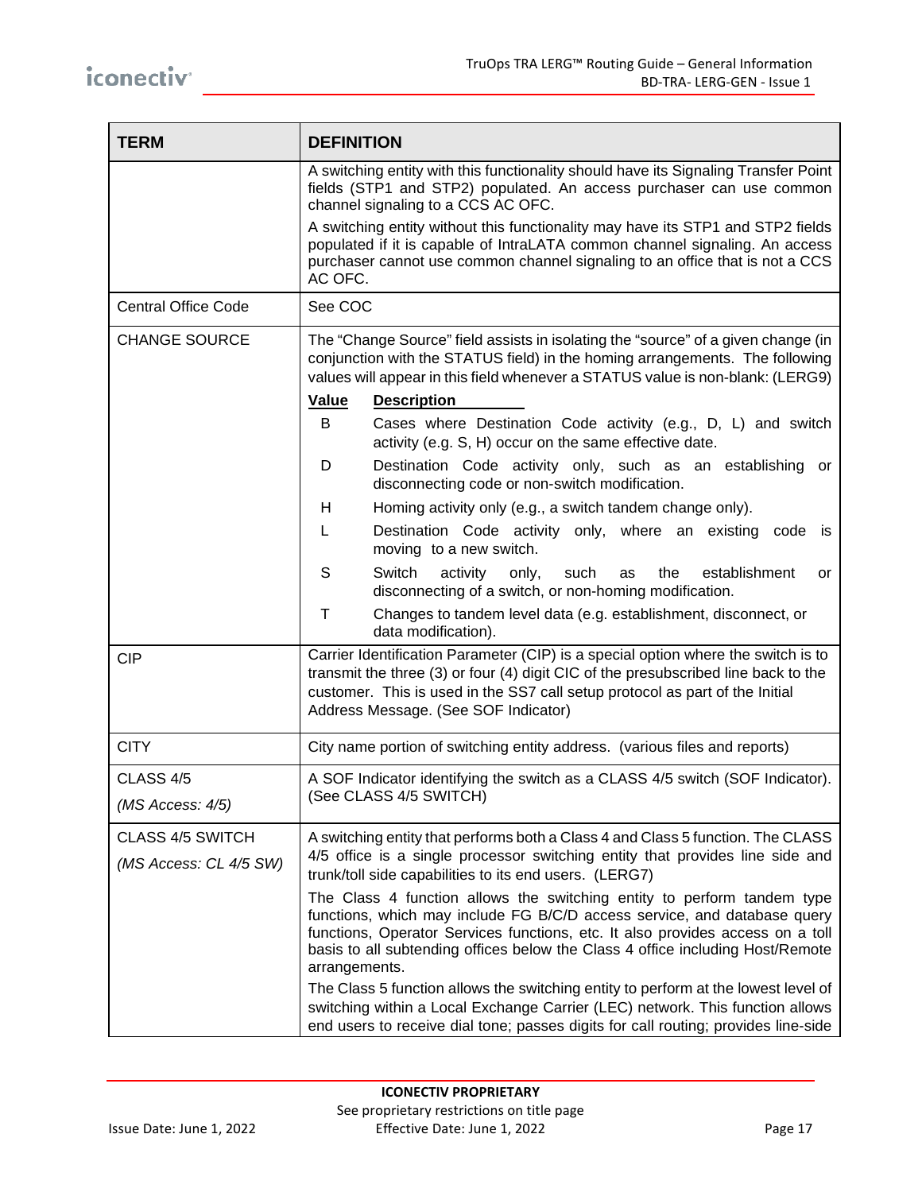| TERM | DEFINITION |
|---|---|
| | A switching entity with this functionality should have its Signaling Transfer Point fields (STP1 and STP2) populated. An access purchaser can use common channel signaling to a CCS AC OFC.<br><br>A switching entity without this functionality may have its STP1 and STP2 fields populated if it is capable of IntraLATA common channel signaling. An access purchaser cannot use common channel signaling to an office that is not a CCS AC OFC. |
| Central Office Code | See COC |
| CHANGE SOURCE | The "Change Source" field assists in isolating the "source" of a given change (in conjunction with the STATUS field) in the homing arrangements. The following values will appear in this field whenever a STATUS value is non-blank: (LERG9)<br><br>**Value** **Description**<br>B Cases where Destination Code activity (e.g., D, L) and switch activity (e.g. S, H) occur on the same effective date.<br>D Destination Code activity only, such as an establishing or disconnecting code or non-switch modification.<br>H Homing activity only (e.g., a switch tandem change only).<br>L Destination Code activity only, where an existing code is moving to a new switch.<br>S Switch activity only, such as the establishment or disconnecting of a switch, or non-homing modification.<br>T Changes to tandem level data (e.g. establishment, disconnect, or data modification). |
| CIP | Carrier Identification Parameter (CIP) is a special option where the switch is to transmit the three (3) or four (4) digit CIC of the presubscribed line back to the customer. This is used in the SS7 call setup protocol as part of the Initial Address Message. (See SOF Indicator) |
| CITY | City name portion of switching entity address. (various files and reports) |
| CLASS 4/5<br><br>*(MS Access: 4/5)* | A SOF Indicator identifying the switch as a CLASS 4/5 switch (SOF Indicator). (See CLASS 4/5 SWITCH) |
| CLASS 4/5 SWITCH<br><br>*(MS Access: CL 4/5 SW)* | A switching entity that performs both a Class 4 and Class 5 function. The CLASS 4/5 office is a single processor switching entity that provides line side and trunk/toll side capabilities to its end users. (LERG7)<br><br>The Class 4 function allows the switching entity to perform tandem type functions, which may include FG B/C/D access service, and database query functions, Operator Services functions, etc. It also provides access on a toll basis to all subtending offices below the Class 4 office including Host/Remote arrangements.<br><br>The Class 5 function allows the switching entity to perform at the lowest level of switching within a Local Exchange Carrier (LEC) network. This function allows end users to receive dial tone; passes digits for call routing; provides line-side |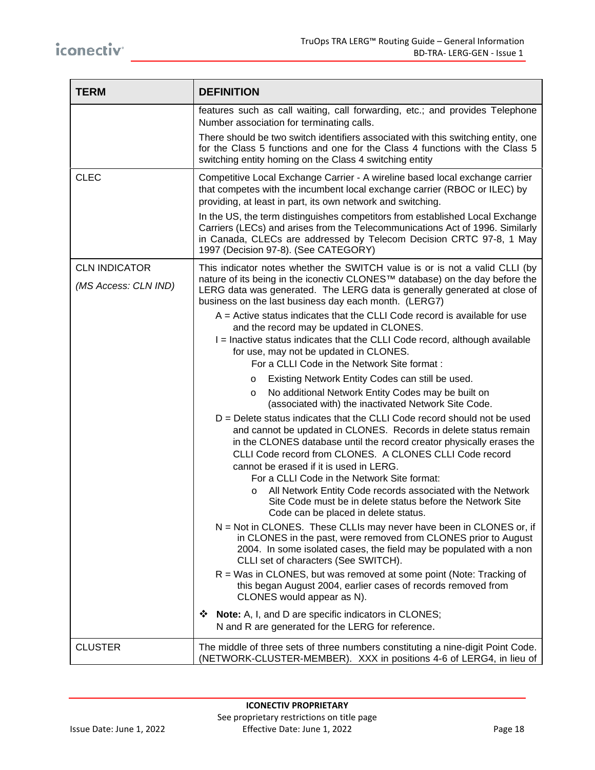| TERM | DEFINITION |
|---|---|
| | features such as call waiting, call forwarding, etc.; and provides Telephone Number association for terminating calls.<br><br>There should be two switch identifiers associated with this switching entity, one for the Class 5 functions and one for the Class 4 functions with the Class 5 switching entity homing on the Class 4 switching entity |
| CLEC | Competitive Local Exchange Carrier - A wireline based local exchange carrier that competes with the incumbent local exchange carrier (RBOC or ILEC) by providing, at least in part, its own network and switching.<br><br>In the US, the term distinguishes competitors from established Local Exchange Carriers (LECs) and arises from the Telecommunications Act of 1996. Similarly in Canada, CLECs are addressed by Telecom Decision CRTC 97-8, 1 May 1997 (Decision 97-8). (See CATEGORY) |
| CLN INDICATOR<br><br>*(MS Access: CLN IND)* | This indicator notes whether the SWITCH value is or is not a valid CLLI (by nature of its being in the iconectiv CLONES™ database) on the day before the LERG data was generated. The LERG data is generally generated at close of business on the last business day each month. (LERG7)<br><br>A = Active status indicates that the CLLI Code record is available for use and the record may be updated in CLONES.<br>I = Inactive status indicates that the CLLI Code record, although available for use, may not be updated in CLONES.<br>For a CLLI Code in the Network Site format :<br>o Existing Network Entity Codes can still be used.<br>o No additional Network Entity Codes may be built on (associated with) the inactivated Network Site Code.<br><br>D = Delete status indicates that the CLLI Code record should not be used and cannot be updated in CLONES. Records in delete status remain in the CLONES database until the record creator physically erases the CLLI Code record from CLONES. A CLONES CLLI Code record cannot be erased if it is used in LERG.<br>For a CLLI Code in the Network Site format:<br>o All Network Entity Code records associated with the Network Site Code must be in delete status before the Network Site Code can be placed in delete status.<br><br>N = Not in CLONES. These CLLIs may never have been in CLONES or, if in CLONES in the past, were removed from CLONES prior to August 2004. In some isolated cases, the field may be populated with a non CLLI set of characters (See SWITCH).<br>R = Was in CLONES, but was removed at some point (Note: Tracking of this began August 2004, earlier cases of records removed from CLONES would appear as N).<br><br>❖ **Note:** A, I, and D are specific indicators in CLONES;<br>N and R are generated for the LERG for reference. |
| CLUSTER | The middle of three sets of three numbers constituting a nine-digit Point Code. (NETWORK-CLUSTER-MEMBER). XXX in positions 4-6 of LERG4, in lieu of |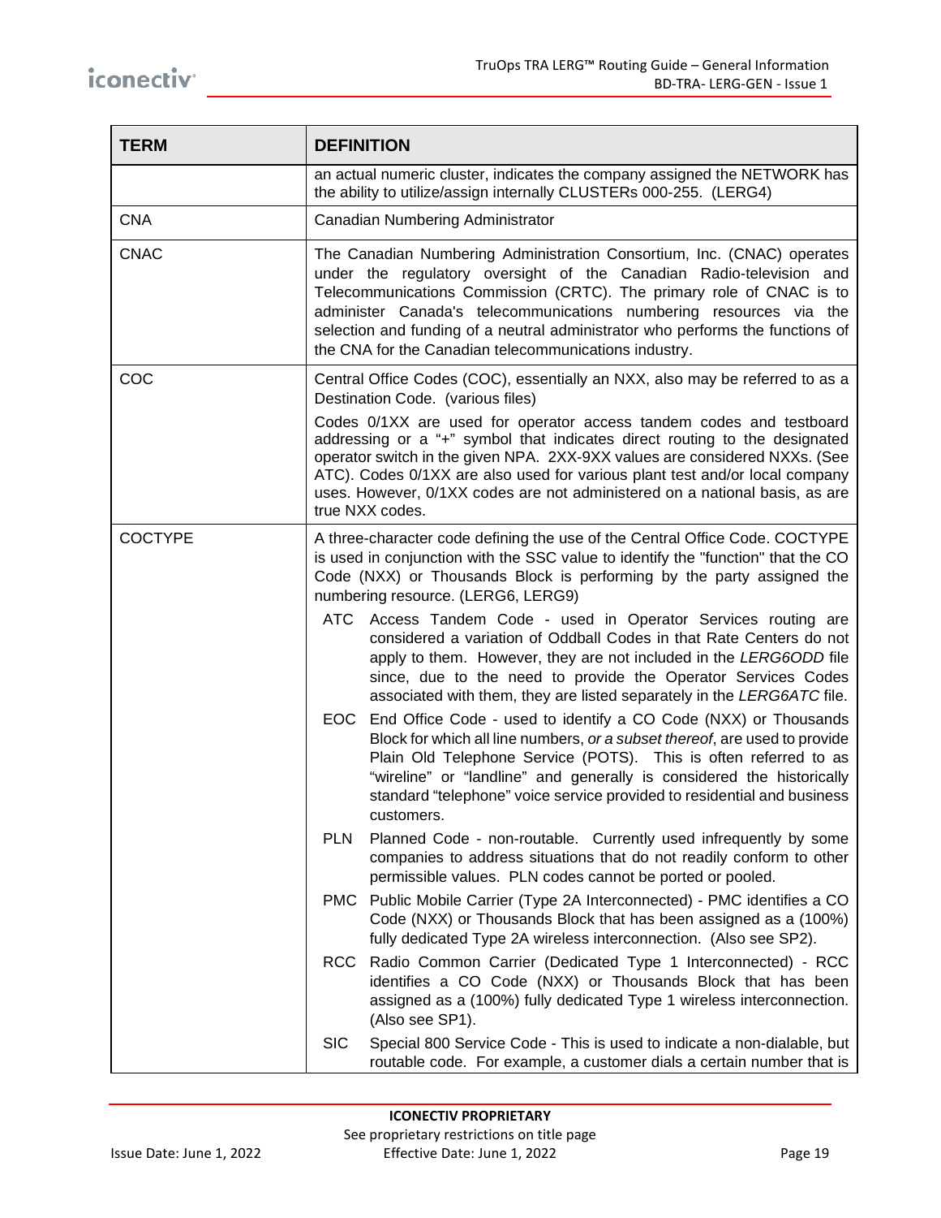| TERM | DEFINITION |
|---|---|
| | an actual numeric cluster, indicates the company assigned the NETWORK has the ability to utilize/assign internally CLUSTERs 000-255. (LERG4) |
| CNA | Canadian Numbering Administrator |
| CNAC | The Canadian Numbering Administration Consortium, Inc. (CNAC) operates under the regulatory oversight of the Canadian Radio-television and Telecommunications Commission (CRTC). The primary role of CNAC is to administer Canada's telecommunications numbering resources via the selection and funding of a neutral administrator who performs the functions of the CNA for the Canadian telecommunications industry. |
| COC | Central Office Codes (COC), essentially an NXX, also may be referred to as a Destination Code. (various files)<br><br>Codes 0/1XX are used for operator access tandem codes and testboard addressing or a "+" symbol that indicates direct routing to the designated operator switch in the given NPA. 2XX-9XX values are considered NXXs. (See ATC). Codes 0/1XX are also used for various plant test and/or local company uses. However, 0/1XX codes are not administered on a national basis, as are true NXX codes. |
| COCTYPE | A three-character code defining the use of the Central Office Code. COCTYPE is used in conjunction with the SSC value to identify the "function" that the CO Code (NXX) or Thousands Block is performing by the party assigned the numbering resource. (LERG6, LERG9)<br><br>ATC Access Tandem Code - used in Operator Services routing are considered a variation of Oddball Codes in that Rate Centers do not apply to them. However, they are not included in the *LERG6ODD* file since, due to the need to provide the Operator Services Codes associated with them, they are listed separately in the *LERG6ATC* file.<br><br>EOC End Office Code - used to identify a CO Code (NXX) or Thousands Block for which all line numbers, *or a subset thereof*, are used to provide Plain Old Telephone Service (POTS). This is often referred to as "wireline" or "landline" and generally is considered the historically standard "telephone" voice service provided to residential and business customers.<br><br>PLN Planned Code - non-routable. Currently used infrequently by some companies to address situations that do not readily conform to other permissible values. PLN codes cannot be ported or pooled.<br><br>PMC Public Mobile Carrier (Type 2A Interconnected) - PMC identifies a CO Code (NXX) or Thousands Block that has been assigned as a (100%) fully dedicated Type 2A wireless interconnection. (Also see SP2).<br><br>RCC Radio Common Carrier (Dedicated Type 1 Interconnected) - RCC identifies a CO Code (NXX) or Thousands Block that has been assigned as a (100%) fully dedicated Type 1 wireless interconnection. (Also see SP1).<br><br>SIC Special 800 Service Code - This is used to indicate a non-dialable, but routable code. For example, a customer dials a certain number that is |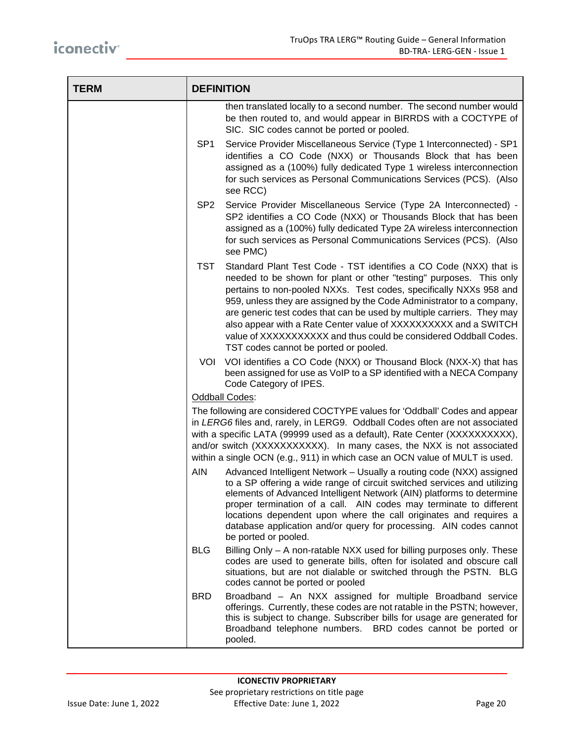| TERM | DEFINITION |
|---|---|
| | then translated locally to a second number. The second number would be then routed to, and would appear in BIRRDS with a COCTYPE of SIC. SIC codes cannot be ported or pooled. |
| | SP1 Service Provider Miscellaneous Service (Type 1 Interconnected) - SP1 identifies a CO Code (NXX) or Thousands Block that has been assigned as a (100%) fully dedicated Type 1 wireless interconnection for such services as Personal Communications Services (PCS). (Also see RCC) |
| | SP2 Service Provider Miscellaneous Service (Type 2A Interconnected) - SP2 identifies a CO Code (NXX) or Thousands Block that has been assigned as a (100%) fully dedicated Type 2A wireless interconnection for such services as Personal Communications Services (PCS). (Also see PMC) |
| | TST Standard Plant Test Code - TST identifies a CO Code (NXX) that is needed to be shown for plant or other "testing" purposes. This only pertains to non-pooled NXXs. Test codes, specifically NXXs 958 and 959, unless they are assigned by the Code Administrator to a company, are generic test codes that can be used by multiple carriers. They may also appear with a Rate Center value of XXXXXXXXXX and a SWITCH value of XXXXXXXXXXX and thus could be considered Oddball Codes. TST codes cannot be ported or pooled. |
| | VOI VOI identifies a CO Code (NXX) or Thousand Block (NXX-X) that has been assigned for use as VoIP to a SP identified with a NECA Company Code Category of IPES. |
| | <u>Oddball Codes</u>: |
| | The following are considered COCTYPE values for 'Oddball' Codes and appear in *LERG6* files and, rarely, in LERG9. Oddball Codes often are not associated with a specific LATA (99999 used as a default), Rate Center (XXXXXXXXXX), and/or switch (XXXXXXXXXXX). In many cases, the NXX is not associated within a single OCN (e.g., 911) in which case an OCN value of MULT is used. |
| | AIN Advanced Intelligent Network – Usually a routing code (NXX) assigned to a SP offering a wide range of circuit switched services and utilizing elements of Advanced Intelligent Network (AIN) platforms to determine proper termination of a call. AIN codes may terminate to different locations dependent upon where the call originates and requires a database application and/or query for processing. AIN codes cannot be ported or pooled. |
| | BLG Billing Only – A non-ratable NXX used for billing purposes only. These codes are used to generate bills, often for isolated and obscure call situations, but are not dialable or switched through the PSTN. BLG codes cannot be ported or pooled |
| | BRD Broadband – An NXX assigned for multiple Broadband service offerings. Currently, these codes are not ratable in the PSTN; however, this is subject to change. Subscriber bills for usage are generated for Broadband telephone numbers. BRD codes cannot be ported or pooled. |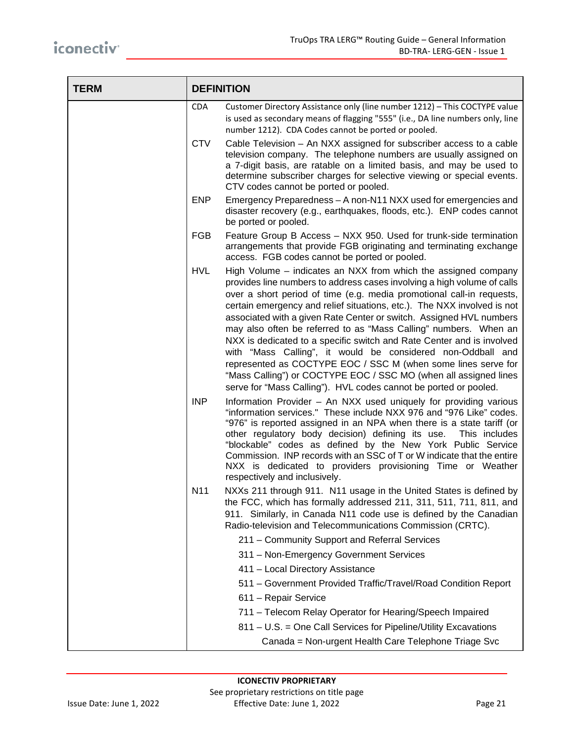| TERM | DEFINITION |
|---|---|
| | CDA Customer Directory Assistance only (line number 1212) – This COCTYPE value is used as secondary means of flagging "555" (i.e., DA line numbers only, line number 1212). CDA Codes cannot be ported or pooled.<br><br>CTV Cable Television – An NXX assigned for subscriber access to a cable television company. The telephone numbers are usually assigned on a 7-digit basis, are ratable on a limited basis, and may be used to determine subscriber charges for selective viewing or special events. CTV codes cannot be ported or pooled.<br><br>ENP Emergency Preparedness – A non-N11 NXX used for emergencies and disaster recovery (e.g., earthquakes, floods, etc.). ENP codes cannot be ported or pooled.<br><br>FGB Feature Group B Access – NXX 950. Used for trunk-side termination arrangements that provide FGB originating and terminating exchange access. FGB codes cannot be ported or pooled.<br><br>HVL High Volume – indicates an NXX from which the assigned company provides line numbers to address cases involving a high volume of calls over a short period of time (e.g. media promotional call-in requests, certain emergency and relief situations, etc.). The NXX involved is not associated with a given Rate Center or switch. Assigned HVL numbers may also often be referred to as "Mass Calling" numbers. When an NXX is dedicated to a specific switch and Rate Center and is involved with "Mass Calling", it would be considered non-Oddball and represented as COCTYPE EOC / SSC M (when some lines serve for "Mass Calling") or COCTYPE EOC / SSC MO (when all assigned lines serve for "Mass Calling"). HVL codes cannot be ported or pooled.<br><br>INP Information Provider – An NXX used uniquely for providing various "information services." These include NXX 976 and "976 Like" codes. "976" is reported assigned in an NPA when there is a state tariff (or other regulatory body decision) defining its use. This includes "blockable" codes as defined by the New York Public Service Commission. INP records with an SSC of T or W indicate that the entire NXX is dedicated to providers provisioning Time or Weather respectively and inclusively.<br><br>N11 NXXs 211 through 911. N11 usage in the United States is defined by the FCC, which has formally addressed 211, 311, 511, 711, 811, and 911. Similarly, in Canada N11 code use is defined by the Canadian Radio-television and Telecommunications Commission (CRTC).<br><br>211 – Community Support and Referral Services<br>311 – Non-Emergency Government Services<br>411 – Local Directory Assistance<br>511 – Government Provided Traffic/Travel/Road Condition Report<br>611 – Repair Service<br>711 – Telecom Relay Operator for Hearing/Speech Impaired<br>811 – U.S. = One Call Services for Pipeline/Utility Excavations<br>Canada = Non-urgent Health Care Telephone Triage Svc |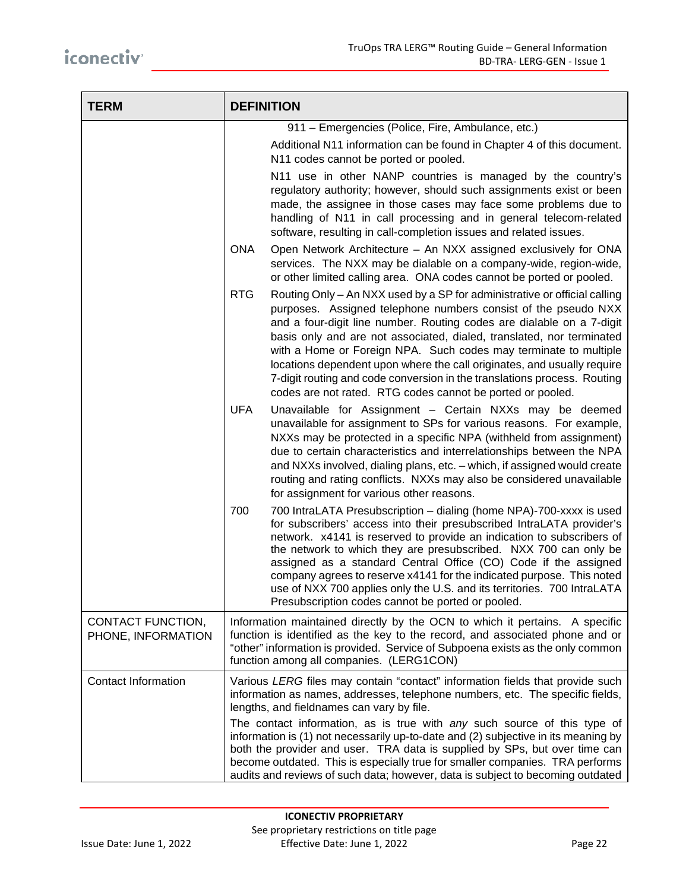| TERM | DEFINITION |
| --- | --- |
| | 911 – Emergencies (Police, Fire, Ambulance, etc.)<br><br>Additional N11 information can be found in Chapter 4 of this document. N11 codes cannot be ported or pooled.<br><br>N11 use in other NANP countries is managed by the country's regulatory authority; however, should such assignments exist or been made, the assignee in those cases may face some problems due to handling of N11 in call processing and in general telecom-related software, resulting in call-completion issues and related issues.<br><br>ONA Open Network Architecture – An NXX assigned exclusively for ONA services. The NXX may be dialable on a company-wide, region-wide, or other limited calling area. ONA codes cannot be ported or pooled.<br><br>RTG Routing Only – An NXX used by a SP for administrative or official calling purposes. Assigned telephone numbers consist of the pseudo NXX and a four-digit line number. Routing codes are dialable on a 7-digit basis only and are not associated, dialed, translated, nor terminated with a Home or Foreign NPA. Such codes may terminate to multiple locations dependent upon where the call originates, and usually require 7-digit routing and code conversion in the translations process. Routing codes are not rated. RTG codes cannot be ported or pooled.<br><br>UFA Unavailable for Assignment – Certain NXXs may be deemed unavailable for assignment to SPs for various reasons. For example, NXXs may be protected in a specific NPA (withheld from assignment) due to certain characteristics and interrelationships between the NPA and NXXs involved, dialing plans, etc. – which, if assigned would create routing and rating conflicts. NXXs may also be considered unavailable for assignment for various other reasons.<br><br>700 700 IntraLATA Presubscription – dialing (home NPA)-700-xxxx is used for subscribers' access into their presubscribed IntraLATA provider's network. x4141 is reserved to provide an indication to subscribers of the network to which they are presubscribed. NXX 700 can only be assigned as a standard Central Office (CO) Code if the assigned company agrees to reserve x4141 for the indicated purpose. This noted use of NXX 700 applies only the U.S. and its territories. 700 IntraLATA Presubscription codes cannot be ported or pooled. |
| CONTACT FUNCTION, PHONE, INFORMATION | Information maintained directly by the OCN to which it pertains. A specific function is identified as the key to the record, and associated phone and or "other" information is provided. Service of Subpoena exists as the only common function among all companies. (LERG1CON) |
| Contact Information | Various *LERG* files may contain "contact" information fields that provide such information as names, addresses, telephone numbers, etc. The specific fields, lengths, and fieldnames can vary by file.<br><br>The contact information, as is true with *any* such source of this type of information is (1) not necessarily up-to-date and (2) subjective in its meaning by both the provider and user. TRA data is supplied by SPs, but over time can become outdated. This is especially true for smaller companies. TRA performs audits and reviews of such data; however, data is subject to becoming outdated |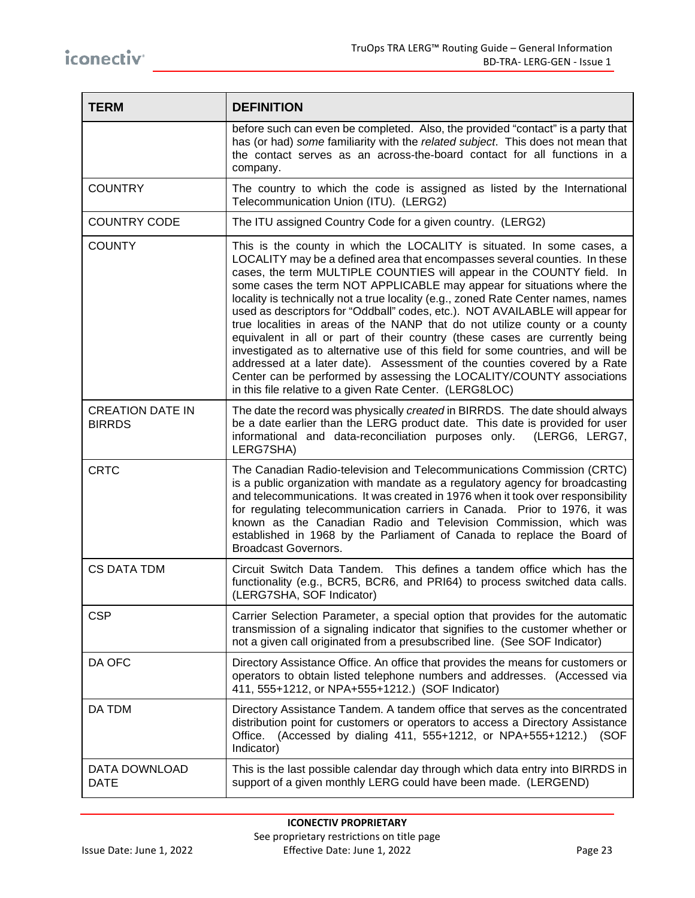| TERM | DEFINITION |
|---|---|
| | before such can even be completed. Also, the provided "contact" is a party that has (or had) *some* familiarity with the *related subject*. This does not mean that the contact serves as an across-the-board contact for all functions in a company. |
| COUNTRY | The country to which the code is assigned as listed by the International Telecommunication Union (ITU). (LERG2) |
| COUNTRY CODE | The ITU assigned Country Code for a given country. (LERG2) |
| COUNTY | This is the county in which the LOCALITY is situated. In some cases, a LOCALITY may be a defined area that encompasses several counties. In these cases, the term MULTIPLE COUNTIES will appear in the COUNTY field. In some cases the term NOT APPLICABLE may appear for situations where the locality is technically not a true locality (e.g., zoned Rate Center names, names used as descriptors for "Oddball" codes, etc.). NOT AVAILABLE will appear for true localities in areas of the NANP that do not utilize county or a county equivalent in all or part of their country (these cases are currently being investigated as to alternative use of this field for some countries, and will be addressed at a later date). Assessment of the counties covered by a Rate Center can be performed by assessing the LOCALITY/COUNTY associations in this file relative to a given Rate Center. (LERG8LOC) |
| CREATION DATE IN BIRRDS | The date the record was physically *created* in BIRRDS. The date should always be a date earlier than the LERG product date. This date is provided for user informational and data-reconciliation purposes only. (LERG6, LERG7, LERG7SHA) |
| CRTC | The Canadian Radio-television and Telecommunications Commission (CRTC) is a public organization with mandate as a regulatory agency for broadcasting and telecommunications. It was created in 1976 when it took over responsibility for regulating telecommunication carriers in Canada. Prior to 1976, it was known as the Canadian Radio and Television Commission, which was established in 1968 by the Parliament of Canada to replace the Board of Broadcast Governors. |
| CS DATA TDM | Circuit Switch Data Tandem. This defines a tandem office which has the functionality (e.g., BCR5, BCR6, and PRI64) to process switched data calls. (LERG7SHA, SOF Indicator) |
| CSP | Carrier Selection Parameter, a special option that provides for the automatic transmission of a signaling indicator that signifies to the customer whether or not a given call originated from a presubscribed line. (See SOF Indicator) |
| DA OFC | Directory Assistance Office. An office that provides the means for customers or operators to obtain listed telephone numbers and addresses. (Accessed via 411, 555+1212, or NPA+555+1212.) (SOF Indicator) |
| DA TDM | Directory Assistance Tandem. A tandem office that serves as the concentrated distribution point for customers or operators to access a Directory Assistance Office. (Accessed by dialing 411, 555+1212, or NPA+555+1212.) (SOF Indicator) |
| DATA DOWNLOAD DATE | This is the last possible calendar day through which data entry into BIRRDS in support of a given monthly LERG could have been made. (LERGEND) |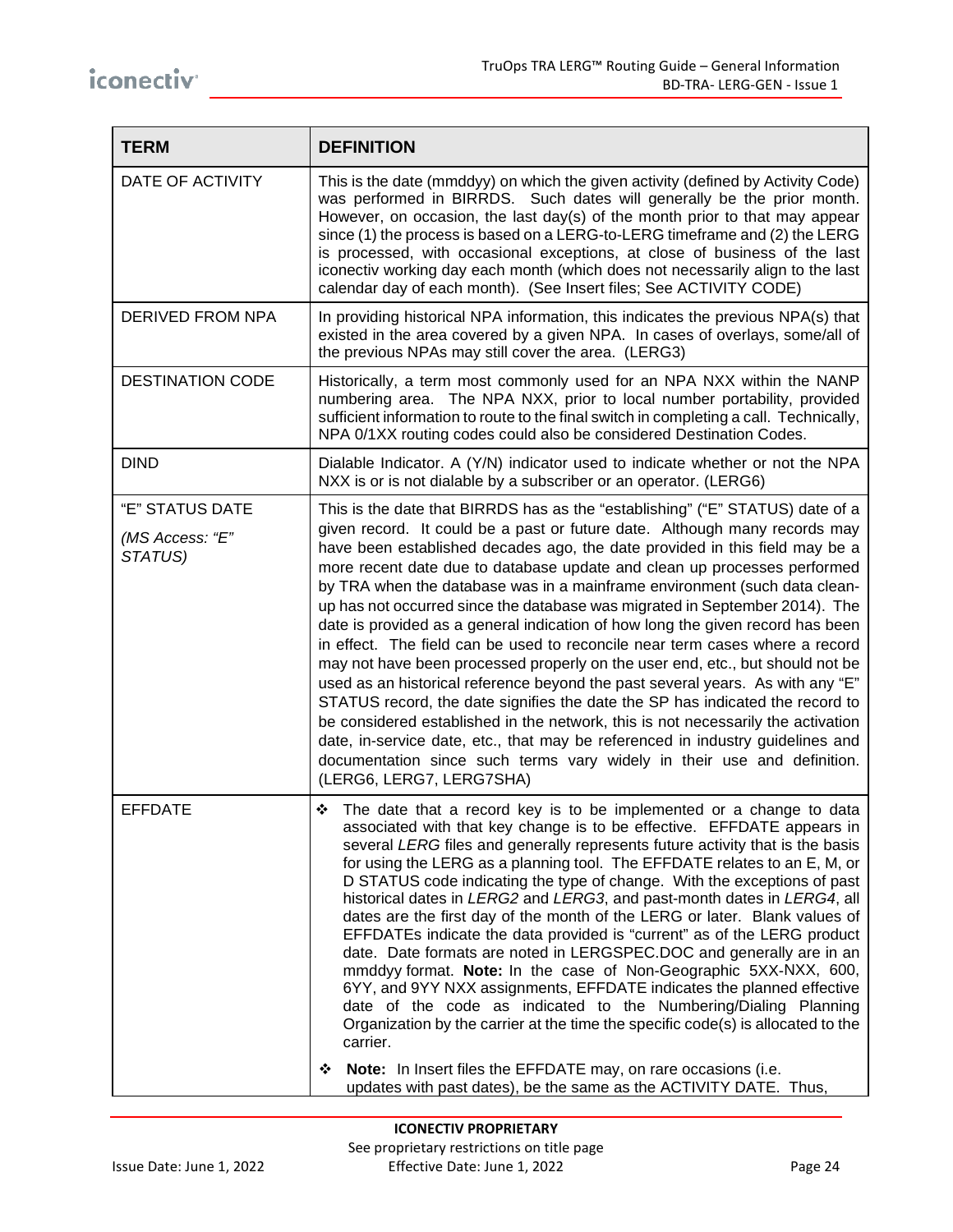| TERM | DEFINITION |
|---|---|
| DATE OF ACTIVITY | This is the date (mmddyy) on which the given activity (defined by Activity Code) was performed in BIRRDS. Such dates will generally be the prior month. However, on occasion, the last day(s) of the month prior to that may appear since (1) the process is based on a LERG-to-LERG timeframe and (2) the LERG is processed, with occasional exceptions, at close of business of the last iconectiv working day each month (which does not necessarily align to the last calendar day of each month). (See Insert files; See ACTIVITY CODE) |
| DERIVED FROM NPA | In providing historical NPA information, this indicates the previous NPA(s) that existed in the area covered by a given NPA. In cases of overlays, some/all of the previous NPAs may still cover the area. (LERG3) |
| DESTINATION CODE | Historically, a term most commonly used for an NPA NXX within the NANP numbering area. The NPA NXX, prior to local number portability, provided sufficient information to route to the final switch in completing a call. Technically, NPA 0/1XX routing codes could also be considered Destination Codes. |
| DIND | Dialable Indicator. A (Y/N) indicator used to indicate whether or not the NPA NXX is or is not dialable by a subscriber or an operator. (LERG6) |
| "E" STATUS DATE<br><br>*(MS Access: "E" STATUS)* | This is the date that BIRRDS has as the "establishing" ("E" STATUS) date of a given record. It could be a past or future date. Although many records may have been established decades ago, the date provided in this field may be a more recent date due to database update and clean up processes performed by TRA when the database was in a mainframe environment (such data clean-up has not occurred since the database was migrated in September 2014). The date is provided as a general indication of how long the given record has been in effect. The field can be used to reconcile near term cases where a record may not have been processed properly on the user end, etc., but should not be used as an historical reference beyond the past several years. As with any "E" STATUS record, the date signifies the date the SP has indicated the record to be considered established in the network, this is not necessarily the activation date, in-service date, etc., that may be referenced in industry guidelines and documentation since such terms vary widely in their use and definition. (LERG6, LERG7, LERG7SHA) |
| EFFDATE | ❖ The date that a record key is to be implemented or a change to data associated with that key change is to be effective. EFFDATE appears in several *LERG* files and generally represents future activity that is the basis for using the LERG as a planning tool. The EFFDATE relates to an E, M, or D STATUS code indicating the type of change. With the exceptions of past historical dates in *LERG2* and *LERG3*, and past-month dates in *LERG4*, all dates are the first day of the month of the LERG or later. Blank values of EFFDATEs indicate the data provided is "current" as of the LERG product date. Date formats are noted in LERGSPEC.DOC and generally are in an mmddyy format. **Note:** In the case of Non-Geographic 5XX-NXX, 600, 6YY, and 9YY NXX assignments, EFFDATE indicates the planned effective date of the code as indicated to the Numbering/Dialing Planning Organization by the carrier at the time the specific code(s) is allocated to the carrier.<br><br>❖ **Note:** In Insert files the EFFDATE may, on rare occasions (i.e. updates with past dates), be the same as the ACTIVITY DATE. Thus, |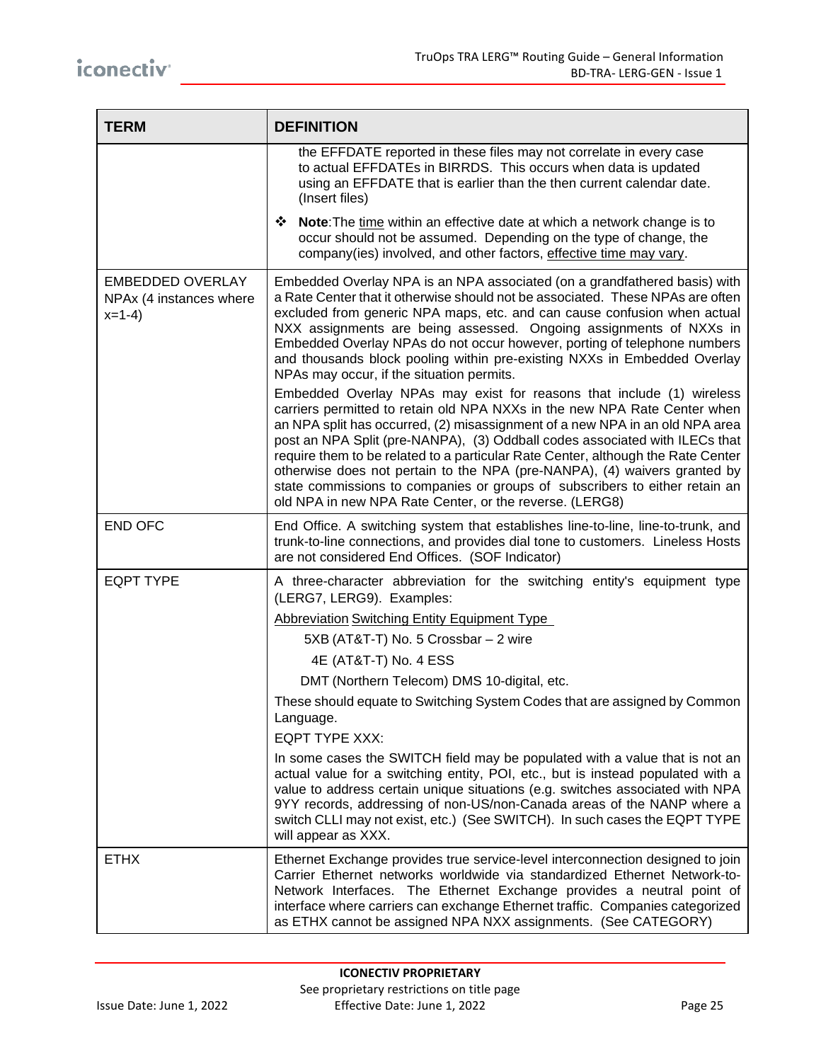| TERM | DEFINITION |
|---|---|
| | the EFFDATE reported in these files may not correlate in every case to actual EFFDATEs in BIRRDS. This occurs when data is updated using an EFFDATE that is earlier than the then current calendar date. (Insert files)<br><br>❖ **Note**:The time within an effective date at which a network change is to occur should not be assumed. Depending on the type of change, the company(ies) involved, and other factors, effective time may vary. |
| EMBEDDED OVERLAY NPAx (4 instances where x=1-4) | Embedded Overlay NPA is an NPA associated (on a grandfathered basis) with a Rate Center that it otherwise should not be associated. These NPAs are often excluded from generic NPA maps, etc. and can cause confusion when actual NXX assignments are being assessed. Ongoing assignments of NXXs in Embedded Overlay NPAs do not occur however, porting of telephone numbers and thousands block pooling within pre-existing NXXs in Embedded Overlay NPAs may occur, if the situation permits.<br><br>Embedded Overlay NPAs may exist for reasons that include (1) wireless carriers permitted to retain old NPA NXXs in the new NPA Rate Center when an NPA split has occurred, (2) misassignment of a new NPA in an old NPA area post an NPA Split (pre-NANPA), (3) Oddball codes associated with ILECs that require them to be related to a particular Rate Center, although the Rate Center otherwise does not pertain to the NPA (pre-NANPA), (4) waivers granted by state commissions to companies or groups of subscribers to either retain an old NPA in new NPA Rate Center, or the reverse. (LERG8) |
| END OFC | End Office. A switching system that establishes line-to-line, line-to-trunk, and trunk-to-line connections, and provides dial tone to customers. Lineless Hosts are not considered End Offices. (SOF Indicator) |
| EQPT TYPE | A three-character abbreviation for the switching entity's equipment type (LERG7, LERG9). Examples:<br><br>Abbreviation Switching Entity Equipment Type<br><br>5XB (AT&T-T) No. 5 Crossbar – 2 wire<br><br>4E (AT&T-T) No. 4 ESS<br><br>DMT (Northern Telecom) DMS 10-digital, etc.<br><br>These should equate to Switching System Codes that are assigned by Common Language.<br><br>EQPT TYPE XXX:<br><br>In some cases the SWITCH field may be populated with a value that is not an actual value for a switching entity, POI, etc., but is instead populated with a value to address certain unique situations (e.g. switches associated with NPA 9YY records, addressing of non-US/non-Canada areas of the NANP where a switch CLLI may not exist, etc.) (See SWITCH). In such cases the EQPT TYPE will appear as XXX. |
| ETHX | Ethernet Exchange provides true service-level interconnection designed to join Carrier Ethernet networks worldwide via standardized Ethernet Network-to-Network Interfaces. The Ethernet Exchange provides a neutral point of interface where carriers can exchange Ethernet traffic. Companies categorized as ETHX cannot be assigned NPA NXX assignments. (See CATEGORY) |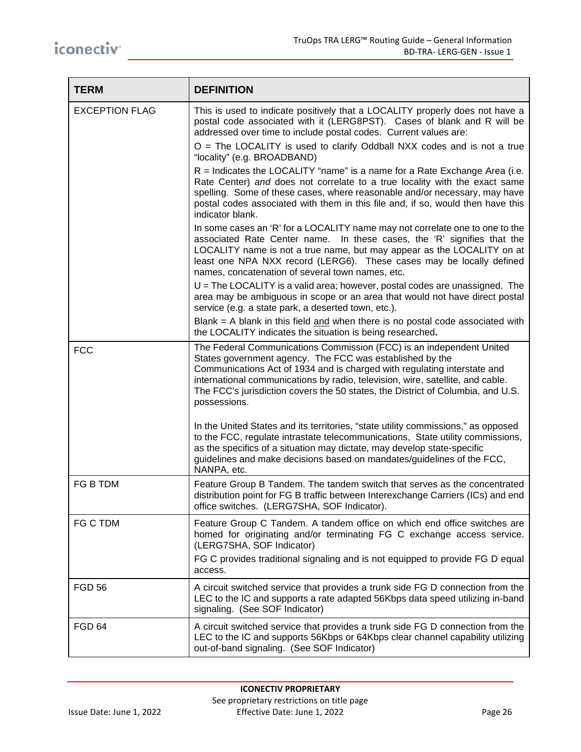| TERM | DEFINITION |
|---|---|
| EXCEPTION FLAG | This is used to indicate positively that a LOCALITY properly does not have a postal code associated with it (LERG8PST). Cases of blank and R will be addressed over time to include postal codes. Current values are:<br><br>O = The LOCALITY is used to clarify Oddball NXX codes and is not a true "locality" (e.g. BROADBAND)<br><br>R = Indicates the LOCALITY "name" is a name for a Rate Exchange Area (i.e. Rate Center) *and* does not correlate to a true locality with the exact same spelling. Some of these cases, where reasonable and/or necessary, may have postal codes associated with them in this file and, if so, would then have this indicator blank.<br><br>In some cases an 'R' for a LOCALITY name may not correlate one to one to the associated Rate Center name. In these cases, the 'R' signifies that the LOCALITY name is not a true name, but may appear as the LOCALITY on at least one NPA NXX record (LERG6). These cases may be locally defined names, concatenation of several town names, etc.<br><br>U = The LOCALITY is a valid area; however, postal codes are unassigned. The area may be ambiguous in scope or an area that would not have direct postal service (e.g. a state park, a deserted town, etc.).<br><br>Blank = A blank in this field and when there is no postal code associated with the LOCALITY indicates the situation is being researched**.** |
| FCC | The Federal Communications Commission (FCC) is an independent United States government agency. The FCC was established by the Communications Act of 1934 and is charged with regulating interstate and international communications by radio, television, wire, satellite, and cable. The FCC's jurisdiction covers the 50 states, the District of Columbia, and U.S. possessions.<br><br>In the United States and its territories, "state utility commissions," as opposed to the FCC, regulate intrastate telecommunications, State utility commissions, as the specifics of a situation may dictate, may develop state-specific guidelines and make decisions based on mandates/guidelines of the FCC, NANPA, etc. |
| FG B TDM | Feature Group B Tandem. The tandem switch that serves as the concentrated distribution point for FG B traffic between Interexchange Carriers (ICs) and end office switches. (LERG7SHA, SOF Indicator). |
| FG C TDM | Feature Group C Tandem. A tandem office on which end office switches are homed for originating and/or terminating FG C exchange access service. (LERG7SHA, SOF Indicator)<br><br>FG C provides traditional signaling and is not equipped to provide FG D equal access. |
| FGD 56 | A circuit switched service that provides a trunk side FG D connection from the LEC to the IC and supports a rate adapted 56Kbps data speed utilizing in-band signaling. (See SOF Indicator) |
| FGD 64 | A circuit switched service that provides a trunk side FG D connection from the LEC to the IC and supports 56Kbps or 64Kbps clear channel capability utilizing out-of-band signaling. (See SOF Indicator) |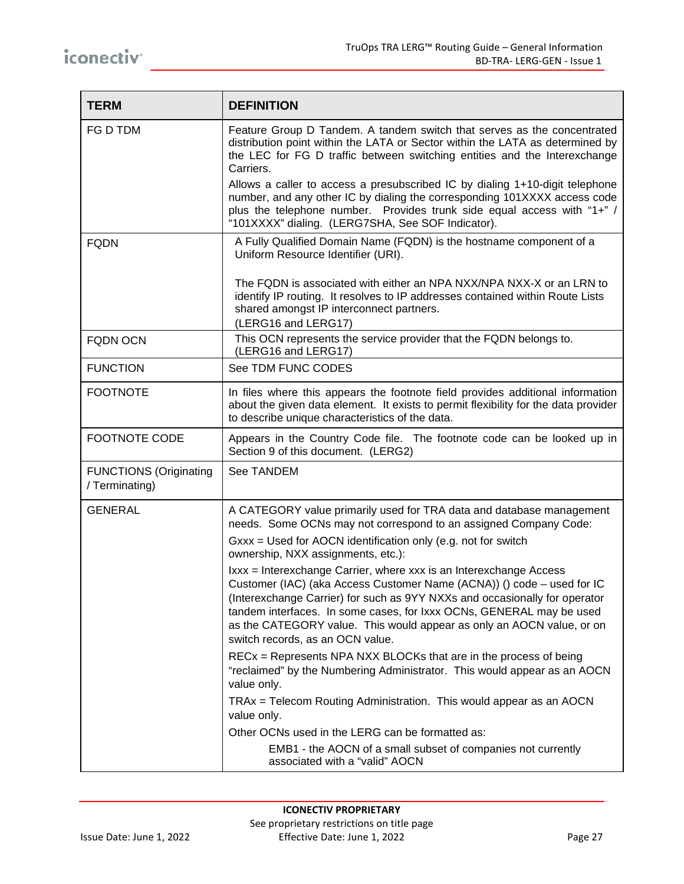| TERM | DEFINITION |
|---|---|
| FG D TDM | Feature Group D Tandem. A tandem switch that serves as the concentrated distribution point within the LATA or Sector within the LATA as determined by the LEC for FG D traffic between switching entities and the Interexchange Carriers.<br><br>Allows a caller to access a presubscribed IC by dialing 1+10-digit telephone number, and any other IC by dialing the corresponding 101XXXX access code plus the telephone number. Provides trunk side equal access with "1+" / "101XXXX" dialing. (LERG7SHA, See SOF Indicator). |
| FQDN | A Fully Qualified Domain Name (FQDN) is the hostname component of a Uniform Resource Identifier (URI).<br><br>The FQDN is associated with either an NPA NXX/NPA NXX-X or an LRN to identify IP routing. It resolves to IP addresses contained within Route Lists shared amongst IP interconnect partners.<br>(LERG16 and LERG17) |
| FQDN OCN | This OCN represents the service provider that the FQDN belongs to. (LERG16 and LERG17) |
| FUNCTION | See TDM FUNC CODES |
| FOOTNOTE | In files where this appears the footnote field provides additional information about the given data element. It exists to permit flexibility for the data provider to describe unique characteristics of the data. |
| FOOTNOTE CODE | Appears in the Country Code file. The footnote code can be looked up in Section 9 of this document. (LERG2) |
| FUNCTIONS (Originating / Terminating) | See TANDEM |
| GENERAL | A CATEGORY value primarily used for TRA data and database management needs. Some OCNs may not correspond to an assigned Company Code:<br><br>Gxxx = Used for AOCN identification only (e.g. not for switch ownership, NXX assignments, etc.):<br><br>Ixxx = Interexchange Carrier, where xxx is an Interexchange Access Customer (IAC) (aka Access Customer Name (ACNA)) () code – used for IC (Interexchange Carrier) for such as 9YY NXXs and occasionally for operator tandem interfaces. In some cases, for Ixxx OCNs, GENERAL may be used as the CATEGORY value. This would appear as only an AOCN value, or on switch records, as an OCN value.<br><br>RECx = Represents NPA NXX BLOCKs that are in the process of being "reclaimed" by the Numbering Administrator. This would appear as an AOCN value only.<br><br>TRAx = Telecom Routing Administration. This would appear as an AOCN value only.<br><br>Other OCNs used in the LERG can be formatted as:<br><br>EMB1 - the AOCN of a small subset of companies not currently associated with a "valid" AOCN |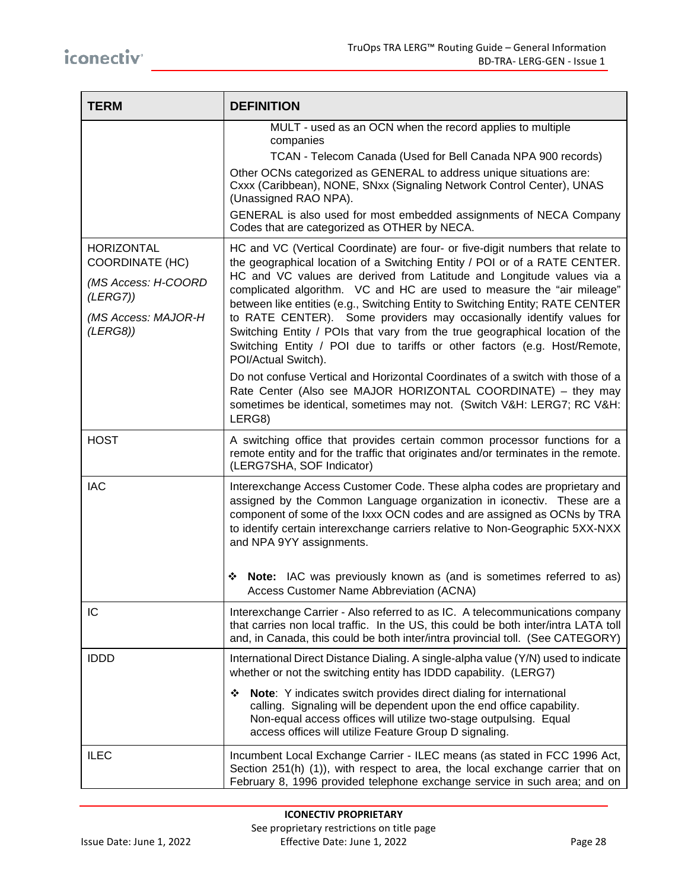| TERM | DEFINITION |
|---|---|
| | MULT - used as an OCN when the record applies to multiple companies<br>TCAN - Telecom Canada (Used for Bell Canada NPA 900 records)<br>Other OCNs categorized as GENERAL to address unique situations are: Cxxx (Caribbean), NONE, SNxx (Signaling Network Control Center), UNAS (Unassigned RAO NPA).<br>GENERAL is also used for most embedded assignments of NECA Company Codes that are categorized as OTHER by NECA. |
| HORIZONTAL COORDINATE (HC)<br>*(MS Access: H-COORD (LERG7))*<br>*(MS Access: MAJOR-H (LERG8))* | HC and VC (Vertical Coordinate) are four- or five-digit numbers that relate to the geographical location of a Switching Entity / POI or of a RATE CENTER. HC and VC values are derived from Latitude and Longitude values via a complicated algorithm. VC and HC are used to measure the "air mileage" between like entities (e.g., Switching Entity to Switching Entity; RATE CENTER to RATE CENTER). Some providers may occasionally identify values for Switching Entity / POIs that vary from the true geographical location of the Switching Entity / POI due to tariffs or other factors (e.g. Host/Remote, POI/Actual Switch).<br>Do not confuse Vertical and Horizontal Coordinates of a switch with those of a Rate Center (Also see MAJOR HORIZONTAL COORDINATE) – they may sometimes be identical, sometimes may not. (Switch V&H: LERG7; RC V&H: LERG8) |
| HOST | A switching office that provides certain common processor functions for a remote entity and for the traffic that originates and/or terminates in the remote. (LERG7SHA, SOF Indicator) |
| IAC | Interexchange Access Customer Code. These alpha codes are proprietary and assigned by the Common Language organization in iconectiv. These are a component of some of the Ixxx OCN codes and are assigned as OCNs by TRA to identify certain interexchange carriers relative to Non-Geographic 5XX-NXX and NPA 9YY assignments.<br>❖ **Note:** IAC was previously known as (and is sometimes referred to as) Access Customer Name Abbreviation (ACNA) |
| IC | Interexchange Carrier - Also referred to as IC. A telecommunications company that carries non local traffic. In the US, this could be both inter/intra LATA toll and, in Canada, this could be both inter/intra provincial toll. (See CATEGORY) |
| IDDD | International Direct Distance Dialing. A single-alpha value (Y/N) used to indicate whether or not the switching entity has IDDD capability. (LERG7)<br>❖ **Note**: Y indicates switch provides direct dialing for international calling. Signaling will be dependent upon the end office capability. Non-equal access offices will utilize two-stage outpulsing. Equal access offices will utilize Feature Group D signaling. |
| ILEC | Incumbent Local Exchange Carrier - ILEC means (as stated in FCC 1996 Act, Section 251(h) (1)), with respect to area, the local exchange carrier that on February 8, 1996 provided telephone exchange service in such area; and on |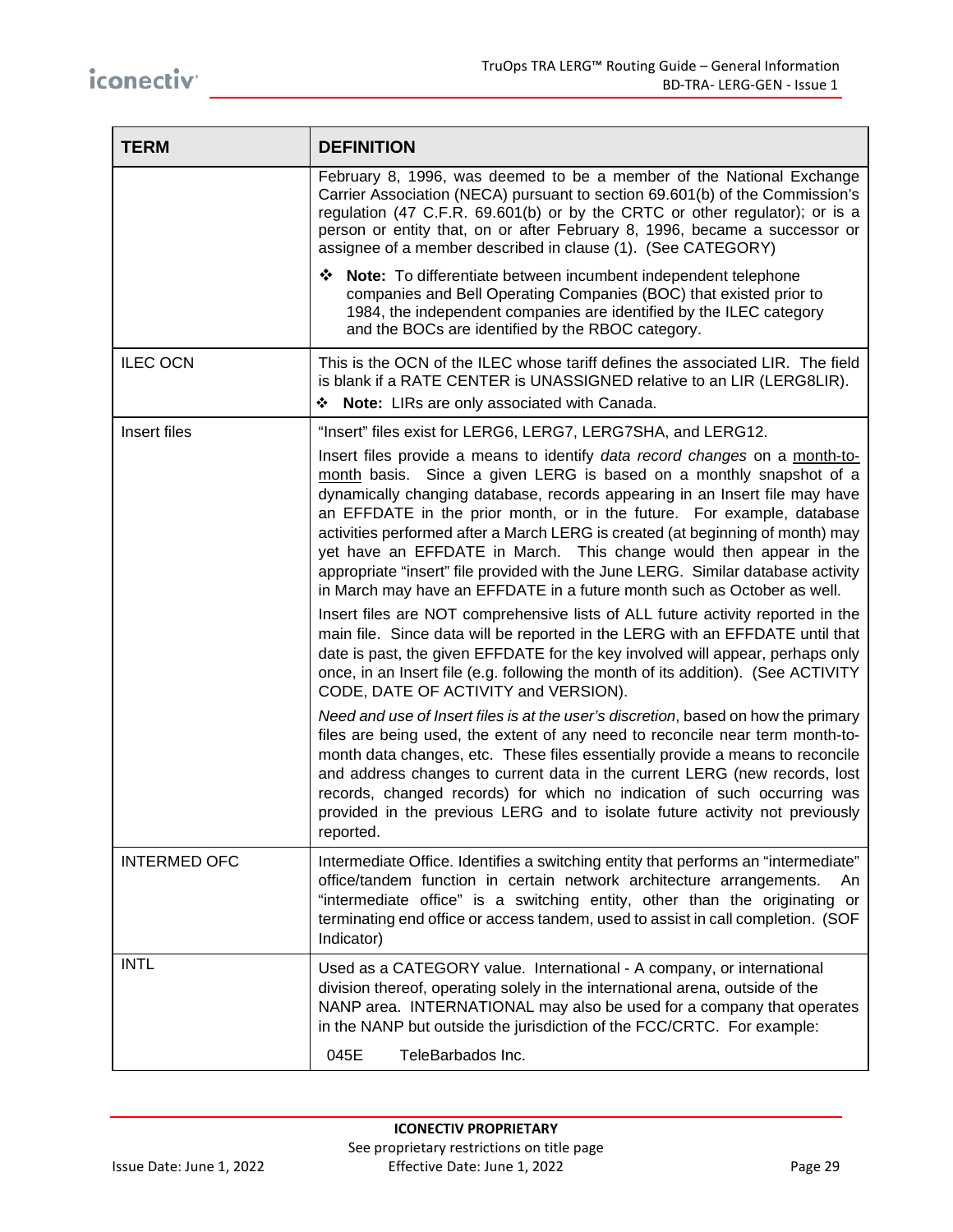| TERM | DEFINITION |
|---|---|
| | February 8, 1996, was deemed to be a member of the National Exchange Carrier Association (NECA) pursuant to section 69.601(b) of the Commission's regulation (47 C.F.R. 69.601(b) or by the CRTC or other regulator); or is a person or entity that, on or after February 8, 1996, became a successor or assignee of a member described in clause (1). (See CATEGORY)<br><br>❖ **Note:** To differentiate between incumbent independent telephone companies and Bell Operating Companies (BOC) that existed prior to 1984, the independent companies are identified by the ILEC category and the BOCs are identified by the RBOC category. |
| ILEC OCN | This is the OCN of the ILEC whose tariff defines the associated LIR. The field is blank if a RATE CENTER is UNASSIGNED relative to an LIR (LERG8LIR).<br><br>❖ **Note:** LIRs are only associated with Canada. |
| Insert files | "Insert" files exist for LERG6, LERG7, LERG7SHA, and LERG12.<br><br>Insert files provide a means to identify *data record changes* on a month-to-month basis. Since a given LERG is based on a monthly snapshot of a dynamically changing database, records appearing in an Insert file may have an EFFDATE in the prior month, or in the future. For example, database activities performed after a March LERG is created (at beginning of month) may yet have an EFFDATE in March. This change would then appear in the appropriate "insert" file provided with the June LERG. Similar database activity in March may have an EFFDATE in a future month such as October as well.<br><br>Insert files are NOT comprehensive lists of ALL future activity reported in the main file. Since data will be reported in the LERG with an EFFDATE until that date is past, the given EFFDATE for the key involved will appear, perhaps only once, in an Insert file (e.g. following the month of its addition). (See ACTIVITY CODE, DATE OF ACTIVITY and VERSION).<br><br>*Need and use of Insert files is at the user's discretion*, based on how the primary files are being used, the extent of any need to reconcile near term month-to-month data changes, etc. These files essentially provide a means to reconcile and address changes to current data in the current LERG (new records, lost records, changed records) for which no indication of such occurring was provided in the previous LERG and to isolate future activity not previously reported. |
| INTERMED OFC | Intermediate Office. Identifies a switching entity that performs an "intermediate" office/tandem function in certain network architecture arrangements. An "intermediate office" is a switching entity, other than the originating or terminating end office or access tandem, used to assist in call completion. (SOF Indicator) |
| INTL | Used as a CATEGORY value. International - A company, or international division thereof, operating solely in the international arena, outside of the NANP area. INTERNATIONAL may also be used for a company that operates in the NANP but outside the jurisdiction of the FCC/CRTC. For example:<br><br>045E TeleBarbados Inc. |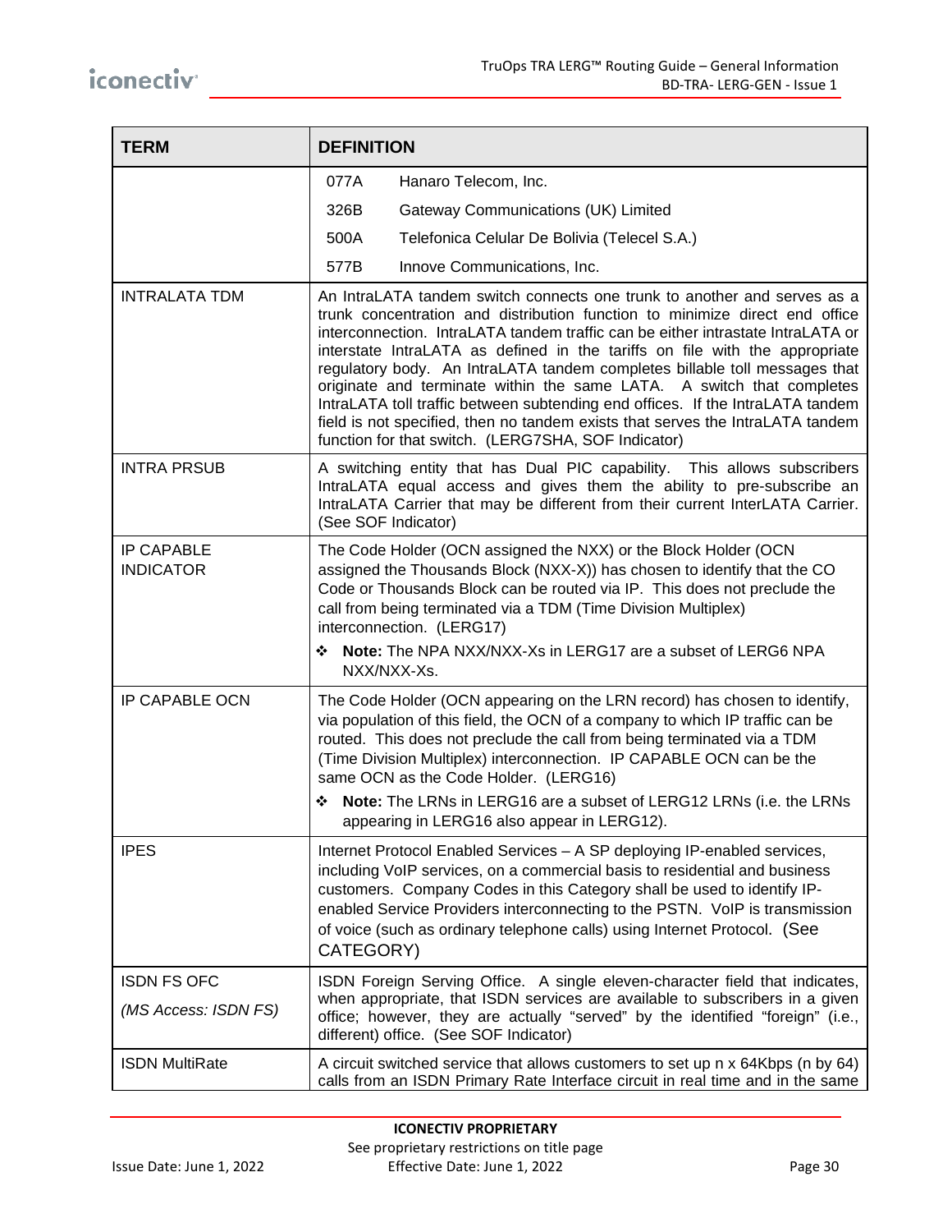| TERM | DEFINITION |
|---|---|
| | 077A Hanaro Telecom, Inc.<br>326B Gateway Communications (UK) Limited<br>500A Telefonica Celular De Bolivia (Telecel S.A.)<br>577B Innove Communications, Inc. |
| INTRALATA TDM | An IntraLATA tandem switch connects one trunk to another and serves as a trunk concentration and distribution function to minimize direct end office interconnection. IntraLATA tandem traffic can be either intrastate IntraLATA or interstate IntraLATA as defined in the tariffs on file with the appropriate regulatory body. An IntraLATA tandem completes billable toll messages that originate and terminate within the same LATA. A switch that completes IntraLATA toll traffic between subtending end offices. If the IntraLATA tandem field is not specified, then no tandem exists that serves the IntraLATA tandem function for that switch. (LERG7SHA, SOF Indicator) |
| INTRA PRSUB | A switching entity that has Dual PIC capability. This allows subscribers IntraLATA equal access and gives them the ability to pre-subscribe an IntraLATA Carrier that may be different from their current InterLATA Carrier. (See SOF Indicator) |
| IP CAPABLE INDICATOR | The Code Holder (OCN assigned the NXX) or the Block Holder (OCN assigned the Thousands Block (NXX-X)) has chosen to identify that the CO Code or Thousands Block can be routed via IP. This does not preclude the call from being terminated via a TDM (Time Division Multiplex) interconnection. (LERG17)<br>❖ **Note:** The NPA NXX/NXX-Xs in LERG17 are a subset of LERG6 NPA NXX/NXX-Xs. |
| IP CAPABLE OCN | The Code Holder (OCN appearing on the LRN record) has chosen to identify, via population of this field, the OCN of a company to which IP traffic can be routed. This does not preclude the call from being terminated via a TDM (Time Division Multiplex) interconnection. IP CAPABLE OCN can be the same OCN as the Code Holder. (LERG16)<br>❖ **Note:** The LRNs in LERG16 are a subset of LERG12 LRNs (i.e. the LRNs appearing in LERG16 also appear in LERG12). |
| IPES | Internet Protocol Enabled Services – A SP deploying IP-enabled services, including VoIP services, on a commercial basis to residential and business customers. Company Codes in this Category shall be used to identify IP-enabled Service Providers interconnecting to the PSTN. VoIP is transmission of voice (such as ordinary telephone calls) using Internet Protocol. (See CATEGORY) |
| ISDN FS OFC<br>*(MS Access: ISDN FS)* | ISDN Foreign Serving Office. A single eleven-character field that indicates, when appropriate, that ISDN services are available to subscribers in a given office; however, they are actually "served" by the identified "foreign" (i.e., different) office. (See SOF Indicator) |
| ISDN MultiRate | A circuit switched service that allows customers to set up n x 64Kbps (n by 64) calls from an ISDN Primary Rate Interface circuit in real time and in the same |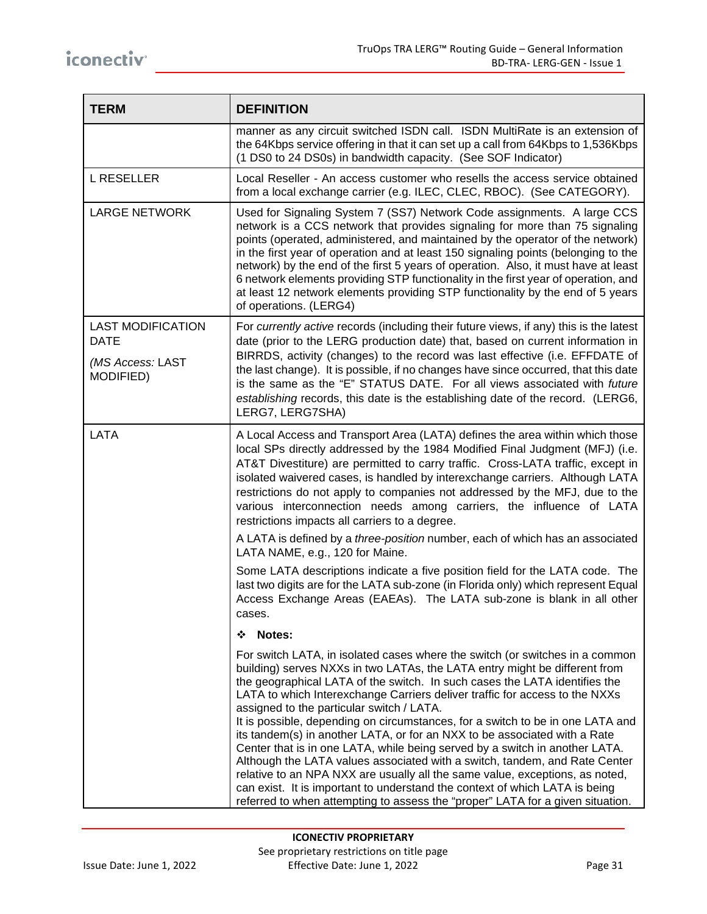| TERM | DEFINITION |
|---|---|
| | manner as any circuit switched ISDN call. ISDN MultiRate is an extension of the 64Kbps service offering in that it can set up a call from 64Kbps to 1,536Kbps (1 DS0 to 24 DS0s) in bandwidth capacity. (See SOF Indicator) |
| L RESELLER | Local Reseller - An access customer who resells the access service obtained from a local exchange carrier (e.g. ILEC, CLEC, RBOC). (See CATEGORY). |
| LARGE NETWORK | Used for Signaling System 7 (SS7) Network Code assignments. A large CCS network is a CCS network that provides signaling for more than 75 signaling points (operated, administered, and maintained by the operator of the network) in the first year of operation and at least 150 signaling points (belonging to the network) by the end of the first 5 years of operation. Also, it must have at least 6 network elements providing STP functionality in the first year of operation, and at least 12 network elements providing STP functionality by the end of 5 years of operations. (LERG4) |
| LAST MODIFICATION DATE<br><br>*(MS Access:* LAST MODIFIED) | For *currently active* records (including their future views, if any) this is the latest date (prior to the LERG production date) that, based on current information in BIRRDS, activity (changes) to the record was last effective (i.e. EFFDATE of the last change). It is possible, if no changes have since occurred, that this date is the same as the "E" STATUS DATE. For all views associated with *future establishing* records, this date is the establishing date of the record. (LERG6, LERG7, LERG7SHA) |
| LATA | A Local Access and Transport Area (LATA) defines the area within which those local SPs directly addressed by the 1984 Modified Final Judgment (MFJ) (i.e. AT&T Divestiture) are permitted to carry traffic. Cross-LATA traffic, except in isolated waivered cases, is handled by interexchange carriers. Although LATA restrictions do not apply to companies not addressed by the MFJ, due to the various interconnection needs among carriers, the influence of LATA restrictions impacts all carriers to a degree.<br><br>A LATA is defined by a *three-position* number, each of which has an associated LATA NAME, e.g., 120 for Maine.<br><br>Some LATA descriptions indicate a five position field for the LATA code. The last two digits are for the LATA sub-zone (in Florida only) which represent Equal Access Exchange Areas (EAEAs). The LATA sub-zone is blank in all other cases.<br><br>❖ **Notes:**<br><br>For switch LATA, in isolated cases where the switch (or switches in a common building) serves NXXs in two LATAs, the LATA entry might be different from the geographical LATA of the switch. In such cases the LATA identifies the LATA to which Interexchange Carriers deliver traffic for access to the NXXs assigned to the particular switch / LATA.<br>It is possible, depending on circumstances, for a switch to be in one LATA and its tandem(s) in another LATA, or for an NXX to be associated with a Rate Center that is in one LATA, while being served by a switch in another LATA. Although the LATA values associated with a switch, tandem, and Rate Center relative to an NPA NXX are usually all the same value, exceptions, as noted, can exist. It is important to understand the context of which LATA is being referred to when attempting to assess the "proper" LATA for a given situation. |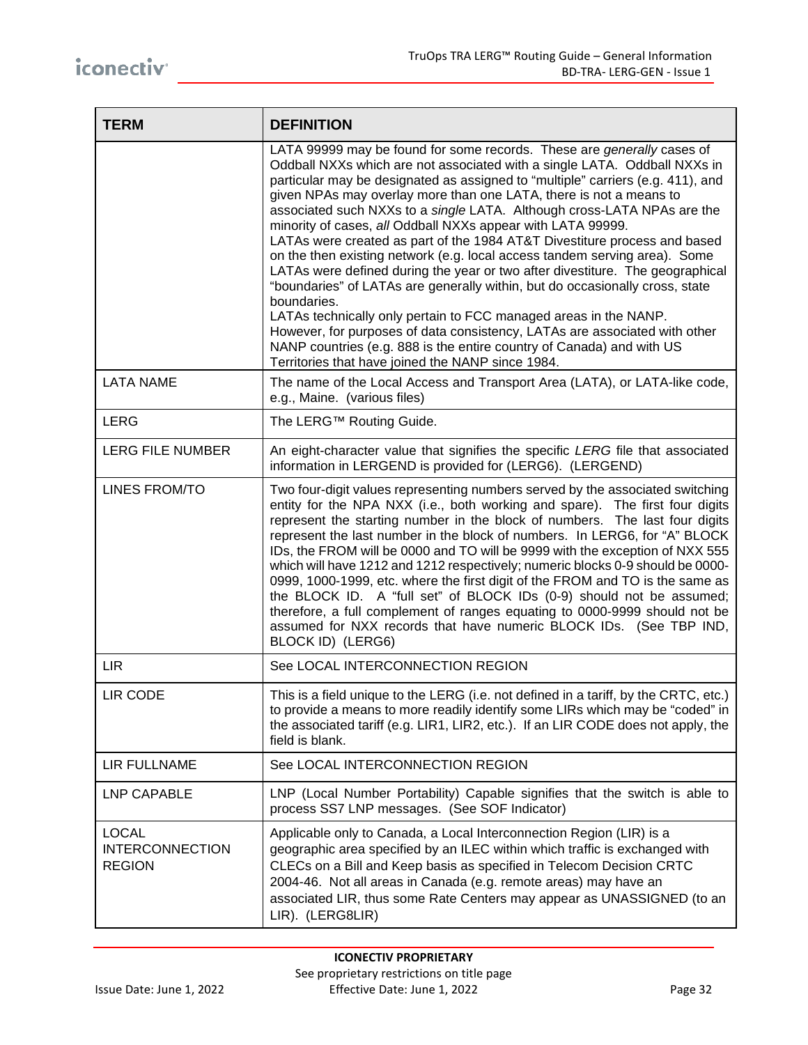| TERM | DEFINITION |
|---|---|
| | LATA 99999 may be found for some records. These are *generally* cases of Oddball NXXs which are not associated with a single LATA. Oddball NXXs in particular may be designated as assigned to "multiple" carriers (e.g. 411), and given NPAs may overlay more than one LATA, there is not a means to associated such NXXs to a *single* LATA. Although cross-LATA NPAs are the minority of cases, *all* Oddball NXXs appear with LATA 99999.<br>LATAs were created as part of the 1984 AT&T Divestiture process and based on the then existing network (e.g. local access tandem serving area). Some LATAs were defined during the year or two after divestiture. The geographical "boundaries" of LATAs are generally within, but do occasionally cross, state boundaries.<br>LATAs technically only pertain to FCC managed areas in the NANP. However, for purposes of data consistency, LATAs are associated with other NANP countries (e.g. 888 is the entire country of Canada) and with US Territories that have joined the NANP since 1984. |
| LATA NAME | The name of the Local Access and Transport Area (LATA), or LATA-like code, e.g., Maine. (various files) |
| LERG | The LERG™ Routing Guide. |
| LERG FILE NUMBER | An eight-character value that signifies the specific *LERG* file that associated information in LERGEND is provided for (LERG6). (LERGEND) |
| LINES FROM/TO | Two four-digit values representing numbers served by the associated switching entity for the NPA NXX (i.e., both working and spare). The first four digits represent the starting number in the block of numbers. The last four digits represent the last number in the block of numbers. In LERG6, for "A" BLOCK IDs, the FROM will be 0000 and TO will be 9999 with the exception of NXX 555 which will have 1212 and 1212 respectively; numeric blocks 0-9 should be 0000-0999, 1000-1999, etc. where the first digit of the FROM and TO is the same as the BLOCK ID. A "full set" of BLOCK IDs (0-9) should not be assumed; therefore, a full complement of ranges equating to 0000-9999 should not be assumed for NXX records that have numeric BLOCK IDs. (See TBP IND, BLOCK ID) (LERG6) |
| LIR | See LOCAL INTERCONNECTION REGION |
| LIR CODE | This is a field unique to the LERG (i.e. not defined in a tariff, by the CRTC, etc.) to provide a means to more readily identify some LIRs which may be "coded" in the associated tariff (e.g. LIR1, LIR2, etc.). If an LIR CODE does not apply, the field is blank. |
| LIR FULLNAME | See LOCAL INTERCONNECTION REGION |
| LNP CAPABLE | LNP (Local Number Portability) Capable signifies that the switch is able to process SS7 LNP messages. (See SOF Indicator) |
| LOCAL INTERCONNECTION REGION | Applicable only to Canada, a Local Interconnection Region (LIR) is a geographic area specified by an ILEC within which traffic is exchanged with CLECs on a Bill and Keep basis as specified in Telecom Decision CRTC 2004-46. Not all areas in Canada (e.g. remote areas) may have an associated LIR, thus some Rate Centers may appear as UNASSIGNED (to an LIR). (LERG8LIR) |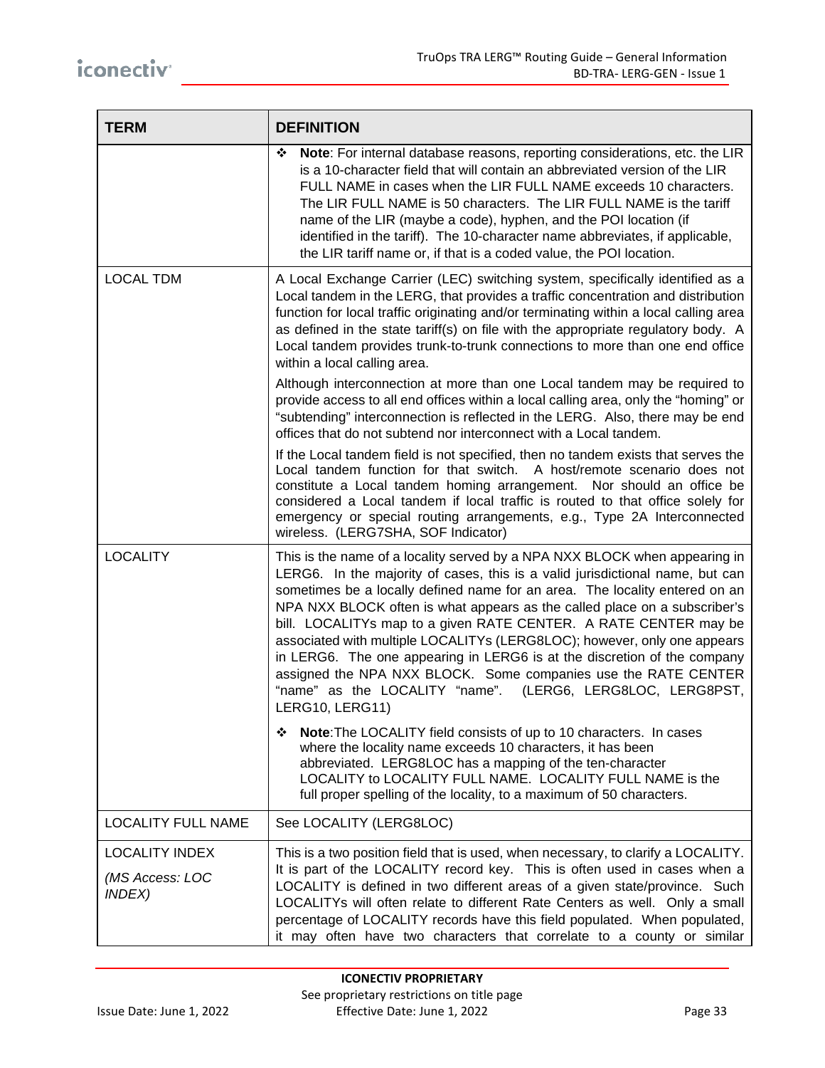| TERM | DEFINITION |
|---|---|
| | ❖ **Note**: For internal database reasons, reporting considerations, etc. the LIR is a 10-character field that will contain an abbreviated version of the LIR FULL NAME in cases when the LIR FULL NAME exceeds 10 characters. The LIR FULL NAME is 50 characters. The LIR FULL NAME is the tariff name of the LIR (maybe a code), hyphen, and the POI location (if identified in the tariff). The 10-character name abbreviates, if applicable, the LIR tariff name or, if that is a coded value, the POI location. |
| LOCAL TDM | A Local Exchange Carrier (LEC) switching system, specifically identified as a Local tandem in the LERG, that provides a traffic concentration and distribution function for local traffic originating and/or terminating within a local calling area as defined in the state tariff(s) on file with the appropriate regulatory body. A Local tandem provides trunk-to-trunk connections to more than one end office within a local calling area.<br><br>Although interconnection at more than one Local tandem may be required to provide access to all end offices within a local calling area, only the "homing" or "subtending" interconnection is reflected in the LERG. Also, there may be end offices that do not subtend nor interconnect with a Local tandem.<br><br>If the Local tandem field is not specified, then no tandem exists that serves the Local tandem function for that switch. A host/remote scenario does not constitute a Local tandem homing arrangement. Nor should an office be considered a Local tandem if local traffic is routed to that office solely for emergency or special routing arrangements, e.g., Type 2A Interconnected wireless. (LERG7SHA, SOF Indicator) |
| LOCALITY | This is the name of a locality served by a NPA NXX BLOCK when appearing in LERG6. In the majority of cases, this is a valid jurisdictional name, but can sometimes be a locally defined name for an area. The locality entered on an NPA NXX BLOCK often is what appears as the called place on a subscriber's bill. LOCALITYs map to a given RATE CENTER. A RATE CENTER may be associated with multiple LOCALITYs (LERG8LOC); however, only one appears in LERG6. The one appearing in LERG6 is at the discretion of the company assigned the NPA NXX BLOCK. Some companies use the RATE CENTER "name" as the LOCALITY "name". (LERG6, LERG8LOC, LERG8PST, LERG10, LERG11)<br><br>❖ **Note**:The LOCALITY field consists of up to 10 characters. In cases where the locality name exceeds 10 characters, it has been abbreviated. LERG8LOC has a mapping of the ten-character LOCALITY to LOCALITY FULL NAME. LOCALITY FULL NAME is the full proper spelling of the locality, to a maximum of 50 characters. |
| LOCALITY FULL NAME | See LOCALITY (LERG8LOC) |
| LOCALITY INDEX<br><br>*(MS Access: LOC INDEX)* | This is a two position field that is used, when necessary, to clarify a LOCALITY. It is part of the LOCALITY record key. This is often used in cases when a LOCALITY is defined in two different areas of a given state/province. Such LOCALITYs will often relate to different Rate Centers as well. Only a small percentage of LOCALITY records have this field populated. When populated, it may often have two characters that correlate to a county or similar |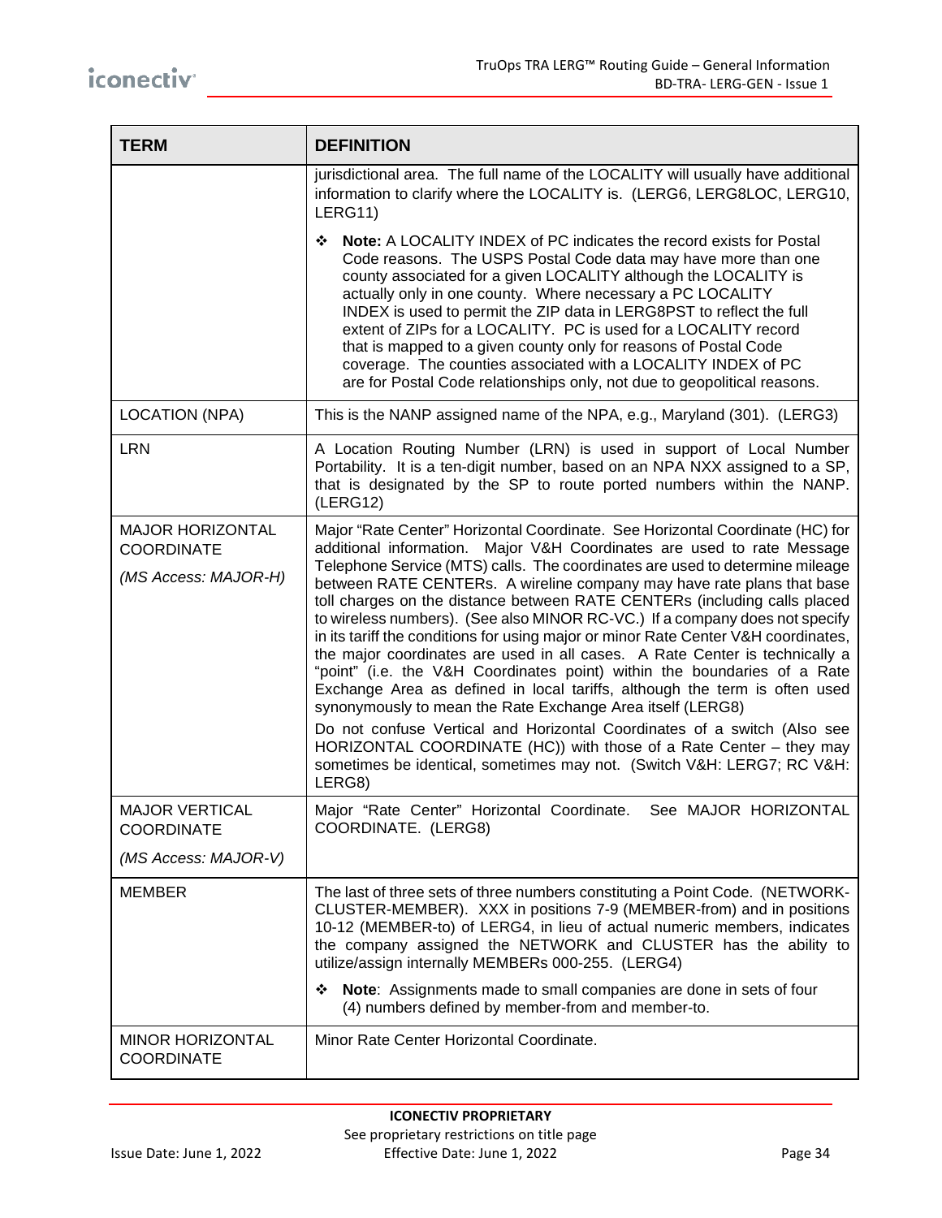| TERM | DEFINITION |
|---|---|
| | jurisdictional area. The full name of the LOCALITY will usually have additional information to clarify where the LOCALITY is. (LERG6, LERG8LOC, LERG10, LERG11)<br><br>❖ **Note:** A LOCALITY INDEX of PC indicates the record exists for Postal Code reasons. The USPS Postal Code data may have more than one county associated for a given LOCALITY although the LOCALITY is actually only in one county. Where necessary a PC LOCALITY INDEX is used to permit the ZIP data in LERG8PST to reflect the full extent of ZIPs for a LOCALITY. PC is used for a LOCALITY record that is mapped to a given county only for reasons of Postal Code coverage. The counties associated with a LOCALITY INDEX of PC are for Postal Code relationships only, not due to geopolitical reasons. |
| LOCATION (NPA) | This is the NANP assigned name of the NPA, e.g., Maryland (301). (LERG3) |
| LRN | A Location Routing Number (LRN) is used in support of Local Number Portability. It is a ten-digit number, based on an NPA NXX assigned to a SP, that is designated by the SP to route ported numbers within the NANP. (LERG12) |
| MAJOR HORIZONTAL COORDINATE<br><br>*(MS Access: MAJOR-H)* | Major "Rate Center" Horizontal Coordinate. See Horizontal Coordinate (HC) for additional information. Major V&H Coordinates are used to rate Message Telephone Service (MTS) calls. The coordinates are used to determine mileage between RATE CENTERs. A wireline company may have rate plans that base toll charges on the distance between RATE CENTERs (including calls placed to wireless numbers). (See also MINOR RC-VC.) If a company does not specify in its tariff the conditions for using major or minor Rate Center V&H coordinates, the major coordinates are used in all cases. A Rate Center is technically a "point" (i.e. the V&H Coordinates point) within the boundaries of a Rate Exchange Area as defined in local tariffs, although the term is often used synonymously to mean the Rate Exchange Area itself (LERG8)<br><br>Do not confuse Vertical and Horizontal Coordinates of a switch (Also see HORIZONTAL COORDINATE (HC)) with those of a Rate Center – they may sometimes be identical, sometimes may not. (Switch V&H: LERG7; RC V&H: LERG8) |
| MAJOR VERTICAL COORDINATE<br><br>*(MS Access: MAJOR-V)* | Major "Rate Center" Horizontal Coordinate. See MAJOR HORIZONTAL COORDINATE. (LERG8) |
| MEMBER | The last of three sets of three numbers constituting a Point Code. (NETWORK-CLUSTER-MEMBER). XXX in positions 7-9 (MEMBER-from) and in positions 10-12 (MEMBER-to) of LERG4, in lieu of actual numeric members, indicates the company assigned the NETWORK and CLUSTER has the ability to utilize/assign internally MEMBERs 000-255. (LERG4)<br><br>❖ **Note**: Assignments made to small companies are done in sets of four (4) numbers defined by member-from and member-to. |
| MINOR HORIZONTAL COORDINATE | Minor Rate Center Horizontal Coordinate. |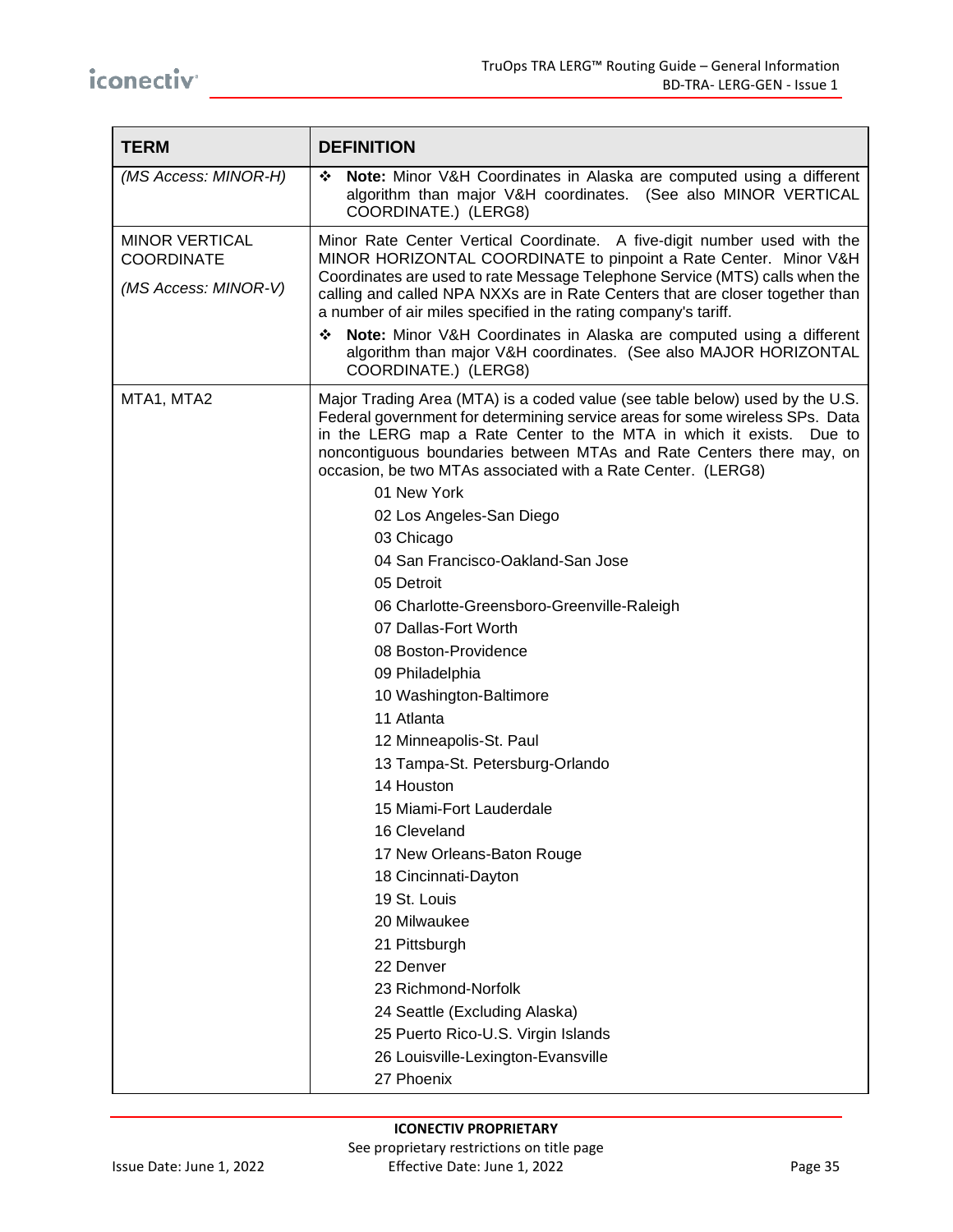| TERM | DEFINITION |
|---|---|
| *(MS Access: MINOR-H)* | ❖ **Note:** Minor V&H Coordinates in Alaska are computed using a different algorithm than major V&H coordinates. (See also MINOR VERTICAL COORDINATE.) (LERG8) |
| MINOR VERTICAL COORDINATE<br><br>*(MS Access: MINOR-V)* | Minor Rate Center Vertical Coordinate. A five-digit number used with the MINOR HORIZONTAL COORDINATE to pinpoint a Rate Center. Minor V&H Coordinates are used to rate Message Telephone Service (MTS) calls when the calling and called NPA NXXs are in Rate Centers that are closer together than a number of air miles specified in the rating company's tariff.<br><br>❖ **Note:** Minor V&H Coordinates in Alaska are computed using a different algorithm than major V&H coordinates. (See also MAJOR HORIZONTAL COORDINATE.) (LERG8) |
| MTA1, MTA2 | Major Trading Area (MTA) is a coded value (see table below) used by the U.S. Federal government for determining service areas for some wireless SPs. Data in the LERG map a Rate Center to the MTA in which it exists. Due to noncontiguous boundaries between MTAs and Rate Centers there may, on occasion, be two MTAs associated with a Rate Center. (LERG8)<br><br>01 New York<br>02 Los Angeles-San Diego<br>03 Chicago<br>04 San Francisco-Oakland-San Jose<br>05 Detroit<br>06 Charlotte-Greensboro-Greenville-Raleigh<br>07 Dallas-Fort Worth<br>08 Boston-Providence<br>09 Philadelphia<br>10 Washington-Baltimore<br>11 Atlanta<br>12 Minneapolis-St. Paul<br>13 Tampa-St. Petersburg-Orlando<br>14 Houston<br>15 Miami-Fort Lauderdale<br>16 Cleveland<br>17 New Orleans-Baton Rouge<br>18 Cincinnati-Dayton<br>19 St. Louis<br>20 Milwaukee<br>21 Pittsburgh<br>22 Denver<br>23 Richmond-Norfolk<br>24 Seattle (Excluding Alaska)<br>25 Puerto Rico-U.S. Virgin Islands<br>26 Louisville-Lexington-Evansville<br>27 Phoenix |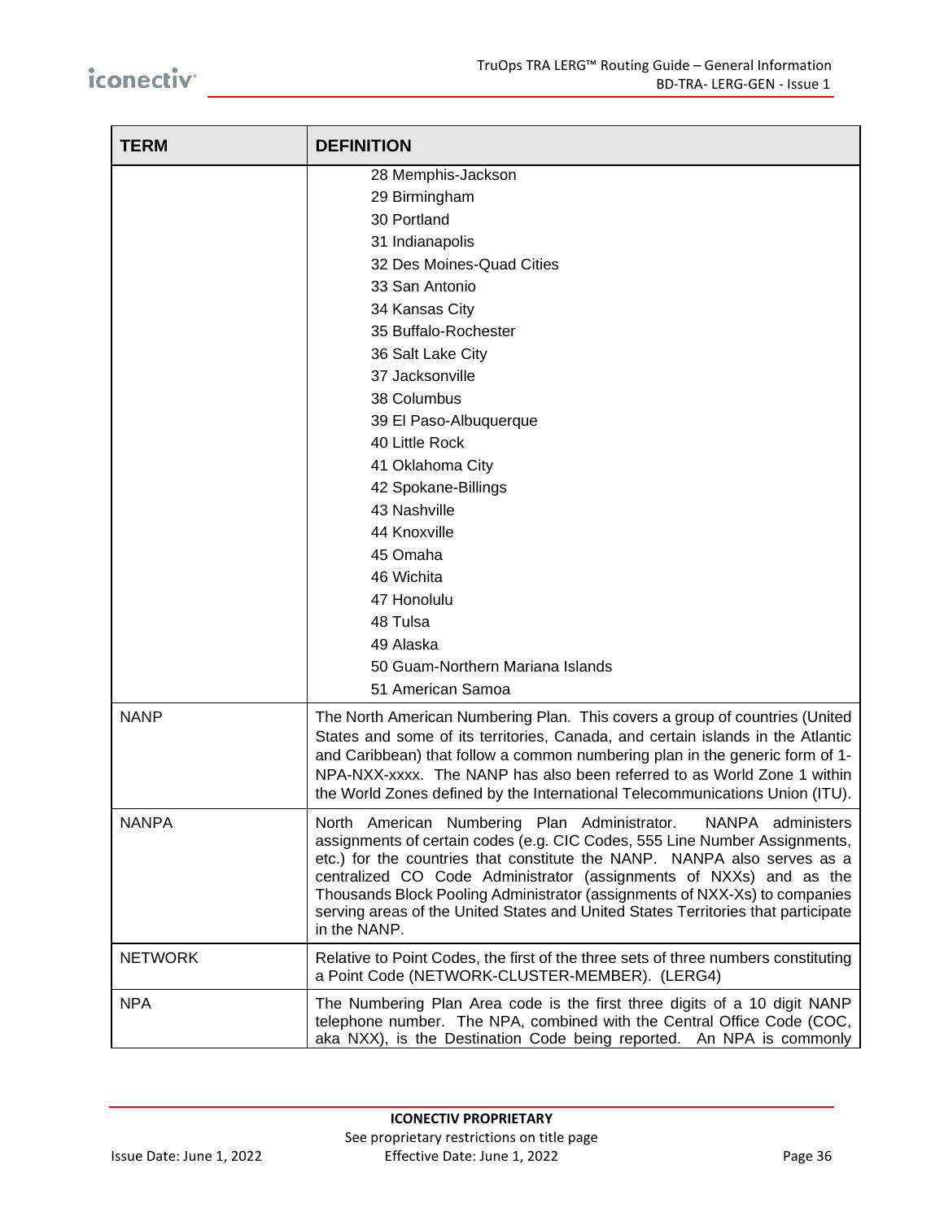| TERM | DEFINITION |
|---|---|
| | 28 Memphis-Jackson<br>29 Birmingham<br>30 Portland<br>31 Indianapolis<br>32 Des Moines-Quad Cities<br>33 San Antonio<br>34 Kansas City<br>35 Buffalo-Rochester<br>36 Salt Lake City<br>37 Jacksonville<br>38 Columbus<br>39 El Paso-Albuquerque<br>40 Little Rock<br>41 Oklahoma City<br>42 Spokane-Billings<br>43 Nashville<br>44 Knoxville<br>45 Omaha<br>46 Wichita<br>47 Honolulu<br>48 Tulsa<br>49 Alaska<br>50 Guam-Northern Mariana Islands<br>51 American Samoa |
| NANP | The North American Numbering Plan. This covers a group of countries (United States and some of its territories, Canada, and certain islands in the Atlantic and Caribbean) that follow a common numbering plan in the generic form of 1-NPA-NXX-xxxx. The NANP has also been referred to as World Zone 1 within the World Zones defined by the International Telecommunications Union (ITU). |
| NANPA | North American Numbering Plan Administrator. NANPA administers assignments of certain codes (e.g. CIC Codes, 555 Line Number Assignments, etc.) for the countries that constitute the NANP. NANPA also serves as a centralized CO Code Administrator (assignments of NXXs) and as the Thousands Block Pooling Administrator (assignments of NXX-Xs) to companies serving areas of the United States and United States Territories that participate in the NANP. |
| NETWORK | Relative to Point Codes, the first of the three sets of three numbers constituting a Point Code (NETWORK-CLUSTER-MEMBER). (LERG4) |
| NPA | The Numbering Plan Area code is the first three digits of a 10 digit NANP telephone number. The NPA, combined with the Central Office Code (COC, aka NXX), is the Destination Code being reported. An NPA is commonly |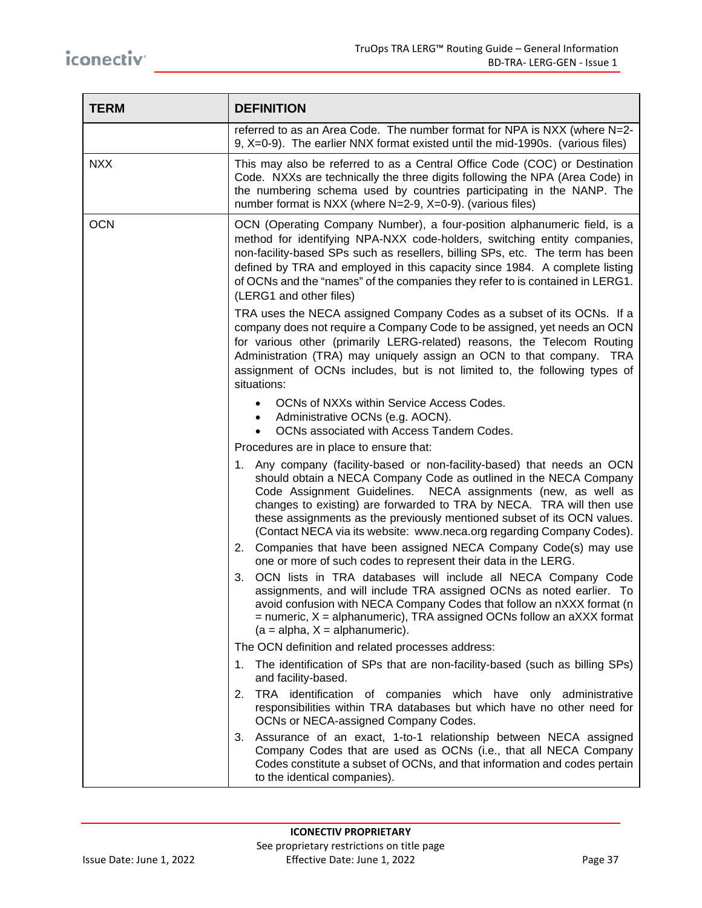| TERM | DEFINITION |
|---|---|
| | referred to as an Area Code. The number format for NPA is NXX (where N=2-9, X=0-9). The earlier NNX format existed until the mid-1990s. (various files) |
| NXX | This may also be referred to as a Central Office Code (COC) or Destination Code. NXXs are technically the three digits following the NPA (Area Code) in the numbering schema used by countries participating in the NANP. The number format is NXX (where N=2-9, X=0-9). (various files) |
| OCN | OCN (Operating Company Number), a four-position alphanumeric field, is a method for identifying NPA-NXX code-holders, switching entity companies, non-facility-based SPs such as resellers, billing SPs, etc. The term has been defined by TRA and employed in this capacity since 1984. A complete listing of OCNs and the "names" of the companies they refer to is contained in LERG1. (LERG1 and other files)<br><br>TRA uses the NECA assigned Company Codes as a subset of its OCNs. If a company does not require a Company Code to be assigned, yet needs an OCN for various other (primarily LERG-related) reasons, the Telecom Routing Administration (TRA) may uniquely assign an OCN to that company. TRA assignment of OCNs includes, but is not limited to, the following types of situations:<br><br>• OCNs of NXXs within Service Access Codes.<br>• Administrative OCNs (e.g. AOCN).<br>• OCNs associated with Access Tandem Codes.<br><br>Procedures are in place to ensure that:<br><br>1. Any company (facility-based or non-facility-based) that needs an OCN should obtain a NECA Company Code as outlined in the NECA Company Code Assignment Guidelines. NECA assignments (new, as well as changes to existing) are forwarded to TRA by NECA. TRA will then use these assignments as the previously mentioned subset of its OCN values. (Contact NECA via its website: www.neca.org regarding Company Codes).<br>2. Companies that have been assigned NECA Company Code(s) may use one or more of such codes to represent their data in the LERG.<br>3. OCN lists in TRA databases will include all NECA Company Code assignments, and will include TRA assigned OCNs as noted earlier. To avoid confusion with NECA Company Codes that follow an nXXX format (n = numeric, X = alphanumeric), TRA assigned OCNs follow an aXXX format (a = alpha, X = alphanumeric).<br><br>The OCN definition and related processes address:<br><br>1. The identification of SPs that are non-facility-based (such as billing SPs) and facility-based.<br>2. TRA identification of companies which have only administrative responsibilities within TRA databases but which have no other need for OCNs or NECA-assigned Company Codes.<br>3. Assurance of an exact, 1-to-1 relationship between NECA assigned Company Codes that are used as OCNs (i.e., that all NECA Company Codes constitute a subset of OCNs, and that information and codes pertain to the identical companies). |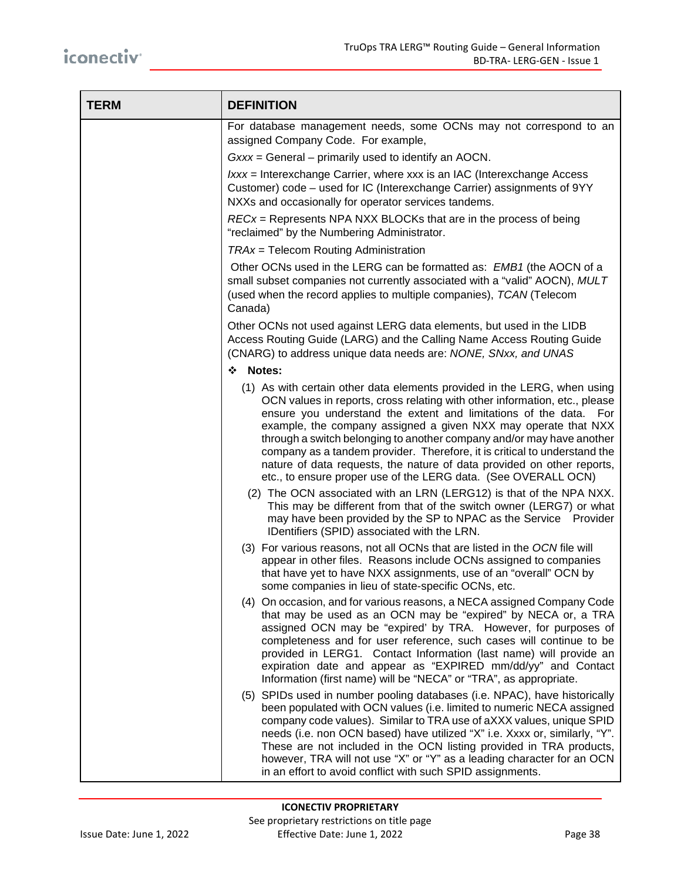| TERM | DEFINITION |
|---|---|
| | For database management needs, some OCNs may not correspond to an assigned Company Code. For example,<br><br>*Gxxx* = General – primarily used to identify an AOCN.<br><br>*Ixxx* = Interexchange Carrier, where xxx is an IAC (Interexchange Access Customer) code – used for IC (Interexchange Carrier) assignments of 9YY NXXs and occasionally for operator services tandems.<br><br>*RECx* = Represents NPA NXX BLOCKs that are in the process of being "reclaimed" by the Numbering Administrator.<br><br>*TRAx* = Telecom Routing Administration<br><br>Other OCNs used in the LERG can be formatted as: *EMB1* (the AOCN of a small subset companies not currently associated with a "valid" AOCN), *MULT* (used when the record applies to multiple companies), *TCAN* (Telecom Canada)<br><br>Other OCNs not used against LERG data elements, but used in the LIDB Access Routing Guide (LARG) and the Calling Name Access Routing Guide (CNARG) to address unique data needs are: *NONE, SNxx, and UNAS*<br><br>❖ **Notes:**<br><br>(1) As with certain other data elements provided in the LERG, when using OCN values in reports, cross relating with other information, etc., please ensure you understand the extent and limitations of the data. For example, the company assigned a given NXX may operate that NXX through a switch belonging to another company and/or may have another company as a tandem provider. Therefore, it is critical to understand the nature of data requests, the nature of data provided on other reports, etc., to ensure proper use of the LERG data. (See OVERALL OCN)<br><br>(2) The OCN associated with an LRN (LERG12) is that of the NPA NXX. This may be different from that of the switch owner (LERG7) or what may have been provided by the SP to NPAC as the Service Provider IDentifiers (SPID) associated with the LRN.<br><br>(3) For various reasons, not all OCNs that are listed in the *OCN* file will appear in other files. Reasons include OCNs assigned to companies that have yet to have NXX assignments, use of an "overall" OCN by some companies in lieu of state-specific OCNs, etc.<br><br>(4) On occasion, and for various reasons, a NECA assigned Company Code that may be used as an OCN may be "expired" by NECA or, a TRA assigned OCN may be 'expired' by TRA. However, for purposes of completeness and for user reference, such cases will continue to be provided in LERG1. Contact Information (last name) will provide an expiration date and appear as "EXPIRED mm/dd/yy" and Contact Information (first name) will be "NECA" or "TRA", as appropriate.<br><br>(5) SPIDs used in number pooling databases (i.e. NPAC), have historically been populated with OCN values (i.e. limited to numeric NECA assigned company code values). Similar to TRA use of aXXX values, unique SPID needs (i.e. non OCN based) have utilized "X" i.e. Xxxx or, similarly, "Y". These are not included in the OCN listing provided in TRA products, however, TRA will not use "X" or "Y" as a leading character for an OCN in an effort to avoid conflict with such SPID assignments. |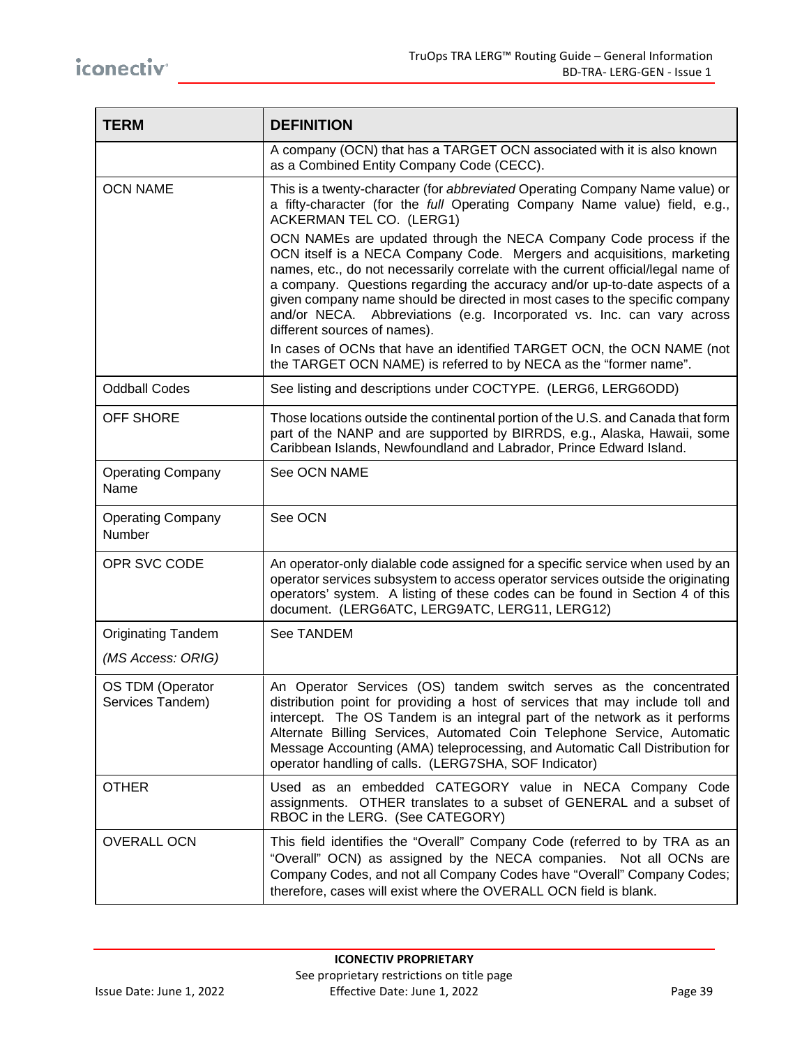| TERM | DEFINITION |
|---|---|
| | A company (OCN) that has a TARGET OCN associated with it is also known as a Combined Entity Company Code (CECC). |
| OCN NAME | This is a twenty-character (for *abbreviated* Operating Company Name value) or a fifty-character (for the *full* Operating Company Name value) field, e.g., ACKERMAN TEL CO. (LERG1)<br><br>OCN NAMEs are updated through the NECA Company Code process if the OCN itself is a NECA Company Code. Mergers and acquisitions, marketing names, etc., do not necessarily correlate with the current official/legal name of a company. Questions regarding the accuracy and/or up-to-date aspects of a given company name should be directed in most cases to the specific company and/or NECA. Abbreviations (e.g. Incorporated vs. Inc. can vary across different sources of names).<br><br>In cases of OCNs that have an identified TARGET OCN, the OCN NAME (not the TARGET OCN NAME) is referred to by NECA as the "former name". |
| Oddball Codes | See listing and descriptions under COCTYPE. (LERG6, LERG6ODD) |
| OFF SHORE | Those locations outside the continental portion of the U.S. and Canada that form part of the NANP and are supported by BIRRDS, e.g., Alaska, Hawaii, some Caribbean Islands, Newfoundland and Labrador, Prince Edward Island. |
| Operating Company Name | See OCN NAME |
| Operating Company Number | See OCN |
| OPR SVC CODE | An operator-only dialable code assigned for a specific service when used by an operator services subsystem to access operator services outside the originating operators' system. A listing of these codes can be found in Section 4 of this document. (LERG6ATC, LERG9ATC, LERG11, LERG12) |
| Originating Tandem<br><br>*(MS Access: ORIG)* | See TANDEM |
| OS TDM (Operator Services Tandem) | An Operator Services (OS) tandem switch serves as the concentrated distribution point for providing a host of services that may include toll and intercept. The OS Tandem is an integral part of the network as it performs Alternate Billing Services, Automated Coin Telephone Service, Automatic Message Accounting (AMA) teleprocessing, and Automatic Call Distribution for operator handling of calls. (LERG7SHA, SOF Indicator) |
| OTHER | Used as an embedded CATEGORY value in NECA Company Code assignments. OTHER translates to a subset of GENERAL and a subset of RBOC in the LERG. (See CATEGORY) |
| OVERALL OCN | This field identifies the "Overall" Company Code (referred to by TRA as an "Overall" OCN) as assigned by the NECA companies. Not all OCNs are Company Codes, and not all Company Codes have "Overall" Company Codes; therefore, cases will exist where the OVERALL OCN field is blank. |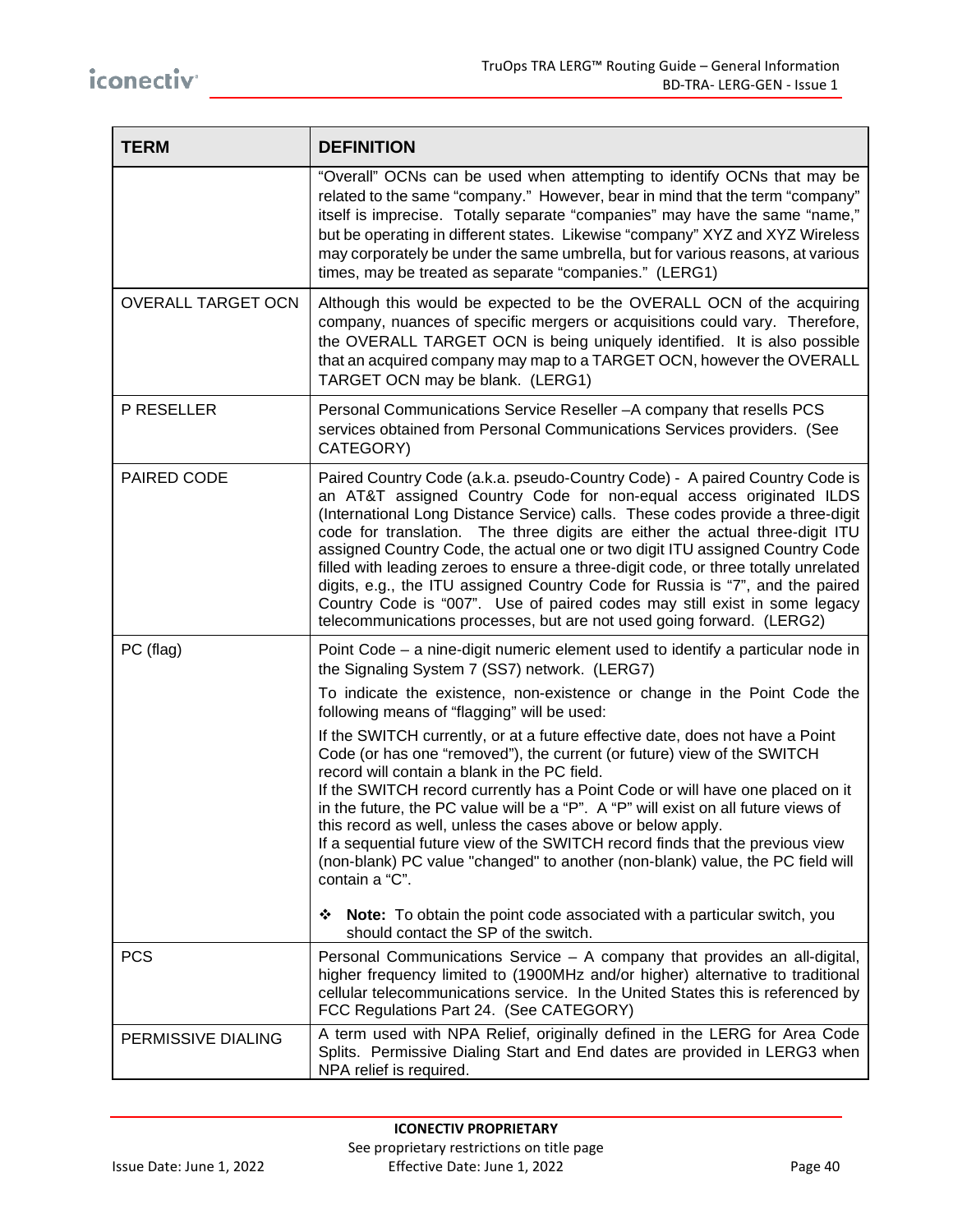| TERM | DEFINITION |
|---|---|
| | "Overall" OCNs can be used when attempting to identify OCNs that may be related to the same "company." However, bear in mind that the term "company" itself is imprecise. Totally separate "companies" may have the same "name," but be operating in different states. Likewise "company" XYZ and XYZ Wireless may corporately be under the same umbrella, but for various reasons, at various times, may be treated as separate "companies." (LERG1) |
| OVERALL TARGET OCN | Although this would be expected to be the OVERALL OCN of the acquiring company, nuances of specific mergers or acquisitions could vary. Therefore, the OVERALL TARGET OCN is being uniquely identified. It is also possible that an acquired company may map to a TARGET OCN, however the OVERALL TARGET OCN may be blank. (LERG1) |
| P RESELLER | Personal Communications Service Reseller –A company that resells PCS services obtained from Personal Communications Services providers. (See CATEGORY) |
| PAIRED CODE | Paired Country Code (a.k.a. pseudo-Country Code) - A paired Country Code is an AT&T assigned Country Code for non-equal access originated ILDS (International Long Distance Service) calls. These codes provide a three-digit code for translation. The three digits are either the actual three-digit ITU assigned Country Code, the actual one or two digit ITU assigned Country Code filled with leading zeroes to ensure a three-digit code, or three totally unrelated digits, e.g., the ITU assigned Country Code for Russia is "7", and the paired Country Code is "007". Use of paired codes may still exist in some legacy telecommunications processes, but are not used going forward. (LERG2) |
| PC (flag) | Point Code – a nine-digit numeric element used to identify a particular node in the Signaling System 7 (SS7) network. (LERG7)<br><br>To indicate the existence, non-existence or change in the Point Code the following means of "flagging" will be used:<br><br>If the SWITCH currently, or at a future effective date, does not have a Point Code (or has one "removed"), the current (or future) view of the SWITCH record will contain a blank in the PC field.<br>If the SWITCH record currently has a Point Code or will have one placed on it in the future, the PC value will be a "P". A "P" will exist on all future views of this record as well, unless the cases above or below apply.<br>If a sequential future view of the SWITCH record finds that the previous view (non-blank) PC value "changed" to another (non-blank) value, the PC field will contain a "C".<br><br>❖ **Note:** To obtain the point code associated with a particular switch, you should contact the SP of the switch. |
| PCS | Personal Communications Service – A company that provides an all-digital, higher frequency limited to (1900MHz and/or higher) alternative to traditional cellular telecommunications service. In the United States this is referenced by FCC Regulations Part 24. (See CATEGORY) |
| PERMISSIVE DIALING | A term used with NPA Relief, originally defined in the LERG for Area Code Splits. Permissive Dialing Start and End dates are provided in LERG3 when NPA relief is required. |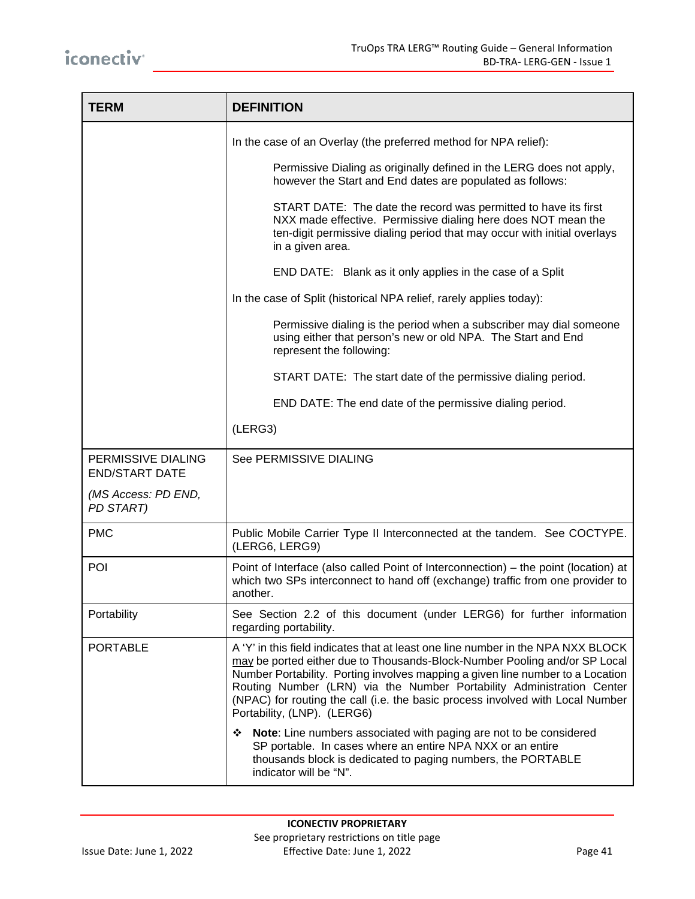| TERM | DEFINITION |
| --- | --- |
| | In the case of an Overlay (the preferred method for NPA relief):<br><br>Permissive Dialing as originally defined in the LERG does not apply, however the Start and End dates are populated as follows:<br><br>START DATE: The date the record was permitted to have its first NXX made effective. Permissive dialing here does NOT mean the ten-digit permissive dialing period that may occur with initial overlays in a given area.<br><br>END DATE: Blank as it only applies in the case of a Split<br><br>In the case of Split (historical NPA relief, rarely applies today):<br><br>Permissive dialing is the period when a subscriber may dial someone using either that person's new or old NPA. The Start and End represent the following:<br><br>START DATE: The start date of the permissive dialing period.<br><br>END DATE: The end date of the permissive dialing period.<br><br>(LERG3) |
| PERMISSIVE DIALING END/START DATE<br><br>*(MS Access: PD END, PD START)* | See PERMISSIVE DIALING |
| PMC | Public Mobile Carrier Type II Interconnected at the tandem. See COCTYPE. (LERG6, LERG9) |
| POI | Point of Interface (also called Point of Interconnection) – the point (location) at which two SPs interconnect to hand off (exchange) traffic from one provider to another. |
| Portability | See Section 2.2 of this document (under LERG6) for further information regarding portability. |
| PORTABLE | A 'Y' in this field indicates that at least one line number in the NPA NXX BLOCK may be ported either due to Thousands-Block-Number Pooling and/or SP Local Number Portability. Porting involves mapping a given line number to a Location Routing Number (LRN) via the Number Portability Administration Center (NPAC) for routing the call (i.e. the basic process involved with Local Number Portability, (LNP). (LERG6)<br><br>❖ **Note**: Line numbers associated with paging are not to be considered SP portable. In cases where an entire NPA NXX or an entire thousands block is dedicated to paging numbers, the PORTABLE indicator will be "N". |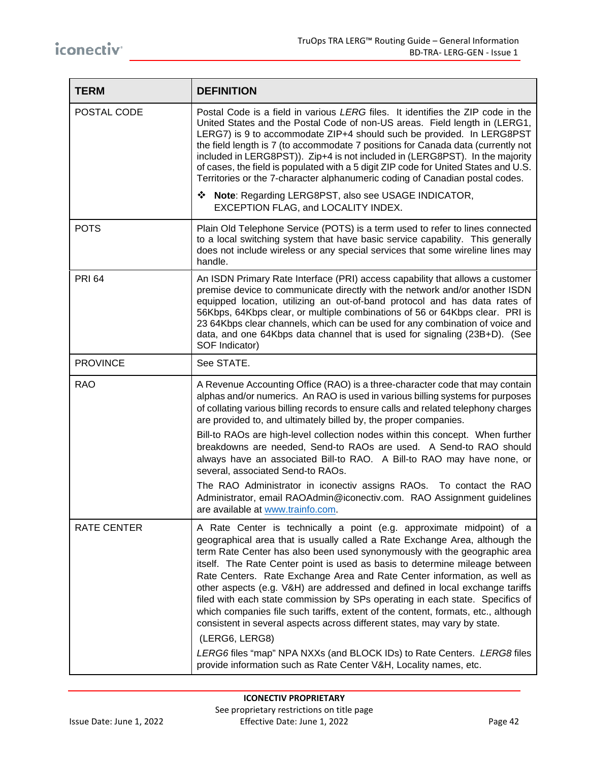| TERM | DEFINITION |
|---|---|
| POSTAL CODE | Postal Code is a field in various *LERG* files. It identifies the ZIP code in the United States and the Postal Code of non-US areas. Field length in (LERG1, LERG7) is 9 to accommodate ZIP+4 should such be provided. In LERG8PST the field length is 7 (to accommodate 7 positions for Canada data (currently not included in LERG8PST)). Zip+4 is not included in (LERG8PST). In the majority of cases, the field is populated with a 5 digit ZIP code for United States and U.S. Territories or the 7-character alphanumeric coding of Canadian postal codes.<br><br>❖ **Note**: Regarding LERG8PST, also see USAGE INDICATOR, EXCEPTION FLAG, and LOCALITY INDEX. |
| POTS | Plain Old Telephone Service (POTS) is a term used to refer to lines connected to a local switching system that have basic service capability. This generally does not include wireless or any special services that some wireline lines may handle. |
| PRI 64 | An ISDN Primary Rate Interface (PRI) access capability that allows a customer premise device to communicate directly with the network and/or another ISDN equipped location, utilizing an out-of-band protocol and has data rates of 56Kbps, 64Kbps clear, or multiple combinations of 56 or 64Kbps clear. PRI is 23 64Kbps clear channels, which can be used for any combination of voice and data, and one 64Kbps data channel that is used for signaling (23B+D). (See SOF Indicator) |
| PROVINCE | See STATE. |
| RAO | A Revenue Accounting Office (RAO) is a three-character code that may contain alphas and/or numerics. An RAO is used in various billing systems for purposes of collating various billing records to ensure calls and related telephony charges are provided to, and ultimately billed by, the proper companies.<br><br>Bill-to RAOs are high-level collection nodes within this concept. When further breakdowns are needed, Send-to RAOs are used. A Send-to RAO should always have an associated Bill-to RAO. A Bill-to RAO may have none, or several, associated Send-to RAOs.<br><br>The RAO Administrator in iconectiv assigns RAOs. To contact the RAO Administrator, email RAOAdmin@iconectiv.com. RAO Assignment guidelines are available at [www.trainfo.com](http://www.trainfo.com). |
| RATE CENTER | A Rate Center is technically a point (e.g. approximate midpoint) of a geographical area that is usually called a Rate Exchange Area, although the term Rate Center has also been used synonymously with the geographic area itself. The Rate Center point is used as basis to determine mileage between Rate Centers. Rate Exchange Area and Rate Center information, as well as other aspects (e.g. V&H) are addressed and defined in local exchange tariffs filed with each state commission by SPs operating in each state. Specifics of which companies file such tariffs, extent of the content, formats, etc., although consistent in several aspects across different states, may vary by state.<br><br>(LERG6, LERG8)<br><br>*LERG6* files "map" NPA NXXs (and BLOCK IDs) to Rate Centers. *LERG8* files provide information such as Rate Center V&H, Locality names, etc. |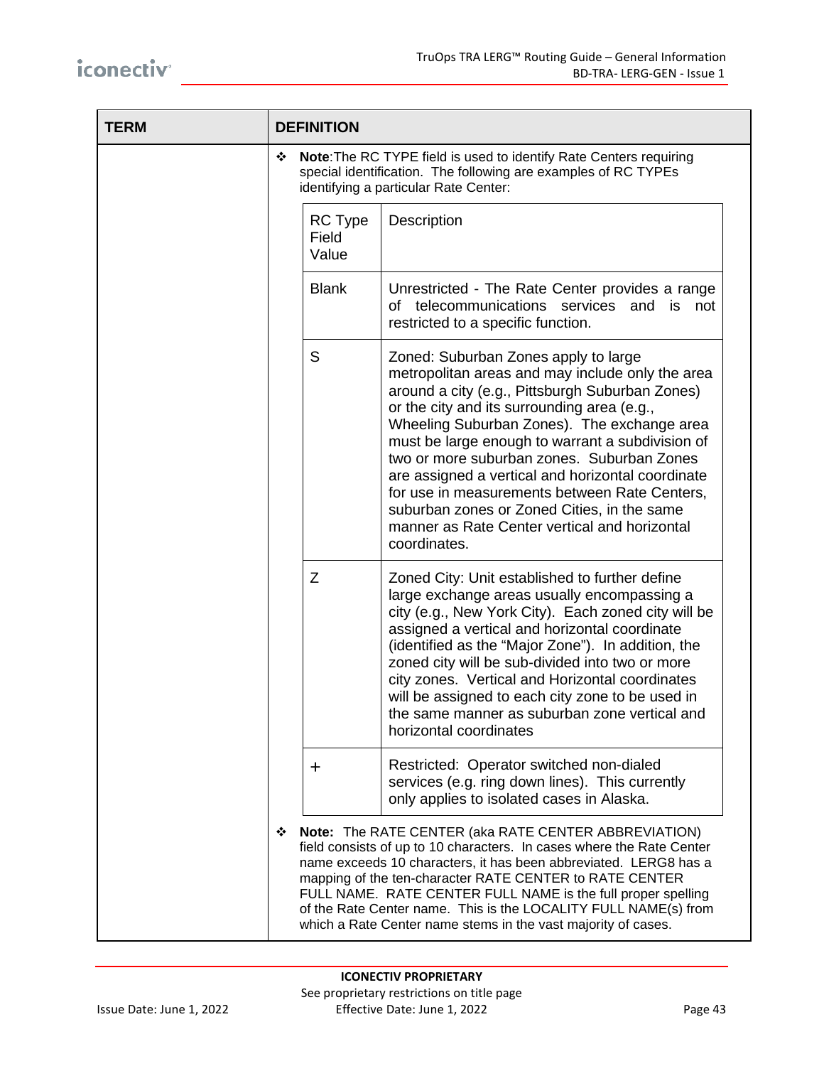| TERM | DEFINITION |
|---|---|
| | ❖ **Note**:The RC TYPE field is used to identify Rate Centers requiring special identification. The following are examples of RC TYPEs identifying a particular Rate Center: |

| RC Type Field Value | Description |
|---|---|
| Blank | Unrestricted - The Rate Center provides a range of telecommunications services and is not restricted to a specific function. |
| S | Zoned: Suburban Zones apply to large metropolitan areas and may include only the area around a city (e.g., Pittsburgh Suburban Zones) or the city and its surrounding area (e.g., Wheeling Suburban Zones). The exchange area must be large enough to warrant a subdivision of two or more suburban zones. Suburban Zones are assigned a vertical and horizontal coordinate for use in measurements between Rate Centers, suburban zones or Zoned Cities, in the same manner as Rate Center vertical and horizontal coordinates. |
| Z | Zoned City: Unit established to further define large exchange areas usually encompassing a city (e.g., New York City). Each zoned city will be assigned a vertical and horizontal coordinate (identified as the "Major Zone"). In addition, the zoned city will be sub-divided into two or more city zones. Vertical and Horizontal coordinates will be assigned to each city zone to be used in the same manner as suburban zone vertical and horizontal coordinates |
| + | Restricted: Operator switched non-dialed services (e.g. ring down lines). This currently only applies to isolated cases in Alaska. |

❖ **Note:** The RATE CENTER (aka RATE CENTER ABBREVIATION) field consists of up to 10 characters. In cases where the Rate Center name exceeds 10 characters, it has been abbreviated. LERG8 has a mapping of the ten-character RATE CENTER to RATE CENTER FULL NAME. RATE CENTER FULL NAME is the full proper spelling of the Rate Center name. This is the LOCALITY FULL NAME(s) from which a Rate Center name stems in the vast majority of cases.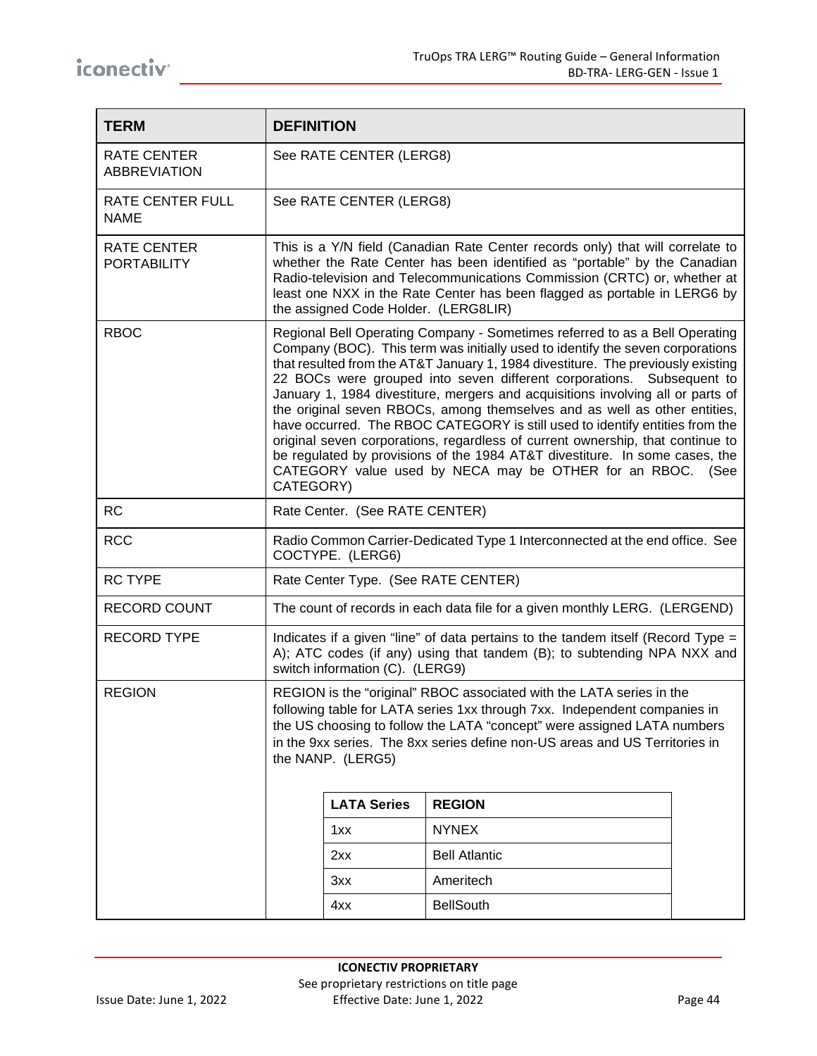| TERM | DEFINITION |
| --- | --- |
| RATE CENTER ABBREVIATION | See RATE CENTER (LERG8) |
| RATE CENTER FULL NAME | See RATE CENTER (LERG8) |
| RATE CENTER PORTABILITY | This is a Y/N field (Canadian Rate Center records only) that will correlate to whether the Rate Center has been identified as "portable" by the Canadian Radio-television and Telecommunications Commission (CRTC) or, whether at least one NXX in the Rate Center has been flagged as portable in LERG6 by the assigned Code Holder. (LERG8LIR) |
| RBOC | Regional Bell Operating Company - Sometimes referred to as a Bell Operating Company (BOC). This term was initially used to identify the seven corporations that resulted from the AT&T January 1, 1984 divestiture. The previously existing 22 BOCs were grouped into seven different corporations. Subsequent to January 1, 1984 divestiture, mergers and acquisitions involving all or parts of the original seven RBOCs, among themselves and as well as other entities, have occurred. The RBOC CATEGORY is still used to identify entities from the original seven corporations, regardless of current ownership, that continue to be regulated by provisions of the 1984 AT&T divestiture. In some cases, the CATEGORY value used by NECA may be OTHER for an RBOC. (See CATEGORY) |
| RC | Rate Center. (See RATE CENTER) |
| RCC | Radio Common Carrier-Dedicated Type 1 Interconnected at the end office. See COCTYPE. (LERG6) |
| RC TYPE | Rate Center Type. (See RATE CENTER) |
| RECORD COUNT | The count of records in each data file for a given monthly LERG. (LERGEND) |
| RECORD TYPE | Indicates if a given "line" of data pertains to the tandem itself (Record Type = A); ATC codes (if any) using that tandem (B); to subtending NPA NXX and switch information (C). (LERG9) |
| REGION | REGION is the "original" RBOC associated with the LATA series in the following table for LATA series 1xx through 7xx. Independent companies in the US choosing to follow the LATA "concept" were assigned LATA numbers in the 9xx series. The 8xx series define non-US areas and US Territories in the NANP. (LERG5)<br><br>LATA Series / REGION:<br>1xx – NYNEX<br>2xx – Bell Atlantic<br>3xx – Ameritech<br>4xx – BellSouth |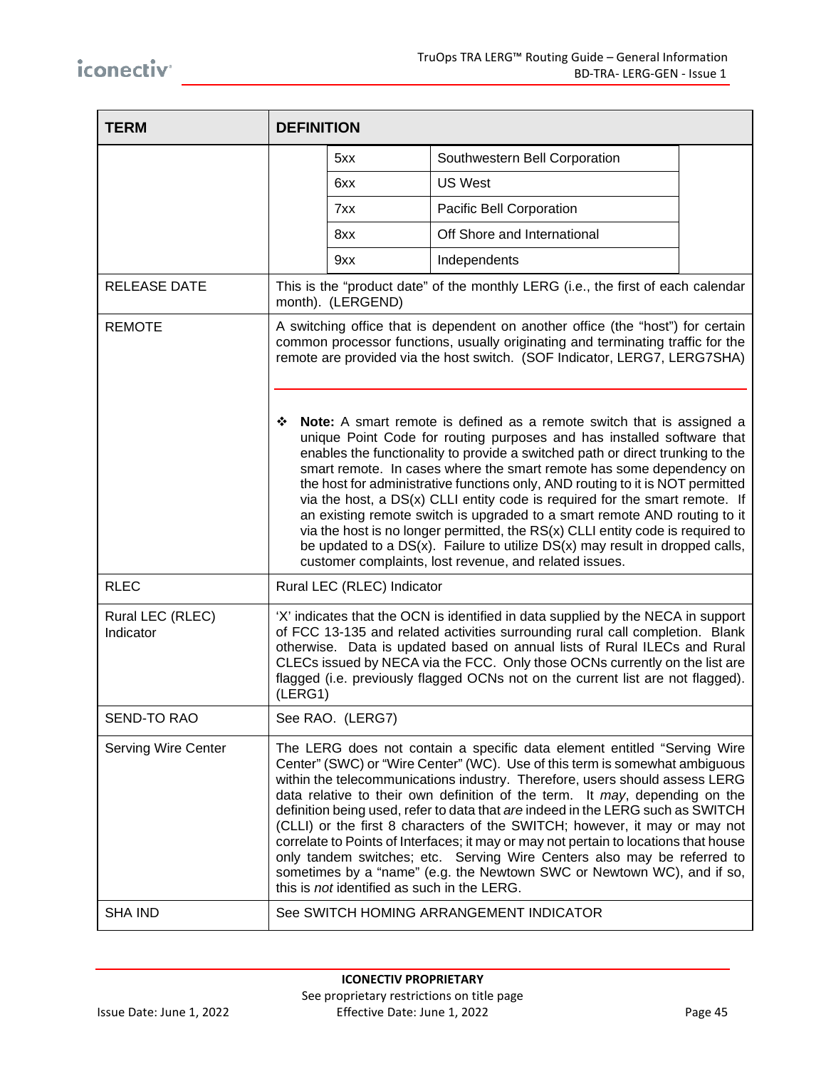| TERM | DEFINITION |
|---|---|
| | 5xx — Southwestern Bell Corporation<br>6xx — US West<br>7xx — Pacific Bell Corporation<br>8xx — Off Shore and International<br>9xx — Independents |
| RELEASE DATE | This is the "product date" of the monthly LERG (i.e., the first of each calendar month). (LERGEND) |
| REMOTE | A switching office that is dependent on another office (the "host") for certain common processor functions, usually originating and terminating traffic for the remote are provided via the host switch. (SOF Indicator, LERG7, LERG7SHA)<br><br>❖ **Note:** A smart remote is defined as a remote switch that is assigned a unique Point Code for routing purposes and has installed software that enables the functionality to provide a switched path or direct trunking to the smart remote. In cases where the smart remote has some dependency on the host for administrative functions only, AND routing to it is NOT permitted via the host, a DS(x) CLLI entity code is required for the smart remote. If an existing remote switch is upgraded to a smart remote AND routing to it via the host is no longer permitted, the RS(x) CLLI entity code is required to be updated to a DS(x). Failure to utilize DS(x) may result in dropped calls, customer complaints, lost revenue, and related issues. |
| RLEC | Rural LEC (RLEC) Indicator |
| Rural LEC (RLEC) Indicator | 'X' indicates that the OCN is identified in data supplied by the NECA in support of FCC 13-135 and related activities surrounding rural call completion. Blank otherwise. Data is updated based on annual lists of Rural ILECs and Rural CLECs issued by NECA via the FCC. Only those OCNs currently on the list are flagged (i.e. previously flagged OCNs not on the current list are not flagged). (LERG1) |
| SEND-TO RAO | See RAO. (LERG7) |
| Serving Wire Center | The LERG does not contain a specific data element entitled "Serving Wire Center" (SWC) or "Wire Center" (WC). Use of this term is somewhat ambiguous within the telecommunications industry. Therefore, users should assess LERG data relative to their own definition of the term. It *may*, depending on the definition being used, refer to data that *are* indeed in the LERG such as SWITCH (CLLI) or the first 8 characters of the SWITCH; however, it may or may not correlate to Points of Interfaces; it may or may not pertain to locations that house only tandem switches; etc. Serving Wire Centers also may be referred to sometimes by a "name" (e.g. the Newtown SWC or Newtown WC), and if so, this is *not* identified as such in the LERG. |
| SHA IND | See SWITCH HOMING ARRANGEMENT INDICATOR |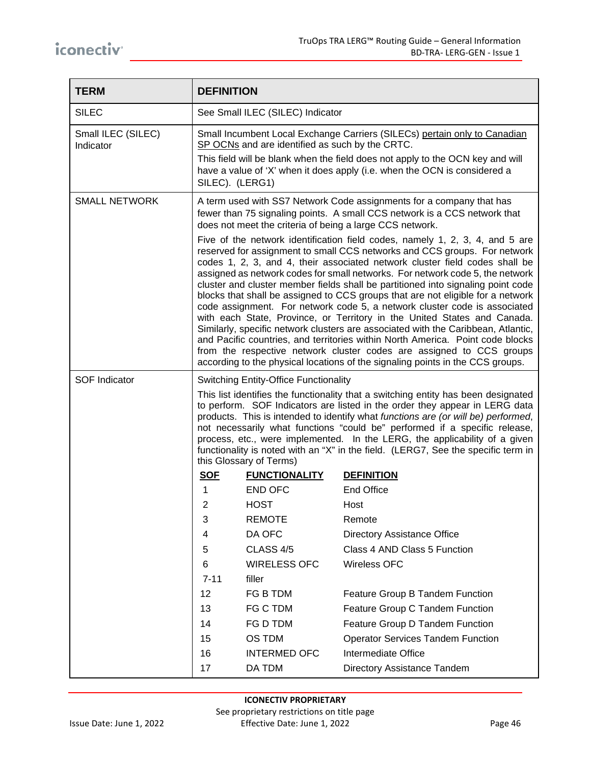| TERM | DEFINITION |
|---|---|
| SILEC | See Small ILEC (SILEC) Indicator |
| Small ILEC (SILEC) Indicator | Small Incumbent Local Exchange Carriers (SILECs) pertain only to Canadian SP OCNs and are identified as such by the CRTC.<br><br>This field will be blank when the field does not apply to the OCN key and will have a value of 'X' when it does apply (i.e. when the OCN is considered a SILEC). (LERG1) |
| SMALL NETWORK | A term used with SS7 Network Code assignments for a company that has fewer than 75 signaling points. A small CCS network is a CCS network that does not meet the criteria of being a large CCS network.<br><br>Five of the network identification field codes, namely 1, 2, 3, 4, and 5 are reserved for assignment to small CCS networks and CCS groups. For network codes 1, 2, 3, and 4, their associated network cluster field codes shall be assigned as network codes for small networks. For network code 5, the network cluster and cluster member fields shall be partitioned into signaling point code blocks that shall be assigned to CCS groups that are not eligible for a network code assignment. For network code 5, a network cluster code is associated with each State, Province, or Territory in the United States and Canada. Similarly, specific network clusters are associated with the Caribbean, Atlantic, and Pacific countries, and territories within North America. Point code blocks from the respective network cluster codes are assigned to CCS groups according to the physical locations of the signaling points in the CCS groups. |
| SOF Indicator | Switching Entity-Office Functionality<br><br>This list identifies the functionality that a switching entity has been designated to perform. SOF Indicators are listed in the order they appear in LERG data products. This is intended to identify what *functions are (or will be) performed*, not necessarily what functions "could be" performed if a specific release, process, etc., were implemented. In the LERG, the applicability of a given functionality is noted with an "X" in the field. (LERG7, See the specific term in this Glossary of Terms)<br><br>**SOF** / **FUNCTIONALITY** / **DEFINITION**<br>1 / END OFC / End Office<br>2 / HOST / Host<br>3 / REMOTE / Remote<br>4 / DA OFC / Directory Assistance Office<br>5 / CLASS 4/5 / Class 4 AND Class 5 Function<br>6 / WIRELESS OFC / Wireless OFC<br>7-11 / filler /<br>12 / FG B TDM / Feature Group B Tandem Function<br>13 / FG C TDM / Feature Group C Tandem Function<br>14 / FG D TDM / Feature Group D Tandem Function<br>15 / OS TDM / Operator Services Tandem Function<br>16 / INTERMED OFC / Intermediate Office<br>17 / DA TDM / Directory Assistance Tandem |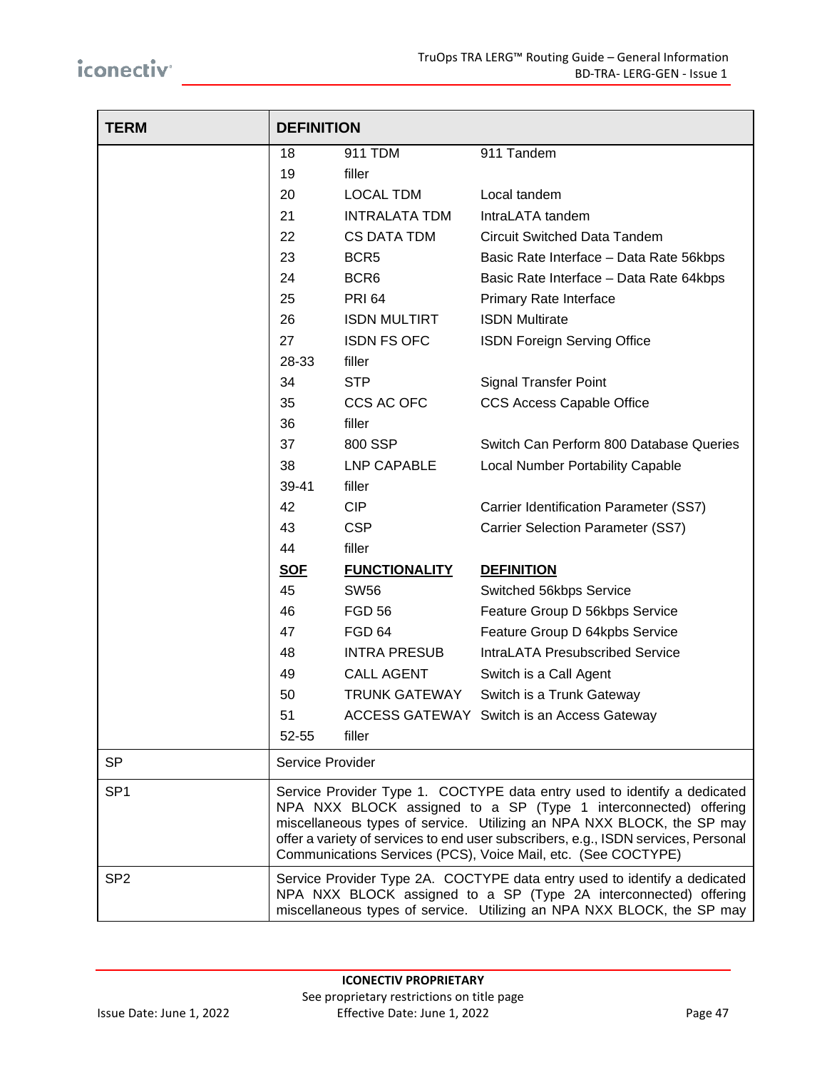| TERM | DEFINITION |
| --- | --- |
| | 18 911 TDM 911 Tandem<br>19 filler<br>20 LOCAL TDM Local tandem<br>21 INTRALATA TDM IntraLATA tandem<br>22 CS DATA TDM Circuit Switched Data Tandem<br>23 BCR5 Basic Rate Interface – Data Rate 56kbps<br>24 BCR6 Basic Rate Interface – Data Rate 64kbps<br>25 PRI 64 Primary Rate Interface<br>26 ISDN MULTIRT ISDN Multirate<br>27 ISDN FS OFC ISDN Foreign Serving Office<br>28-33 filler<br>34 STP Signal Transfer Point<br>35 CCS AC OFC CCS Access Capable Office<br>36 filler<br>37 800 SSP Switch Can Perform 800 Database Queries<br>38 LNP CAPABLE Local Number Portability Capable<br>39-41 filler<br>42 CIP Carrier Identification Parameter (SS7)<br>43 CSP Carrier Selection Parameter (SS7)<br>44 filler<br>**SOF** **FUNCTIONALITY** **DEFINITION**<br>45 SW56 Switched 56kbps Service<br>46 FGD 56 Feature Group D 56kbps Service<br>47 FGD 64 Feature Group D 64kpbs Service<br>48 INTRA PRESUB IntraLATA Presubscribed Service<br>49 CALL AGENT Switch is a Call Agent<br>50 TRUNK GATEWAY Switch is a Trunk Gateway<br>51 ACCESS GATEWAY Switch is an Access Gateway<br>52-55 filler |
| SP | Service Provider |
| SP1 | Service Provider Type 1. COCTYPE data entry used to identify a dedicated NPA NXX BLOCK assigned to a SP (Type 1 interconnected) offering miscellaneous types of service. Utilizing an NPA NXX BLOCK, the SP may offer a variety of services to end user subscribers, e.g., ISDN services, Personal Communications Services (PCS), Voice Mail, etc. (See COCTYPE) |
| SP2 | Service Provider Type 2A. COCTYPE data entry used to identify a dedicated NPA NXX BLOCK assigned to a SP (Type 2A interconnected) offering miscellaneous types of service. Utilizing an NPA NXX BLOCK, the SP may |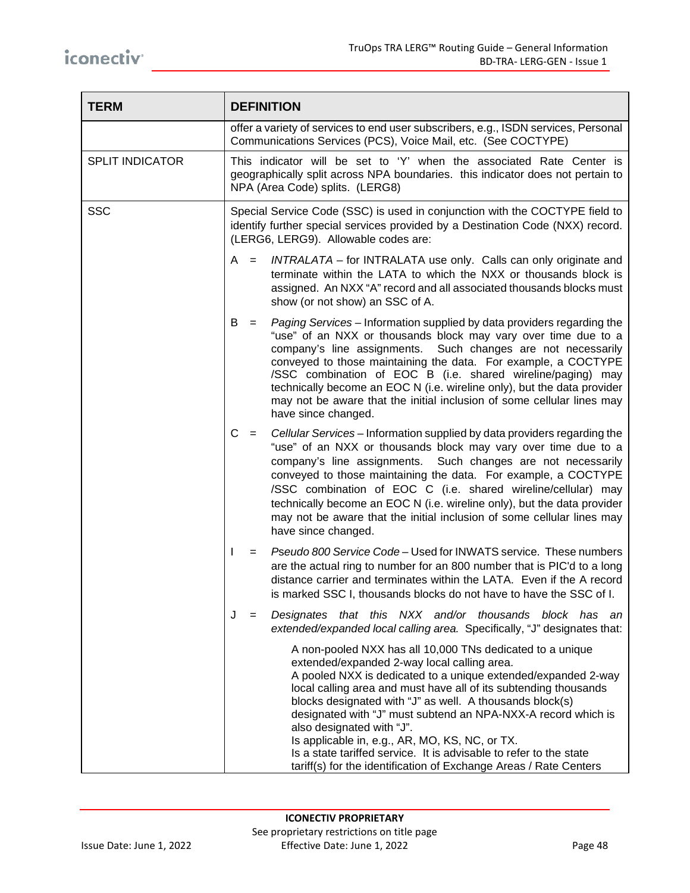| TERM | DEFINITION |
|---|---|
| | offer a variety of services to end user subscribers, e.g., ISDN services, Personal Communications Services (PCS), Voice Mail, etc. (See COCTYPE) |
| SPLIT INDICATOR | This indicator will be set to 'Y' when the associated Rate Center is geographically split across NPA boundaries. this indicator does not pertain to NPA (Area Code) splits. (LERG8) |
| SSC | Special Service Code (SSC) is used in conjunction with the COCTYPE field to identify further special services provided by a Destination Code (NXX) record. (LERG6, LERG9). Allowable codes are:<br><br>A = *INTRALATA* – for INTRALATA use only. Calls can only originate and terminate within the LATA to which the NXX or thousands block is assigned. An NXX "A" record and all associated thousands blocks must show (or not show) an SSC of A.<br><br>B = *Paging Services* – Information supplied by data providers regarding the "use" of an NXX or thousands block may vary over time due to a company's line assignments. Such changes are not necessarily conveyed to those maintaining the data. For example, a COCTYPE /SSC combination of EOC B (i.e. shared wireline/paging) may technically become an EOC N (i.e. wireline only), but the data provider may not be aware that the initial inclusion of some cellular lines may have since changed.<br><br>C = *Cellular Services* – Information supplied by data providers regarding the "use" of an NXX or thousands block may vary over time due to a company's line assignments. Such changes are not necessarily conveyed to those maintaining the data. For example, a COCTYPE /SSC combination of EOC C (i.e. shared wireline/cellular) may technically become an EOC N (i.e. wireline only), but the data provider may not be aware that the initial inclusion of some cellular lines may have since changed.<br><br>I = *Pseudo 800 Service Code* – Used for INWATS service. These numbers are the actual ring to number for an 800 number that is PIC'd to a long distance carrier and terminates within the LATA. Even if the A record is marked SSC I, thousands blocks do not have to have the SSC of I.<br><br>J = *Designates that this NXX and/or thousands block has an extended/expanded local calling area.* Specifically, "J" designates that:<br><br>A non-pooled NXX has all 10,000 TNs dedicated to a unique extended/expanded 2-way local calling area.<br>A pooled NXX is dedicated to a unique extended/expanded 2-way local calling area and must have all of its subtending thousands blocks designated with "J" as well. A thousands block(s) designated with "J" must subtend an NPA-NXX-A record which is also designated with "J".<br>Is applicable in, e.g., AR, MO, KS, NC, or TX.<br>Is a state tariffed service. It is advisable to refer to the state tariff(s) for the identification of Exchange Areas / Rate Centers |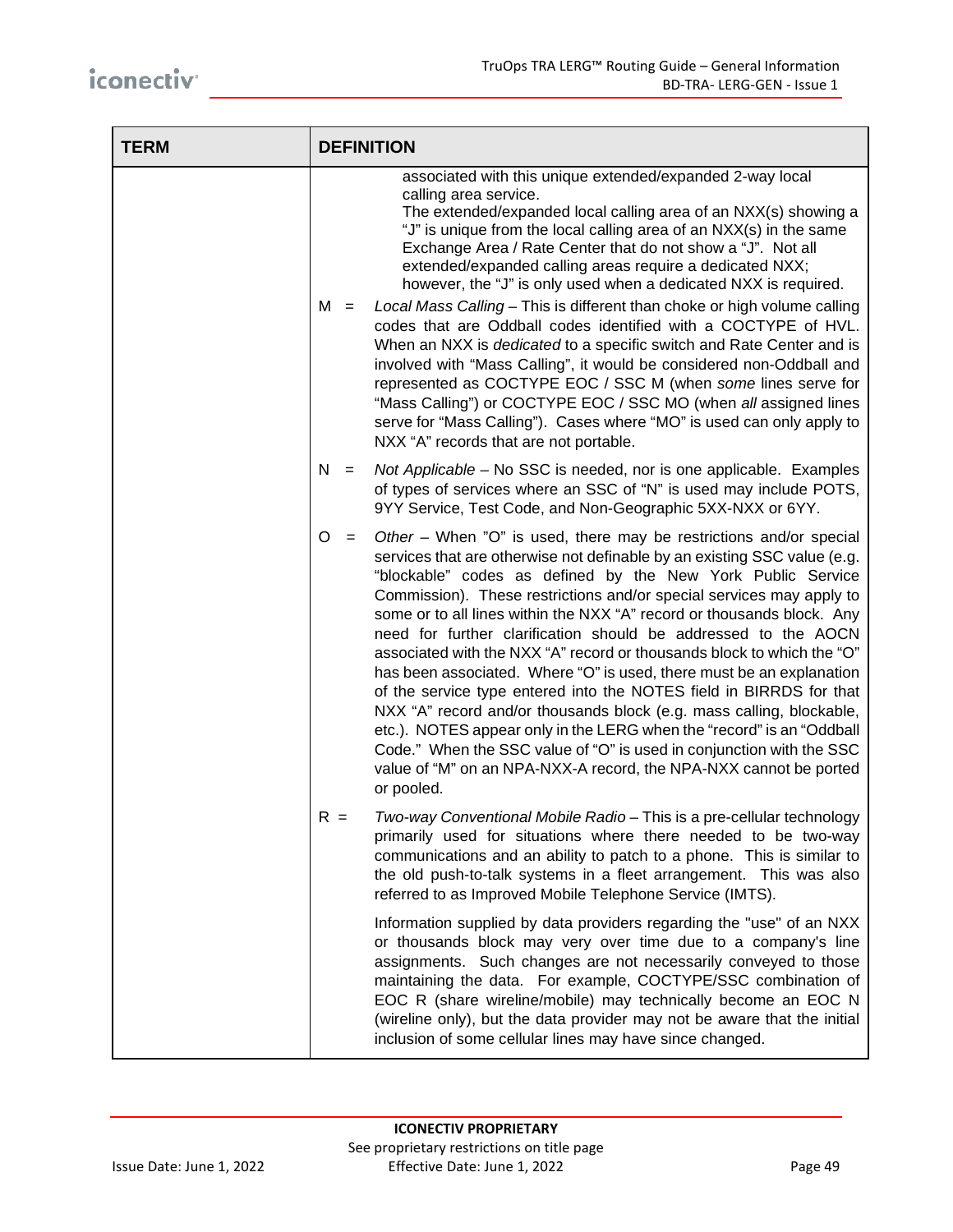| TERM | DEFINITION |
|---|---|
| | associated with this unique extended/expanded 2-way local calling area service.<br>The extended/expanded local calling area of an NXX(s) showing a "J" is unique from the local calling area of an NXX(s) in the same Exchange Area / Rate Center that do not show a "J". Not all extended/expanded calling areas require a dedicated NXX; however, the "J" is only used when a dedicated NXX is required.<br><br>M = *Local Mass Calling* – This is different than choke or high volume calling codes that are Oddball codes identified with a COCTYPE of HVL. When an NXX is *dedicated* to a specific switch and Rate Center and is involved with "Mass Calling", it would be considered non-Oddball and represented as COCTYPE EOC / SSC M (when *some* lines serve for "Mass Calling") or COCTYPE EOC / SSC MO (when *all* assigned lines serve for "Mass Calling"). Cases where "MO" is used can only apply to NXX "A" records that are not portable.<br><br>N = *Not Applicable* – No SSC is needed, nor is one applicable. Examples of types of services where an SSC of "N" is used may include POTS, 9YY Service, Test Code, and Non-Geographic 5XX-NXX or 6YY.<br><br>O = *Other* – When "O" is used, there may be restrictions and/or special services that are otherwise not definable by an existing SSC value (e.g. "blockable" codes as defined by the New York Public Service Commission). These restrictions and/or special services may apply to some or to all lines within the NXX "A" record or thousands block. Any need for further clarification should be addressed to the AOCN associated with the NXX "A" record or thousands block to which the "O" has been associated. Where "O" is used, there must be an explanation of the service type entered into the NOTES field in BIRRDS for that NXX "A" record and/or thousands block (e.g. mass calling, blockable, etc.). NOTES appear only in the LERG when the "record" is an "Oddball Code." When the SSC value of "O" is used in conjunction with the SSC value of "M" on an NPA-NXX-A record, the NPA-NXX cannot be ported or pooled.<br><br>R = *Two-way Conventional Mobile Radio* – This is a pre-cellular technology primarily used for situations where there needed to be two-way communications and an ability to patch to a phone. This is similar to the old push-to-talk systems in a fleet arrangement. This was also referred to as Improved Mobile Telephone Service (IMTS).<br><br>Information supplied by data providers regarding the "use" of an NXX or thousands block may very over time due to a company's line assignments. Such changes are not necessarily conveyed to those maintaining the data. For example, COCTYPE/SSC combination of EOC R (share wireline/mobile) may technically become an EOC N (wireline only), but the data provider may not be aware that the initial inclusion of some cellular lines may have since changed. |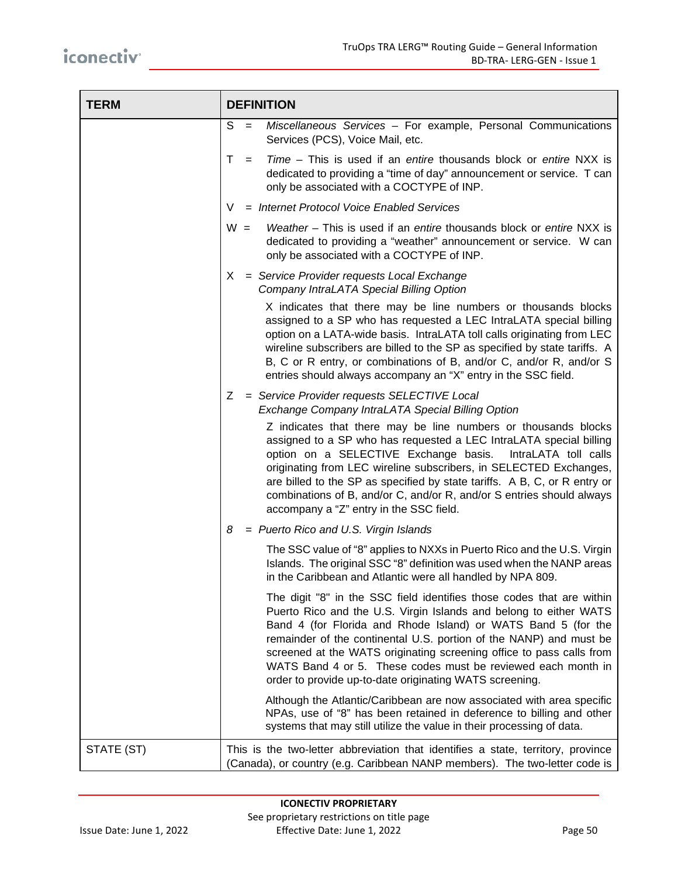| TERM | DEFINITION |
|---|---|
| | S = *Miscellaneous Services* – For example, Personal Communications Services (PCS), Voice Mail, etc.<br><br>T = *Time* – This is used if an *entire* thousands block or *entire* NXX is dedicated to providing a "time of day" announcement or service. T can only be associated with a COCTYPE of INP.<br><br>V = *Internet Protocol Voice Enabled Services*<br><br>W = *Weather* – This is used if an *entire* thousands block or *entire* NXX is dedicated to providing a "weather" announcement or service. W can only be associated with a COCTYPE of INP.<br><br>X = *Service Provider requests Local Exchange Company IntraLATA Special Billing Option*<br><br>X indicates that there may be line numbers or thousands blocks assigned to a SP who has requested a LEC IntraLATA special billing option on a LATA-wide basis. IntraLATA toll calls originating from LEC wireline subscribers are billed to the SP as specified by state tariffs. A B, C or R entry, or combinations of B, and/or C, and/or R, and/or S entries should always accompany an "X" entry in the SSC field.<br><br>Z = *Service Provider requests SELECTIVE Local Exchange Company IntraLATA Special Billing Option*<br><br>Z indicates that there may be line numbers or thousands blocks assigned to a SP who has requested a LEC IntraLATA special billing option on a SELECTIVE Exchange basis. IntraLATA toll calls originating from LEC wireline subscribers, in SELECTED Exchanges, are billed to the SP as specified by state tariffs. A B, C, or R entry or combinations of B, and/or C, and/or R, and/or S entries should always accompany a "Z" entry in the SSC field.<br><br>*8* = *Puerto Rico and U.S. Virgin Islands*<br><br>The SSC value of "8" applies to NXXs in Puerto Rico and the U.S. Virgin Islands. The original SSC "8" definition was used when the NANP areas in the Caribbean and Atlantic were all handled by NPA 809.<br><br>The digit "8" in the SSC field identifies those codes that are within Puerto Rico and the U.S. Virgin Islands and belong to either WATS Band 4 (for Florida and Rhode Island) or WATS Band 5 (for the remainder of the continental U.S. portion of the NANP) and must be screened at the WATS originating screening office to pass calls from WATS Band 4 or 5. These codes must be reviewed each month in order to provide up-to-date originating WATS screening.<br><br>Although the Atlantic/Caribbean are now associated with area specific NPAs, use of "8" has been retained in deference to billing and other systems that may still utilize the value in their processing of data. |
| STATE (ST) | This is the two-letter abbreviation that identifies a state, territory, province (Canada), or country (e.g. Caribbean NANP members). The two-letter code is |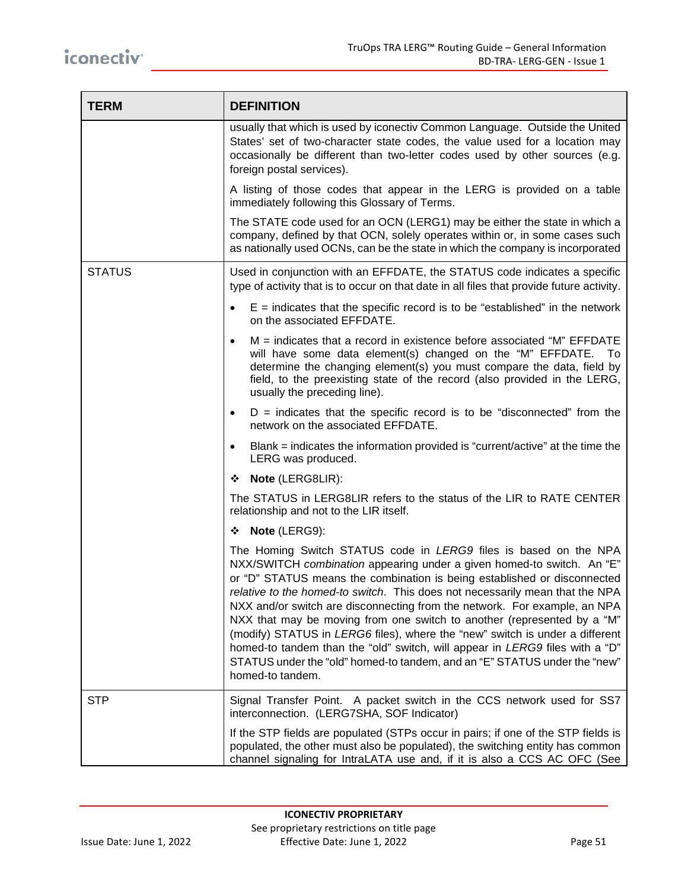| TERM | DEFINITION |
|---|---|
| | usually that which is used by iconectiv Common Language. Outside the United States' set of two-character state codes, the value used for a location may occasionally be different than two-letter codes used by other sources (e.g. foreign postal services).<br><br>A listing of those codes that appear in the LERG is provided on a table immediately following this Glossary of Terms.<br><br>The STATE code used for an OCN (LERG1) may be either the state in which a company, defined by that OCN, solely operates within or, in some cases such as nationally used OCNs, can be the state in which the company is incorporated |
| STATUS | Used in conjunction with an EFFDATE, the STATUS code indicates a specific type of activity that is to occur on that date in all files that provide future activity.<br><br>• E = indicates that the specific record is to be "established" in the network on the associated EFFDATE.<br><br>• M = indicates that a record in existence before associated "M" EFFDATE will have some data element(s) changed on the "M" EFFDATE. To determine the changing element(s) you must compare the data, field by field, to the preexisting state of the record (also provided in the LERG, usually the preceding line).<br><br>• D = indicates that the specific record is to be "disconnected" from the network on the associated EFFDATE.<br><br>• Blank = indicates the information provided is "current/active" at the time the LERG was produced.<br><br>❖ **Note** (LERG8LIR):<br><br>The STATUS in LERG8LIR refers to the status of the LIR to RATE CENTER relationship and not to the LIR itself.<br><br>❖ **Note** (LERG9):<br><br>The Homing Switch STATUS code in *LERG9* files is based on the NPA NXX/SWITCH *combination* appearing under a given homed-to switch. An "E" or "D" STATUS means the combination is being established or disconnected *relative to the homed-to switch*. This does not necessarily mean that the NPA NXX and/or switch are disconnecting from the network. For example, an NPA NXX that may be moving from one switch to another (represented by a "M" (modify) STATUS in *LERG6* files), where the "new" switch is under a different homed-to tandem than the "old" switch, will appear in *LERG9* files with a "D" STATUS under the "old" homed-to tandem, and an "E" STATUS under the "new" homed-to tandem. |
| STP | Signal Transfer Point. A packet switch in the CCS network used for SS7 interconnection. (LERG7SHA, SOF Indicator)<br><br>If the STP fields are populated (STPs occur in pairs; if one of the STP fields is populated, the other must also be populated), the switching entity has common channel signaling for IntraLATA use and, if it is also a CCS AC OFC (See |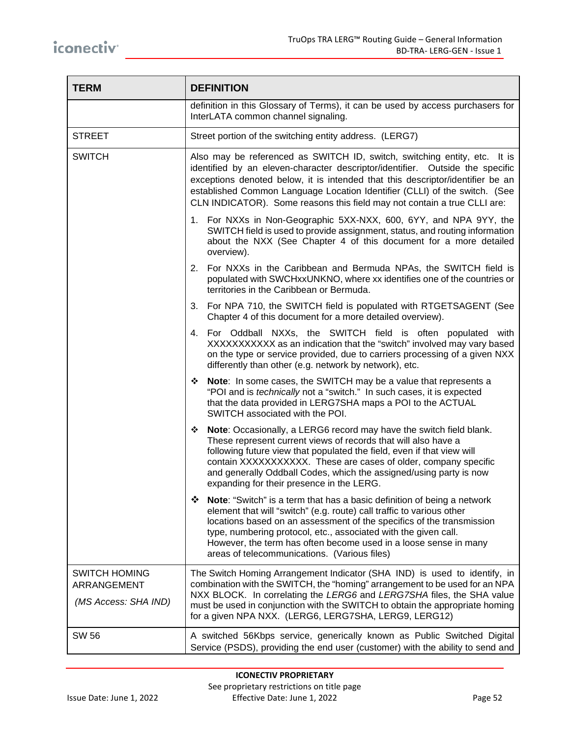| TERM | DEFINITION |
|---|---|
| | definition in this Glossary of Terms), it can be used by access purchasers for InterLATA common channel signaling. |
| STREET | Street portion of the switching entity address. (LERG7) |
| SWITCH | Also may be referenced as SWITCH ID, switch, switching entity, etc. It is identified by an eleven-character descriptor/identifier. Outside the specific exceptions denoted below, it is intended that this descriptor/identifier be an established Common Language Location Identifier (CLLI) of the switch. (See CLN INDICATOR). Some reasons this field may not contain a true CLLI are:<br><br>1. For NXXs in Non-Geographic 5XX-NXX, 600, 6YY, and NPA 9YY, the SWITCH field is used to provide assignment, status, and routing information about the NXX (See Chapter 4 of this document for a more detailed overview).<br><br>2. For NXXs in the Caribbean and Bermuda NPAs, the SWITCH field is populated with SWCHxxUNKNO, where xx identifies one of the countries or territories in the Caribbean or Bermuda.<br><br>3. For NPA 710, the SWITCH field is populated with RTGETSAGENT (See Chapter 4 of this document for a more detailed overview).<br><br>4. For Oddball NXXs, the SWITCH field is often populated with XXXXXXXXXXX as an indication that the "switch" involved may vary based on the type or service provided, due to carriers processing of a given NXX differently than other (e.g. network by network), etc.<br><br>❖ **Note**: In some cases, the SWITCH may be a value that represents a "POI and is *technically* not a "switch." In such cases, it is expected that the data provided in LERG7SHA maps a POI to the ACTUAL SWITCH associated with the POI.<br><br>❖ **Note**: Occasionally, a LERG6 record may have the switch field blank. These represent current views of records that will also have a following future view that populated the field, even if that view will contain XXXXXXXXXXX. These are cases of older, company specific and generally Oddball Codes, which the assigned/using party is now expanding for their presence in the LERG.<br><br>❖ **Note**: "Switch" is a term that has a basic definition of being a network element that will "switch" (e.g. route) call traffic to various other locations based on an assessment of the specifics of the transmission type, numbering protocol, etc., associated with the given call. However, the term has often become used in a loose sense in many areas of telecommunications. (Various files) |
| SWITCH HOMING ARRANGEMENT<br><br>*(MS Access: SHA IND)* | The Switch Homing Arrangement Indicator (SHA IND) is used to identify, in combination with the SWITCH, the "homing" arrangement to be used for an NPA NXX BLOCK. In correlating the *LERG6* and *LERG7SHA* files, the SHA value must be used in conjunction with the SWITCH to obtain the appropriate homing for a given NPA NXX. (LERG6, LERG7SHA, LERG9, LERG12) |
| SW 56 | A switched 56Kbps service, generically known as Public Switched Digital Service (PSDS), providing the end user (customer) with the ability to send and |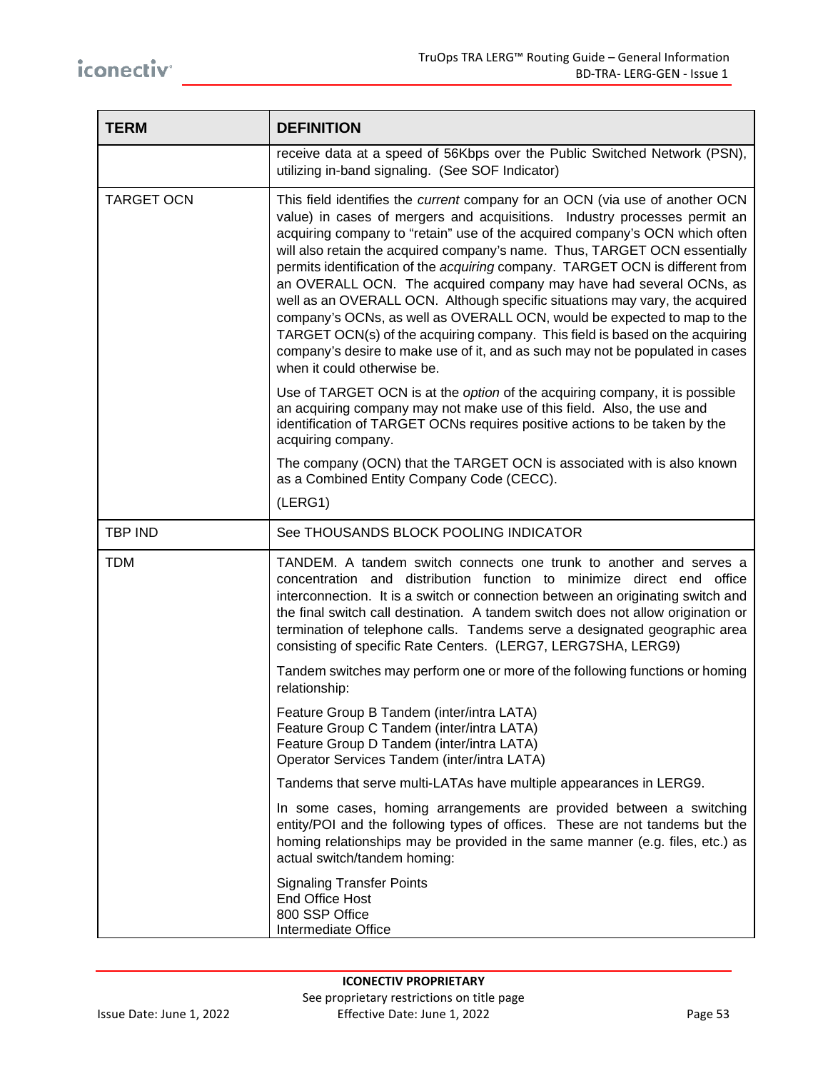| TERM | DEFINITION |
|---|---|
| | receive data at a speed of 56Kbps over the Public Switched Network (PSN), utilizing in-band signaling. (See SOF Indicator) |
| TARGET OCN | This field identifies the *current* company for an OCN (via use of another OCN value) in cases of mergers and acquisitions. Industry processes permit an acquiring company to "retain" use of the acquired company's OCN which often will also retain the acquired company's name. Thus, TARGET OCN essentially permits identification of the *acquiring* company. TARGET OCN is different from an OVERALL OCN. The acquired company may have had several OCNs, as well as an OVERALL OCN. Although specific situations may vary, the acquired company's OCNs, as well as OVERALL OCN, would be expected to map to the TARGET OCN(s) of the acquiring company. This field is based on the acquiring company's desire to make use of it, and as such may not be populated in cases when it could otherwise be.<br><br>Use of TARGET OCN is at the *option* of the acquiring company, it is possible an acquiring company may not make use of this field. Also, the use and identification of TARGET OCNs requires positive actions to be taken by the acquiring company.<br><br>The company (OCN) that the TARGET OCN is associated with is also known as a Combined Entity Company Code (CECC).<br><br>(LERG1) |
| TBP IND | See THOUSANDS BLOCK POOLING INDICATOR |
| TDM | TANDEM. A tandem switch connects one trunk to another and serves a concentration and distribution function to minimize direct end office interconnection. It is a switch or connection between an originating switch and the final switch call destination. A tandem switch does not allow origination or termination of telephone calls. Tandems serve a designated geographic area consisting of specific Rate Centers. (LERG7, LERG7SHA, LERG9)<br><br>Tandem switches may perform one or more of the following functions or homing relationship:<br><br>Feature Group B Tandem (inter/intra LATA)<br>Feature Group C Tandem (inter/intra LATA)<br>Feature Group D Tandem (inter/intra LATA)<br>Operator Services Tandem (inter/intra LATA)<br><br>Tandems that serve multi-LATAs have multiple appearances in LERG9.<br><br>In some cases, homing arrangements are provided between a switching entity/POI and the following types of offices. These are not tandems but the homing relationships may be provided in the same manner (e.g. files, etc.) as actual switch/tandem homing:<br><br>Signaling Transfer Points<br>End Office Host<br>800 SSP Office<br>Intermediate Office |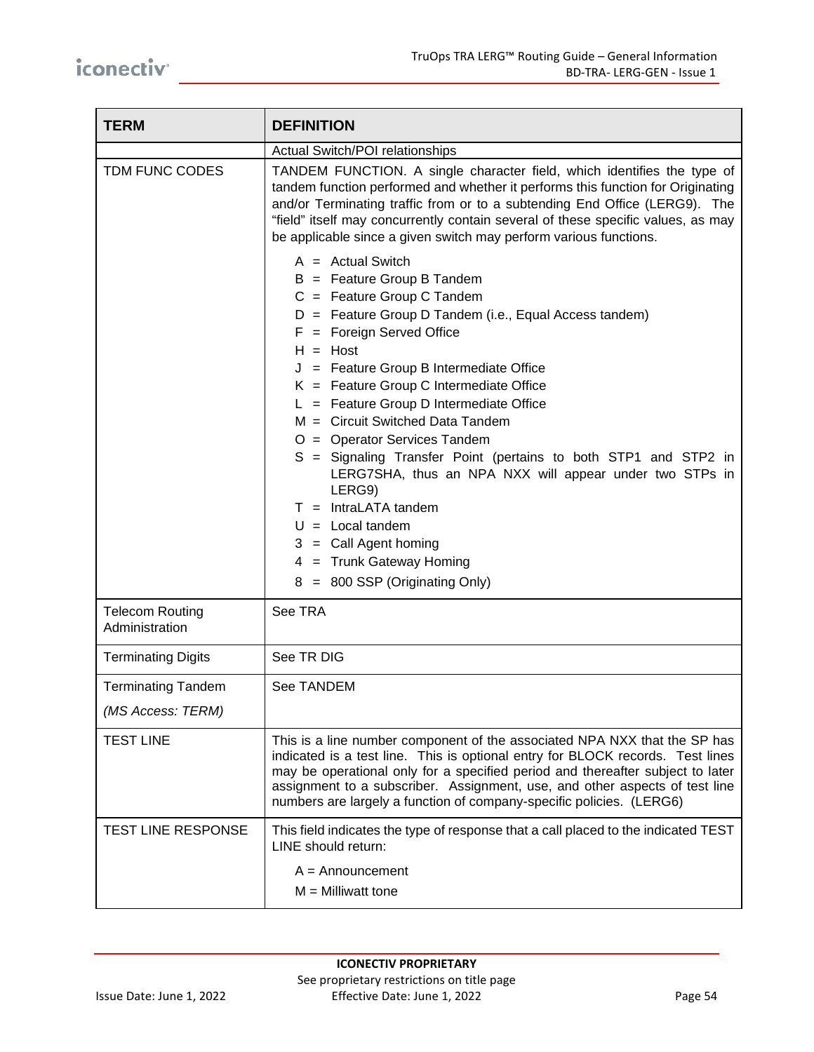| TERM | DEFINITION |
|---|---|
| | Actual Switch/POI relationships |
| TDM FUNC CODES | TANDEM FUNCTION. A single character field, which identifies the type of tandem function performed and whether it performs this function for Originating and/or Terminating traffic from or to a subtending End Office (LERG9). The "field" itself may concurrently contain several of these specific values, as may be applicable since a given switch may perform various functions.<br><br>A = Actual Switch<br>B = Feature Group B Tandem<br>C = Feature Group C Tandem<br>D = Feature Group D Tandem (i.e., Equal Access tandem)<br>F = Foreign Served Office<br>H = Host<br>J = Feature Group B Intermediate Office<br>K = Feature Group C Intermediate Office<br>L = Feature Group D Intermediate Office<br>M = Circuit Switched Data Tandem<br>O = Operator Services Tandem<br>S = Signaling Transfer Point (pertains to both STP1 and STP2 in LERG7SHA, thus an NPA NXX will appear under two STPs in LERG9)<br>T = IntraLATA tandem<br>U = Local tandem<br>3 = Call Agent homing<br>4 = Trunk Gateway Homing<br>8 = 800 SSP (Originating Only) |
| Telecom Routing Administration | See TRA |
| Terminating Digits | See TR DIG |
| Terminating Tandem<br><br>*(MS Access: TERM)* | See TANDEM |
| TEST LINE | This is a line number component of the associated NPA NXX that the SP has indicated is a test line. This is optional entry for BLOCK records. Test lines may be operational only for a specified period and thereafter subject to later assignment to a subscriber. Assignment, use, and other aspects of test line numbers are largely a function of company-specific policies. (LERG6) |
| TEST LINE RESPONSE | This field indicates the type of response that a call placed to the indicated TEST LINE should return:<br><br>A = Announcement<br>M = Milliwatt tone |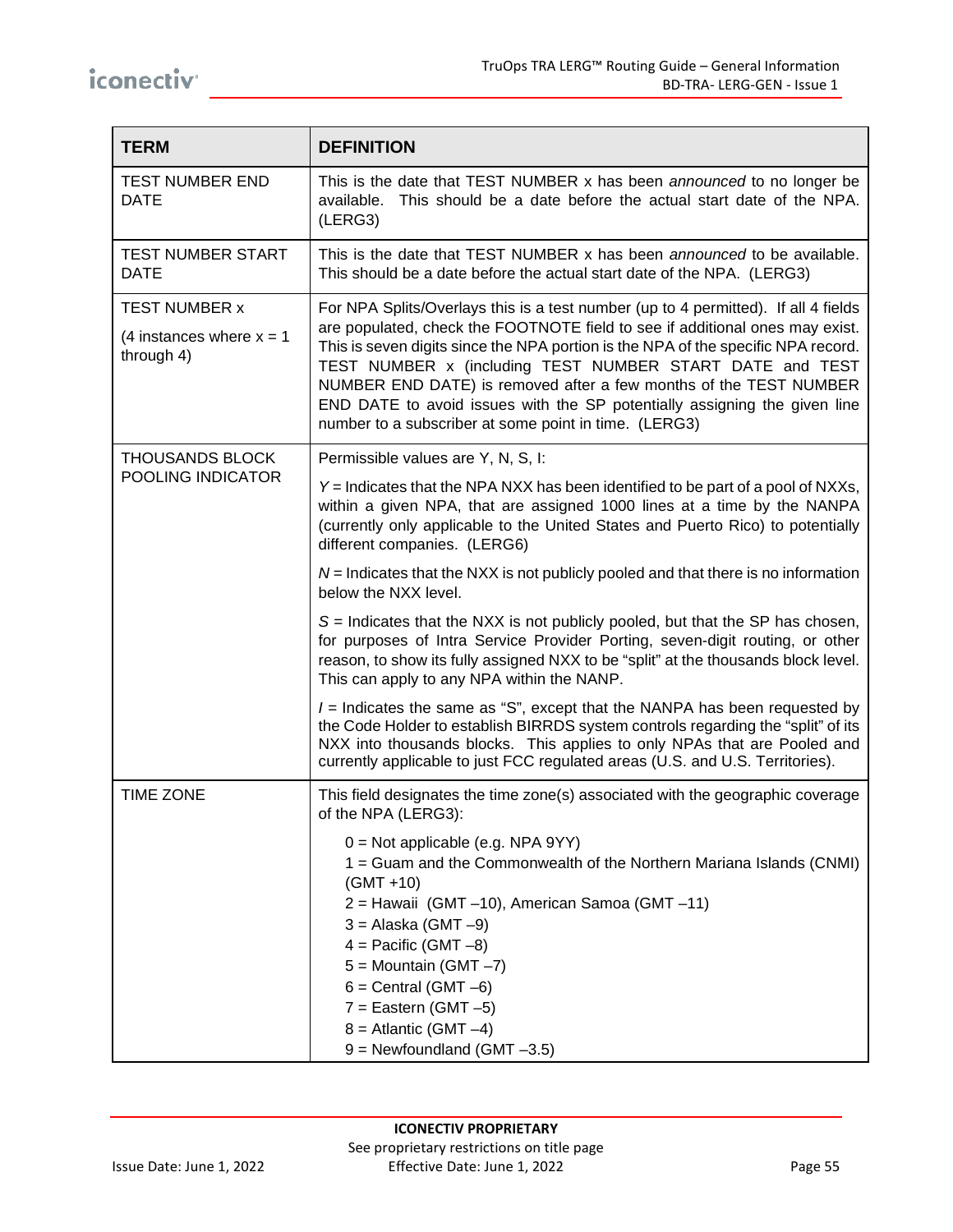| TERM | DEFINITION |
|---|---|
| TEST NUMBER END DATE | This is the date that TEST NUMBER x has been *announced* to no longer be available. This should be a date before the actual start date of the NPA. (LERG3) |
| TEST NUMBER START DATE | This is the date that TEST NUMBER x has been *announced* to be available. This should be a date before the actual start date of the NPA. (LERG3) |
| TEST NUMBER x<br><br>(4 instances where x = 1 through 4) | For NPA Splits/Overlays this is a test number (up to 4 permitted). If all 4 fields are populated, check the FOOTNOTE field to see if additional ones may exist. This is seven digits since the NPA portion is the NPA of the specific NPA record. TEST NUMBER x (including TEST NUMBER START DATE and TEST NUMBER END DATE) is removed after a few months of the TEST NUMBER END DATE to avoid issues with the SP potentially assigning the given line number to a subscriber at some point in time. (LERG3) |
| THOUSANDS BLOCK POOLING INDICATOR | Permissible values are Y, N, S, I:<br><br>*Y* = Indicates that the NPA NXX has been identified to be part of a pool of NXXs, within a given NPA, that are assigned 1000 lines at a time by the NANPA (currently only applicable to the United States and Puerto Rico) to potentially different companies. (LERG6)<br><br>*N* = Indicates that the NXX is not publicly pooled and that there is no information below the NXX level.<br><br>*S* = Indicates that the NXX is not publicly pooled, but that the SP has chosen, for purposes of Intra Service Provider Porting, seven-digit routing, or other reason, to show its fully assigned NXX to be "split" at the thousands block level. This can apply to any NPA within the NANP.<br><br>*I* = Indicates the same as "S", except that the NANPA has been requested by the Code Holder to establish BIRRDS system controls regarding the "split" of its NXX into thousands blocks. This applies to only NPAs that are Pooled and currently applicable to just FCC regulated areas (U.S. and U.S. Territories). |
| TIME ZONE | This field designates the time zone(s) associated with the geographic coverage of the NPA (LERG3):<br><br>0 = Not applicable (e.g. NPA 9YY)<br>1 = Guam and the Commonwealth of the Northern Mariana Islands (CNMI) (GMT +10)<br>2 = Hawaii (GMT –10), American Samoa (GMT –11)<br>3 = Alaska (GMT –9)<br>4 = Pacific (GMT –8)<br>5 = Mountain (GMT –7)<br>6 = Central (GMT –6)<br>7 = Eastern (GMT –5)<br>8 = Atlantic (GMT –4)<br>9 = Newfoundland (GMT –3.5) |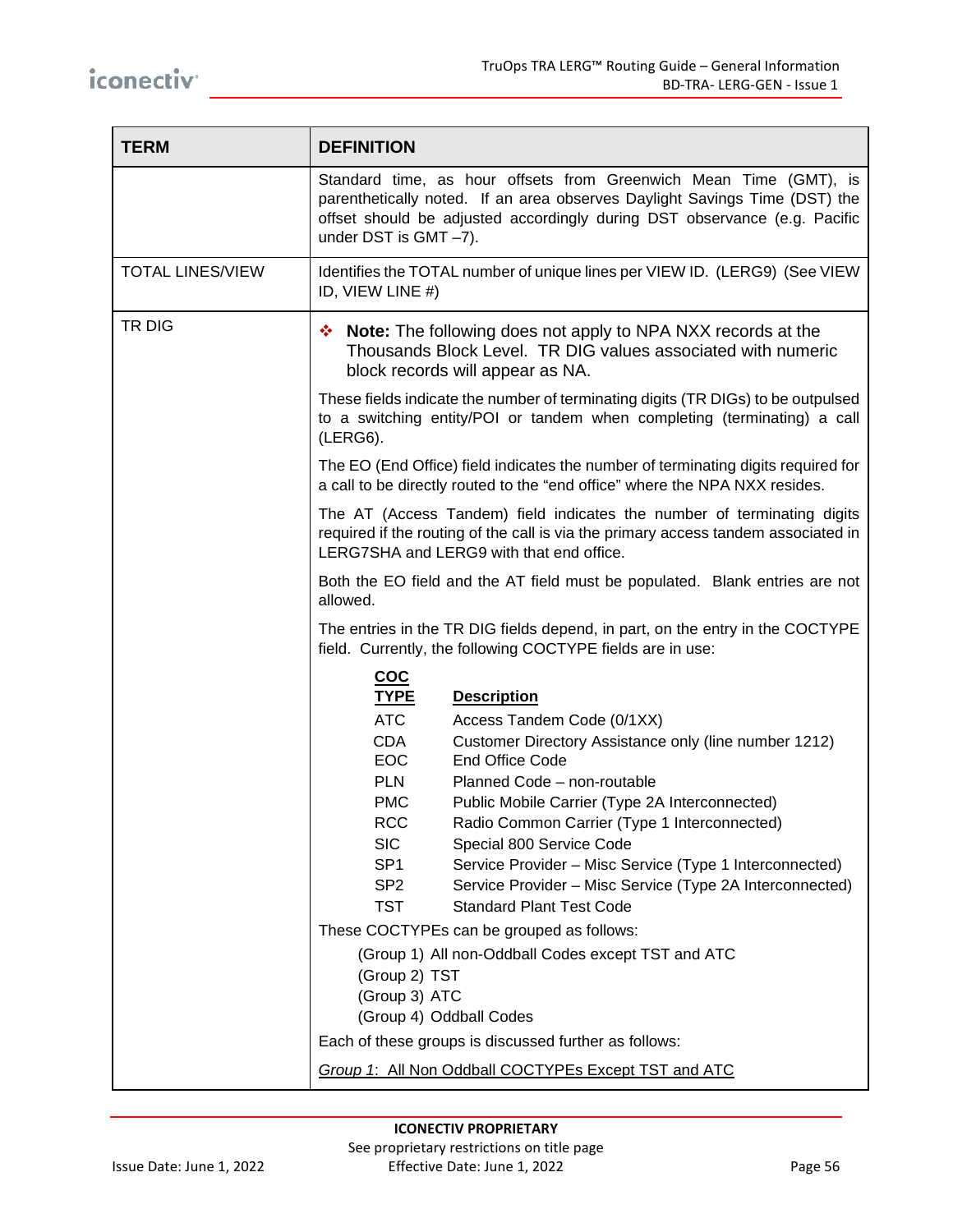| TERM | DEFINITION |
|---|---|
| | Standard time, as hour offsets from Greenwich Mean Time (GMT), is parenthetically noted. If an area observes Daylight Savings Time (DST) the offset should be adjusted accordingly during DST observance (e.g. Pacific under DST is GMT –7). |
| TOTAL LINES/VIEW | Identifies the TOTAL number of unique lines per VIEW ID. (LERG9) (See VIEW ID, VIEW LINE #) |
| TR DIG | ❖ **Note:** The following does not apply to NPA NXX records at the Thousands Block Level. TR DIG values associated with numeric block records will appear as NA.<br><br>These fields indicate the number of terminating digits (TR DIGs) to be outpulsed to a switching entity/POI or tandem when completing (terminating) a call (LERG6).<br><br>The EO (End Office) field indicates the number of terminating digits required for a call to be directly routed to the "end office" where the NPA NXX resides.<br><br>The AT (Access Tandem) field indicates the number of terminating digits required if the routing of the call is via the primary access tandem associated in LERG7SHA and LERG9 with that end office.<br><br>Both the EO field and the AT field must be populated. Blank entries are not allowed.<br><br>The entries in the TR DIG fields depend, in part, on the entry in the COCTYPE field. Currently, the following COCTYPE fields are in use:<br><br>**COC TYPE** — **Description**<br>ATC — Access Tandem Code (0/1XX)<br>CDA — Customer Directory Assistance only (line number 1212)<br>EOC — End Office Code<br>PLN — Planned Code – non-routable<br>PMC — Public Mobile Carrier (Type 2A Interconnected)<br>RCC — Radio Common Carrier (Type 1 Interconnected)<br>SIC — Special 800 Service Code<br>SP1 — Service Provider – Misc Service (Type 1 Interconnected)<br>SP2 — Service Provider – Misc Service (Type 2A Interconnected)<br>TST — Standard Plant Test Code<br><br>These COCTYPEs can be grouped as follows:<br>(Group 1) All non-Oddball Codes except TST and ATC<br>(Group 2) TST<br>(Group 3) ATC<br>(Group 4) Oddball Codes<br><br>Each of these groups is discussed further as follows:<br><br>*Group 1*: All Non Oddball COCTYPEs Except TST and ATC |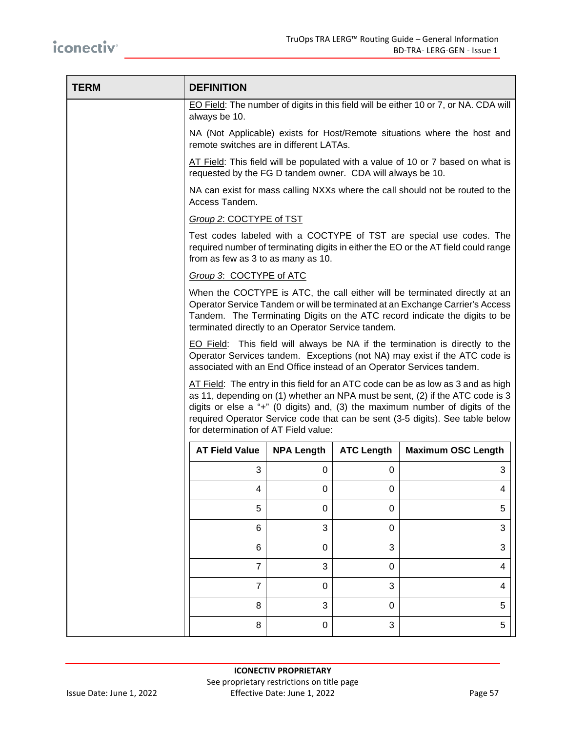| TERM | DEFINITION |
|---|---|
| | EO Field: The number of digits in this field will be either 10 or 7, or NA. CDA will always be 10. |
| | NA (Not Applicable) exists for Host/Remote situations where the host and remote switches are in different LATAs. |
| | AT Field: This field will be populated with a value of 10 or 7 based on what is requested by the FG D tandem owner. CDA will always be 10. |
| | NA can exist for mass calling NXXs where the call should not be routed to the Access Tandem. |
| | *Group 2*: COCTYPE of TST |
| | Test codes labeled with a COCTYPE of TST are special use codes. The required number of terminating digits in either the EO or the AT field could range from as few as 3 to as many as 10. |
| | *Group 3*: COCTYPE of ATC |
| | When the COCTYPE is ATC, the call either will be terminated directly at an Operator Service Tandem or will be terminated at an Exchange Carrier's Access Tandem. The Terminating Digits on the ATC record indicate the digits to be terminated directly to an Operator Service tandem. |
| | EO Field: This field will always be NA if the termination is directly to the Operator Services tandem. Exceptions (not NA) may exist if the ATC code is associated with an End Office instead of an Operator Services tandem. |
| | AT Field: The entry in this field for an ATC code can be as low as 3 and as high as 11, depending on (1) whether an NPA must be sent, (2) if the ATC code is 3 digits or else a "+" (0 digits) and, (3) the maximum number of digits of the required Operator Service code that can be sent (3-5 digits). See table below for determination of AT Field value: |

| AT Field Value | NPA Length | ATC Length | Maximum OSC Length |
|---|---|---|---|
| 3 | 0 | 0 | 3 |
| 4 | 0 | 0 | 4 |
| 5 | 0 | 0 | 5 |
| 6 | 3 | 0 | 3 |
| 6 | 0 | 3 | 3 |
| 7 | 3 | 0 | 4 |
| 7 | 0 | 3 | 4 |
| 8 | 3 | 0 | 5 |
| 8 | 0 | 3 | 5 |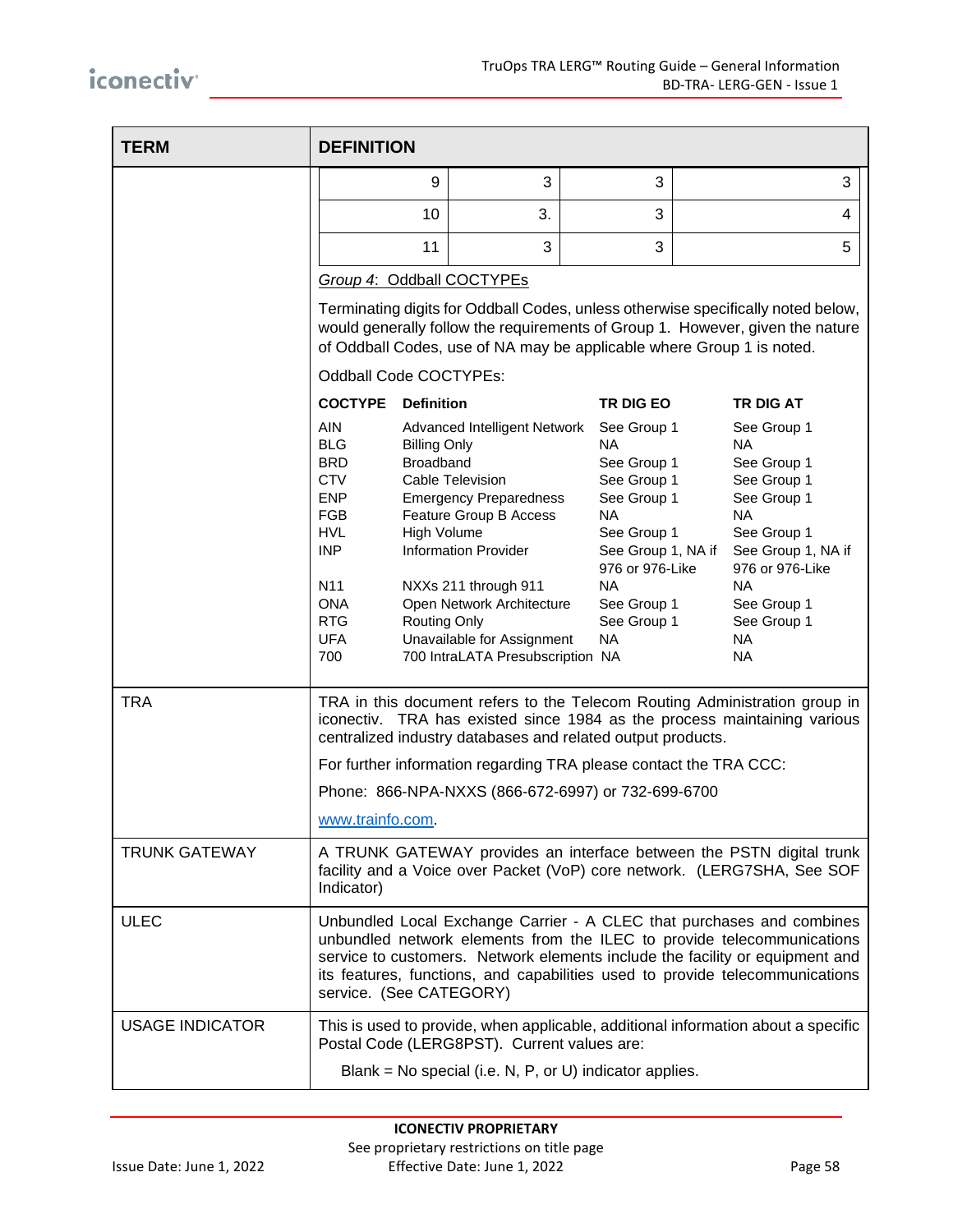| TERM | DEFINITION |
|---|---|
| | 9 \| 3 \| 3 \| 3<br>10 \| 3. \| 3 \| 4<br>11 \| 3 \| 3 \| 5<br><br>*Group 4*: Oddball COCTYPEs<br><br>Terminating digits for Oddball Codes, unless otherwise specifically noted below, would generally follow the requirements of Group 1. However, given the nature of Oddball Codes, use of NA may be applicable where Group 1 is noted.<br><br>Oddball Code COCTYPEs:<br><br>**COCTYPE** \| **Definition** \| **TR DIG EO** \| **TR DIG AT**<br>AIN \| Advanced Intelligent Network \| See Group 1 \| See Group 1<br>BLG \| Billing Only \| NA \| NA<br>BRD \| Broadband \| See Group 1 \| See Group 1<br>CTV \| Cable Television \| See Group 1 \| See Group 1<br>ENP \| Emergency Preparedness \| See Group 1 \| See Group 1<br>FGB \| Feature Group B Access \| NA \| NA<br>HVL \| High Volume \| See Group 1 \| See Group 1<br>INP \| Information Provider \| See Group 1, NA if 976 or 976-Like \| See Group 1, NA if 976 or 976-Like<br>N11 \| NXXs 211 through 911 \| NA \| NA<br>ONA \| Open Network Architecture \| See Group 1 \| See Group 1<br>RTG \| Routing Only \| See Group 1 \| See Group 1<br>UFA \| Unavailable for Assignment \| NA \| NA<br>700 \| 700 IntraLATA Presubscription \| NA \| NA |
| TRA | TRA in this document refers to the Telecom Routing Administration group in iconectiv. TRA has existed since 1984 as the process maintaining various centralized industry databases and related output products.<br><br>For further information regarding TRA please contact the TRA CCC:<br><br>Phone: 866-NPA-NXXS (866-672-6997) or 732-699-6700<br><br>www.trainfo.com. |
| TRUNK GATEWAY | A TRUNK GATEWAY provides an interface between the PSTN digital trunk facility and a Voice over Packet (VoP) core network. (LERG7SHA, See SOF Indicator) |
| ULEC | Unbundled Local Exchange Carrier - A CLEC that purchases and combines unbundled network elements from the ILEC to provide telecommunications service to customers. Network elements include the facility or equipment and its features, functions, and capabilities used to provide telecommunications service. (See CATEGORY) |
| USAGE INDICATOR | This is used to provide, when applicable, additional information about a specific Postal Code (LERG8PST). Current values are:<br><br>Blank = No special (i.e. N, P, or U) indicator applies. |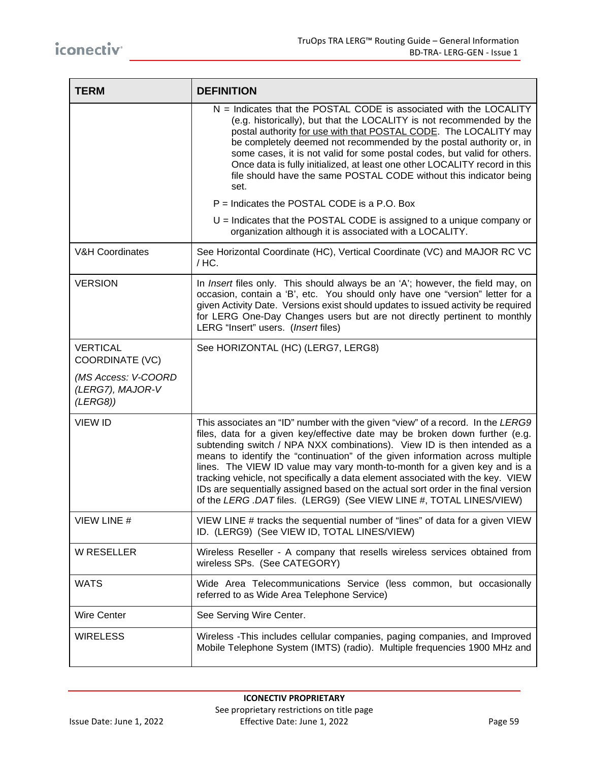| TERM | DEFINITION |
|---|---|
| | N = Indicates that the POSTAL CODE is associated with the LOCALITY (e.g. historically), but that the LOCALITY is not recommended by the postal authority <u>for use with that POSTAL CODE</u>. The LOCALITY may be completely deemed not recommended by the postal authority or, in some cases, it is not valid for some postal codes, but valid for others. Once data is fully initialized, at least one other LOCALITY record in this file should have the same POSTAL CODE without this indicator being set.<br><br>P = Indicates the POSTAL CODE is a P.O. Box<br><br>U = Indicates that the POSTAL CODE is assigned to a unique company or organization although it is associated with a LOCALITY. |
| V&H Coordinates | See Horizontal Coordinate (HC), Vertical Coordinate (VC) and MAJOR RC VC / HC. |
| VERSION | In *Insert* files only. This should always be an 'A'; however, the field may, on occasion, contain a 'B', etc. You should only have one "version" letter for a given Activity Date. Versions exist should updates to issued activity be required for LERG One-Day Changes users but are not directly pertinent to monthly LERG "Insert" users. (*Insert* files) |
| VERTICAL COORDINATE (VC)<br><br>*(MS Access: V-COORD (LERG7), MAJOR-V (LERG8))* | See HORIZONTAL (HC) (LERG7, LERG8) |
| VIEW ID | This associates an "ID" number with the given "view" of a record. In the *LERG9* files, data for a given key/effective date may be broken down further (e.g. subtending switch / NPA NXX combinations). View ID is then intended as a means to identify the "continuation" of the given information across multiple lines. The VIEW ID value may vary month-to-month for a given key and is a tracking vehicle, not specifically a data element associated with the key. VIEW IDs are sequentially assigned based on the actual sort order in the final version of the *LERG .DAT* files. (LERG9) (See VIEW LINE #, TOTAL LINES/VIEW) |
| VIEW LINE # | VIEW LINE # tracks the sequential number of "lines" of data for a given VIEW ID. (LERG9) (See VIEW ID, TOTAL LINES/VIEW) |
| W RESELLER | Wireless Reseller - A company that resells wireless services obtained from wireless SPs. (See CATEGORY) |
| WATS | Wide Area Telecommunications Service (less common, but occasionally referred to as Wide Area Telephone Service) |
| Wire Center | See Serving Wire Center. |
| WIRELESS | Wireless -This includes cellular companies, paging companies, and Improved Mobile Telephone System (IMTS) (radio). Multiple frequencies 1900 MHz and |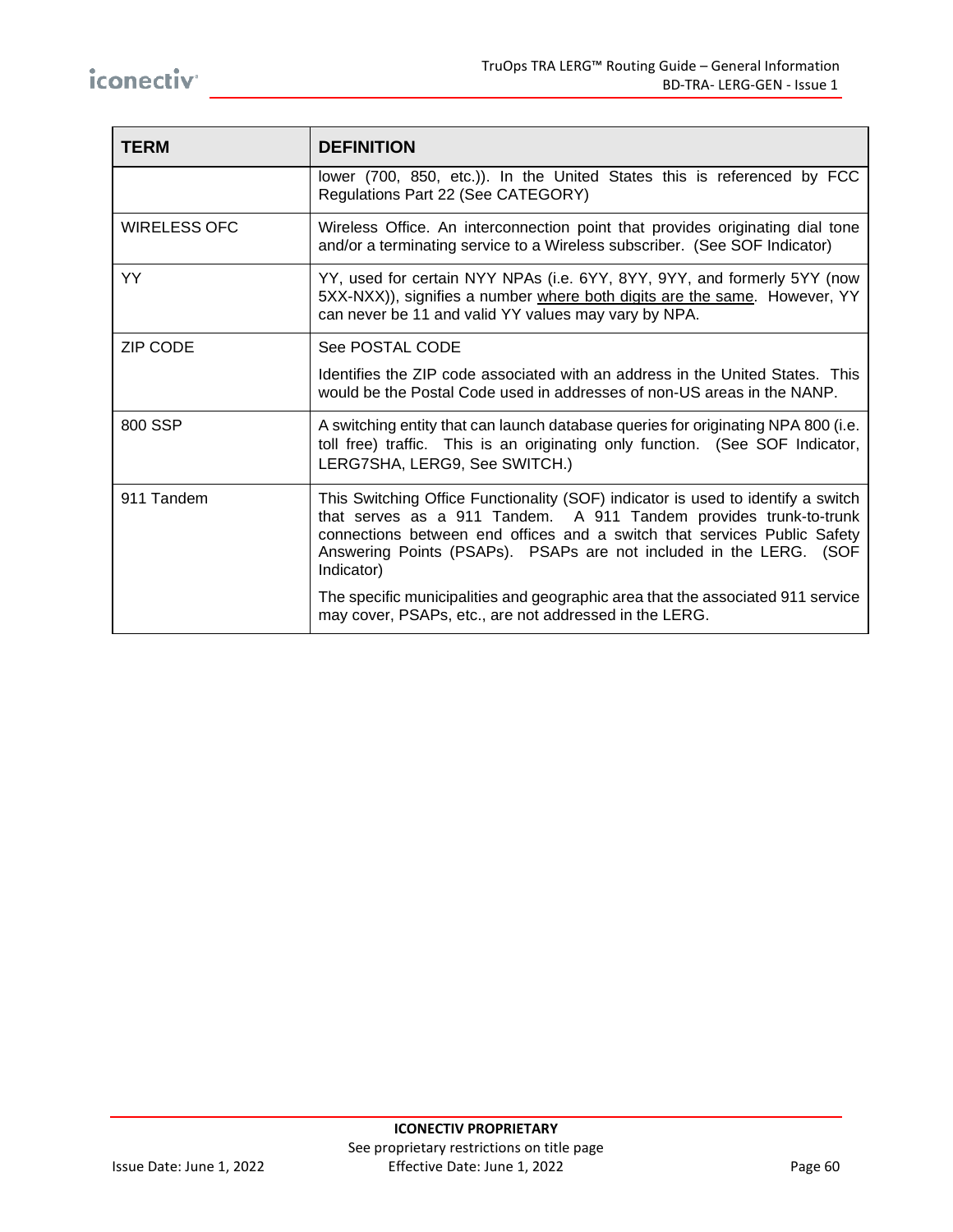| TERM | DEFINITION |
|---|---|
| | lower (700, 850, etc.)). In the United States this is referenced by FCC Regulations Part 22 (See CATEGORY) |
| WIRELESS OFC | Wireless Office. An interconnection point that provides originating dial tone and/or a terminating service to a Wireless subscriber. (See SOF Indicator) |
| YY | YY, used for certain NYY NPAs (i.e. 6YY, 8YY, 9YY, and formerly 5YY (now 5XX-NXX)), signifies a number <u>where both digits are the same</u>. However, YY can never be 11 and valid YY values may vary by NPA. |
| ZIP CODE | See POSTAL CODE<br><br>Identifies the ZIP code associated with an address in the United States. This would be the Postal Code used in addresses of non-US areas in the NANP. |
| 800 SSP | A switching entity that can launch database queries for originating NPA 800 (i.e. toll free) traffic. This is an originating only function. (See SOF Indicator, LERG7SHA, LERG9, See SWITCH.) |
| 911 Tandem | This Switching Office Functionality (SOF) indicator is used to identify a switch that serves as a 911 Tandem. A 911 Tandem provides trunk-to-trunk connections between end offices and a switch that services Public Safety Answering Points (PSAPs). PSAPs are not included in the LERG. (SOF Indicator)<br><br>The specific municipalities and geographic area that the associated 911 service may cover, PSAPs, etc., are not addressed in the LERG. |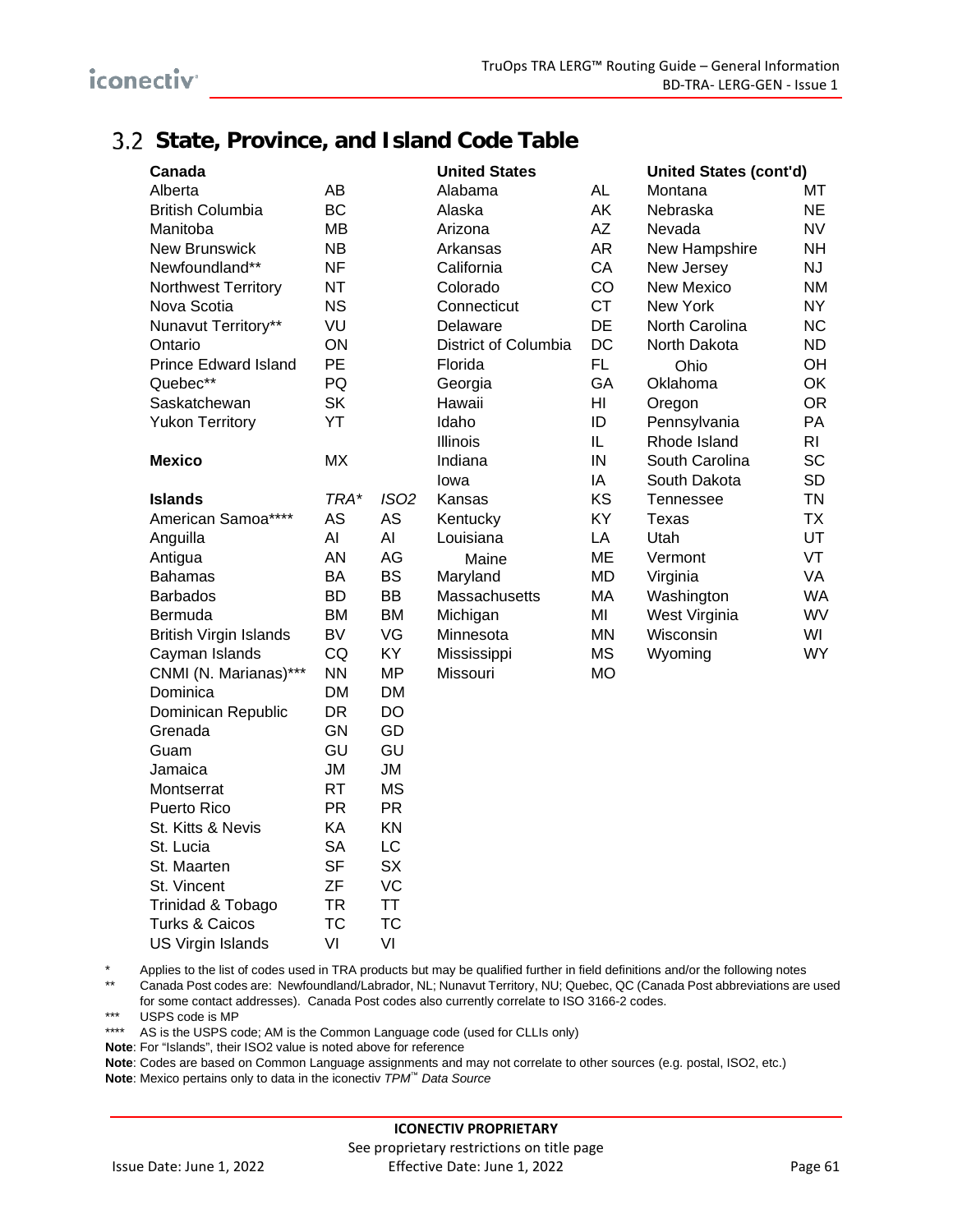## 3.2 State, Province, and Island Code Table

| Canada | |
|---|---|
| Alberta | AB |
| British Columbia | BC |
| Manitoba | MB |
| New Brunswick | NB |
| Newfoundland** | NF |
| Northwest Territory | NT |
| Nova Scotia | NS |
| Nunavut Territory** | VU |
| Ontario | ON |
| Prince Edward Island | PE |
| Quebec** | PQ |
| Saskatchewan | SK |
| Yukon Territory | YT |

| **Mexico** | MX |
|---|---|

| **Islands** | *TRA** | *ISO2* |
|---|---|---|
| American Samoa**** | AS | AS |
| Anguilla | AI | AI |
| Antigua | AN | AG |
| Bahamas | BA | BS |
| Barbados | BD | BB |
| Bermuda | BM | BM |
| British Virgin Islands | BV | VG |
| Cayman Islands | CQ | KY |
| CNMI (N. Marianas)*** | NN | MP |
| Dominica | DM | DM |
| Dominican Republic | DR | DO |
| Grenada | GN | GD |
| Guam | GU | GU |
| Jamaica | JM | JM |
| Montserrat | RT | MS |
| Puerto Rico | PR | PR |
| St. Kitts & Nevis | KA | KN |
| St. Lucia | SA | LC |
| St. Maarten | SF | SX |
| St. Vincent | ZF | VC |
| Trinidad & Tobago | TR | TT |
| Turks & Caicos | TC | TC |
| US Virgin Islands | VI | VI |

| United States | |
|---|---|
| Alabama | AL |
| Alaska | AK |
| Arizona | AZ |
| Arkansas | AR |
| California | CA |
| Colorado | CO |
| Connecticut | CT |
| Delaware | DE |
| District of Columbia | DC |
| Florida | FL |
| Georgia | GA |
| Hawaii | HI |
| Idaho | ID |
| Illinois | IL |
| Indiana | IN |
| Iowa | IA |
| Kansas | KS |
| Kentucky | KY |
| Louisiana | LA |
| Maine | ME |
| Maryland | MD |
| Massachusetts | MA |
| Michigan | MI |
| Minnesota | MN |
| Mississippi | MS |
| Missouri | MO |

| United States (cont'd) | |
|---|---|
| Montana | MT |
| Nebraska | NE |
| Nevada | NV |
| New Hampshire | NH |
| New Jersey | NJ |
| New Mexico | NM |
| New York | NY |
| North Carolina | NC |
| North Dakota | ND |
| Ohio | OH |
| Oklahoma | OK |
| Oregon | OR |
| Pennsylvania | PA |
| Rhode Island | RI |
| South Carolina | SC |
| South Dakota | SD |
| Tennessee | TN |
| Texas | TX |
| Utah | UT |
| Vermont | VT |
| Virginia | VA |
| Washington | WA |
| West Virginia | WV |
| Wisconsin | WI |
| Wyoming | WY |

\* Applies to the list of codes used in TRA products but may be qualified further in field definitions and/or the following notes

** Canada Post codes are: Newfoundland/Labrador, NL; Nunavut Territory, NU; Quebec, QC (Canada Post abbreviations are used for some contact addresses). Canada Post codes also currently correlate to ISO 3166-2 codes.

*** USPS code is MP

**** AS is the USPS code; AM is the Common Language code (used for CLLIs only)

**Note**: For "Islands", their ISO2 value is noted above for reference

**Note**: Codes are based on Common Language assignments and may not correlate to other sources (e.g. postal, ISO2, etc.)

**Note**: Mexico pertains only to data in the iconectiv *TPM™ Data Source*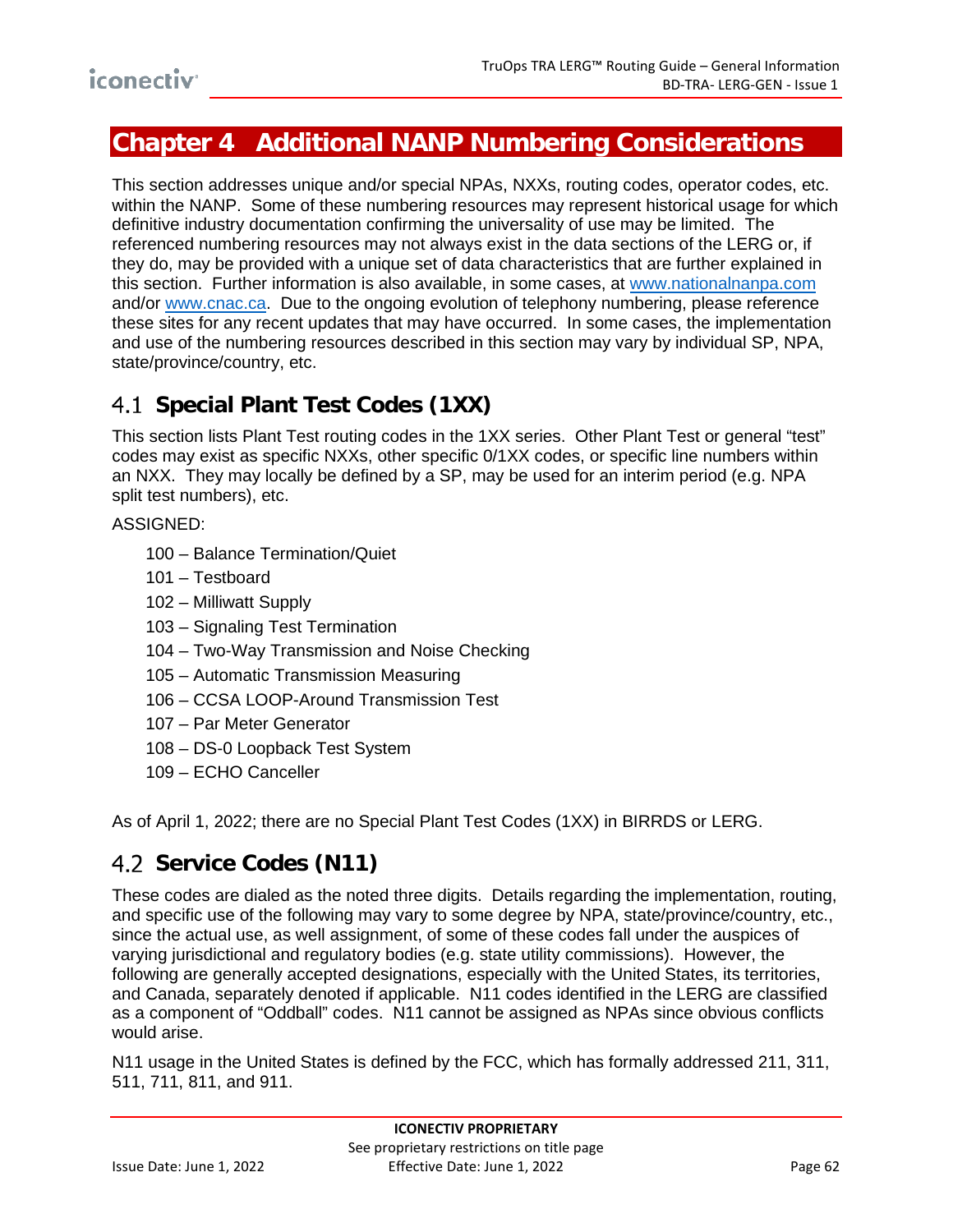# Chapter 4 Additional NANP Numbering Considerations

This section addresses unique and/or special NPAs, NXXs, routing codes, operator codes, etc. within the NANP. Some of these numbering resources may represent historical usage for which definitive industry documentation confirming the universality of use may be limited. The referenced numbering resources may not always exist in the data sections of the LERG or, if they do, may be provided with a unique set of data characteristics that are further explained in this section. Further information is also available, in some cases, at www.nationalnanpa.com and/or www.cnac.ca. Due to the ongoing evolution of telephony numbering, please reference these sites for any recent updates that may have occurred. In some cases, the implementation and use of the numbering resources described in this section may vary by individual SP, NPA, state/province/country, etc.

## 4.1 Special Plant Test Codes (1XX)

This section lists Plant Test routing codes in the 1XX series. Other Plant Test or general "test" codes may exist as specific NXXs, other specific 0/1XX codes, or specific line numbers within an NXX. They may locally be defined by a SP, may be used for an interim period (e.g. NPA split test numbers), etc.

ASSIGNED:

- 100 – Balance Termination/Quiet
- 101 – Testboard
- 102 – Milliwatt Supply
- 103 – Signaling Test Termination
- 104 – Two-Way Transmission and Noise Checking
- 105 – Automatic Transmission Measuring
- 106 – CCSA LOOP-Around Transmission Test
- 107 – Par Meter Generator
- 108 – DS-0 Loopback Test System
- 109 – ECHO Canceller

As of April 1, 2022; there are no Special Plant Test Codes (1XX) in BIRRDS or LERG.

## 4.2 Service Codes (N11)

These codes are dialed as the noted three digits. Details regarding the implementation, routing, and specific use of the following may vary to some degree by NPA, state/province/country, etc., since the actual use, as well assignment, of some of these codes fall under the auspices of varying jurisdictional and regulatory bodies (e.g. state utility commissions). However, the following are generally accepted designations, especially with the United States, its territories, and Canada, separately denoted if applicable. N11 codes identified in the LERG are classified as a component of "Oddball" codes. N11 cannot be assigned as NPAs since obvious conflicts would arise.

N11 usage in the United States is defined by the FCC, which has formally addressed 211, 311, 511, 711, 811, and 911.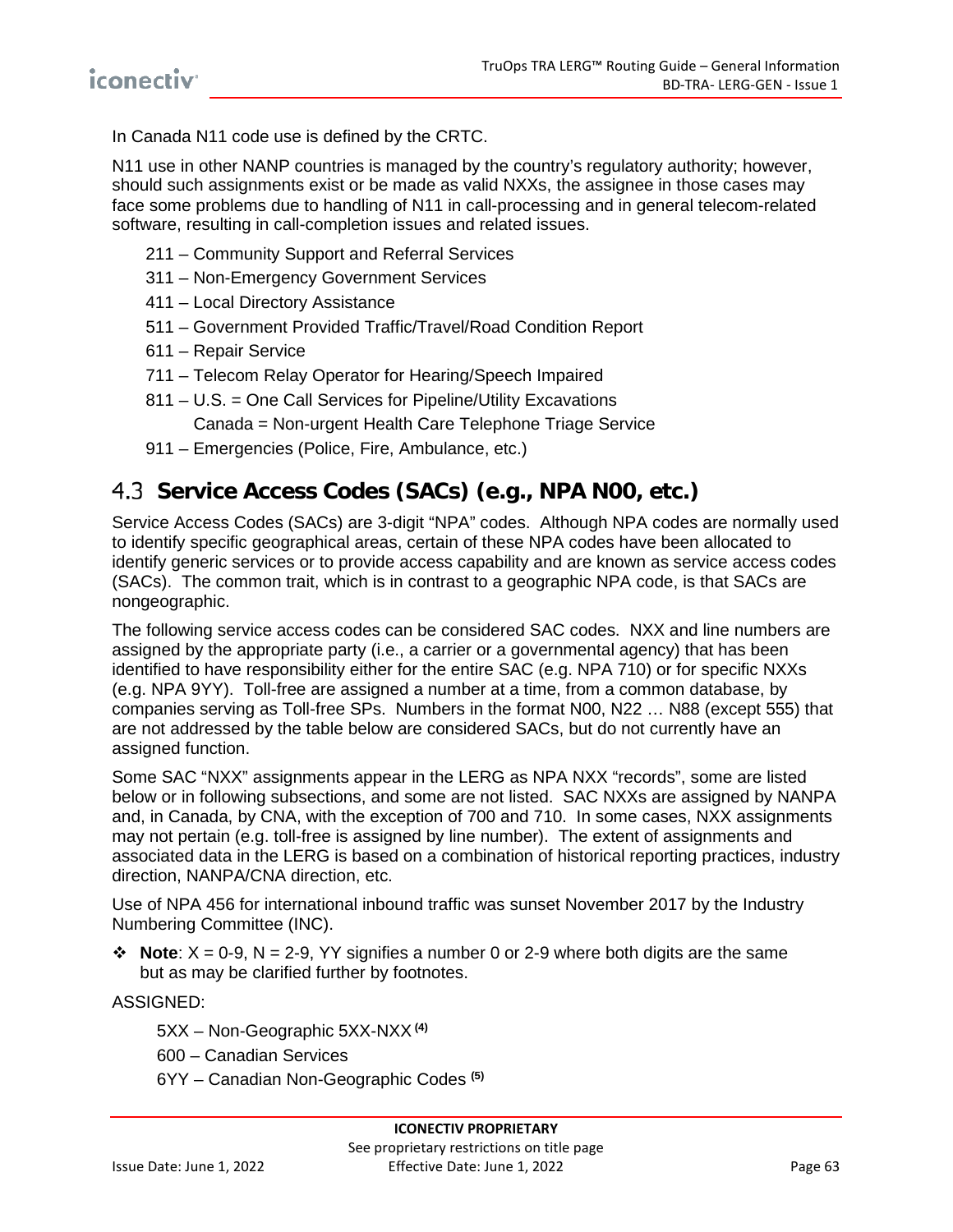In Canada N11 code use is defined by the CRTC.

N11 use in other NANP countries is managed by the country's regulatory authority; however, should such assignments exist or be made as valid NXXs, the assignee in those cases may face some problems due to handling of N11 in call-processing and in general telecom-related software, resulting in call-completion issues and related issues.

- 211 – Community Support and Referral Services
- 311 – Non-Emergency Government Services
- 411 – Local Directory Assistance
- 511 – Government Provided Traffic/Travel/Road Condition Report
- 611 – Repair Service
- 711 – Telecom Relay Operator for Hearing/Speech Impaired
- 811 – U.S. = One Call Services for Pipeline/Utility Excavations
  Canada = Non-urgent Health Care Telephone Triage Service
- 911 – Emergencies (Police, Fire, Ambulance, etc.)

## 4.3 Service Access Codes (SACs) (e.g., NPA N00, etc.)

Service Access Codes (SACs) are 3-digit "NPA" codes. Although NPA codes are normally used to identify specific geographical areas, certain of these NPA codes have been allocated to identify generic services or to provide access capability and are known as service access codes (SACs). The common trait, which is in contrast to a geographic NPA code, is that SACs are nongeographic.

The following service access codes can be considered SAC codes. NXX and line numbers are assigned by the appropriate party (i.e., a carrier or a governmental agency) that has been identified to have responsibility either for the entire SAC (e.g. NPA 710) or for specific NXXs (e.g. NPA 9YY). Toll-free are assigned a number at a time, from a common database, by companies serving as Toll-free SPs. Numbers in the format N00, N22 … N88 (except 555) that are not addressed by the table below are considered SACs, but do not currently have an assigned function.

Some SAC "NXX" assignments appear in the LERG as NPA NXX "records", some are listed below or in following subsections, and some are not listed. SAC NXXs are assigned by NANPA and, in Canada, by CNA, with the exception of 700 and 710. In some cases, NXX assignments may not pertain (e.g. toll-free is assigned by line number). The extent of assignments and associated data in the LERG is based on a combination of historical reporting practices, industry direction, NANPA/CNA direction, etc.

Use of NPA 456 for international inbound traffic was sunset November 2017 by the Industry Numbering Committee (INC).

- **Note**: X = 0-9, N = 2-9, YY signifies a number 0 or 2-9 where both digits are the same but as may be clarified further by footnotes.

ASSIGNED:

- 5XX – Non-Geographic 5XX-NXX [(4)]
- 600 – Canadian Services
- 6YY – Canadian Non-Geographic Codes [(5)]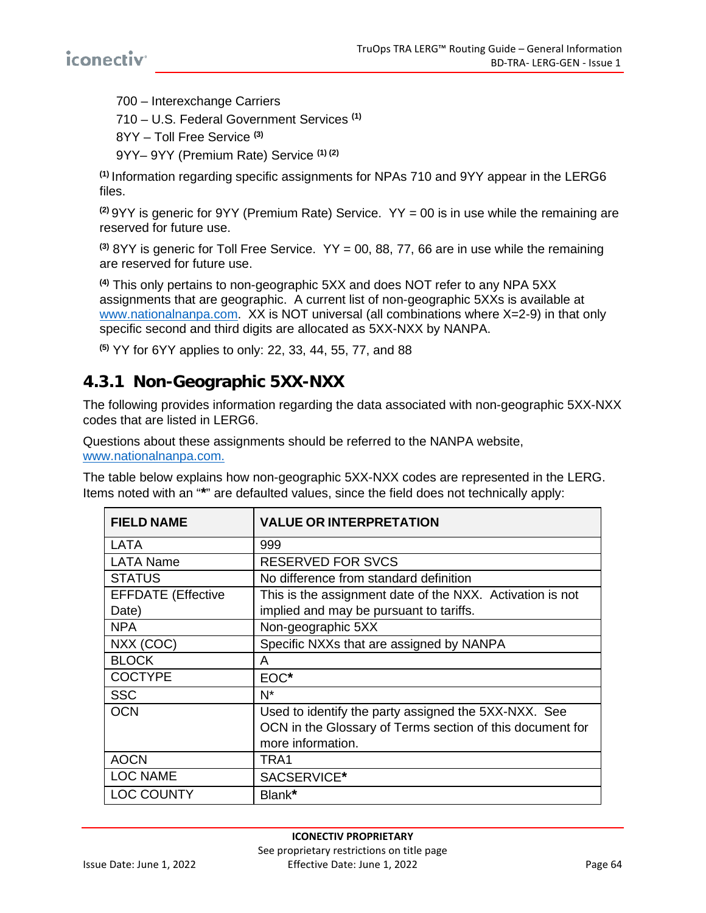700 – Interexchange Carriers

710 – U.S. Federal Government Services [(1)]

8YY – Toll Free Service [(3)]

9YY– 9YY (Premium Rate) Service [(1) (2)]

[(1)] Information regarding specific assignments for NPAs 710 and 9YY appear in the LERG6 files.

[(2)] 9YY is generic for 9YY (Premium Rate) Service. YY = 00 is in use while the remaining are reserved for future use.

[(3)] 8YY is generic for Toll Free Service. YY = 00, 88, 77, 66 are in use while the remaining are reserved for future use.

[(4)] This only pertains to non-geographic 5XX and does NOT refer to any NPA 5XX assignments that are geographic. A current list of non-geographic 5XXs is available at www.nationalnanpa.com. XX is NOT universal (all combinations where X=2-9) in that only specific second and third digits are allocated as 5XX-NXX by NANPA.

[(5)] YY for 6YY applies to only: 22, 33, 44, 55, 77, and 88

### 4.3.1 Non-Geographic 5XX-NXX

The following provides information regarding the data associated with non-geographic 5XX-NXX codes that are listed in LERG6.

Questions about these assignments should be referred to the NANPA website, www.nationalnanpa.com.

The table below explains how non-geographic 5XX-NXX codes are represented in the LERG. Items noted with an "*" are defaulted values, since the field does not technically apply:

| FIELD NAME | VALUE OR INTERPRETATION |
|---|---|
| LATA | 999 |
| LATA Name | RESERVED FOR SVCS |
| STATUS | No difference from standard definition |
| EFFDATE (Effective Date) | This is the assignment date of the NXX. Activation is not implied and may be pursuant to tariffs. |
| NPA | Non-geographic 5XX |
| NXX (COC) | Specific NXXs that are assigned by NANPA |
| BLOCK | A |
| COCTYPE | EOC* |
| SSC | N* |
| OCN | Used to identify the party assigned the 5XX-NXX. See OCN in the Glossary of Terms section of this document for more information. |
| AOCN | TRA1 |
| LOC NAME | SACSERVICE* |
| LOC COUNTY | Blank* |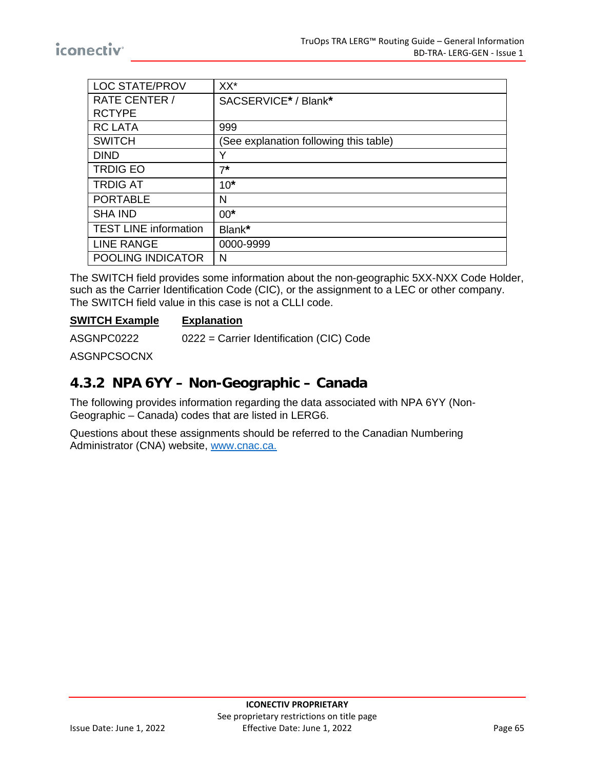| LOC STATE/PROV | XX* |
|---|---|
| RATE CENTER / RCTYPE | SACSERVICE**\*** / Blank**\*** |
| RC LATA | 999 |
| SWITCH | (See explanation following this table) |
| DIND | Y |
| TRDIG EO | 7**\*** |
| TRDIG AT | 10**\*** |
| PORTABLE | N |
| SHA IND | 00**\*** |
| TEST LINE information | Blank**\*** |
| LINE RANGE | 0000-9999 |
| POOLING INDICATOR | N |

The SWITCH field provides some information about the non-geographic 5XX-NXX Code Holder, such as the Carrier Identification Code (CIC), or the assignment to a LEC or other company. The SWITCH field value in this case is not a CLLI code.

| **SWITCH Example** | **Explanation** |
|---|---|
| ASGNPC0222 | 0222 = Carrier Identification (CIC) Code |
| ASGNPCSOCNX | |

## 4.3.2 NPA 6YY – Non-Geographic – Canada

The following provides information regarding the data associated with NPA 6YY (Non-Geographic – Canada) codes that are listed in LERG6.

Questions about these assignments should be referred to the Canadian Numbering Administrator (CNA) website, [www.cnac.ca.](http://www.cnac.ca)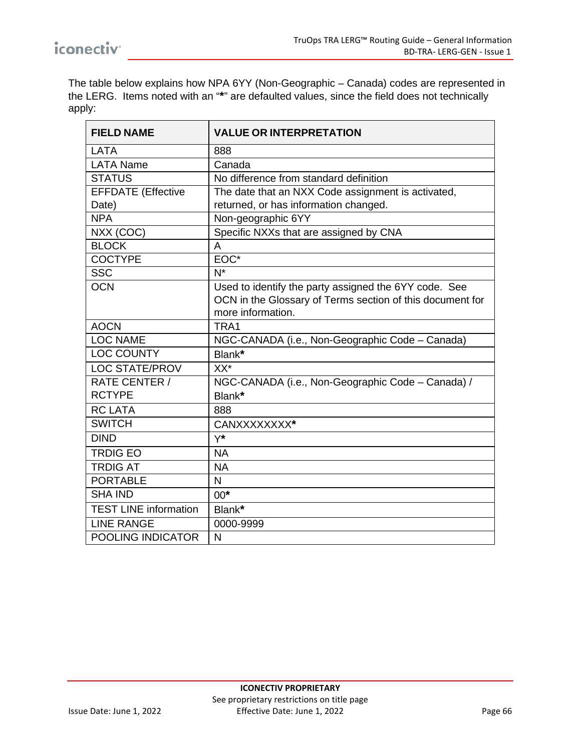The table below explains how NPA 6YY (Non-Geographic – Canada) codes are represented in the LERG. Items noted with an "**\***" are defaulted values, since the field does not technically apply:

| FIELD NAME | VALUE OR INTERPRETATION |
|---|---|
| LATA | 888 |
| LATA Name | Canada |
| STATUS | No difference from standard definition |
| EFFDATE (Effective Date) | The date that an NXX Code assignment is activated, returned, or has information changed. |
| NPA | Non-geographic 6YY |
| NXX (COC) | Specific NXXs that are assigned by CNA |
| BLOCK | A |
| COCTYPE | EOC* |
| SSC | N* |
| OCN | Used to identify the party assigned the 6YY code. See OCN in the Glossary of Terms section of this document for more information. |
| AOCN | TRA1 |
| LOC NAME | NGC-CANADA (i.e., Non-Geographic Code – Canada) |
| LOC COUNTY | Blank**\*** |
| LOC STATE/PROV | XX* |
| RATE CENTER / RCTYPE | NGC-CANADA (i.e., Non-Geographic Code – Canada) / Blank**\*** |
| RC LATA | 888 |
| SWITCH | CANXXXXXXXX**\*** |
| DIND | Y**\*** |
| TRDIG EO | NA |
| TRDIG AT | NA |
| PORTABLE | N |
| SHA IND | 00**\*** |
| TEST LINE information | Blank**\*** |
| LINE RANGE | 0000-9999 |
| POOLING INDICATOR | N |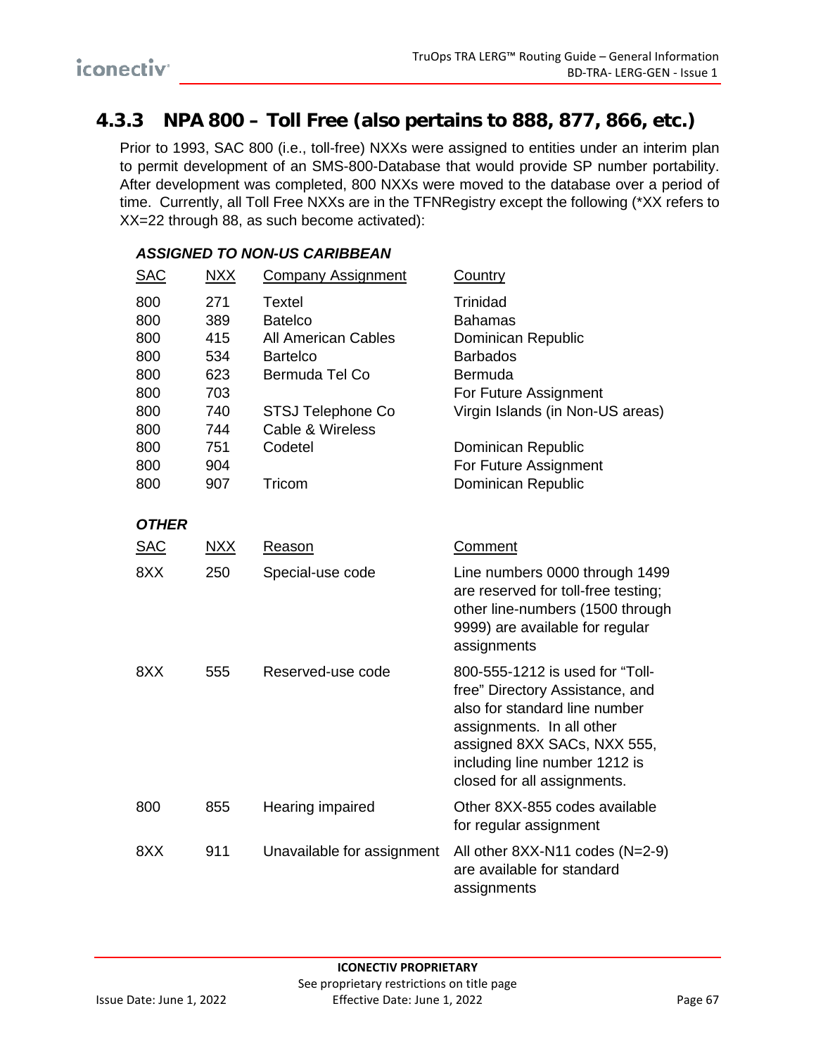### 4.3.3 NPA 800 – Toll Free (also pertains to 888, 877, 866, etc.)

Prior to 1993, SAC 800 (i.e., toll-free) NXXs were assigned to entities under an interim plan to permit development of an SMS-800-Database that would provide SP number portability. After development was completed, 800 NXXs were moved to the database over a period of time. Currently, all Toll Free NXXs are in the TFNRegistry except the following (*XX refers to XX=22 through 88, as such become activated):

***ASSIGNED TO NON-US CARIBBEAN***

| SAC | NXX | Company Assignment | Country |
|---|---|---|---|
| 800 | 271 | Textel | Trinidad |
| 800 | 389 | Batelco | Bahamas |
| 800 | 415 | All American Cables | Dominican Republic |
| 800 | 534 | Bartelco | Barbados |
| 800 | 623 | Bermuda Tel Co | Bermuda |
| 800 | 703 | | For Future Assignment |
| 800 | 740 | STSJ Telephone Co | Virgin Islands (in Non-US areas) |
| 800 | 744 | Cable & Wireless | |
| 800 | 751 | Codetel | Dominican Republic |
| 800 | 904 | | For Future Assignment |
| 800 | 907 | Tricom | Dominican Republic |

***OTHER***

| SAC | NXX | Reason | Comment |
|---|---|---|---|
| 8XX | 250 | Special-use code | Line numbers 0000 through 1499 are reserved for toll-free testing; other line-numbers (1500 through 9999) are available for regular assignments |
| 8XX | 555 | Reserved-use code | 800-555-1212 is used for "Toll-free" Directory Assistance, and also for standard line number assignments. In all other assigned 8XX SACs, NXX 555, including line number 1212 is closed for all assignments. |
| 800 | 855 | Hearing impaired | Other 8XX-855 codes available for regular assignment |
| 8XX | 911 | Unavailable for assignment | All other 8XX-N11 codes (N=2-9) are available for standard assignments |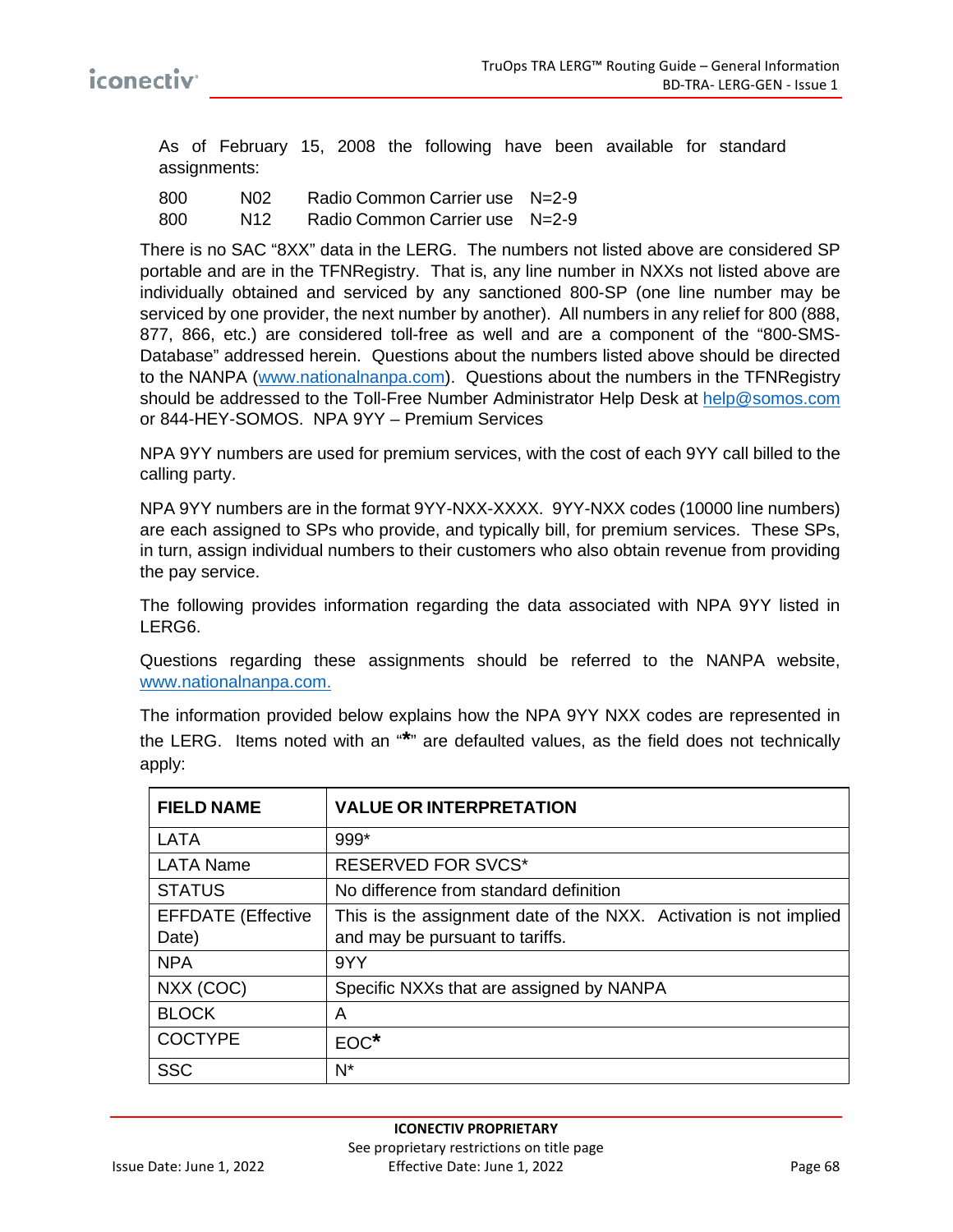As of February 15, 2008 the following have been available for standard assignments:

| | | | |
|---|---|---|---|
| 800 | N02 | Radio Common Carrier use | N=2-9 |
| 800 | N12 | Radio Common Carrier use | N=2-9 |

There is no SAC "8XX" data in the LERG. The numbers not listed above are considered SP portable and are in the TFNRegistry. That is, any line number in NXXs not listed above are individually obtained and serviced by any sanctioned 800-SP (one line number may be serviced by one provider, the next number by another). All numbers in any relief for 800 (888, 877, 866, etc.) are considered toll-free as well and are a component of the "800-SMS-Database" addressed herein. Questions about the numbers listed above should be directed to the NANPA (www.nationalnanpa.com). Questions about the numbers in the TFNRegistry should be addressed to the Toll-Free Number Administrator Help Desk at help@somos.com or 844-HEY-SOMOS. NPA 9YY – Premium Services

NPA 9YY numbers are used for premium services, with the cost of each 9YY call billed to the calling party.

NPA 9YY numbers are in the format 9YY-NXX-XXXX. 9YY-NXX codes (10000 line numbers) are each assigned to SPs who provide, and typically bill, for premium services. These SPs, in turn, assign individual numbers to their customers who also obtain revenue from providing the pay service.

The following provides information regarding the data associated with NPA 9YY listed in LERG6.

Questions regarding these assignments should be referred to the NANPA website, www.nationalnanpa.com.

The information provided below explains how the NPA 9YY NXX codes are represented in the LERG. Items noted with an "**\***" are defaulted values, as the field does not technically apply:

| FIELD NAME | VALUE OR INTERPRETATION |
|---|---|
| LATA | 999* |
| LATA Name | RESERVED FOR SVCS* |
| STATUS | No difference from standard definition |
| EFFDATE (Effective Date) | This is the assignment date of the NXX. Activation is not implied and may be pursuant to tariffs. |
| NPA | 9YY |
| NXX (COC) | Specific NXXs that are assigned by NANPA |
| BLOCK | A |
| COCTYPE | EOC**\*** |
| SSC | N* |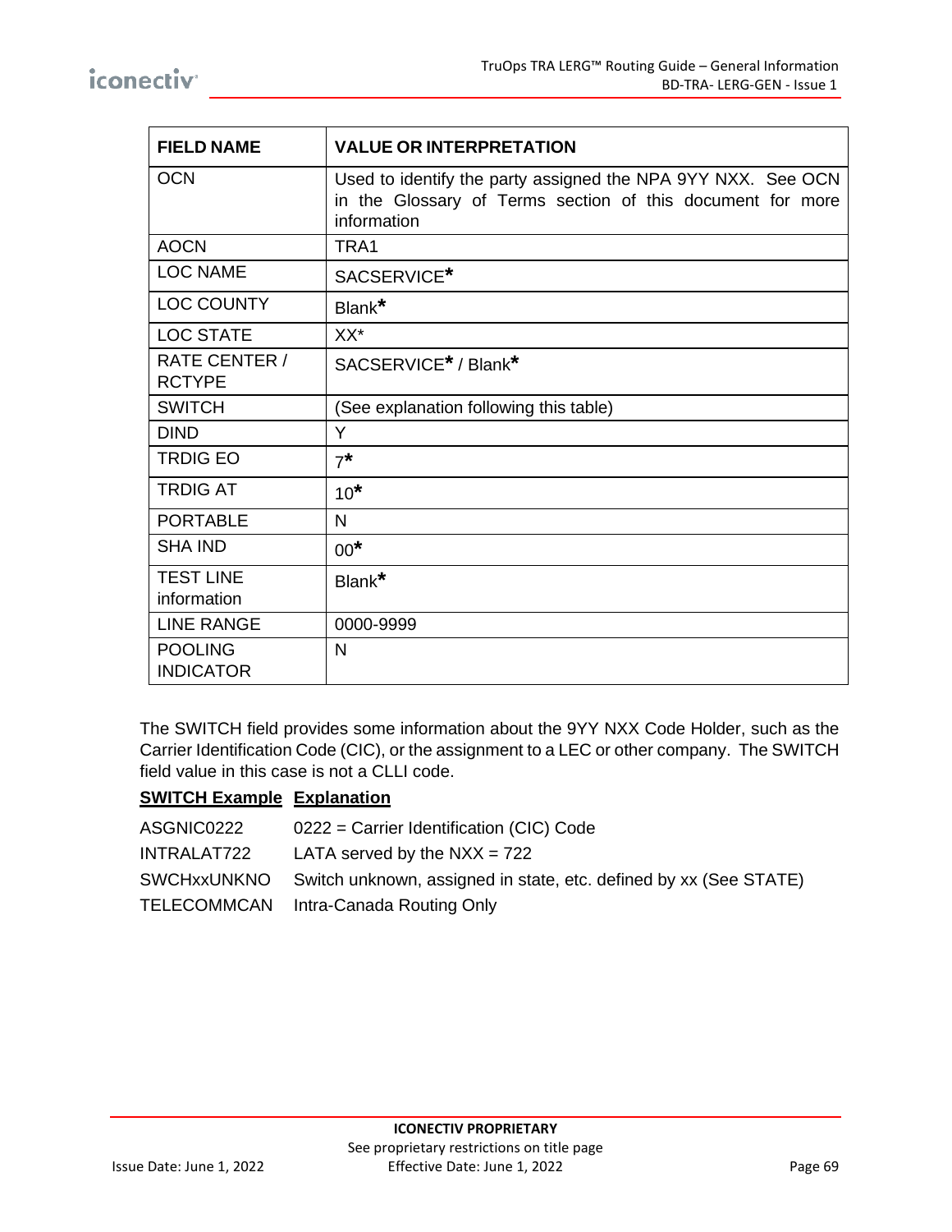| FIELD NAME | VALUE OR INTERPRETATION |
|---|---|
| OCN | Used to identify the party assigned the NPA 9YY NXX. See OCN in the Glossary of Terms section of this document for more information |
| AOCN | TRA1 |
| LOC NAME | SACSERVICE* |
| LOC COUNTY | Blank* |
| LOC STATE | XX* |
| RATE CENTER / RCTYPE | SACSERVICE* / Blank* |
| SWITCH | (See explanation following this table) |
| DIND | Y |
| TRDIG EO | 7* |
| TRDIG AT | 10* |
| PORTABLE | N |
| SHA IND | 00* |
| TEST LINE information | Blank* |
| LINE RANGE | 0000-9999 |
| POOLING INDICATOR | N |

The SWITCH field provides some information about the 9YY NXX Code Holder, such as the Carrier Identification Code (CIC), or the assignment to a LEC or other company. The SWITCH field value in this case is not a CLLI code.

| **SWITCH Example** | **Explanation** |
|---|---|
| ASGNIC0222 | 0222 = Carrier Identification (CIC) Code |
| INTRALAT722 | LATA served by the NXX = 722 |
| SWCHxxUNKNO | Switch unknown, assigned in state, etc. defined by xx (See STATE) |
| TELECOMMCAN | Intra-Canada Routing Only |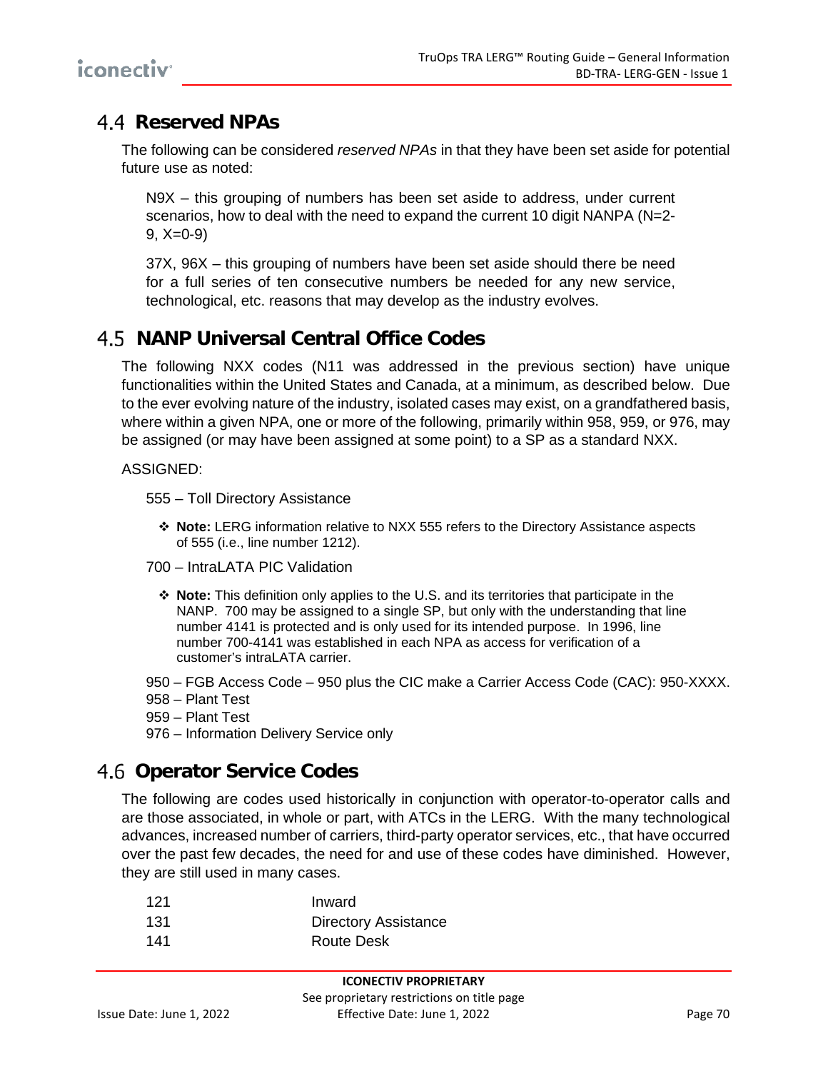## 4.4 Reserved NPAs

The following can be considered *reserved NPAs* in that they have been set aside for potential future use as noted:

N9X – this grouping of numbers has been set aside to address, under current scenarios, how to deal with the need to expand the current 10 digit NANPA (N=2-9, X=0-9)

37X, 96X – this grouping of numbers have been set aside should there be need for a full series of ten consecutive numbers be needed for any new service, technological, etc. reasons that may develop as the industry evolves.

## 4.5 NANP Universal Central Office Codes

The following NXX codes (N11 was addressed in the previous section) have unique functionalities within the United States and Canada, at a minimum, as described below. Due to the ever evolving nature of the industry, isolated cases may exist, on a grandfathered basis, where within a given NPA, one or more of the following, primarily within 958, 959, or 976, may be assigned (or may have been assigned at some point) to a SP as a standard NXX.

ASSIGNED:

555 – Toll Directory Assistance

- **Note:** LERG information relative to NXX 555 refers to the Directory Assistance aspects of 555 (i.e., line number 1212).

700 – IntraLATA PIC Validation

- **Note:** This definition only applies to the U.S. and its territories that participate in the NANP. 700 may be assigned to a single SP, but only with the understanding that line number 4141 is protected and is only used for its intended purpose. In 1996, line number 700-4141 was established in each NPA as access for verification of a customer's intraLATA carrier.

950 – FGB Access Code – 950 plus the CIC make a Carrier Access Code (CAC): 950-XXXX.
958 – Plant Test
959 – Plant Test
976 – Information Delivery Service only

## 4.6 Operator Service Codes

The following are codes used historically in conjunction with operator-to-operator calls and are those associated, in whole or part, with ATCs in the LERG. With the many technological advances, increased number of carriers, third-party operator services, etc., that have occurred over the past few decades, the need for and use of these codes have diminished. However, they are still used in many cases.

| | |
|---|---|
| 121 | Inward |
| 131 | Directory Assistance |
| 141 | Route Desk |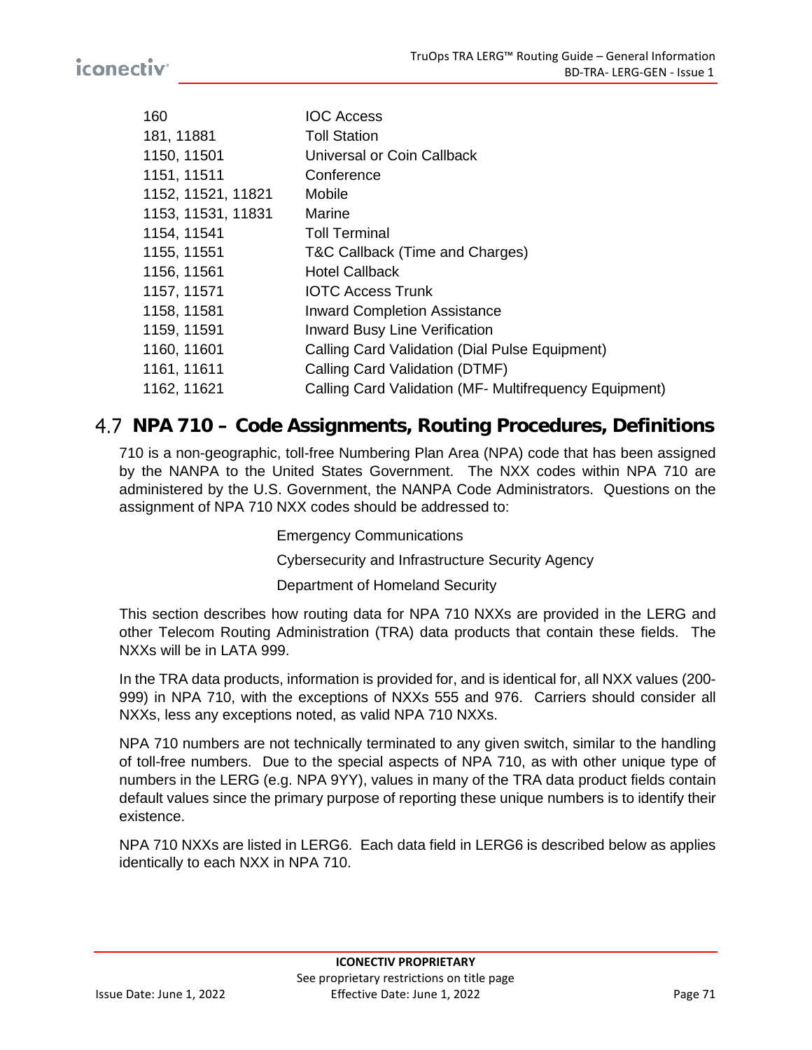| | |
|---|---|
| 160 | IOC Access |
| 181, 11881 | Toll Station |
| 1150, 11501 | Universal or Coin Callback |
| 1151, 11511 | Conference |
| 1152, 11521, 11821 | Mobile |
| 1153, 11531, 11831 | Marine |
| 1154, 11541 | Toll Terminal |
| 1155, 11551 | T&C Callback (Time and Charges) |
| 1156, 11561 | Hotel Callback |
| 1157, 11571 | IOTC Access Trunk |
| 1158, 11581 | Inward Completion Assistance |
| 1159, 11591 | Inward Busy Line Verification |
| 1160, 11601 | Calling Card Validation (Dial Pulse Equipment) |
| 1161, 11611 | Calling Card Validation (DTMF) |
| 1162, 11621 | Calling Card Validation (MF- Multifrequency Equipment) |

## 4.7 NPA 710 – Code Assignments, Routing Procedures, Definitions

710 is a non-geographic, toll-free Numbering Plan Area (NPA) code that has been assigned by the NANPA to the United States Government. The NXX codes within NPA 710 are administered by the U.S. Government, the NANPA Code Administrators. Questions on the assignment of NPA 710 NXX codes should be addressed to:

Emergency Communications

Cybersecurity and Infrastructure Security Agency

Department of Homeland Security

This section describes how routing data for NPA 710 NXXs are provided in the LERG and other Telecom Routing Administration (TRA) data products that contain these fields. The NXXs will be in LATA 999.

In the TRA data products, information is provided for, and is identical for, all NXX values (200-999) in NPA 710, with the exceptions of NXXs 555 and 976. Carriers should consider all NXXs, less any exceptions noted, as valid NPA 710 NXXs.

NPA 710 numbers are not technically terminated to any given switch, similar to the handling of toll-free numbers. Due to the special aspects of NPA 710, as with other unique type of numbers in the LERG (e.g. NPA 9YY), values in many of the TRA data product fields contain default values since the primary purpose of reporting these unique numbers is to identify their existence.

NPA 710 NXXs are listed in LERG6. Each data field in LERG6 is described below as applies identically to each NXX in NPA 710.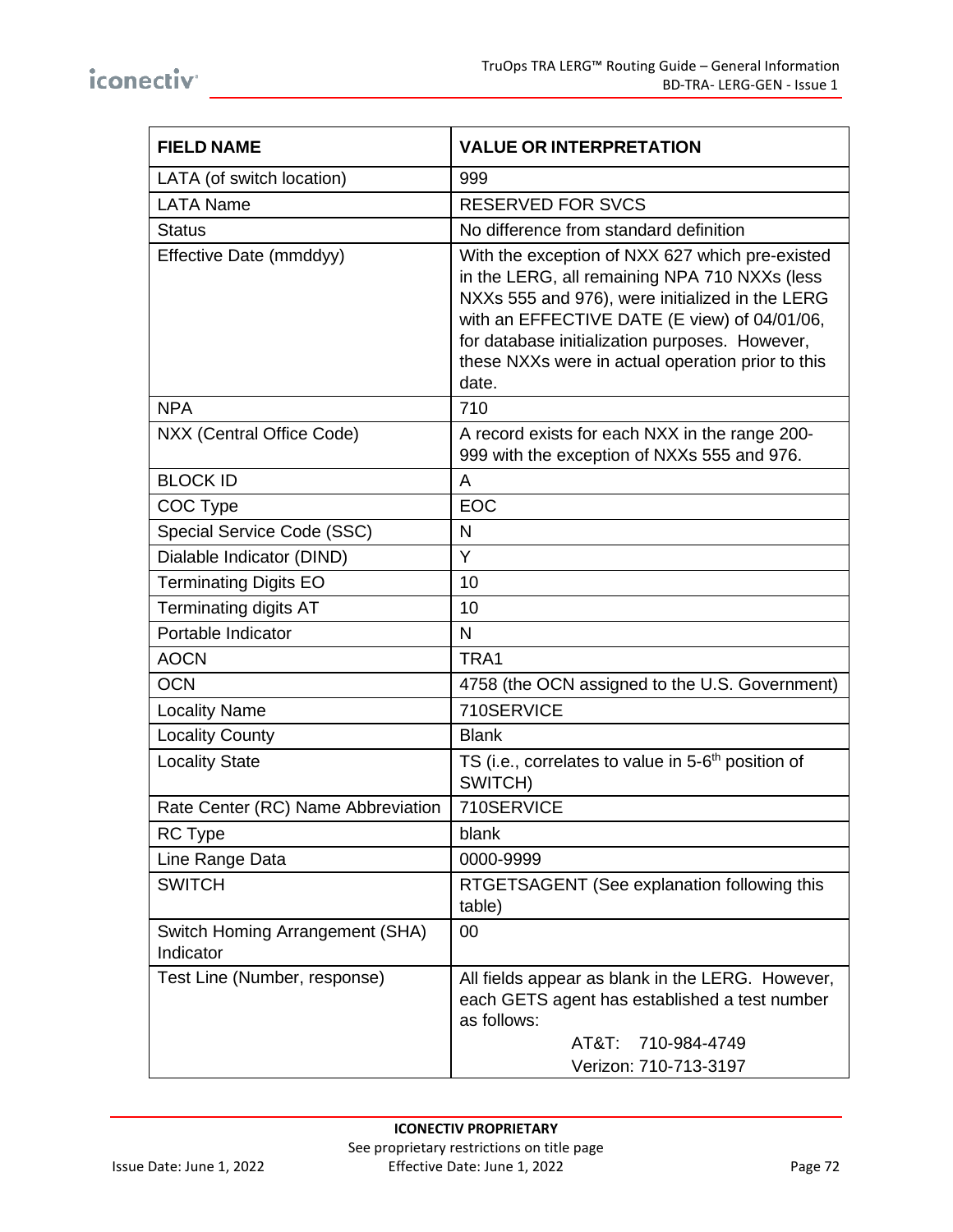| FIELD NAME | VALUE OR INTERPRETATION |
| --- | --- |
| LATA (of switch location) | 999 |
| LATA Name | RESERVED FOR SVCS |
| Status | No difference from standard definition |
| Effective Date (mmddyy) | With the exception of NXX 627 which pre-existed in the LERG, all remaining NPA 710 NXXs (less NXXs 555 and 976), were initialized in the LERG with an EFFECTIVE DATE (E view) of 04/01/06, for database initialization purposes. However, these NXXs were in actual operation prior to this date. |
| NPA | 710 |
| NXX (Central Office Code) | A record exists for each NXX in the range 200-999 with the exception of NXXs 555 and 976. |
| BLOCK ID | A |
| COC Type | EOC |
| Special Service Code (SSC) | N |
| Dialable Indicator (DIND) | Y |
| Terminating Digits EO | 10 |
| Terminating digits AT | 10 |
| Portable Indicator | N |
| AOCN | TRA1 |
| OCN | 4758 (the OCN assigned to the U.S. Government) |
| Locality Name | 710SERVICE |
| Locality County | Blank |
| Locality State | TS (i.e., correlates to value in 5-6th position of SWITCH) |
| Rate Center (RC) Name Abbreviation | 710SERVICE |
| RC Type | blank |
| Line Range Data | 0000-9999 |
| SWITCH | RTGETSAGENT (See explanation following this table) |
| Switch Homing Arrangement (SHA) Indicator | 00 |
| Test Line (Number, response) | All fields appear as blank in the LERG. However, each GETS agent has established a test number as follows: AT&T: 710-984-4749 Verizon: 710-713-3197 |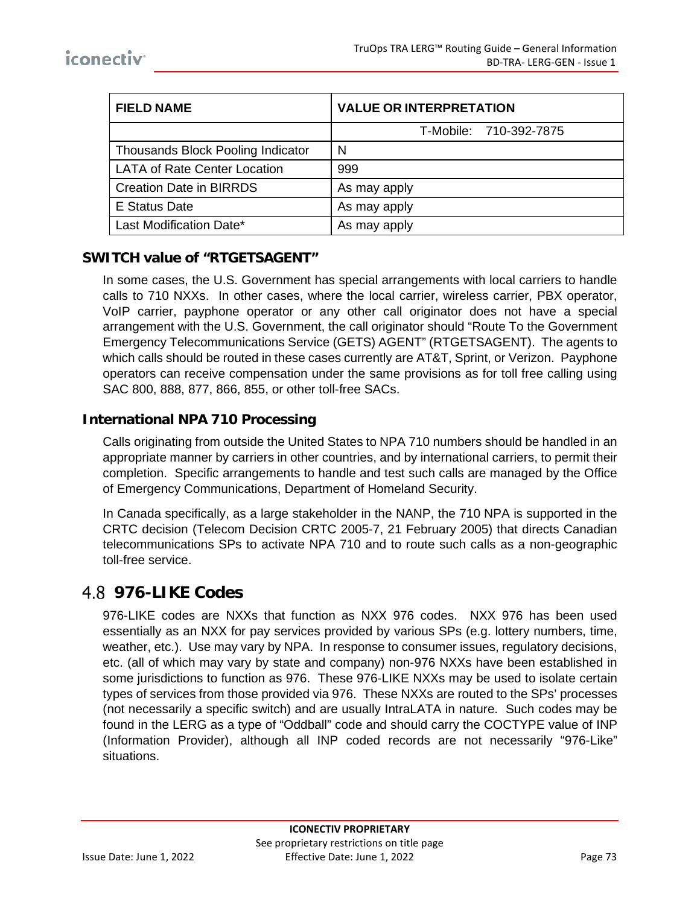| FIELD NAME | VALUE OR INTERPRETATION |
| --- | --- |
| | T-Mobile: 710-392-7875 |
| Thousands Block Pooling Indicator | N |
| LATA of Rate Center Location | 999 |
| Creation Date in BIRRDS | As may apply |
| E Status Date | As may apply |
| Last Modification Date* | As may apply |

### SWITCH value of "RTGETSAGENT"

In some cases, the U.S. Government has special arrangements with local carriers to handle calls to 710 NXXs. In other cases, where the local carrier, wireless carrier, PBX operator, VoIP carrier, payphone operator or any other call originator does not have a special arrangement with the U.S. Government, the call originator should "Route To the Government Emergency Telecommunications Service (GETS) AGENT" (RTGETSAGENT). The agents to which calls should be routed in these cases currently are AT&T, Sprint, or Verizon. Payphone operators can receive compensation under the same provisions as for toll free calling using SAC 800, 888, 877, 866, 855, or other toll-free SACs.

### International NPA 710 Processing

Calls originating from outside the United States to NPA 710 numbers should be handled in an appropriate manner by carriers in other countries, and by international carriers, to permit their completion. Specific arrangements to handle and test such calls are managed by the Office of Emergency Communications, Department of Homeland Security.

In Canada specifically, as a large stakeholder in the NANP, the 710 NPA is supported in the CRTC decision (Telecom Decision CRTC 2005-7, 21 February 2005) that directs Canadian telecommunications SPs to activate NPA 710 and to route such calls as a non-geographic toll-free service.

## 4.8 976-LIKE Codes

976-LIKE codes are NXXs that function as NXX 976 codes. NXX 976 has been used essentially as an NXX for pay services provided by various SPs (e.g. lottery numbers, time, weather, etc.). Use may vary by NPA. In response to consumer issues, regulatory decisions, etc. (all of which may vary by state and company) non-976 NXXs have been established in some jurisdictions to function as 976. These 976-LIKE NXXs may be used to isolate certain types of services from those provided via 976. These NXXs are routed to the SPs' processes (not necessarily a specific switch) and are usually IntraLATA in nature. Such codes may be found in the LERG as a type of "Oddball" code and should carry the COCTYPE value of INP (Information Provider), although all INP coded records are not necessarily "976-Like" situations.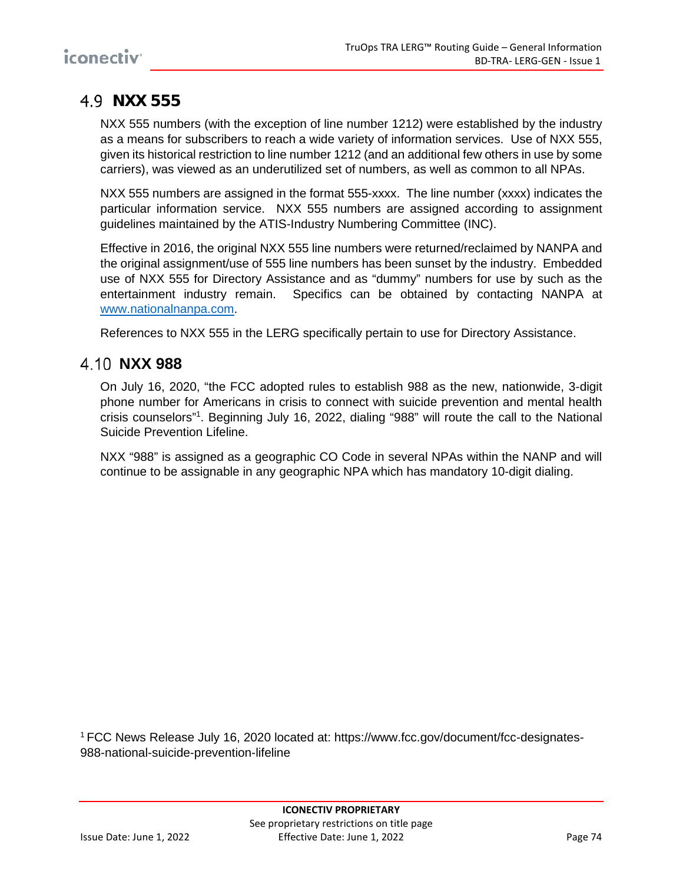## 4.9 NXX 555

NXX 555 numbers (with the exception of line number 1212) were established by the industry as a means for subscribers to reach a wide variety of information services. Use of NXX 555, given its historical restriction to line number 1212 (and an additional few others in use by some carriers), was viewed as an underutilized set of numbers, as well as common to all NPAs.

NXX 555 numbers are assigned in the format 555-xxxx. The line number (xxxx) indicates the particular information service. NXX 555 numbers are assigned according to assignment guidelines maintained by the ATIS-Industry Numbering Committee (INC).

Effective in 2016, the original NXX 555 line numbers were returned/reclaimed by NANPA and the original assignment/use of 555 line numbers has been sunset by the industry. Embedded use of NXX 555 for Directory Assistance and as "dummy" numbers for use by such as the entertainment industry remain. Specifics can be obtained by contacting NANPA at www.nationalnanpa.com.

References to NXX 555 in the LERG specifically pertain to use for Directory Assistance.

## 4.10 NXX 988

On July 16, 2020, "the FCC adopted rules to establish 988 as the new, nationwide, 3-digit phone number for Americans in crisis to connect with suicide prevention and mental health crisis counselors"[1]. Beginning July 16, 2022, dialing "988" will route the call to the National Suicide Prevention Lifeline.

NXX "988" is assigned as a geographic CO Code in several NPAs within the NANP and will continue to be assignable in any geographic NPA which has mandatory 10-digit dialing.

[1] FCC News Release July 16, 2020 located at: https://www.fcc.gov/document/fcc-designates-988-national-suicide-prevention-lifeline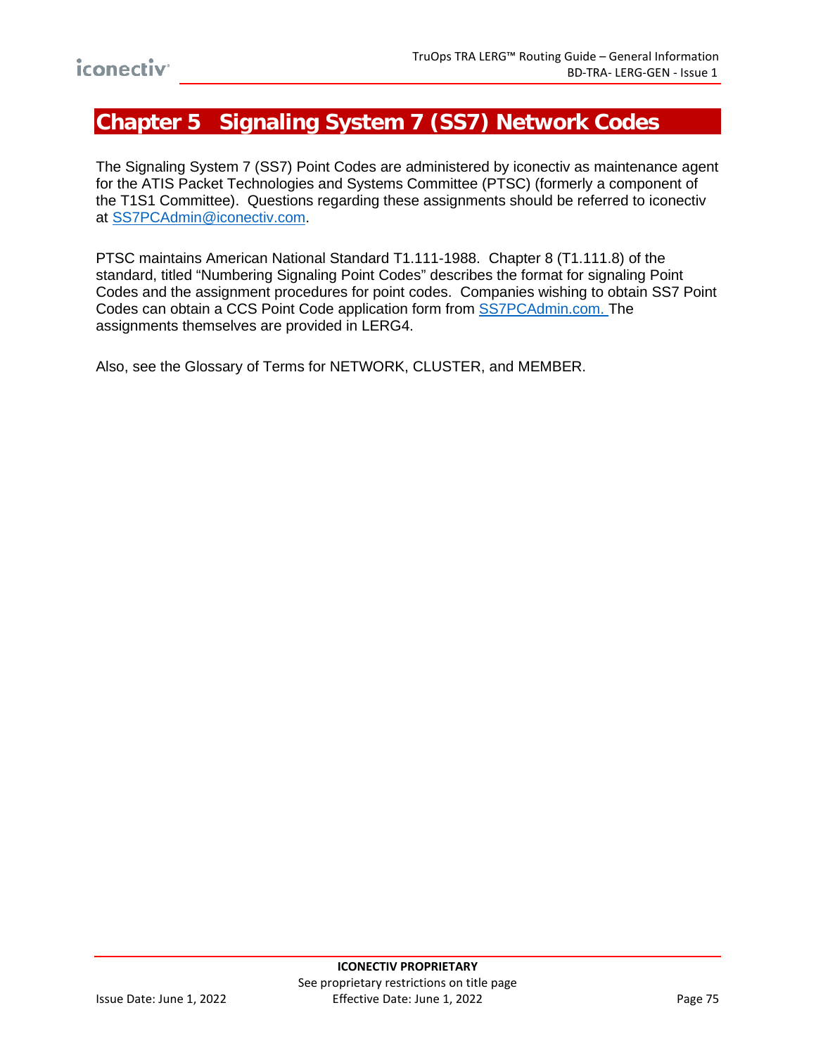# Chapter 5 Signaling System 7 (SS7) Network Codes

The Signaling System 7 (SS7) Point Codes are administered by iconectiv as maintenance agent for the ATIS Packet Technologies and Systems Committee (PTSC) (formerly a component of the T1S1 Committee). Questions regarding these assignments should be referred to iconectiv at SS7PCAdmin@iconectiv.com.

PTSC maintains American National Standard T1.111-1988. Chapter 8 (T1.111.8) of the standard, titled "Numbering Signaling Point Codes" describes the format for signaling Point Codes and the assignment procedures for point codes. Companies wishing to obtain SS7 Point Codes can obtain a CCS Point Code application form from SS7PCAdmin.com. The assignments themselves are provided in LERG4.

Also, see the Glossary of Terms for NETWORK, CLUSTER, and MEMBER.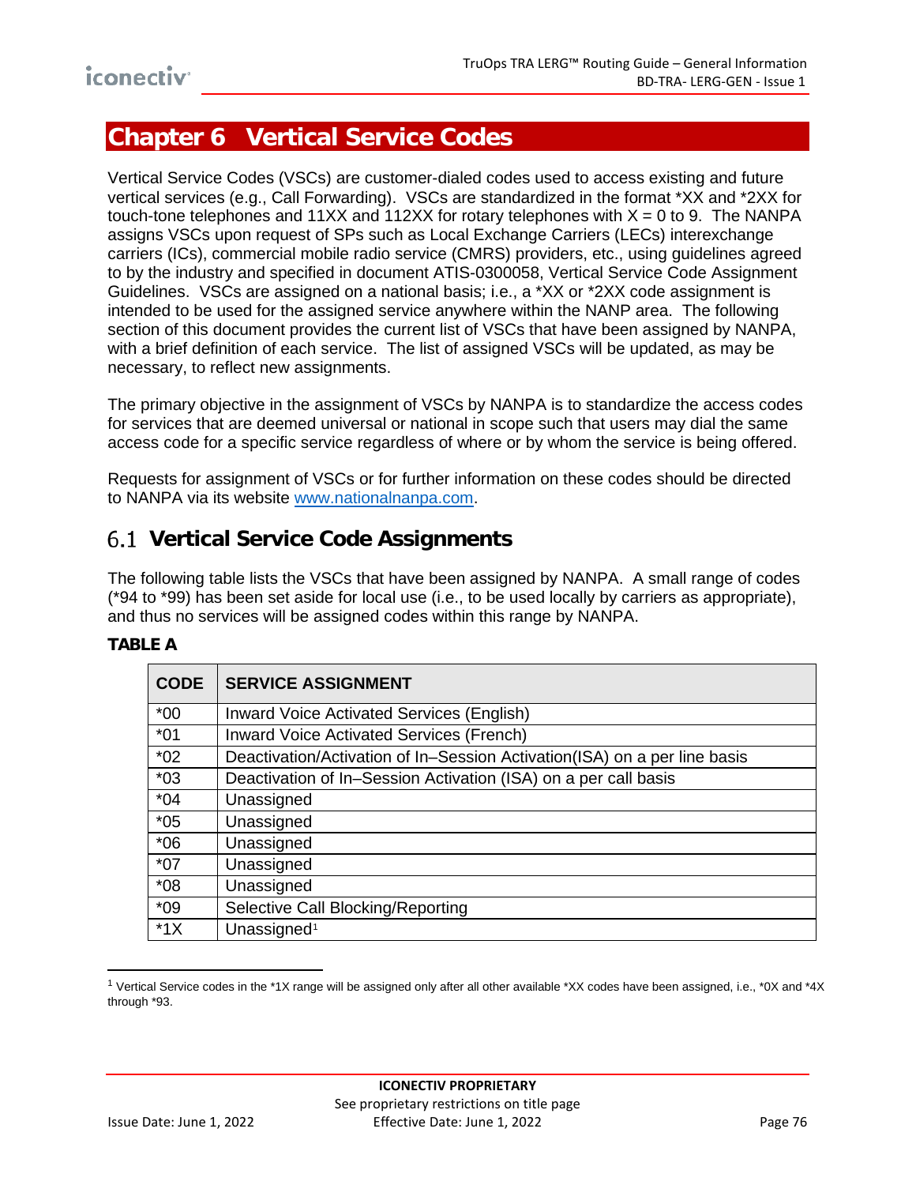# Chapter 6 Vertical Service Codes

Vertical Service Codes (VSCs) are customer-dialed codes used to access existing and future vertical services (e.g., Call Forwarding). VSCs are standardized in the format *XX and *2XX for touch-tone telephones and 11XX and 112XX for rotary telephones with X = 0 to 9. The NANPA assigns VSCs upon request of SPs such as Local Exchange Carriers (LECs) interexchange carriers (ICs), commercial mobile radio service (CMRS) providers, etc., using guidelines agreed to by the industry and specified in document ATIS-0300058, Vertical Service Code Assignment Guidelines. VSCs are assigned on a national basis; i.e., a *XX or *2XX code assignment is intended to be used for the assigned service anywhere within the NANP area. The following section of this document provides the current list of VSCs that have been assigned by NANPA, with a brief definition of each service. The list of assigned VSCs will be updated, as may be necessary, to reflect new assignments.

The primary objective in the assignment of VSCs by NANPA is to standardize the access codes for services that are deemed universal or national in scope such that users may dial the same access code for a specific service regardless of where or by whom the service is being offered.

Requests for assignment of VSCs or for further information on these codes should be directed to NANPA via its website www.nationalnanpa.com.

## 6.1 Vertical Service Code Assignments

The following table lists the VSCs that have been assigned by NANPA. A small range of codes (*94 to *99) has been set aside for local use (i.e., to be used locally by carriers as appropriate), and thus no services will be assigned codes within this range by NANPA.

**TABLE A**

| CODE | SERVICE ASSIGNMENT |
|---|---|
| *00 | Inward Voice Activated Services (English) |
| *01 | Inward Voice Activated Services (French) |
| *02 | Deactivation/Activation of In–Session Activation(ISA) on a per line basis |
| *03 | Deactivation of In–Session Activation (ISA) on a per call basis |
| *04 | Unassigned |
| *05 | Unassigned |
| *06 | Unassigned |
| *07 | Unassigned |
| *08 | Unassigned |
| *09 | Selective Call Blocking/Reporting |
| *1X | Unassigned[1] |

[1] Vertical Service codes in the *1X range will be assigned only after all other available *XX codes have been assigned, i.e., *0X and *4X through *93.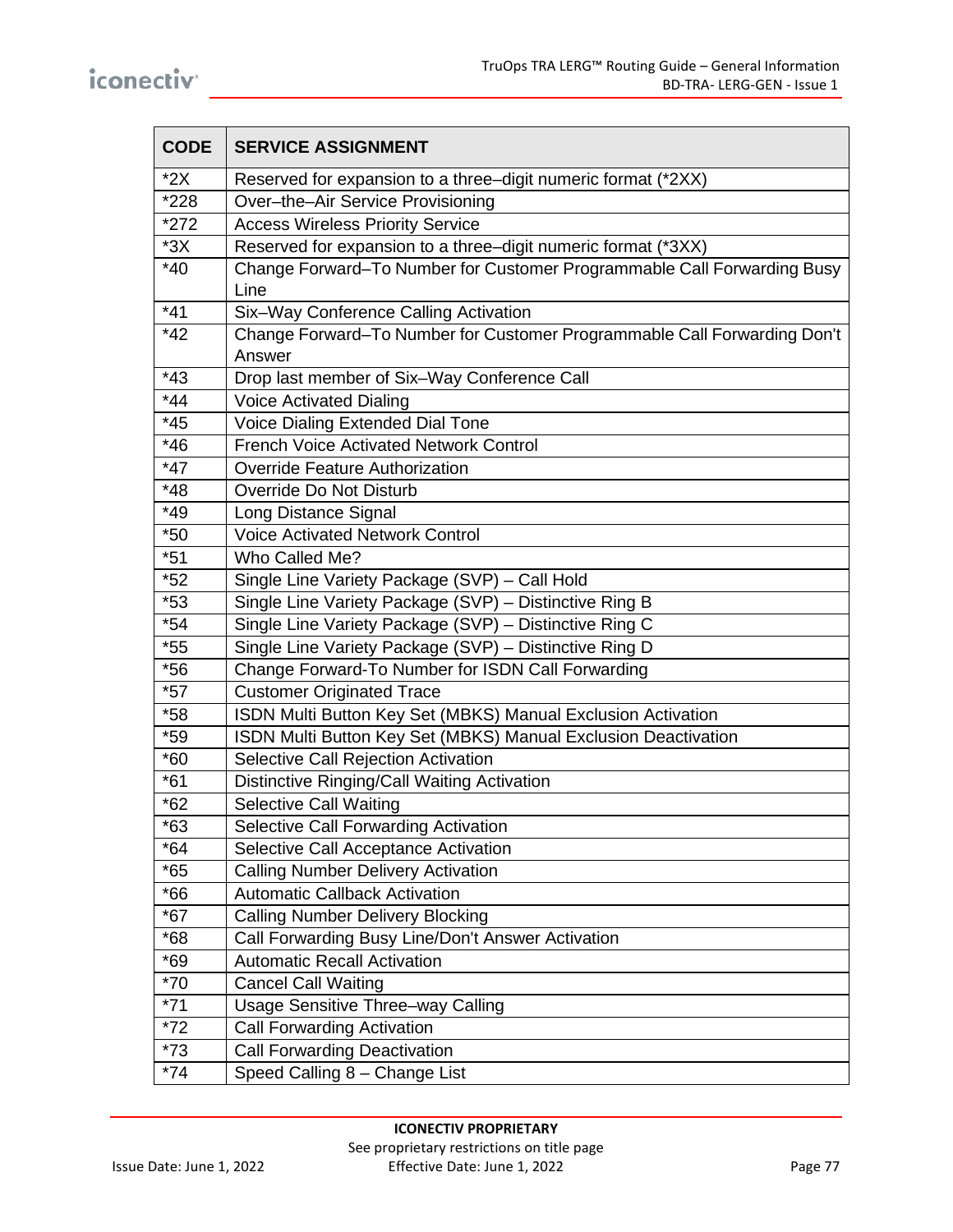| CODE | SERVICE ASSIGNMENT |
|---|---|
| *2X | Reserved for expansion to a three–digit numeric format (*2XX) |
| *228 | Over–the–Air Service Provisioning |
| *272 | Access Wireless Priority Service |
| *3X | Reserved for expansion to a three–digit numeric format (*3XX) |
| *40 | Change Forward–To Number for Customer Programmable Call Forwarding Busy Line |
| *41 | Six–Way Conference Calling Activation |
| *42 | Change Forward–To Number for Customer Programmable Call Forwarding Don't Answer |
| *43 | Drop last member of Six–Way Conference Call |
| *44 | Voice Activated Dialing |
| *45 | Voice Dialing Extended Dial Tone |
| *46 | French Voice Activated Network Control |
| *47 | Override Feature Authorization |
| *48 | Override Do Not Disturb |
| *49 | Long Distance Signal |
| *50 | Voice Activated Network Control |
| *51 | Who Called Me? |
| *52 | Single Line Variety Package (SVP) – Call Hold |
| *53 | Single Line Variety Package (SVP) – Distinctive Ring B |
| *54 | Single Line Variety Package (SVP) – Distinctive Ring C |
| *55 | Single Line Variety Package (SVP) – Distinctive Ring D |
| *56 | Change Forward-To Number for ISDN Call Forwarding |
| *57 | Customer Originated Trace |
| *58 | ISDN Multi Button Key Set (MBKS) Manual Exclusion Activation |
| *59 | ISDN Multi Button Key Set (MBKS) Manual Exclusion Deactivation |
| *60 | Selective Call Rejection Activation |
| *61 | Distinctive Ringing/Call Waiting Activation |
| *62 | Selective Call Waiting |
| *63 | Selective Call Forwarding Activation |
| *64 | Selective Call Acceptance Activation |
| *65 | Calling Number Delivery Activation |
| *66 | Automatic Callback Activation |
| *67 | Calling Number Delivery Blocking |
| *68 | Call Forwarding Busy Line/Don't Answer Activation |
| *69 | Automatic Recall Activation |
| *70 | Cancel Call Waiting |
| *71 | Usage Sensitive Three–way Calling |
| *72 | Call Forwarding Activation |
| *73 | Call Forwarding Deactivation |
| *74 | Speed Calling 8 – Change List |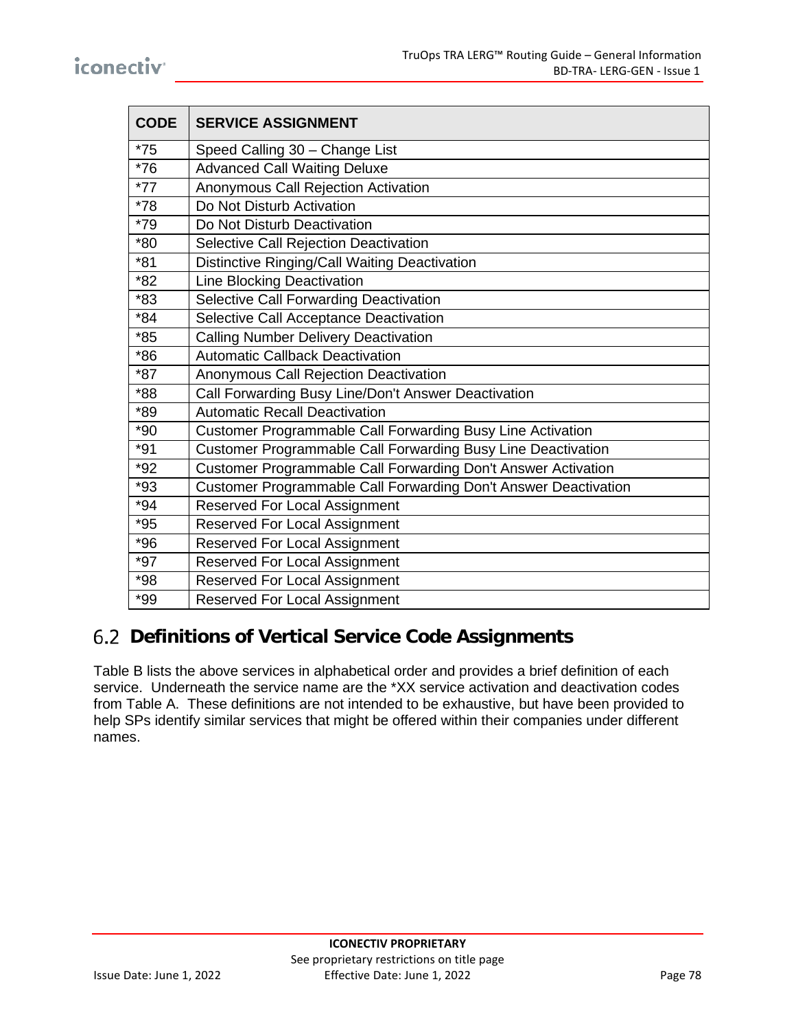| CODE | SERVICE ASSIGNMENT |
|---|---|
| *75 | Speed Calling 30 – Change List |
| *76 | Advanced Call Waiting Deluxe |
| *77 | Anonymous Call Rejection Activation |
| *78 | Do Not Disturb Activation |
| *79 | Do Not Disturb Deactivation |
| *80 | Selective Call Rejection Deactivation |
| *81 | Distinctive Ringing/Call Waiting Deactivation |
| *82 | Line Blocking Deactivation |
| *83 | Selective Call Forwarding Deactivation |
| *84 | Selective Call Acceptance Deactivation |
| *85 | Calling Number Delivery Deactivation |
| *86 | Automatic Callback Deactivation |
| *87 | Anonymous Call Rejection Deactivation |
| *88 | Call Forwarding Busy Line/Don't Answer Deactivation |
| *89 | Automatic Recall Deactivation |
| *90 | Customer Programmable Call Forwarding Busy Line Activation |
| *91 | Customer Programmable Call Forwarding Busy Line Deactivation |
| *92 | Customer Programmable Call Forwarding Don't Answer Activation |
| *93 | Customer Programmable Call Forwarding Don't Answer Deactivation |
| *94 | Reserved For Local Assignment |
| *95 | Reserved For Local Assignment |
| *96 | Reserved For Local Assignment |
| *97 | Reserved For Local Assignment |
| *98 | Reserved For Local Assignment |
| *99 | Reserved For Local Assignment |

## 6.2 Definitions of Vertical Service Code Assignments

Table B lists the above services in alphabetical order and provides a brief definition of each service. Underneath the service name are the *XX service activation and deactivation codes from Table A. These definitions are not intended to be exhaustive, but have been provided to help SPs identify similar services that might be offered within their companies under different names.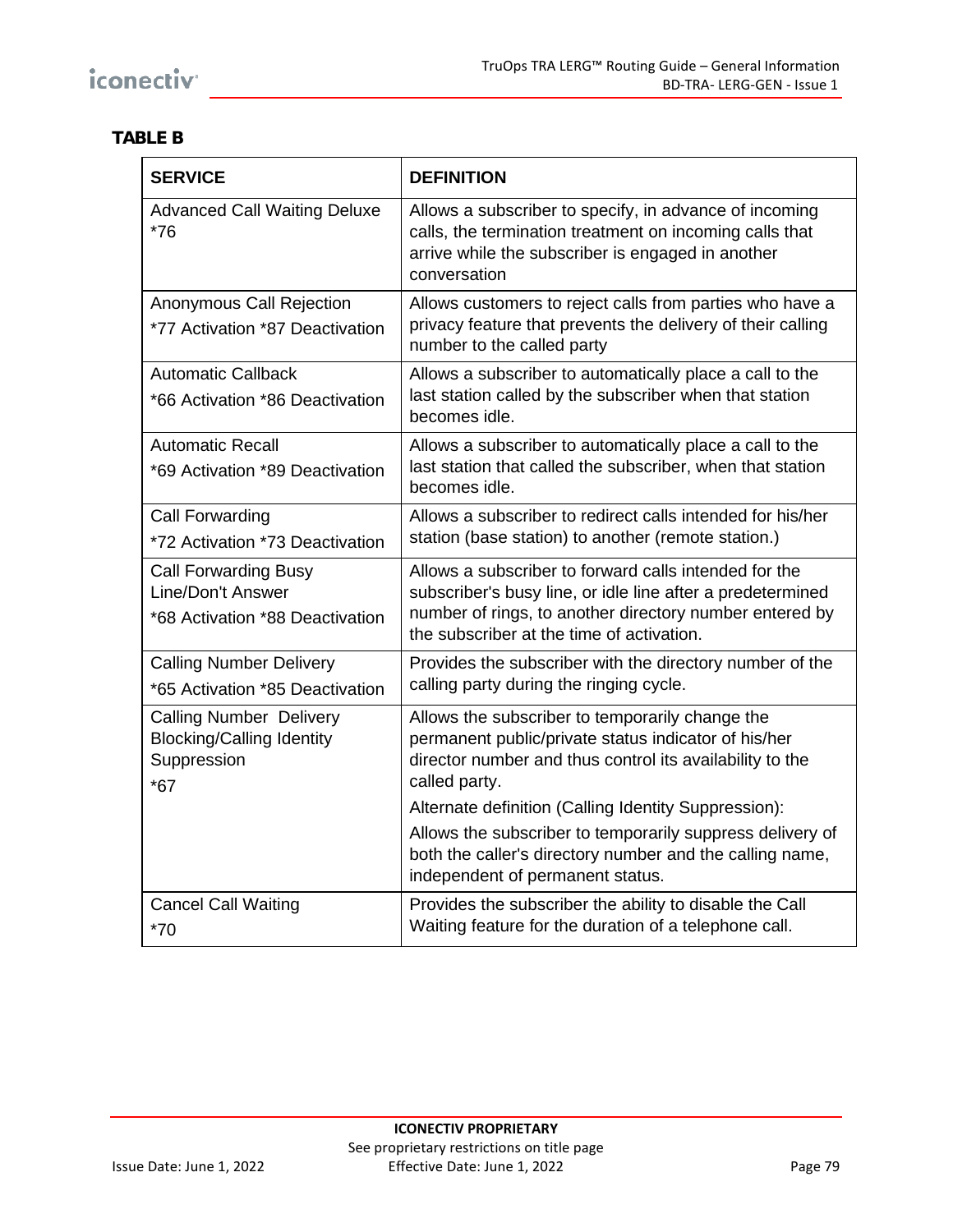**TABLE B**

| SERVICE | DEFINITION |
|---|---|
| Advanced Call Waiting Deluxe *76 | Allows a subscriber to specify, in advance of incoming calls, the termination treatment on incoming calls that arrive while the subscriber is engaged in another conversation |
| Anonymous Call Rejection<br>*77 Activation *87 Deactivation | Allows customers to reject calls from parties who have a privacy feature that prevents the delivery of their calling number to the called party |
| Automatic Callback<br>*66 Activation *86 Deactivation | Allows a subscriber to automatically place a call to the last station called by the subscriber when that station becomes idle. |
| Automatic Recall<br>*69 Activation *89 Deactivation | Allows a subscriber to automatically place a call to the last station that called the subscriber, when that station becomes idle. |
| Call Forwarding<br>*72 Activation *73 Deactivation | Allows a subscriber to redirect calls intended for his/her station (base station) to another (remote station.) |
| Call Forwarding Busy Line/Don't Answer<br>*68 Activation *88 Deactivation | Allows a subscriber to forward calls intended for the subscriber's busy line, or idle line after a predetermined number of rings, to another directory number entered by the subscriber at the time of activation. |
| Calling Number Delivery<br>*65 Activation *85 Deactivation | Provides the subscriber with the directory number of the calling party during the ringing cycle. |
| Calling Number Delivery Blocking/Calling Identity Suppression<br>*67 | Allows the subscriber to temporarily change the permanent public/private status indicator of his/her director number and thus control its availability to the called party.<br>Alternate definition (Calling Identity Suppression):<br>Allows the subscriber to temporarily suppress delivery of both the caller's directory number and the calling name, independent of permanent status. |
| Cancel Call Waiting<br>*70 | Provides the subscriber the ability to disable the Call Waiting feature for the duration of a telephone call. |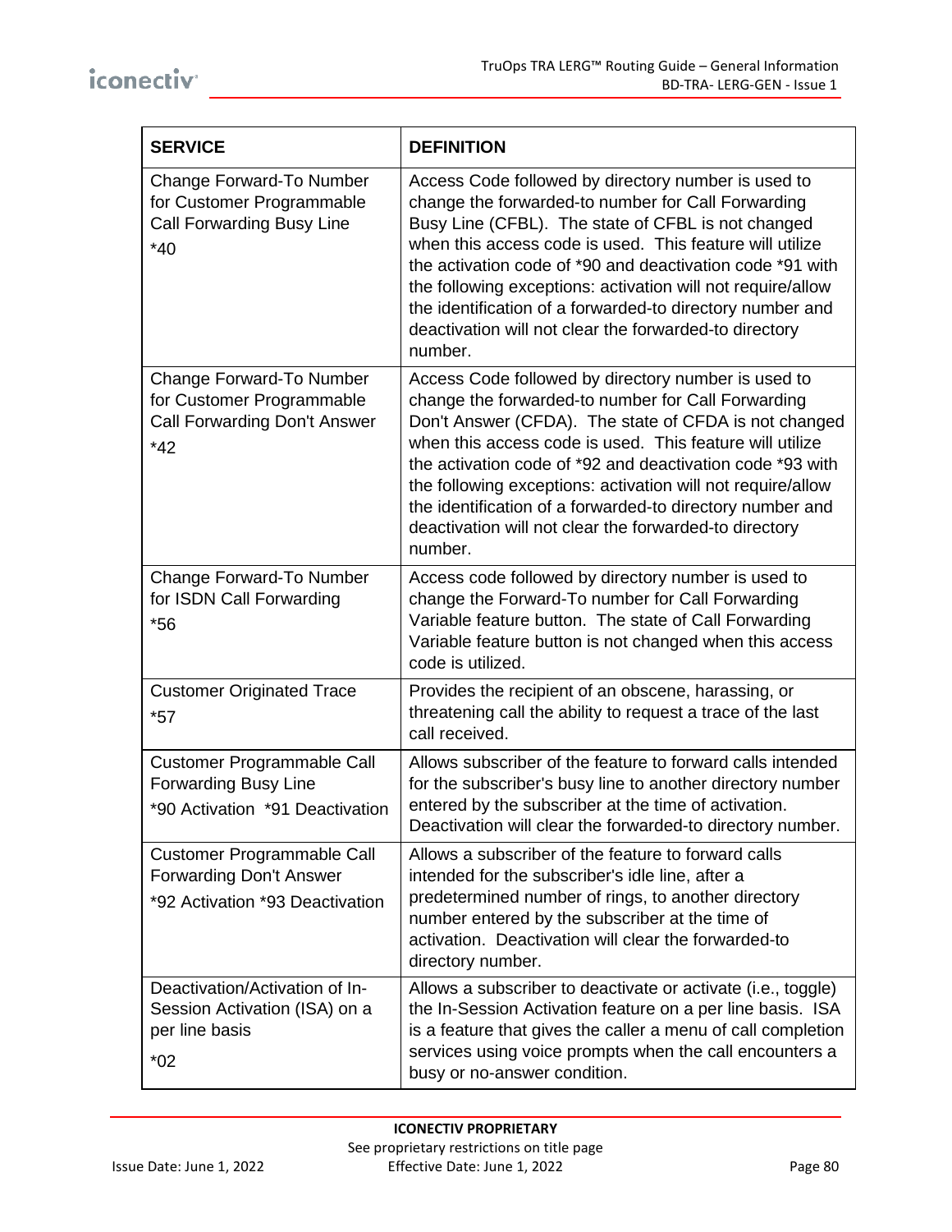| SERVICE | DEFINITION |
|---|---|
| Change Forward-To Number for Customer Programmable Call Forwarding Busy Line *40 | Access Code followed by directory number is used to change the forwarded-to number for Call Forwarding Busy Line (CFBL). The state of CFBL is not changed when this access code is used. This feature will utilize the activation code of *90 and deactivation code *91 with the following exceptions: activation will not require/allow the identification of a forwarded-to directory number and deactivation will not clear the forwarded-to directory number. |
| Change Forward-To Number for Customer Programmable Call Forwarding Don't Answer *42 | Access Code followed by directory number is used to change the forwarded-to number for Call Forwarding Don't Answer (CFDA). The state of CFDA is not changed when this access code is used. This feature will utilize the activation code of *92 and deactivation code *93 with the following exceptions: activation will not require/allow the identification of a forwarded-to directory number and deactivation will not clear the forwarded-to directory number. |
| Change Forward-To Number for ISDN Call Forwarding *56 | Access code followed by directory number is used to change the Forward-To number for Call Forwarding Variable feature button. The state of Call Forwarding Variable feature button is not changed when this access code is utilized. |
| Customer Originated Trace *57 | Provides the recipient of an obscene, harassing, or threatening call the ability to request a trace of the last call received. |
| Customer Programmable Call Forwarding Busy Line *90 Activation *91 Deactivation | Allows subscriber of the feature to forward calls intended for the subscriber's busy line to another directory number entered by the subscriber at the time of activation. Deactivation will clear the forwarded-to directory number. |
| Customer Programmable Call Forwarding Don't Answer *92 Activation *93 Deactivation | Allows a subscriber of the feature to forward calls intended for the subscriber's idle line, after a predetermined number of rings, to another directory number entered by the subscriber at the time of activation. Deactivation will clear the forwarded-to directory number. |
| Deactivation/Activation of In-Session Activation (ISA) on a per line basis *02 | Allows a subscriber to deactivate or activate (i.e., toggle) the In-Session Activation feature on a per line basis. ISA is a feature that gives the caller a menu of call completion services using voice prompts when the call encounters a busy or no-answer condition. |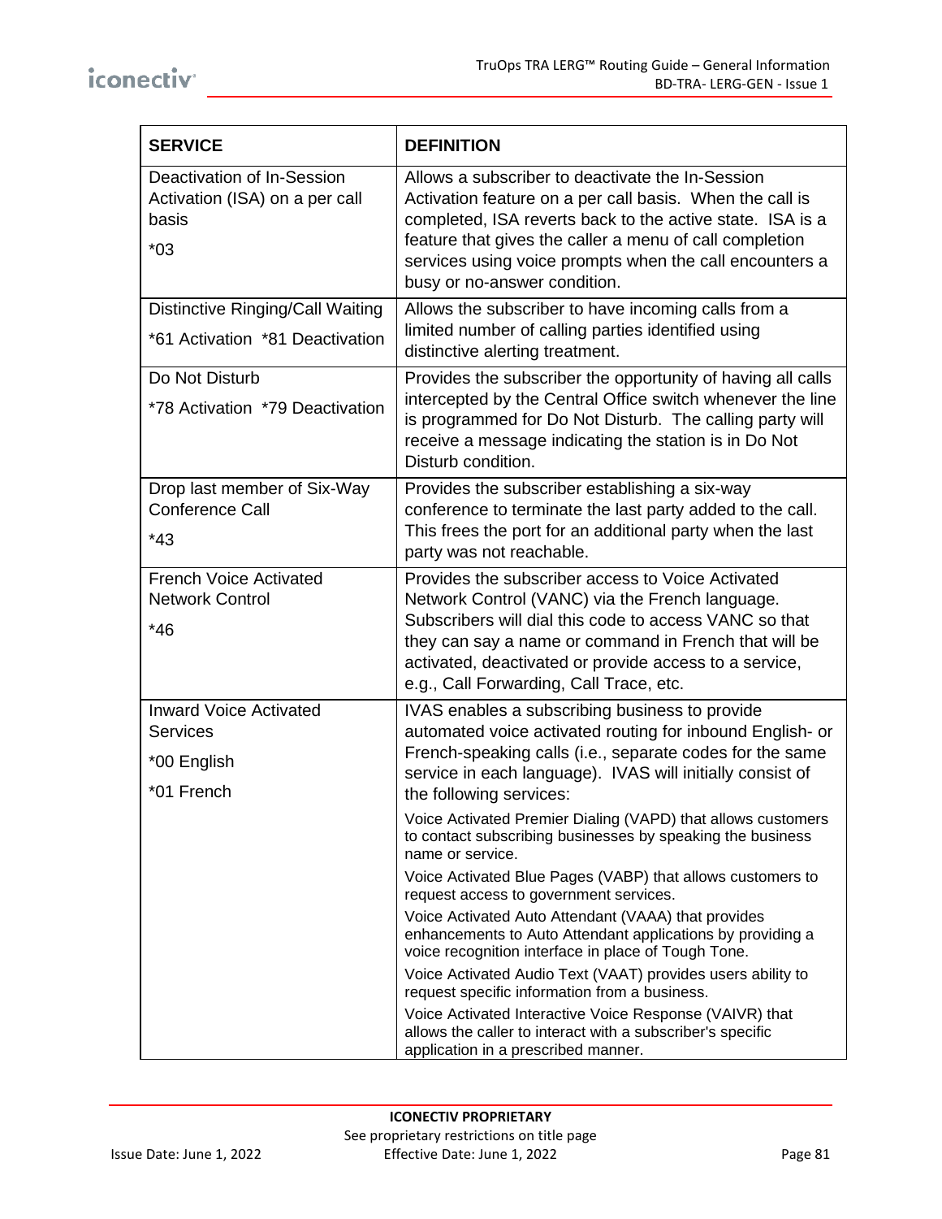| SERVICE | DEFINITION |
|---|---|
| Deactivation of In-Session Activation (ISA) on a per call basis<br><br>*03 | Allows a subscriber to deactivate the In-Session Activation feature on a per call basis. When the call is completed, ISA reverts back to the active state. ISA is a feature that gives the caller a menu of call completion services using voice prompts when the call encounters a busy or no-answer condition. |
| Distinctive Ringing/Call Waiting<br><br>*61 Activation *81 Deactivation | Allows the subscriber to have incoming calls from a limited number of calling parties identified using distinctive alerting treatment. |
| Do Not Disturb<br><br>*78 Activation *79 Deactivation | Provides the subscriber the opportunity of having all calls intercepted by the Central Office switch whenever the line is programmed for Do Not Disturb. The calling party will receive a message indicating the station is in Do Not Disturb condition. |
| Drop last member of Six-Way Conference Call<br><br>*43 | Provides the subscriber establishing a six-way conference to terminate the last party added to the call. This frees the port for an additional party when the last party was not reachable. |
| French Voice Activated Network Control<br><br>*46 | Provides the subscriber access to Voice Activated Network Control (VANC) via the French language. Subscribers will dial this code to access VANC so that they can say a name or command in French that will be activated, deactivated or provide access to a service, e.g., Call Forwarding, Call Trace, etc. |
| Inward Voice Activated Services<br><br>*00 English<br><br>*01 French | IVAS enables a subscribing business to provide automated voice activated routing for inbound English- or French-speaking calls (i.e., separate codes for the same service in each language). IVAS will initially consist of the following services:<br><br>Voice Activated Premier Dialing (VAPD) that allows customers to contact subscribing businesses by speaking the business name or service.<br><br>Voice Activated Blue Pages (VABP) that allows customers to request access to government services.<br><br>Voice Activated Auto Attendant (VAAA) that provides enhancements to Auto Attendant applications by providing a voice recognition interface in place of Tough Tone.<br><br>Voice Activated Audio Text (VAAT) provides users ability to request specific information from a business.<br><br>Voice Activated Interactive Voice Response (VAIVR) that allows the caller to interact with a subscriber's specific application in a prescribed manner. |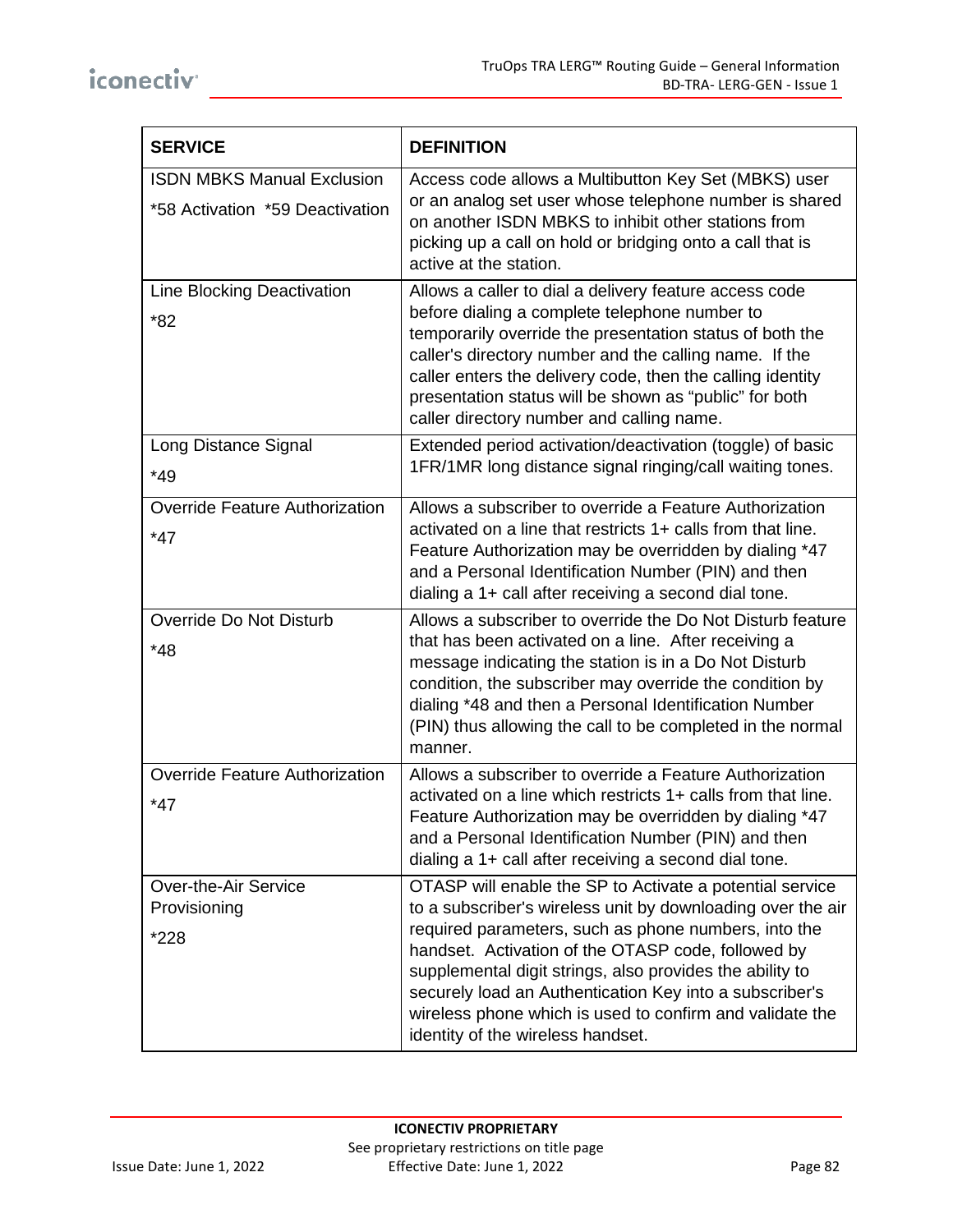| SERVICE | DEFINITION |
| --- | --- |
| ISDN MBKS Manual Exclusion<br>*58 Activation  *59 Deactivation | Access code allows a Multibutton Key Set (MBKS) user or an analog set user whose telephone number is shared on another ISDN MBKS to inhibit other stations from picking up a call on hold or bridging onto a call that is active at the station. |
| Line Blocking Deactivation<br>*82 | Allows a caller to dial a delivery feature access code before dialing a complete telephone number to temporarily override the presentation status of both the caller's directory number and the calling name.  If the caller enters the delivery code, then the calling identity presentation status will be shown as “public” for both caller directory number and calling name. |
| Long Distance Signal<br>*49 | Extended period activation/deactivation (toggle) of basic 1FR/1MR long distance signal ringing/call waiting tones. |
| Override Feature Authorization<br>*47 | Allows a subscriber to override a Feature Authorization activated on a line that restricts 1+ calls from that line. Feature Authorization may be overridden by dialing *47 and a Personal Identification Number (PIN) and then dialing a 1+ call after receiving a second dial tone. |
| Override Do Not Disturb<br>*48 | Allows a subscriber to override the Do Not Disturb feature that has been activated on a line.  After receiving a message indicating the station is in a Do Not Disturb condition, the subscriber may override the condition by dialing *48 and then a Personal Identification Number (PIN) thus allowing the call to be completed in the normal manner. |
| Override Feature Authorization<br>*47 | Allows a subscriber to override a Feature Authorization activated on a line which restricts 1+ calls from that line. Feature Authorization may be overridden by dialing *47 and a Personal Identification Number (PIN) and then dialing a 1+ call after receiving a second dial tone. |
| Over-the-Air Service Provisioning<br>*228 | OTASP will enable the SP to Activate a potential service to a subscriber's wireless unit by downloading over the air required parameters, such as phone numbers, into the handset.  Activation of the OTASP code, followed by supplemental digit strings, also provides the ability to securely load an Authentication Key into a subscriber's wireless phone which is used to confirm and validate the identity of the wireless handset. |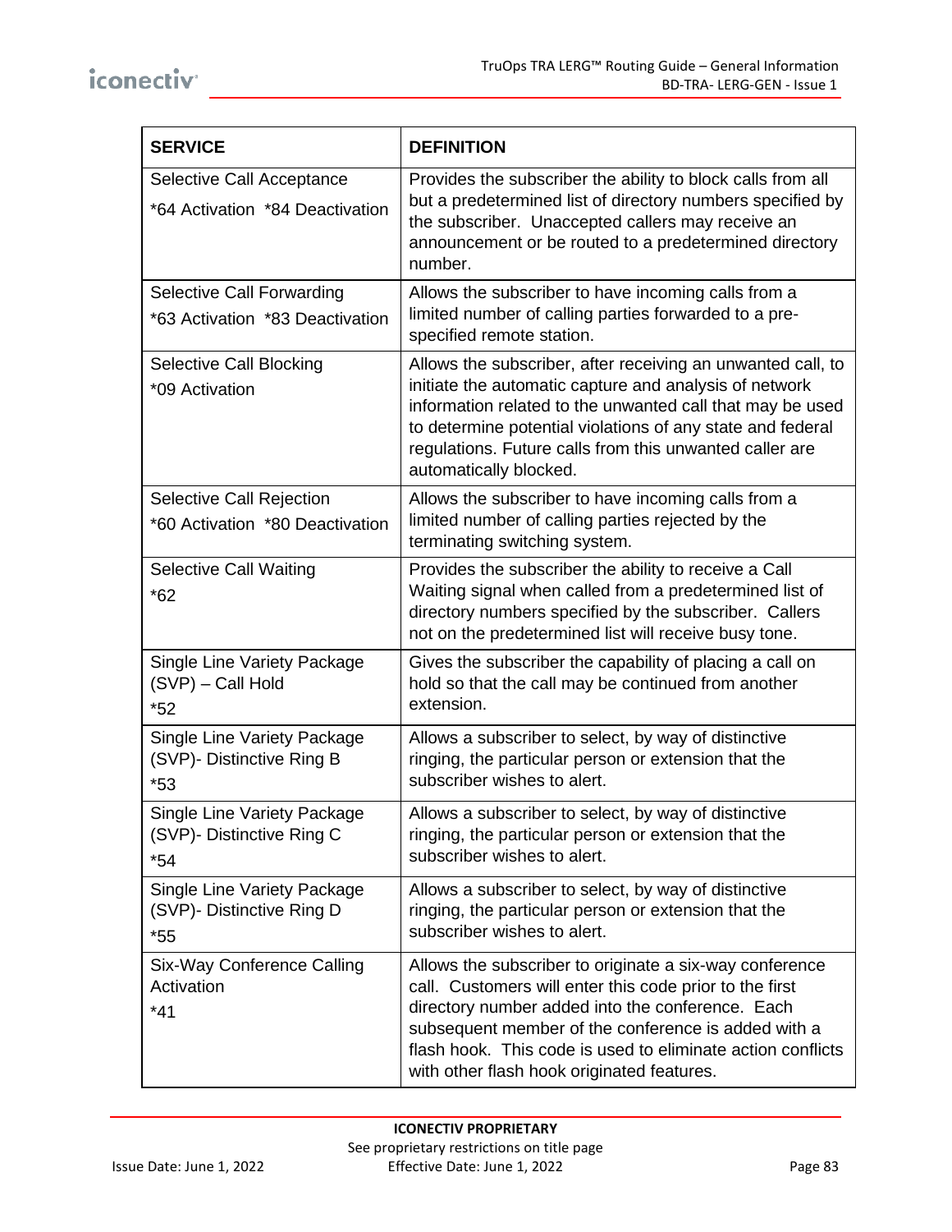| SERVICE | DEFINITION |
|---|---|
| Selective Call Acceptance<br>*64 Activation *84 Deactivation | Provides the subscriber the ability to block calls from all but a predetermined list of directory numbers specified by the subscriber. Unaccepted callers may receive an announcement or be routed to a predetermined directory number. |
| Selective Call Forwarding<br>*63 Activation *83 Deactivation | Allows the subscriber to have incoming calls from a limited number of calling parties forwarded to a pre-specified remote station. |
| Selective Call Blocking<br>*09 Activation | Allows the subscriber, after receiving an unwanted call, to initiate the automatic capture and analysis of network information related to the unwanted call that may be used to determine potential violations of any state and federal regulations. Future calls from this unwanted caller are automatically blocked. |
| Selective Call Rejection<br>*60 Activation *80 Deactivation | Allows the subscriber to have incoming calls from a limited number of calling parties rejected by the terminating switching system. |
| Selective Call Waiting<br>*62 | Provides the subscriber the ability to receive a Call Waiting signal when called from a predetermined list of directory numbers specified by the subscriber. Callers not on the predetermined list will receive busy tone. |
| Single Line Variety Package (SVP) – Call Hold<br>*52 | Gives the subscriber the capability of placing a call on hold so that the call may be continued from another extension. |
| Single Line Variety Package (SVP)- Distinctive Ring B<br>*53 | Allows a subscriber to select, by way of distinctive ringing, the particular person or extension that the subscriber wishes to alert. |
| Single Line Variety Package (SVP)- Distinctive Ring C<br>*54 | Allows a subscriber to select, by way of distinctive ringing, the particular person or extension that the subscriber wishes to alert. |
| Single Line Variety Package (SVP)- Distinctive Ring D<br>*55 | Allows a subscriber to select, by way of distinctive ringing, the particular person or extension that the subscriber wishes to alert. |
| Six-Way Conference Calling Activation<br>*41 | Allows the subscriber to originate a six-way conference call. Customers will enter this code prior to the first directory number added into the conference. Each subsequent member of the conference is added with a flash hook. This code is used to eliminate action conflicts with other flash hook originated features. |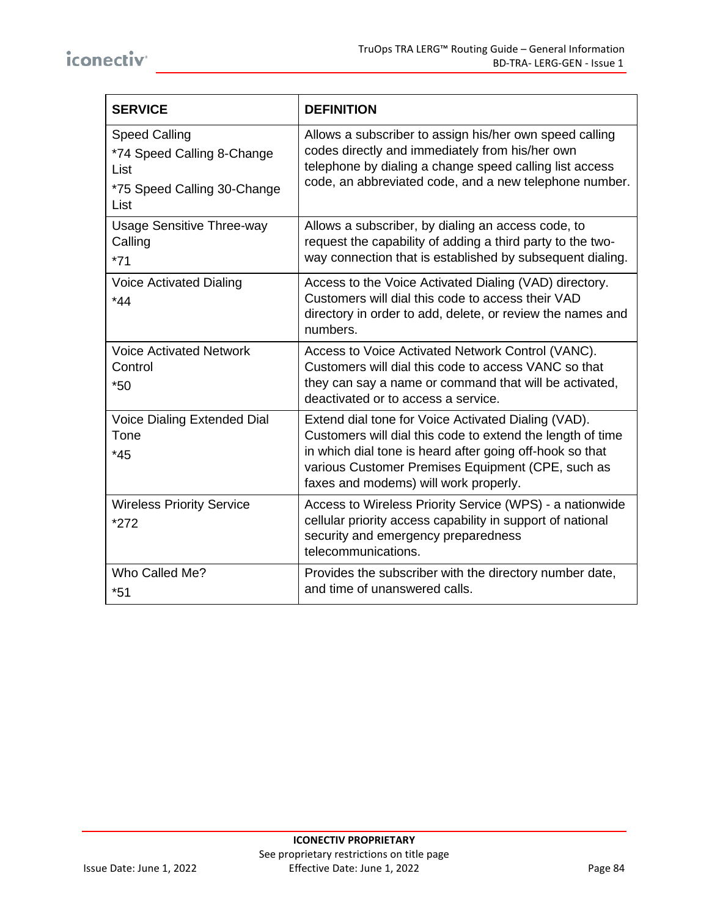| SERVICE | DEFINITION |
|---|---|
| Speed Calling<br>*74 Speed Calling 8-Change List<br>*75 Speed Calling 30-Change List | Allows a subscriber to assign his/her own speed calling codes directly and immediately from his/her own telephone by dialing a change speed calling list access code, an abbreviated code, and a new telephone number. |
| Usage Sensitive Three-way Calling<br>*71 | Allows a subscriber, by dialing an access code, to request the capability of adding a third party to the two-way connection that is established by subsequent dialing. |
| Voice Activated Dialing<br>*44 | Access to the Voice Activated Dialing (VAD) directory. Customers will dial this code to access their VAD directory in order to add, delete, or review the names and numbers. |
| Voice Activated Network Control<br>*50 | Access to Voice Activated Network Control (VANC). Customers will dial this code to access VANC so that they can say a name or command that will be activated, deactivated or to access a service. |
| Voice Dialing Extended Dial Tone<br>*45 | Extend dial tone for Voice Activated Dialing (VAD). Customers will dial this code to extend the length of time in which dial tone is heard after going off-hook so that various Customer Premises Equipment (CPE, such as faxes and modems) will work properly. |
| Wireless Priority Service<br>*272 | Access to Wireless Priority Service (WPS) - a nationwide cellular priority access capability in support of national security and emergency preparedness telecommunications. |
| Who Called Me?<br>*51 | Provides the subscriber with the directory number date, and time of unanswered calls. |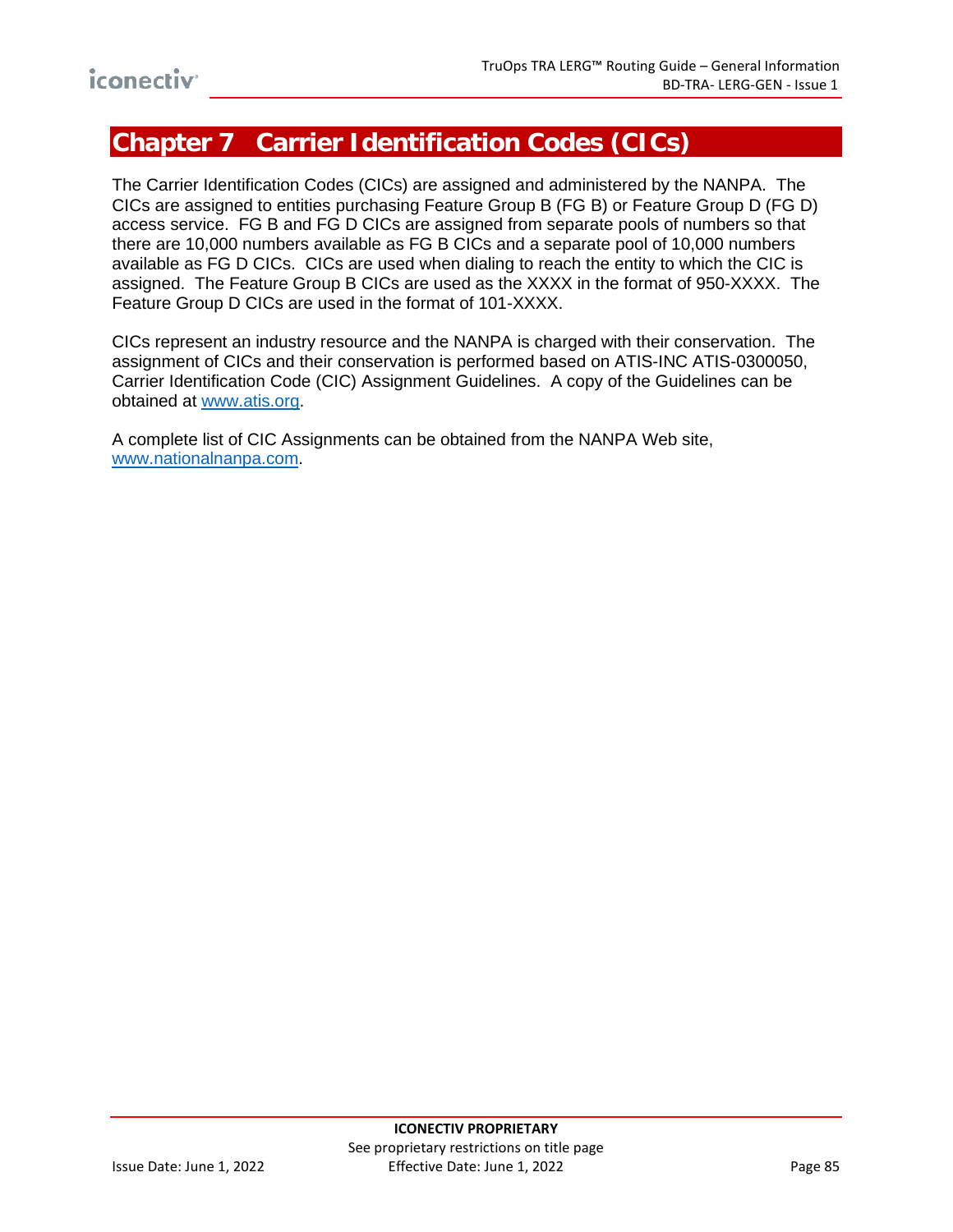# Chapter 7 Carrier Identification Codes (CICs)

The Carrier Identification Codes (CICs) are assigned and administered by the NANPA. The CICs are assigned to entities purchasing Feature Group B (FG B) or Feature Group D (FG D) access service. FG B and FG D CICs are assigned from separate pools of numbers so that there are 10,000 numbers available as FG B CICs and a separate pool of 10,000 numbers available as FG D CICs. CICs are used when dialing to reach the entity to which the CIC is assigned. The Feature Group B CICs are used as the XXXX in the format of 950-XXXX. The Feature Group D CICs are used in the format of 101-XXXX.

CICs represent an industry resource and the NANPA is charged with their conservation. The assignment of CICs and their conservation is performed based on ATIS-INC ATIS-0300050, Carrier Identification Code (CIC) Assignment Guidelines. A copy of the Guidelines can be obtained at www.atis.org.

A complete list of CIC Assignments can be obtained from the NANPA Web site, www.nationalnanpa.com.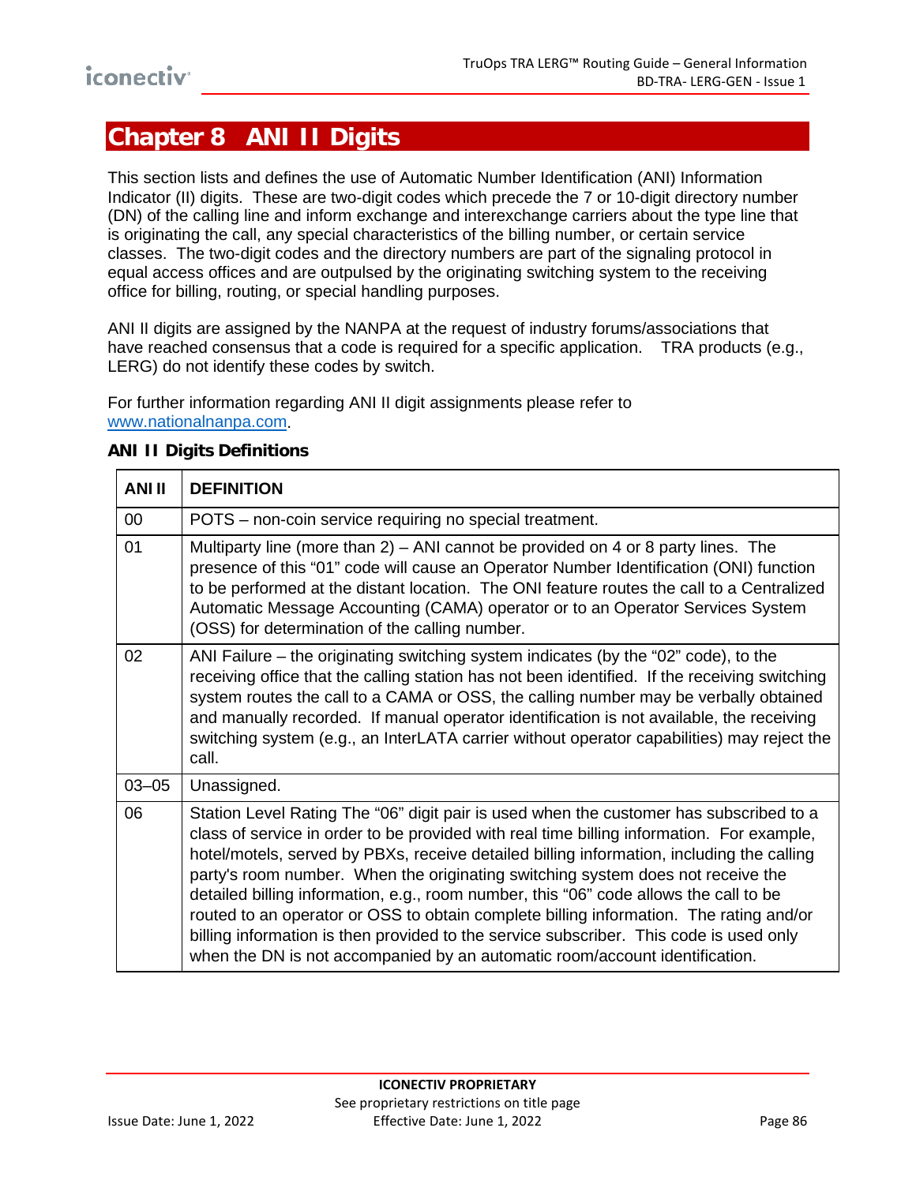# Chapter 8 ANI II Digits

This section lists and defines the use of Automatic Number Identification (ANI) Information Indicator (II) digits. These are two-digit codes which precede the 7 or 10-digit directory number (DN) of the calling line and inform exchange and interexchange carriers about the type line that is originating the call, any special characteristics of the billing number, or certain service classes. The two-digit codes and the directory numbers are part of the signaling protocol in equal access offices and are outpulsed by the originating switching system to the receiving office for billing, routing, or special handling purposes.

ANI II digits are assigned by the NANPA at the request of industry forums/associations that have reached consensus that a code is required for a specific application. TRA products (e.g., LERG) do not identify these codes by switch.

For further information regarding ANI II digit assignments please refer to www.nationalnanpa.com.

**ANI II Digits Definitions**

| ANI II | DEFINITION |
|---|---|
| 00 | POTS – non-coin service requiring no special treatment. |
| 01 | Multiparty line (more than 2) – ANI cannot be provided on 4 or 8 party lines. The presence of this "01" code will cause an Operator Number Identification (ONI) function to be performed at the distant location. The ONI feature routes the call to a Centralized Automatic Message Accounting (CAMA) operator or to an Operator Services System (OSS) for determination of the calling number. |
| 02 | ANI Failure – the originating switching system indicates (by the "02" code), to the receiving office that the calling station has not been identified. If the receiving switching system routes the call to a CAMA or OSS, the calling number may be verbally obtained and manually recorded. If manual operator identification is not available, the receiving switching system (e.g., an InterLATA carrier without operator capabilities) may reject the call. |
| 03–05 | Unassigned. |
| 06 | Station Level Rating The "06" digit pair is used when the customer has subscribed to a class of service in order to be provided with real time billing information. For example, hotel/motels, served by PBXs, receive detailed billing information, including the calling party's room number. When the originating switching system does not receive the detailed billing information, e.g., room number, this "06" code allows the call to be routed to an operator or OSS to obtain complete billing information. The rating and/or billing information is then provided to the service subscriber. This code is used only when the DN is not accompanied by an automatic room/account identification. |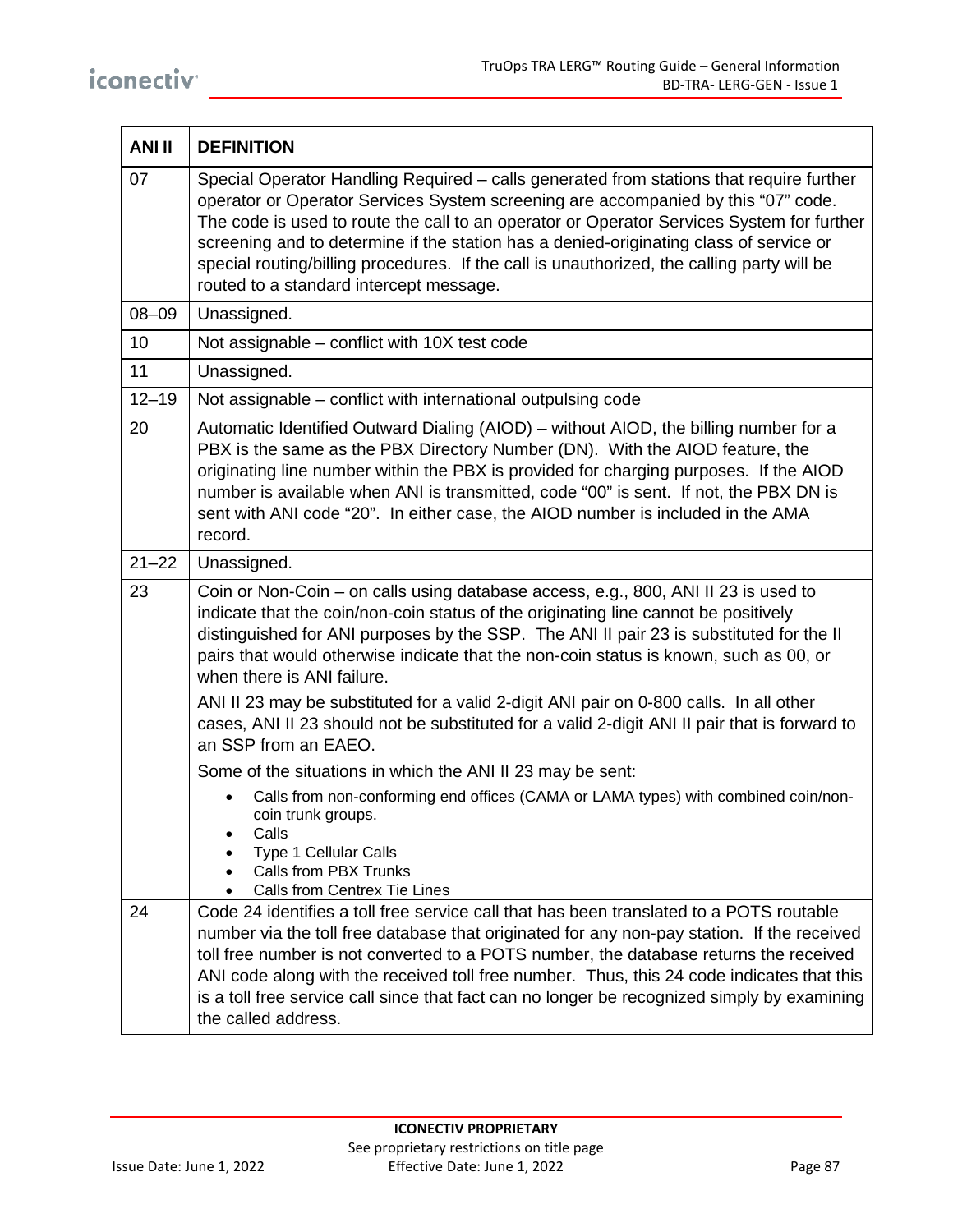| ANI II | DEFINITION |
|---|---|
| 07 | Special Operator Handling Required – calls generated from stations that require further operator or Operator Services System screening are accompanied by this "07" code. The code is used to route the call to an operator or Operator Services System for further screening and to determine if the station has a denied-originating class of service or special routing/billing procedures. If the call is unauthorized, the calling party will be routed to a standard intercept message. |
| 08–09 | Unassigned. |
| 10 | Not assignable – conflict with 10X test code |
| 11 | Unassigned. |
| 12–19 | Not assignable – conflict with international outpulsing code |
| 20 | Automatic Identified Outward Dialing (AIOD) – without AIOD, the billing number for a PBX is the same as the PBX Directory Number (DN). With the AIOD feature, the originating line number within the PBX is provided for charging purposes. If the AIOD number is available when ANI is transmitted, code "00" is sent. If not, the PBX DN is sent with ANI code "20". In either case, the AIOD number is included in the AMA record. |
| 21–22 | Unassigned. |
| 23 | Coin or Non-Coin – on calls using database access, e.g., 800, ANI II 23 is used to indicate that the coin/non-coin status of the originating line cannot be positively distinguished for ANI purposes by the SSP. The ANI II pair 23 is substituted for the II pairs that would otherwise indicate that the non-coin status is known, such as 00, or when there is ANI failure.<br><br>ANI II 23 may be substituted for a valid 2-digit ANI pair on 0-800 calls. In all other cases, ANI II 23 should not be substituted for a valid 2-digit ANI II pair that is forward to an SSP from an EAEO.<br><br>Some of the situations in which the ANI II 23 may be sent:<br>• Calls from non-conforming end offices (CAMA or LAMA types) with combined coin/non-coin trunk groups.<br>• Calls<br>• Type 1 Cellular Calls<br>• Calls from PBX Trunks<br>• Calls from Centrex Tie Lines |
| 24 | Code 24 identifies a toll free service call that has been translated to a POTS routable number via the toll free database that originated for any non-pay station. If the received toll free number is not converted to a POTS number, the database returns the received ANI code along with the received toll free number. Thus, this 24 code indicates that this is a toll free service call since that fact can no longer be recognized simply by examining the called address. |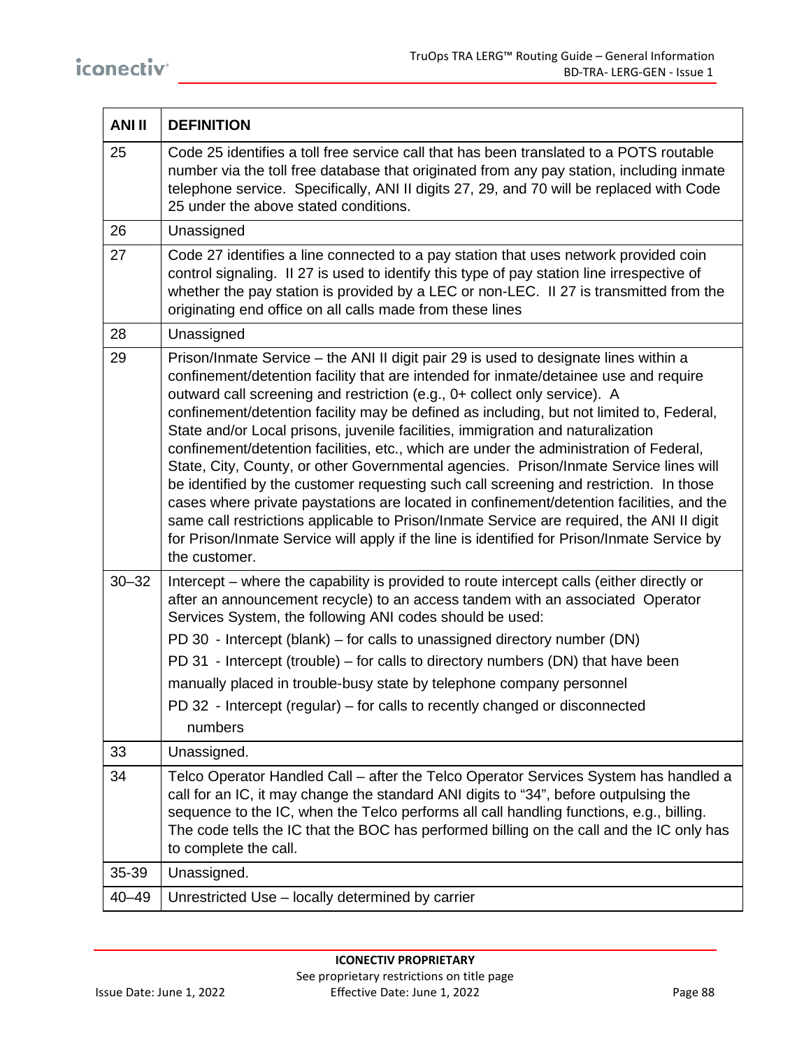| ANI II | DEFINITION |
|---|---|
| 25 | Code 25 identifies a toll free service call that has been translated to a POTS routable number via the toll free database that originated from any pay station, including inmate telephone service. Specifically, ANI II digits 27, 29, and 70 will be replaced with Code 25 under the above stated conditions. |
| 26 | Unassigned |
| 27 | Code 27 identifies a line connected to a pay station that uses network provided coin control signaling. II 27 is used to identify this type of pay station line irrespective of whether the pay station is provided by a LEC or non-LEC. II 27 is transmitted from the originating end office on all calls made from these lines |
| 28 | Unassigned |
| 29 | Prison/Inmate Service – the ANI II digit pair 29 is used to designate lines within a confinement/detention facility that are intended for inmate/detainee use and require outward call screening and restriction (e.g., 0+ collect only service). A confinement/detention facility may be defined as including, but not limited to, Federal, State and/or Local prisons, juvenile facilities, immigration and naturalization confinement/detention facilities, etc., which are under the administration of Federal, State, City, County, or other Governmental agencies. Prison/Inmate Service lines will be identified by the customer requesting such call screening and restriction. In those cases where private paystations are located in confinement/detention facilities, and the same call restrictions applicable to Prison/Inmate Service are required, the ANI II digit for Prison/Inmate Service will apply if the line is identified for Prison/Inmate Service by the customer. |
| 30–32 | Intercept – where the capability is provided to route intercept calls (either directly or after an announcement recycle) to an access tandem with an associated Operator Services System, the following ANI codes should be used:<br>PD 30 - Intercept (blank) – for calls to unassigned directory number (DN)<br>PD 31 - Intercept (trouble) – for calls to directory numbers (DN) that have been manually placed in trouble-busy state by telephone company personnel<br>PD 32 - Intercept (regular) – for calls to recently changed or disconnected numbers |
| 33 | Unassigned. |
| 34 | Telco Operator Handled Call – after the Telco Operator Services System has handled a call for an IC, it may change the standard ANI digits to "34", before outpulsing the sequence to the IC, when the Telco performs all call handling functions, e.g., billing. The code tells the IC that the BOC has performed billing on the call and the IC only has to complete the call. |
| 35-39 | Unassigned. |
| 40–49 | Unrestricted Use – locally determined by carrier |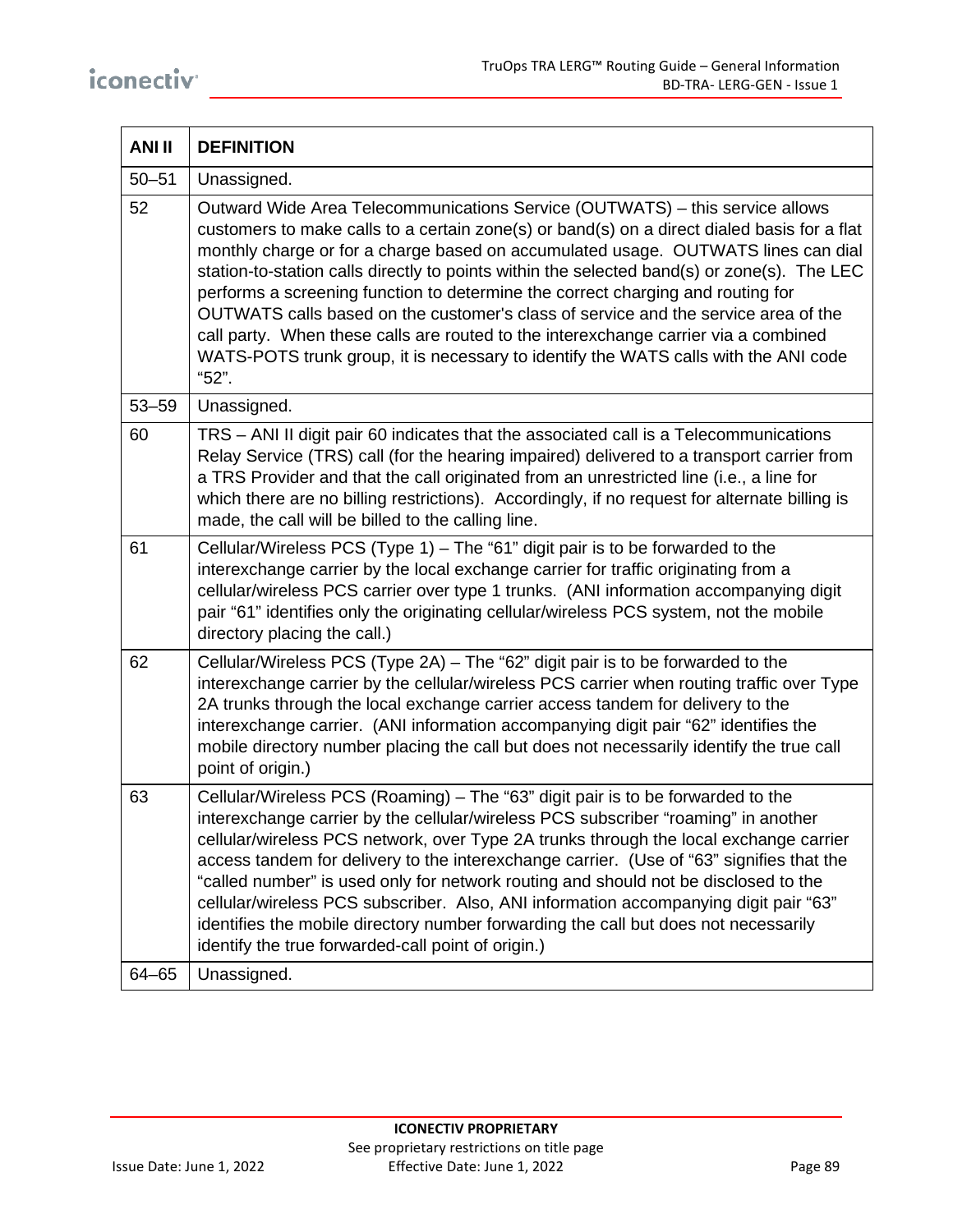| ANI II | DEFINITION |
|---|---|
| 50–51 | Unassigned. |
| 52 | Outward Wide Area Telecommunications Service (OUTWATS) – this service allows customers to make calls to a certain zone(s) or band(s) on a direct dialed basis for a flat monthly charge or for a charge based on accumulated usage. OUTWATS lines can dial station-to-station calls directly to points within the selected band(s) or zone(s). The LEC performs a screening function to determine the correct charging and routing for OUTWATS calls based on the customer's class of service and the service area of the call party. When these calls are routed to the interexchange carrier via a combined WATS-POTS trunk group, it is necessary to identify the WATS calls with the ANI code "52". |
| 53–59 | Unassigned. |
| 60 | TRS – ANI II digit pair 60 indicates that the associated call is a Telecommunications Relay Service (TRS) call (for the hearing impaired) delivered to a transport carrier from a TRS Provider and that the call originated from an unrestricted line (i.e., a line for which there are no billing restrictions). Accordingly, if no request for alternate billing is made, the call will be billed to the calling line. |
| 61 | Cellular/Wireless PCS (Type 1) – The "61" digit pair is to be forwarded to the interexchange carrier by the local exchange carrier for traffic originating from a cellular/wireless PCS carrier over type 1 trunks. (ANI information accompanying digit pair "61" identifies only the originating cellular/wireless PCS system, not the mobile directory placing the call.) |
| 62 | Cellular/Wireless PCS (Type 2A) – The "62" digit pair is to be forwarded to the interexchange carrier by the cellular/wireless PCS carrier when routing traffic over Type 2A trunks through the local exchange carrier access tandem for delivery to the interexchange carrier. (ANI information accompanying digit pair "62" identifies the mobile directory number placing the call but does not necessarily identify the true call point of origin.) |
| 63 | Cellular/Wireless PCS (Roaming) – The "63" digit pair is to be forwarded to the interexchange carrier by the cellular/wireless PCS subscriber "roaming" in another cellular/wireless PCS network, over Type 2A trunks through the local exchange carrier access tandem for delivery to the interexchange carrier. (Use of "63" signifies that the "called number" is used only for network routing and should not be disclosed to the cellular/wireless PCS subscriber. Also, ANI information accompanying digit pair "63" identifies the mobile directory number forwarding the call but does not necessarily identify the true forwarded-call point of origin.) |
| 64–65 | Unassigned. |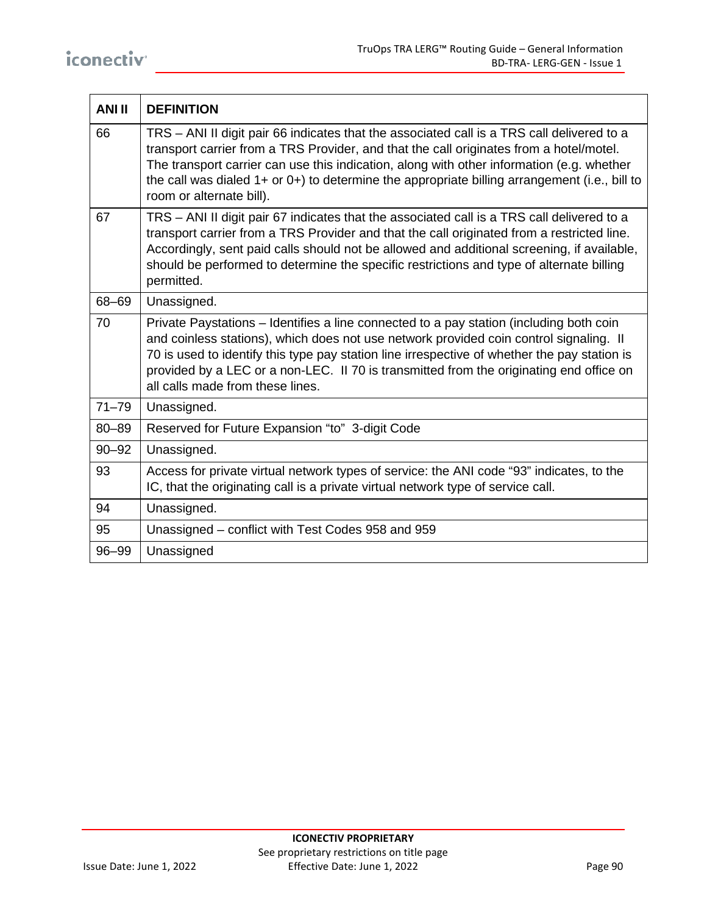| ANI II | DEFINITION |
| --- | --- |
| 66 | TRS – ANI II digit pair 66 indicates that the associated call is a TRS call delivered to a transport carrier from a TRS Provider, and that the call originates from a hotel/motel. The transport carrier can use this indication, along with other information (e.g. whether the call was dialed 1+ or 0+) to determine the appropriate billing arrangement (i.e., bill to room or alternate bill). |
| 67 | TRS – ANI II digit pair 67 indicates that the associated call is a TRS call delivered to a transport carrier from a TRS Provider and that the call originated from a restricted line. Accordingly, sent paid calls should not be allowed and additional screening, if available, should be performed to determine the specific restrictions and type of alternate billing permitted. |
| 68–69 | Unassigned. |
| 70 | Private Paystations – Identifies a line connected to a pay station (including both coin and coinless stations), which does not use network provided coin control signaling. II 70 is used to identify this type pay station line irrespective of whether the pay station is provided by a LEC or a non-LEC. II 70 is transmitted from the originating end office on all calls made from these lines. |
| 71–79 | Unassigned. |
| 80–89 | Reserved for Future Expansion “to” 3-digit Code |
| 90–92 | Unassigned. |
| 93 | Access for private virtual network types of service: the ANI code “93” indicates, to the IC, that the originating call is a private virtual network type of service call. |
| 94 | Unassigned. |
| 95 | Unassigned – conflict with Test Codes 958 and 959 |
| 96–99 | Unassigned |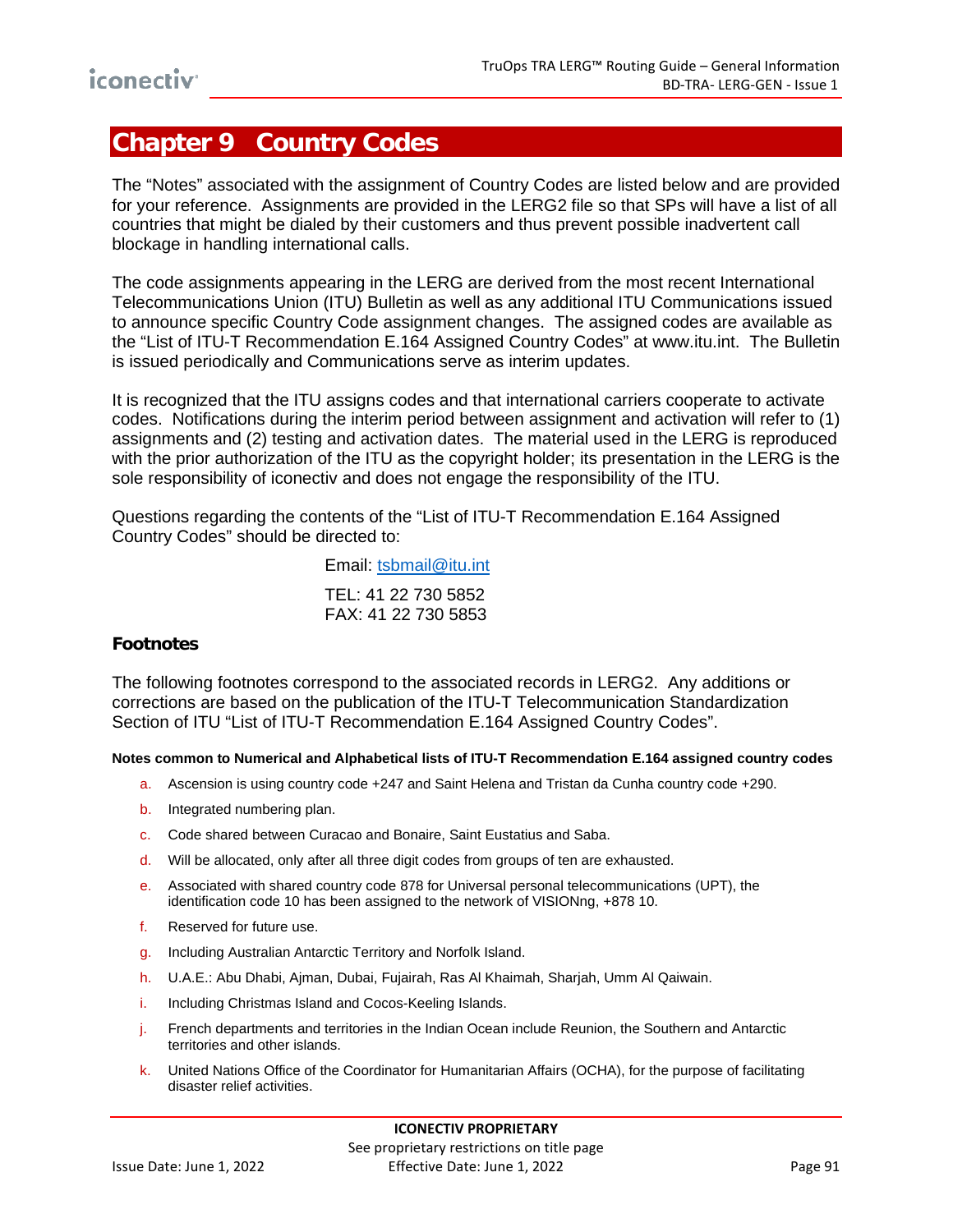# Chapter 9 Country Codes

The "Notes" associated with the assignment of Country Codes are listed below and are provided for your reference. Assignments are provided in the LERG2 file so that SPs will have a list of all countries that might be dialed by their customers and thus prevent possible inadvertent call blockage in handling international calls.

The code assignments appearing in the LERG are derived from the most recent International Telecommunications Union (ITU) Bulletin as well as any additional ITU Communications issued to announce specific Country Code assignment changes. The assigned codes are available as the "List of ITU-T Recommendation E.164 Assigned Country Codes" at www.itu.int. The Bulletin is issued periodically and Communications serve as interim updates.

It is recognized that the ITU assigns codes and that international carriers cooperate to activate codes. Notifications during the interim period between assignment and activation will refer to (1) assignments and (2) testing and activation dates. The material used in the LERG is reproduced with the prior authorization of the ITU as the copyright holder; its presentation in the LERG is the sole responsibility of iconectiv and does not engage the responsibility of the ITU.

Questions regarding the contents of the "List of ITU-T Recommendation E.164 Assigned Country Codes" should be directed to:

Email: tsbmail@itu.int

TEL: 41 22 730 5852
FAX: 41 22 730 5853

### Footnotes

The following footnotes correspond to the associated records in LERG2. Any additions or corrections are based on the publication of the ITU-T Telecommunication Standardization Section of ITU "List of ITU-T Recommendation E.164 Assigned Country Codes".

**Notes common to Numerical and Alphabetical lists of ITU-T Recommendation E.164 assigned country codes**

a. Ascension is using country code +247 and Saint Helena and Tristan da Cunha country code +290.
b. Integrated numbering plan.
c. Code shared between Curacao and Bonaire, Saint Eustatius and Saba.
d. Will be allocated, only after all three digit codes from groups of ten are exhausted.
e. Associated with shared country code 878 for Universal personal telecommunications (UPT), the identification code 10 has been assigned to the network of VISIONng, +878 10.
f. Reserved for future use.
g. Including Australian Antarctic Territory and Norfolk Island.
h. U.A.E.: Abu Dhabi, Ajman, Dubai, Fujairah, Ras Al Khaimah, Sharjah, Umm Al Qaiwain.
i. Including Christmas Island and Cocos-Keeling Islands.
j. French departments and territories in the Indian Ocean include Reunion, the Southern and Antarctic territories and other islands.
k. United Nations Office of the Coordinator for Humanitarian Affairs (OCHA), for the purpose of facilitating disaster relief activities.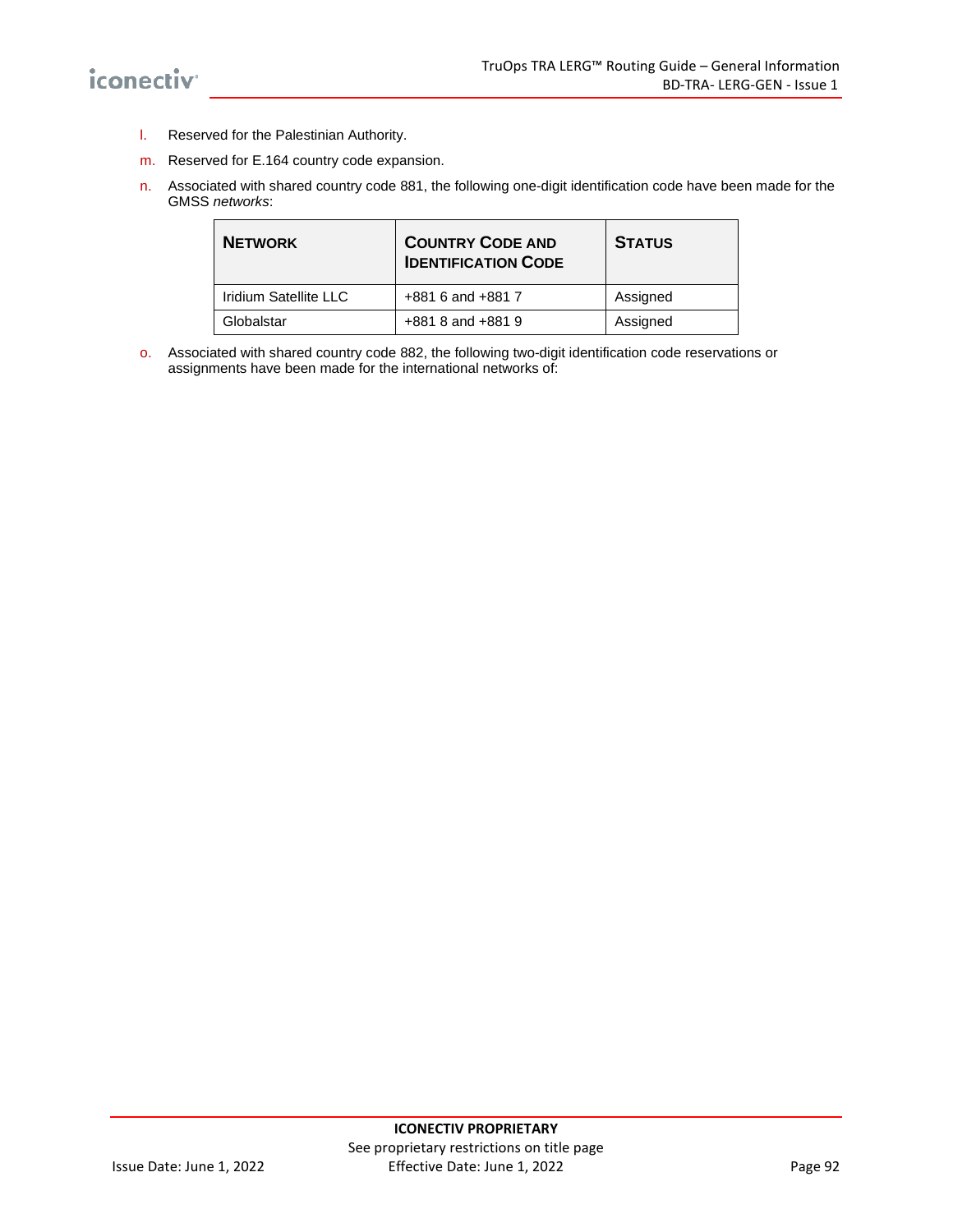l. Reserved for the Palestinian Authority.

m. Reserved for E.164 country code expansion.

n. Associated with shared country code 881, the following one-digit identification code have been made for the GMSS *networks*:

| NETWORK | COUNTRY CODE AND IDENTIFICATION CODE | STATUS |
|---|---|---|
| Iridium Satellite LLC | +881 6 and +881 7 | Assigned |
| Globalstar | +881 8 and +881 9 | Assigned |

o. Associated with shared country code 882, the following two-digit identification code reservations or assignments have been made for the international networks of: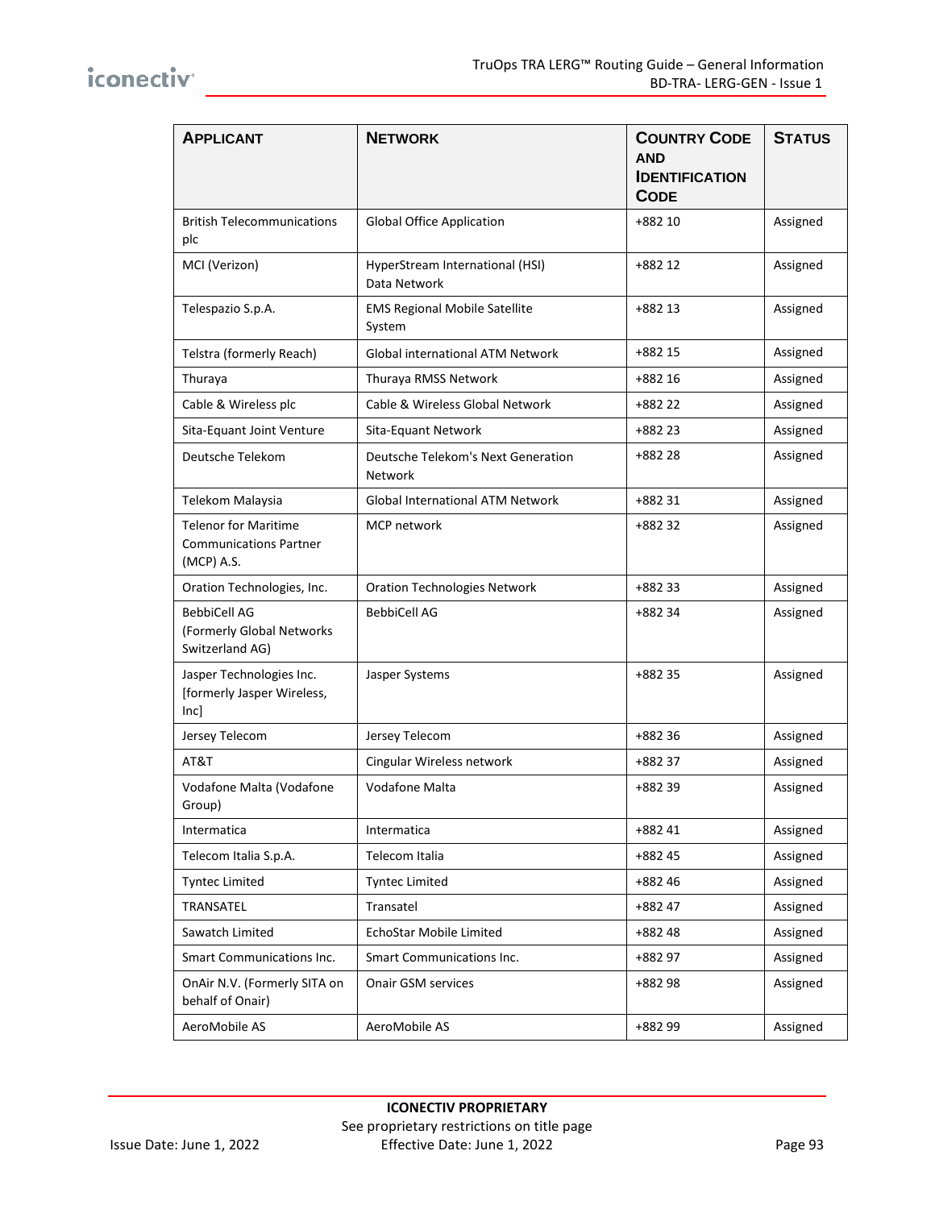| Applicant | Network | Country Code and Identification Code | Status |
|---|---|---|---|
| British Telecommunications plc | Global Office Application | +882 10 | Assigned |
| MCI (Verizon) | HyperStream International (HSI) Data Network | +882 12 | Assigned |
| Telespazio S.p.A. | EMS Regional Mobile Satellite System | +882 13 | Assigned |
| Telstra (formerly Reach) | Global international ATM Network | +882 15 | Assigned |
| Thuraya | Thuraya RMSS Network | +882 16 | Assigned |
| Cable & Wireless plc | Cable & Wireless Global Network | +882 22 | Assigned |
| Sita-Equant Joint Venture | Sita-Equant Network | +882 23 | Assigned |
| Deutsche Telekom | Deutsche Telekom's Next Generation Network | +882 28 | Assigned |
| Telekom Malaysia | Global International ATM Network | +882 31 | Assigned |
| Telenor for Maritime Communications Partner (MCP) A.S. | MCP network | +882 32 | Assigned |
| Oration Technologies, Inc. | Oration Technologies Network | +882 33 | Assigned |
| BebbiCell AG (Formerly Global Networks Switzerland AG) | BebbiCell AG | +882 34 | Assigned |
| Jasper Technologies Inc. [formerly Jasper Wireless, Inc] | Jasper Systems | +882 35 | Assigned |
| Jersey Telecom | Jersey Telecom | +882 36 | Assigned |
| AT&T | Cingular Wireless network | +882 37 | Assigned |
| Vodafone Malta (Vodafone Group) | Vodafone Malta | +882 39 | Assigned |
| Intermatica | Intermatica | +882 41 | Assigned |
| Telecom Italia S.p.A. | Telecom Italia | +882 45 | Assigned |
| Tyntec Limited | Tyntec Limited | +882 46 | Assigned |
| TRANSATEL | Transatel | +882 47 | Assigned |
| Sawatch Limited | EchoStar Mobile Limited | +882 48 | Assigned |
| Smart Communications Inc. | Smart Communications Inc. | +882 97 | Assigned |
| OnAir N.V. (Formerly SITA on behalf of Onair) | Onair GSM services | +882 98 | Assigned |
| AeroMobile AS | AeroMobile AS | +882 99 | Assigned |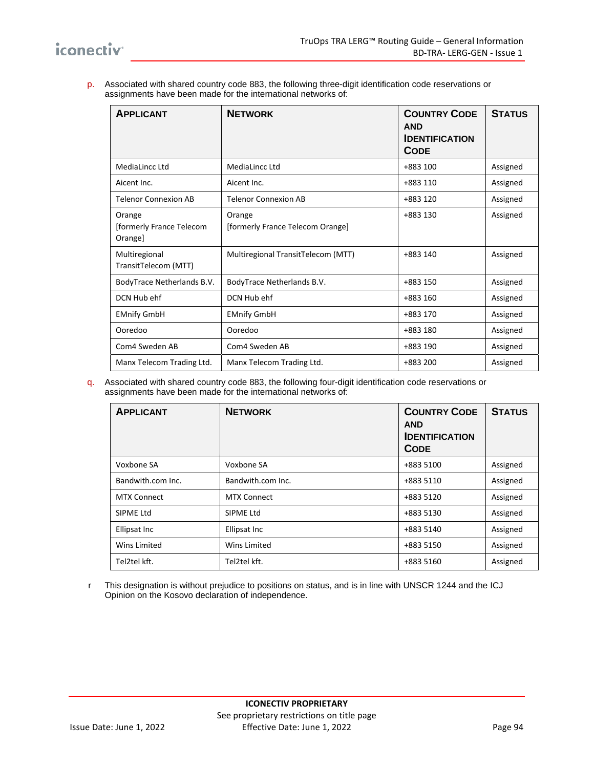p. Associated with shared country code 883, the following three-digit identification code reservations or assignments have been made for the international networks of:

| APPLICANT | NETWORK | COUNTRY CODE AND IDENTIFICATION CODE | STATUS |
|---|---|---|---|
| MediaLincc Ltd | MediaLincc Ltd | +883 100 | Assigned |
| Aicent Inc. | Aicent Inc. | +883 110 | Assigned |
| Telenor Connexion AB | Telenor Connexion AB | +883 120 | Assigned |
| Orange [formerly France Telecom Orange] | Orange [formerly France Telecom Orange] | +883 130 | Assigned |
| Multiregional TransitTelecom (MTT) | Multiregional TransitTelecom (MTT) | +883 140 | Assigned |
| BodyTrace Netherlands B.V. | BodyTrace Netherlands B.V. | +883 150 | Assigned |
| DCN Hub ehf | DCN Hub ehf | +883 160 | Assigned |
| EMnify GmbH | EMnify GmbH | +883 170 | Assigned |
| Ooredoo | Ooredoo | +883 180 | Assigned |
| Com4 Sweden AB | Com4 Sweden AB | +883 190 | Assigned |
| Manx Telecom Trading Ltd. | Manx Telecom Trading Ltd. | +883 200 | Assigned |

q. Associated with shared country code 883, the following four-digit identification code reservations or assignments have been made for the international networks of:

| APPLICANT | NETWORK | COUNTRY CODE AND IDENTIFICATION CODE | STATUS |
|---|---|---|---|
| Voxbone SA | Voxbone SA | +883 5100 | Assigned |
| Bandwith.com Inc. | Bandwith.com Inc. | +883 5110 | Assigned |
| MTX Connect | MTX Connect | +883 5120 | Assigned |
| SIPME Ltd | SIPME Ltd | +883 5130 | Assigned |
| Ellipsat Inc | Ellipsat Inc | +883 5140 | Assigned |
| Wins Limited | Wins Limited | +883 5150 | Assigned |
| Tel2tel kft. | Tel2tel kft. | +883 5160 | Assigned |

r This designation is without prejudice to positions on status, and is in line with UNSCR 1244 and the ICJ Opinion on the Kosovo declaration of independence.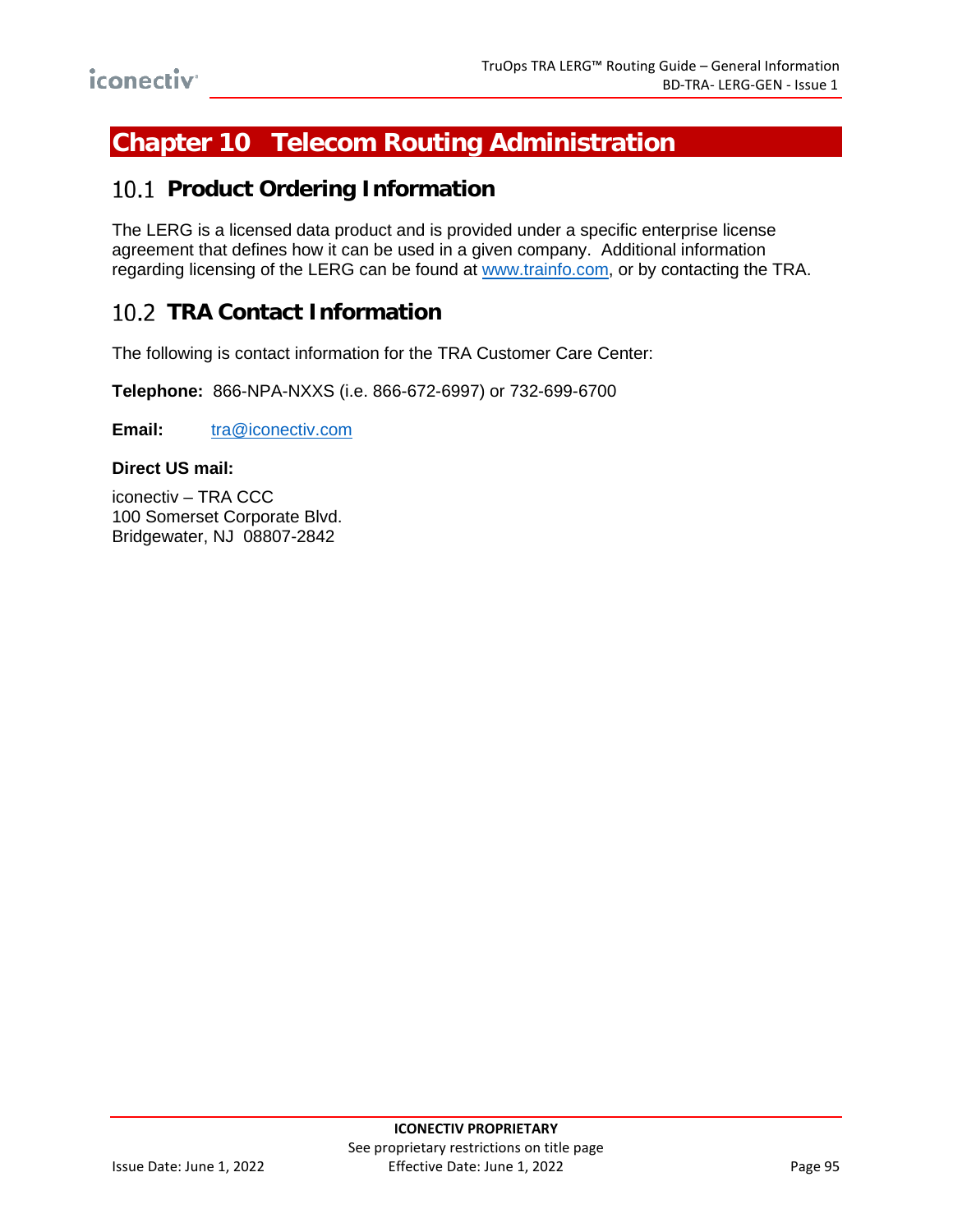# Chapter 10 Telecom Routing Administration

## 10.1 Product Ordering Information

The LERG is a licensed data product and is provided under a specific enterprise license agreement that defines how it can be used in a given company. Additional information regarding licensing of the LERG can be found at www.trainfo.com, or by contacting the TRA.

## 10.2 TRA Contact Information

The following is contact information for the TRA Customer Care Center:

**Telephone:** 866-NPA-NXXS (i.e. 866-672-6997) or 732-699-6700

**Email:** tra@iconectiv.com

**Direct US mail:**

iconectiv – TRA CCC
100 Somerset Corporate Blvd.
Bridgewater, NJ 08807-2842